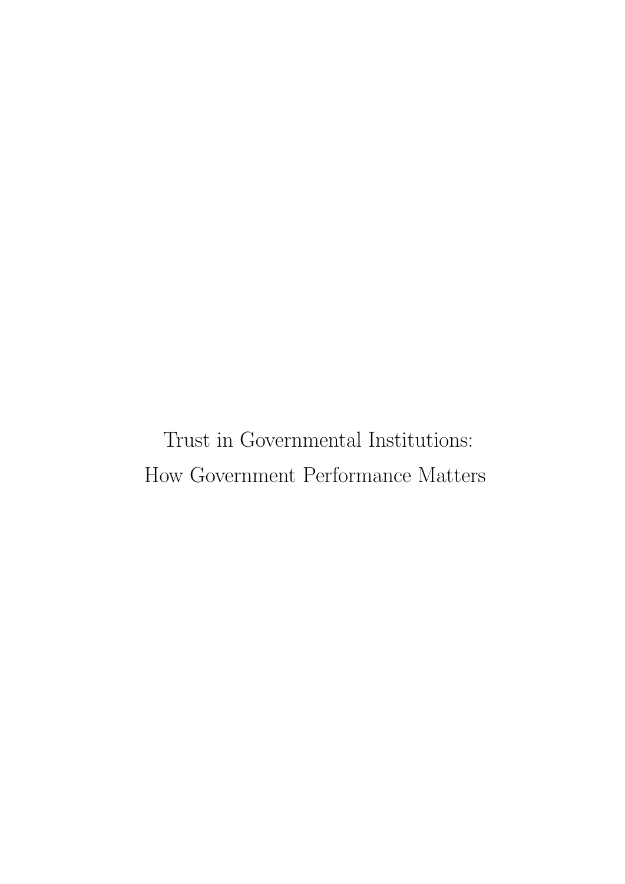# Trust in Governmental Institutions: How Government Performance Matters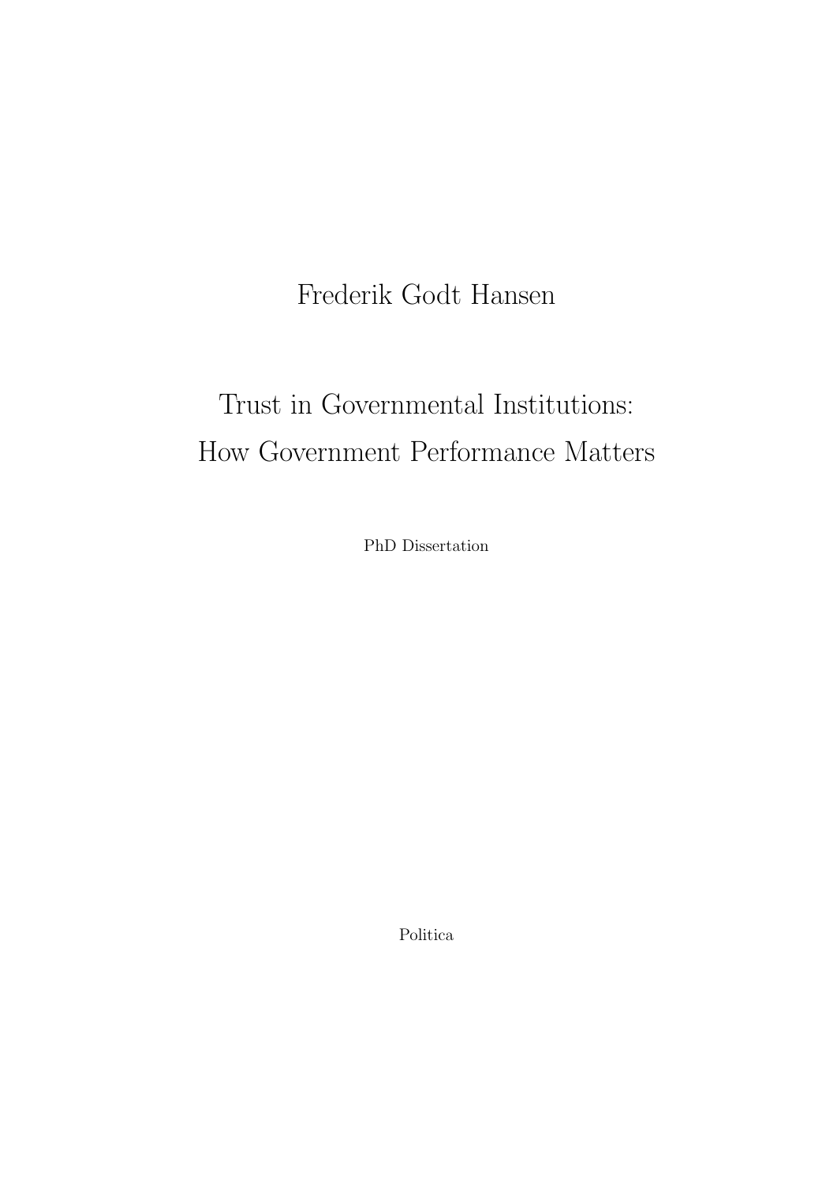Frederik Godt Hansen

# Trust in Governmental Institutions: How Government Performance Matters

PhD Dissertation

Politica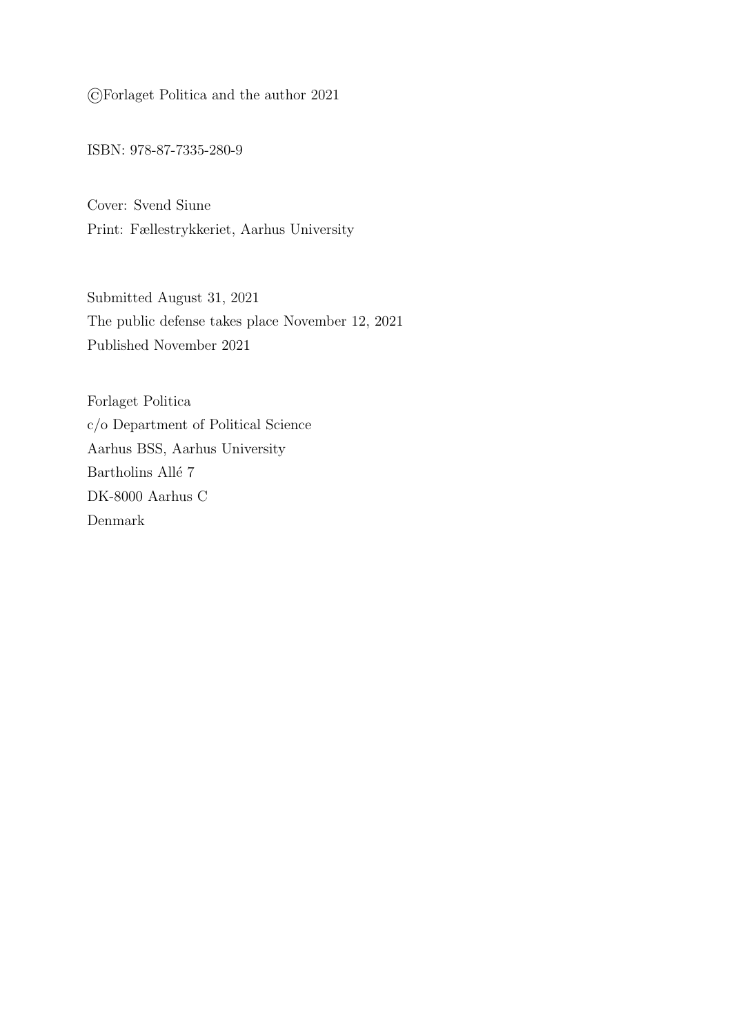©Forlaget Politica and the author 2021

ISBN: 978-87-7335-280-9

Cover: Svend Siune
Print: Fællestrykkeriet, Aarhus University

Submitted August 31, 2021
The public defense takes place November 12, 2021
Published November 2021

Forlaget Politica
c/o Department of Political Science
Aarhus BSS, Aarhus University
Bartholins Allé 7
DK-8000 Aarhus C
Denmark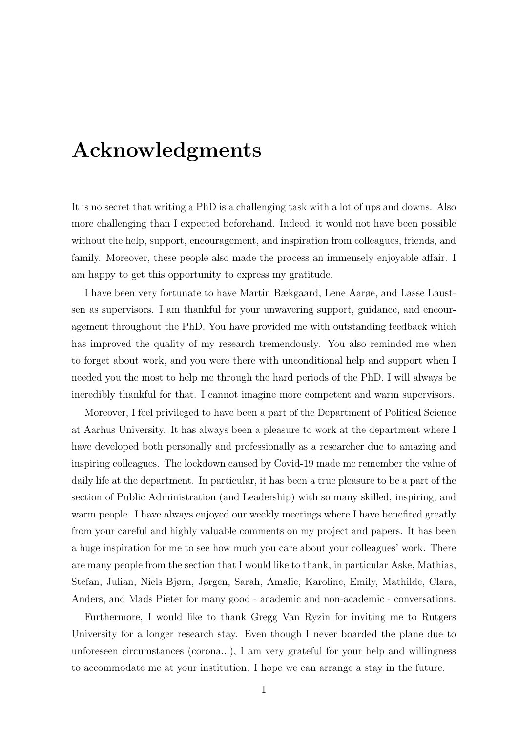# Acknowledgments

It is no secret that writing a PhD is a challenging task with a lot of ups and downs. Also more challenging than I expected beforehand. Indeed, it would not have been possible without the help, support, encouragement, and inspiration from colleagues, friends, and family. Moreover, these people also made the process an immensely enjoyable affair. I am happy to get this opportunity to express my gratitude.

I have been very fortunate to have Martin Bækgaard, Lene Aarøe, and Lasse Laustsen as supervisors. I am thankful for your unwavering support, guidance, and encouragement throughout the PhD. You have provided me with outstanding feedback which has improved the quality of my research tremendously. You also reminded me when to forget about work, and you were there with unconditional help and support when I needed you the most to help me through the hard periods of the PhD. I will always be incredibly thankful for that. I cannot imagine more competent and warm supervisors.

Moreover, I feel privileged to have been a part of the Department of Political Science at Aarhus University. It has always been a pleasure to work at the department where I have developed both personally and professionally as a researcher due to amazing and inspiring colleagues. The lockdown caused by Covid-19 made me remember the value of daily life at the department. In particular, it has been a true pleasure to be a part of the section of Public Administration (and Leadership) with so many skilled, inspiring, and warm people. I have always enjoyed our weekly meetings where I have benefited greatly from your careful and highly valuable comments on my project and papers. It has been a huge inspiration for me to see how much you care about your colleagues' work. There are many people from the section that I would like to thank, in particular Aske, Mathias, Stefan, Julian, Niels Bjørn, Jørgen, Sarah, Amalie, Karoline, Emily, Mathilde, Clara, Anders, and Mads Pieter for many good - academic and non-academic - conversations.

Furthermore, I would like to thank Gregg Van Ryzin for inviting me to Rutgers University for a longer research stay. Even though I never boarded the plane due to unforeseen circumstances (corona...), I am very grateful for your help and willingness to accommodate me at your institution. I hope we can arrange a stay in the future.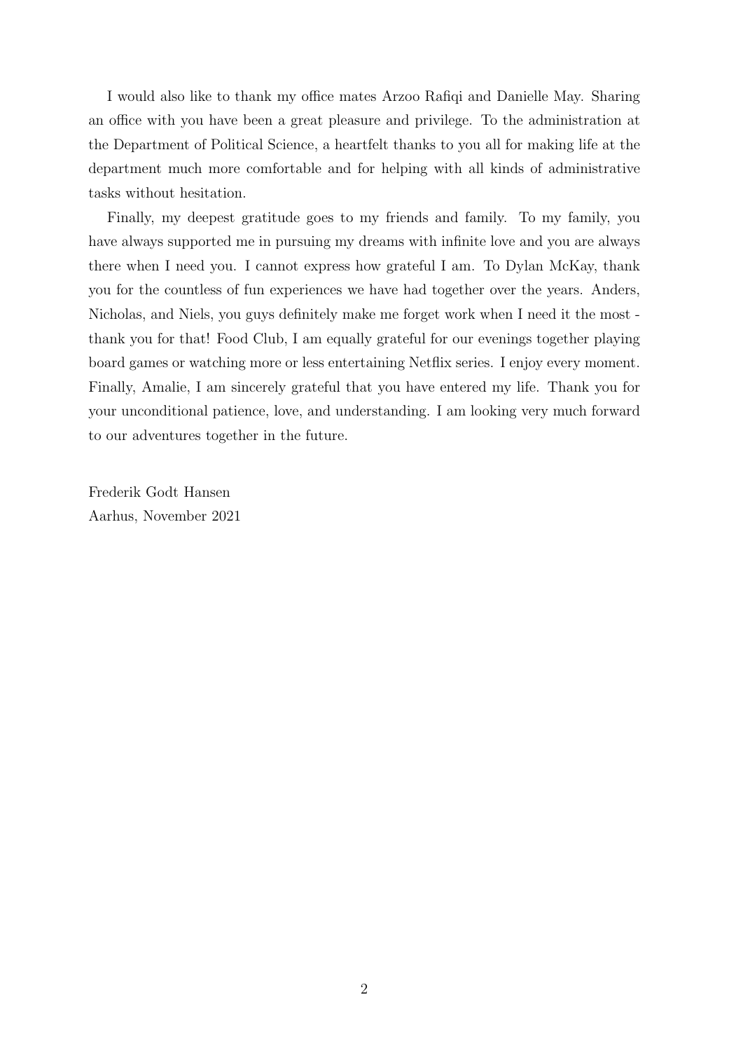I would also like to thank my office mates Arzoo Rafiqi and Danielle May. Sharing an office with you have been a great pleasure and privilege. To the administration at the Department of Political Science, a heartfelt thanks to you all for making life at the department much more comfortable and for helping with all kinds of administrative tasks without hesitation.

Finally, my deepest gratitude goes to my friends and family. To my family, you have always supported me in pursuing my dreams with infinite love and you are always there when I need you. I cannot express how grateful I am. To Dylan McKay, thank you for the countless of fun experiences we have had together over the years. Anders, Nicholas, and Niels, you guys definitely make me forget work when I need it the most - thank you for that! Food Club, I am equally grateful for our evenings together playing board games or watching more or less entertaining Netflix series. I enjoy every moment. Finally, Amalie, I am sincerely grateful that you have entered my life. Thank you for your unconditional patience, love, and understanding. I am looking very much forward to our adventures together in the future.

Frederik Godt Hansen  
Aarhus, November 2021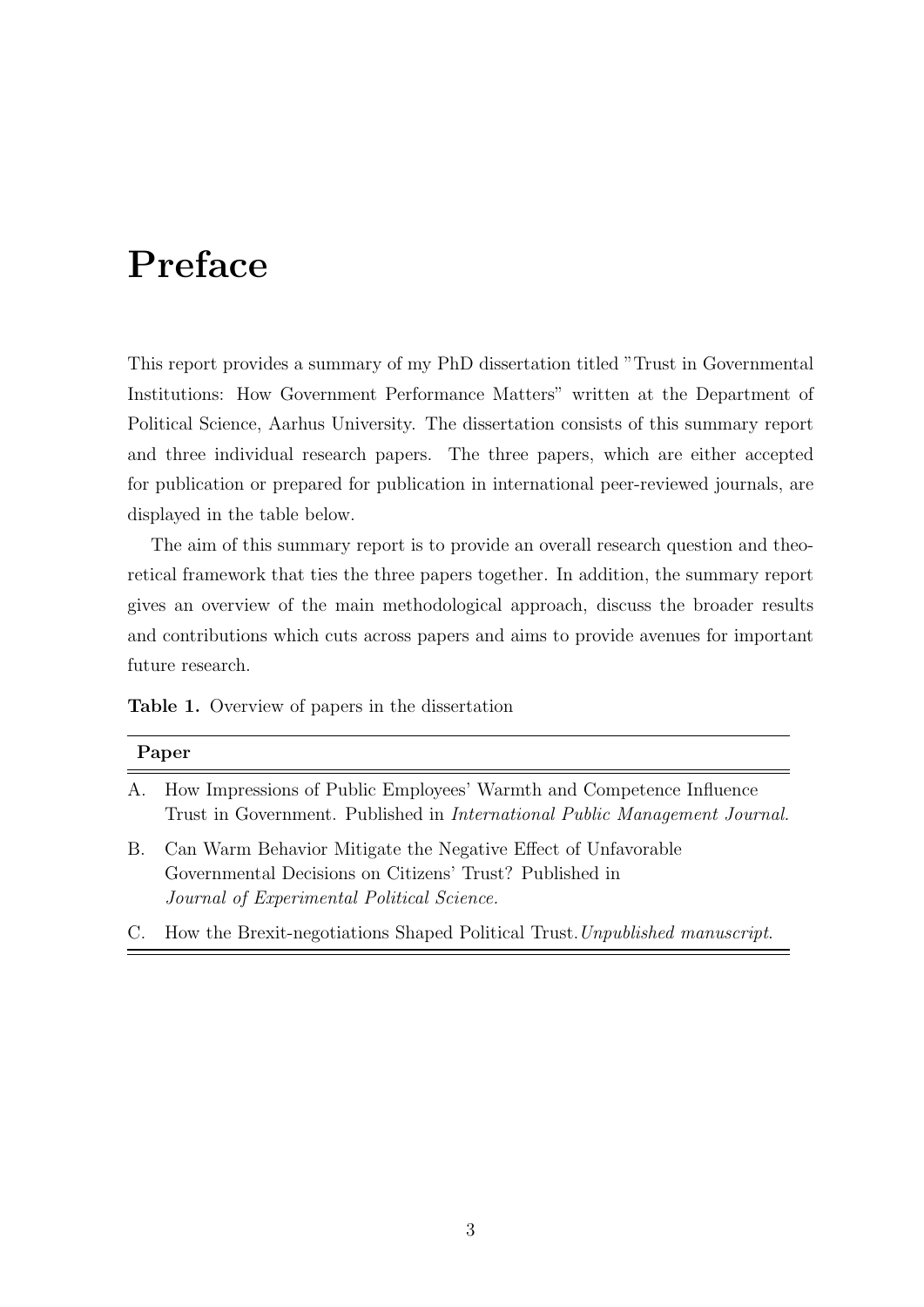# Preface

This report provides a summary of my PhD dissertation titled "Trust in Governmental Institutions: How Government Performance Matters" written at the Department of Political Science, Aarhus University. The dissertation consists of this summary report and three individual research papers. The three papers, which are either accepted for publication or prepared for publication in international peer-reviewed journals, are displayed in the table below.

The aim of this summary report is to provide an overall research question and theoretical framework that ties the three papers together. In addition, the summary report gives an overview of the main methodological approach, discuss the broader results and contributions which cuts across papers and aims to provide avenues for important future research.

**Table 1.** Overview of papers in the dissertation

| | **Paper** |
|---|---|
| A. | How Impressions of Public Employees' Warmth and Competence Influence Trust in Government. Published in *International Public Management Journal.* |
| B. | Can Warm Behavior Mitigate the Negative Effect of Unfavorable Governmental Decisions on Citizens' Trust? Published in *Journal of Experimental Political Science.* |
| C. | How the Brexit-negotiations Shaped Political Trust. *Unpublished manuscript.* |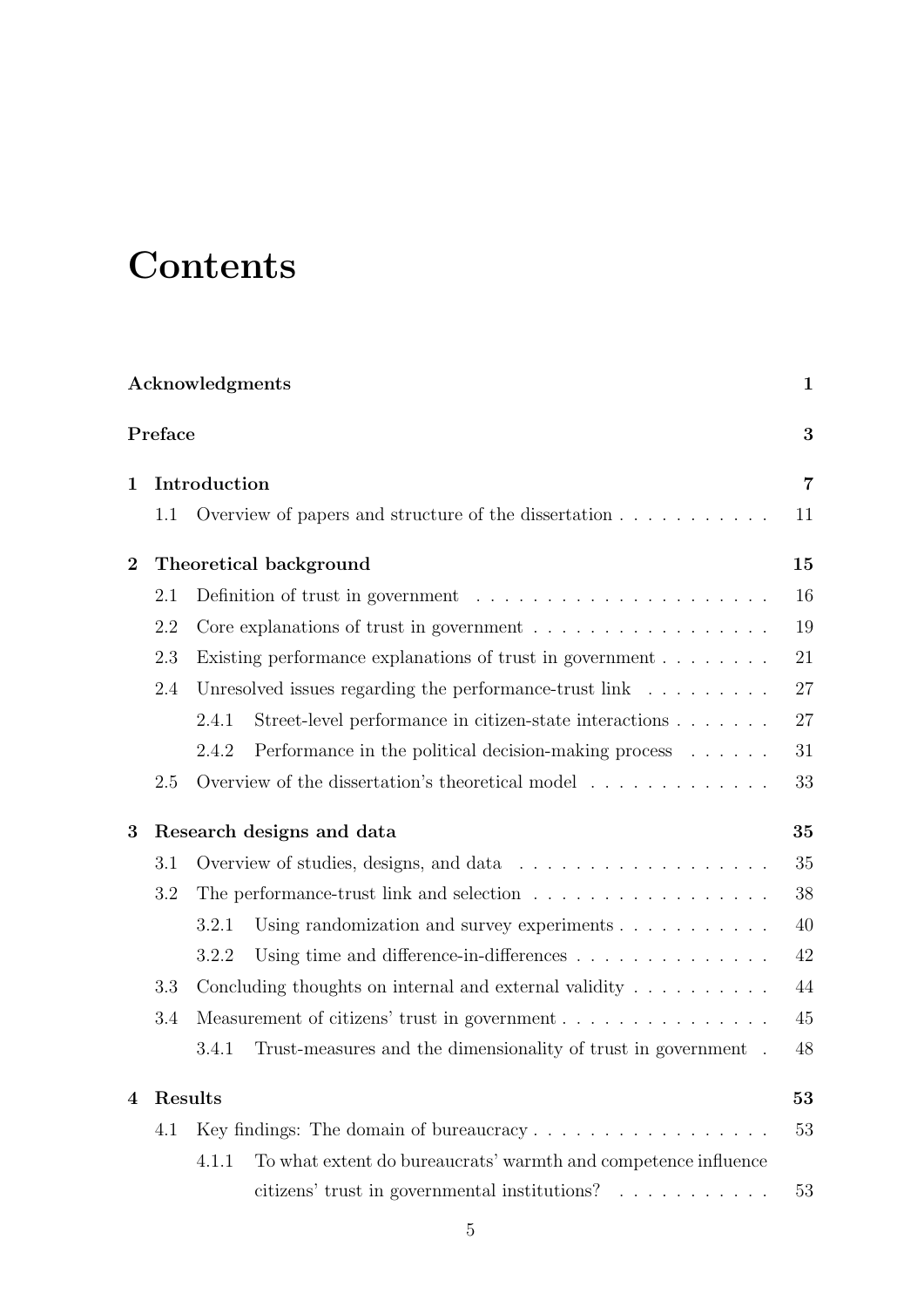# Contents

**Acknowledgments** **1**

**Preface** **3**

**1 Introduction** **7**

- 1.1 Overview of papers and structure of the dissertation . . . . . . . . . . . 11

**2 Theoretical background** **15**

- 2.1 Definition of trust in government . . . . . . . . . . . . . . . . . . . . . 16
- 2.2 Core explanations of trust in government . . . . . . . . . . . . . . . . . 19
- 2.3 Existing performance explanations of trust in government . . . . . . . . 21
- 2.4 Unresolved issues regarding the performance-trust link . . . . . . . . . 27
  - 2.4.1 Street-level performance in citizen-state interactions . . . . . . . 27
  - 2.4.2 Performance in the political decision-making process . . . . . . 31
- 2.5 Overview of the dissertation's theoretical model . . . . . . . . . . . . . 33

**3 Research designs and data** **35**

- 3.1 Overview of studies, designs, and data . . . . . . . . . . . . . . . . . . 35
- 3.2 The performance-trust link and selection . . . . . . . . . . . . . . . . . 38
  - 3.2.1 Using randomization and survey experiments . . . . . . . . . . . 40
  - 3.2.2 Using time and difference-in-differences . . . . . . . . . . . . . . 42
- 3.3 Concluding thoughts on internal and external validity . . . . . . . . . . 44
- 3.4 Measurement of citizens' trust in government . . . . . . . . . . . . . . . 45
  - 3.4.1 Trust-measures and the dimensionality of trust in government . 48

**4 Results** **53**

- 4.1 Key findings: The domain of bureaucracy . . . . . . . . . . . . . . . . . 53
  - 4.1.1 To what extent do bureaucrats' warmth and competence influence citizens' trust in governmental institutions? . . . . . . . . . . . 53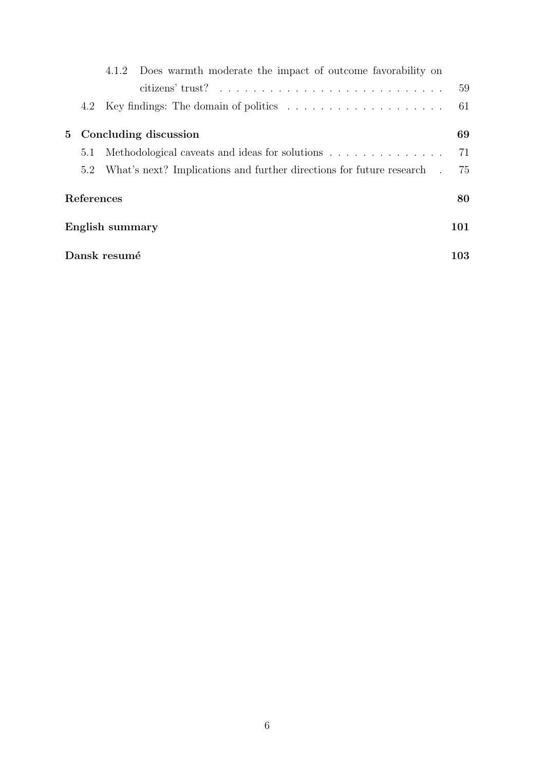- 4.1.2 Does warmth moderate the impact of outcome favorability on citizens' trust? . . . . . . . . . . . . . . . . . . . . . . . . . . 59
- 4.2 Key findings: The domain of politics . . . . . . . . . . . . . . . . . . . 61

**5 Concluding discussion** **69**

- 5.1 Methodological caveats and ideas for solutions . . . . . . . . . . . . . . 71
- 5.2 What's next? Implications and further directions for future research . 75

**References** **80**

**English summary** **101**

**Dansk resumé** **103**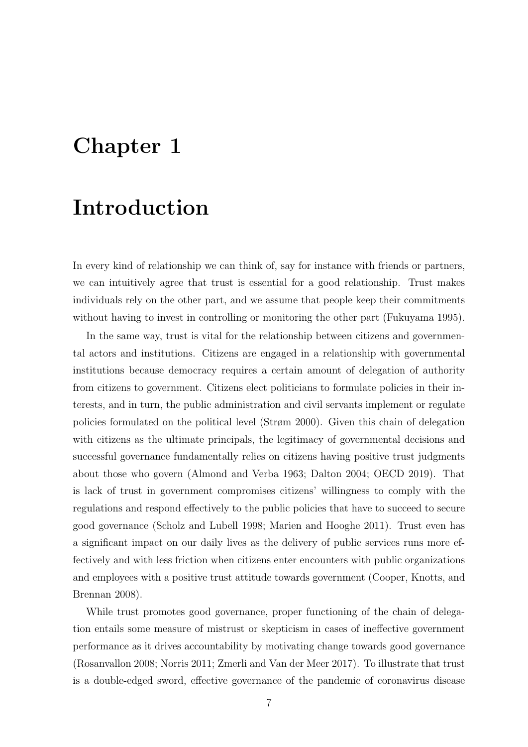# Chapter 1

# Introduction

In every kind of relationship we can think of, say for instance with friends or partners, we can intuitively agree that trust is essential for a good relationship. Trust makes individuals rely on the other part, and we assume that people keep their commitments without having to invest in controlling or monitoring the other part (Fukuyama 1995).

In the same way, trust is vital for the relationship between citizens and governmental actors and institutions. Citizens are engaged in a relationship with governmental institutions because democracy requires a certain amount of delegation of authority from citizens to government. Citizens elect politicians to formulate policies in their interests, and in turn, the public administration and civil servants implement or regulate policies formulated on the political level (Strøm 2000). Given this chain of delegation with citizens as the ultimate principals, the legitimacy of governmental decisions and successful governance fundamentally relies on citizens having positive trust judgments about those who govern (Almond and Verba 1963; Dalton 2004; OECD 2019). That is lack of trust in government compromises citizens' willingness to comply with the regulations and respond effectively to the public policies that have to succeed to secure good governance (Scholz and Lubell 1998; Marien and Hooghe 2011). Trust even has a significant impact on our daily lives as the delivery of public services runs more effectively and with less friction when citizens enter encounters with public organizations and employees with a positive trust attitude towards government (Cooper, Knotts, and Brennan 2008).

While trust promotes good governance, proper functioning of the chain of delegation entails some measure of mistrust or skepticism in cases of ineffective government performance as it drives accountability by motivating change towards good governance (Rosanvallon 2008; Norris 2011; Zmerli and Van der Meer 2017). To illustrate that trust is a double-edged sword, effective governance of the pandemic of coronavirus disease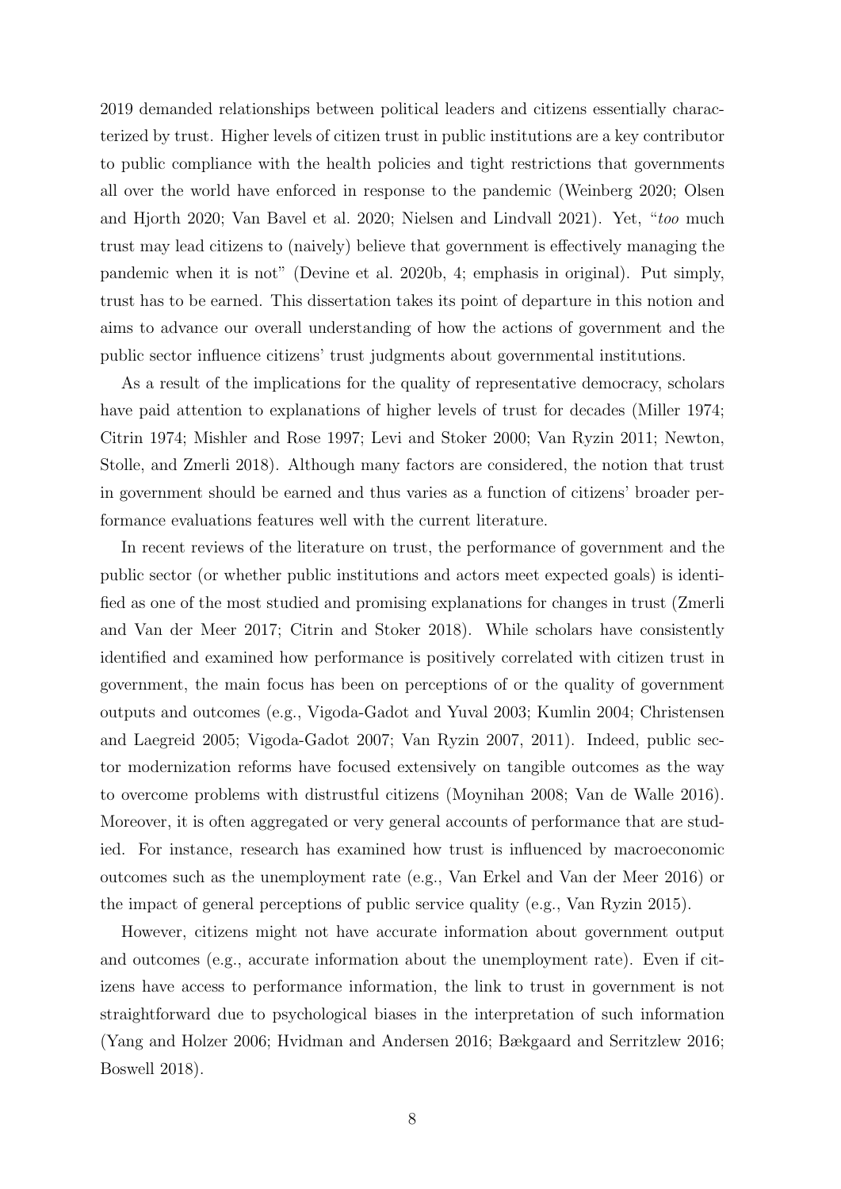2019 demanded relationships between political leaders and citizens essentially characterized by trust. Higher levels of citizen trust in public institutions are a key contributor to public compliance with the health policies and tight restrictions that governments all over the world have enforced in response to the pandemic (Weinberg 2020; Olsen and Hjorth 2020; Van Bavel et al. 2020; Nielsen and Lindvall 2021). Yet, "*too* much trust may lead citizens to (naively) believe that government is effectively managing the pandemic when it is not" (Devine et al. 2020b, 4; emphasis in original). Put simply, trust has to be earned. This dissertation takes its point of departure in this notion and aims to advance our overall understanding of how the actions of government and the public sector influence citizens' trust judgments about governmental institutions.

As a result of the implications for the quality of representative democracy, scholars have paid attention to explanations of higher levels of trust for decades (Miller 1974; Citrin 1974; Mishler and Rose 1997; Levi and Stoker 2000; Van Ryzin 2011; Newton, Stolle, and Zmerli 2018). Although many factors are considered, the notion that trust in government should be earned and thus varies as a function of citizens' broader performance evaluations features well with the current literature.

In recent reviews of the literature on trust, the performance of government and the public sector (or whether public institutions and actors meet expected goals) is identified as one of the most studied and promising explanations for changes in trust (Zmerli and Van der Meer 2017; Citrin and Stoker 2018). While scholars have consistently identified and examined how performance is positively correlated with citizen trust in government, the main focus has been on perceptions of or the quality of government outputs and outcomes (e.g., Vigoda-Gadot and Yuval 2003; Kumlin 2004; Christensen and Laegreid 2005; Vigoda-Gadot 2007; Van Ryzin 2007, 2011). Indeed, public sector modernization reforms have focused extensively on tangible outcomes as the way to overcome problems with distrustful citizens (Moynihan 2008; Van de Walle 2016). Moreover, it is often aggregated or very general accounts of performance that are studied. For instance, research has examined how trust is influenced by macroeconomic outcomes such as the unemployment rate (e.g., Van Erkel and Van der Meer 2016) or the impact of general perceptions of public service quality (e.g., Van Ryzin 2015).

However, citizens might not have accurate information about government output and outcomes (e.g., accurate information about the unemployment rate). Even if citizens have access to performance information, the link to trust in government is not straightforward due to psychological biases in the interpretation of such information (Yang and Holzer 2006; Hvidman and Andersen 2016; Bækgaard and Serritzlew 2016; Boswell 2018).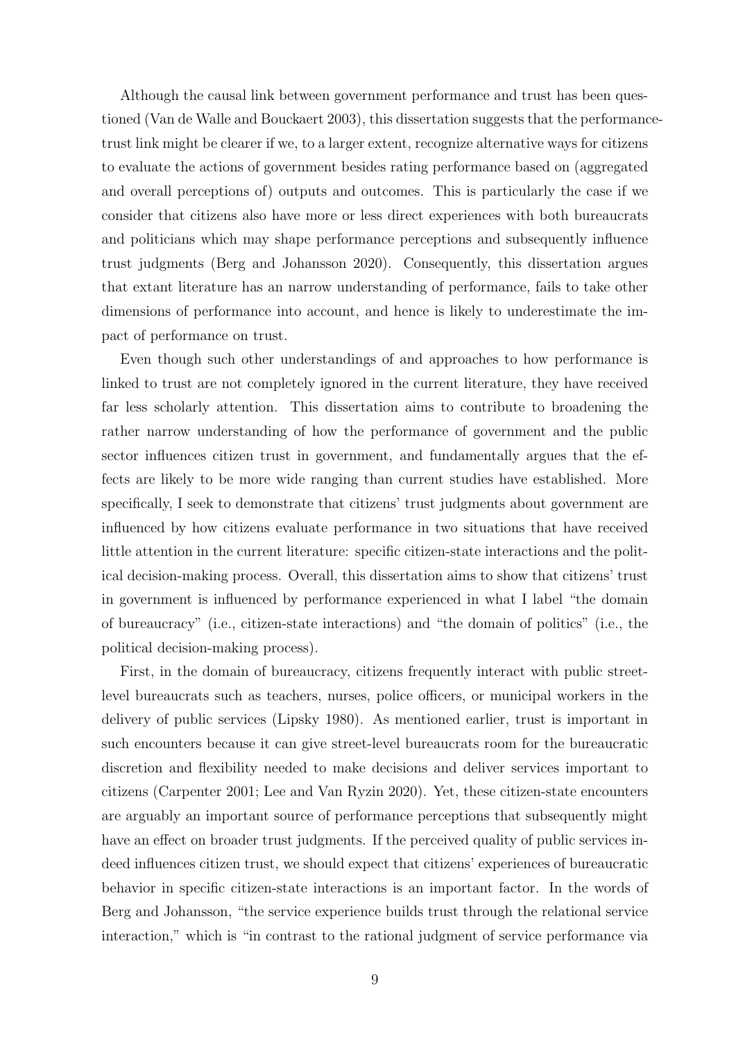Although the causal link between government performance and trust has been questioned (Van de Walle and Bouckaert 2003), this dissertation suggests that the performance-trust link might be clearer if we, to a larger extent, recognize alternative ways for citizens to evaluate the actions of government besides rating performance based on (aggregated and overall perceptions of) outputs and outcomes. This is particularly the case if we consider that citizens also have more or less direct experiences with both bureaucrats and politicians which may shape performance perceptions and subsequently influence trust judgments (Berg and Johansson 2020). Consequently, this dissertation argues that extant literature has an narrow understanding of performance, fails to take other dimensions of performance into account, and hence is likely to underestimate the impact of performance on trust.

Even though such other understandings of and approaches to how performance is linked to trust are not completely ignored in the current literature, they have received far less scholarly attention. This dissertation aims to contribute to broadening the rather narrow understanding of how the performance of government and the public sector influences citizen trust in government, and fundamentally argues that the effects are likely to be more wide ranging than current studies have established. More specifically, I seek to demonstrate that citizens' trust judgments about government are influenced by how citizens evaluate performance in two situations that have received little attention in the current literature: specific citizen-state interactions and the political decision-making process. Overall, this dissertation aims to show that citizens' trust in government is influenced by performance experienced in what I label "the domain of bureaucracy" (i.e., citizen-state interactions) and "the domain of politics" (i.e., the political decision-making process).

First, in the domain of bureaucracy, citizens frequently interact with public street-level bureaucrats such as teachers, nurses, police officers, or municipal workers in the delivery of public services (Lipsky 1980). As mentioned earlier, trust is important in such encounters because it can give street-level bureaucrats room for the bureaucratic discretion and flexibility needed to make decisions and deliver services important to citizens (Carpenter 2001; Lee and Van Ryzin 2020). Yet, these citizen-state encounters are arguably an important source of performance perceptions that subsequently might have an effect on broader trust judgments. If the perceived quality of public services indeed influences citizen trust, we should expect that citizens' experiences of bureaucratic behavior in specific citizen-state interactions is an important factor. In the words of Berg and Johansson, "the service experience builds trust through the relational service interaction," which is "in contrast to the rational judgment of service performance via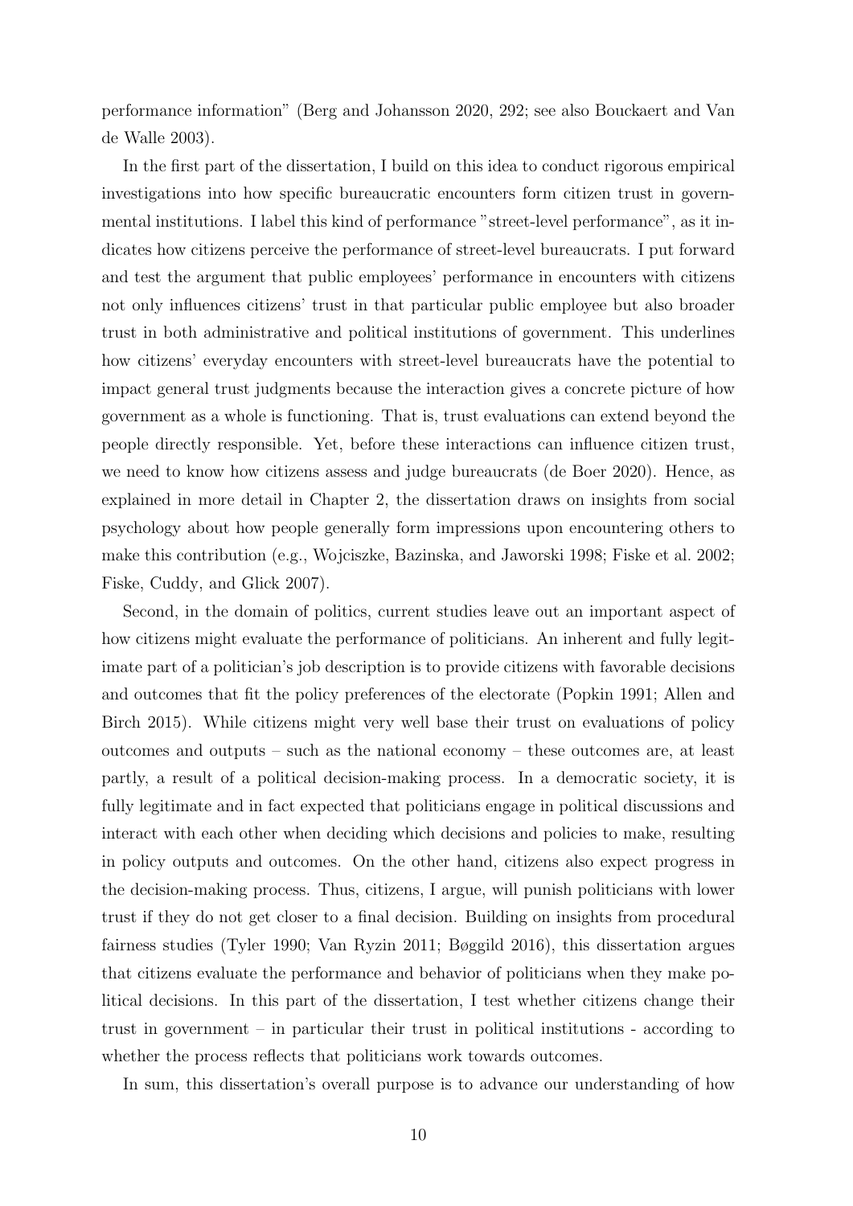performance information" (Berg and Johansson 2020, 292; see also Bouckaert and Van de Walle 2003).

In the first part of the dissertation, I build on this idea to conduct rigorous empirical investigations into how specific bureaucratic encounters form citizen trust in governmental institutions. I label this kind of performance "street-level performance", as it indicates how citizens perceive the performance of street-level bureaucrats. I put forward and test the argument that public employees' performance in encounters with citizens not only influences citizens' trust in that particular public employee but also broader trust in both administrative and political institutions of government. This underlines how citizens' everyday encounters with street-level bureaucrats have the potential to impact general trust judgments because the interaction gives a concrete picture of how government as a whole is functioning. That is, trust evaluations can extend beyond the people directly responsible. Yet, before these interactions can influence citizen trust, we need to know how citizens assess and judge bureaucrats (de Boer 2020). Hence, as explained in more detail in Chapter 2, the dissertation draws on insights from social psychology about how people generally form impressions upon encountering others to make this contribution (e.g., Wojciszke, Bazinska, and Jaworski 1998; Fiske et al. 2002; Fiske, Cuddy, and Glick 2007).

Second, in the domain of politics, current studies leave out an important aspect of how citizens might evaluate the performance of politicians. An inherent and fully legitimate part of a politician's job description is to provide citizens with favorable decisions and outcomes that fit the policy preferences of the electorate (Popkin 1991; Allen and Birch 2015). While citizens might very well base their trust on evaluations of policy outcomes and outputs – such as the national economy – these outcomes are, at least partly, a result of a political decision-making process. In a democratic society, it is fully legitimate and in fact expected that politicians engage in political discussions and interact with each other when deciding which decisions and policies to make, resulting in policy outputs and outcomes. On the other hand, citizens also expect progress in the decision-making process. Thus, citizens, I argue, will punish politicians with lower trust if they do not get closer to a final decision. Building on insights from procedural fairness studies (Tyler 1990; Van Ryzin 2011; Bøggild 2016), this dissertation argues that citizens evaluate the performance and behavior of politicians when they make political decisions. In this part of the dissertation, I test whether citizens change their trust in government – in particular their trust in political institutions - according to whether the process reflects that politicians work towards outcomes.

In sum, this dissertation's overall purpose is to advance our understanding of how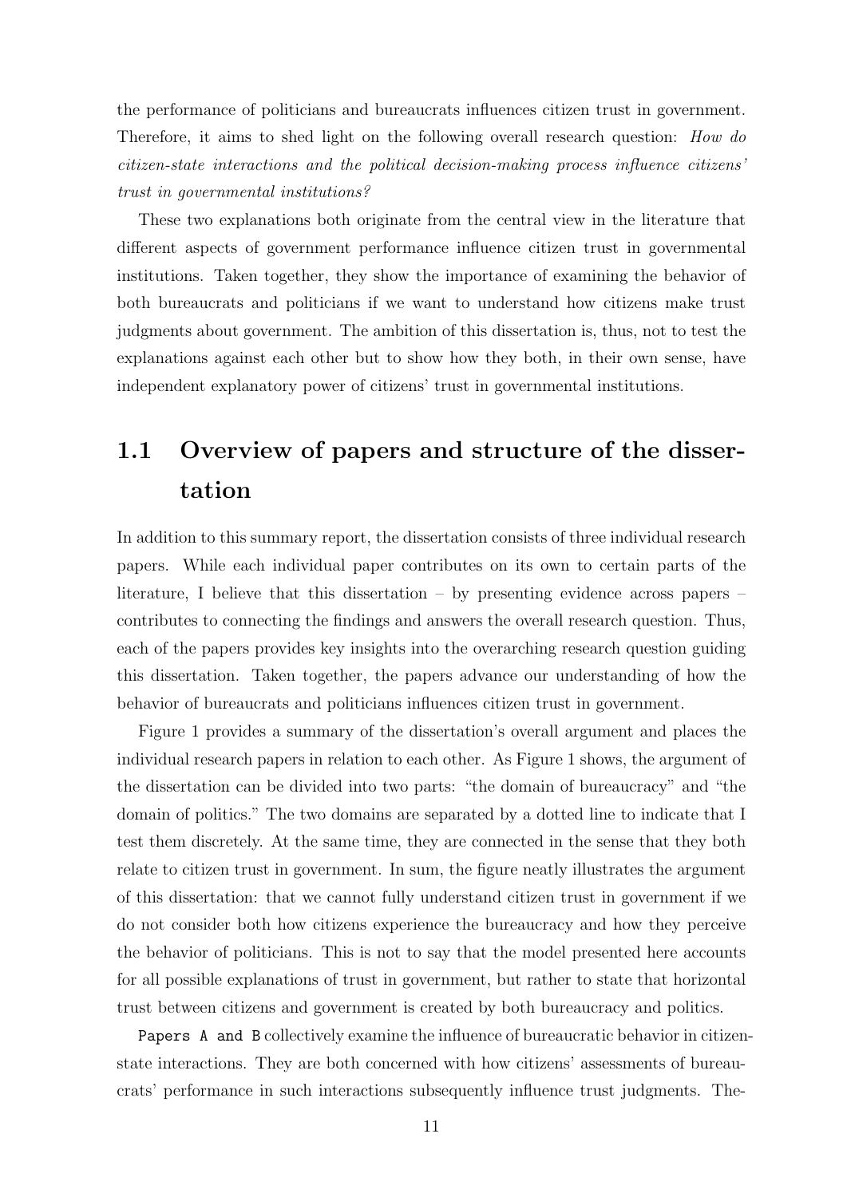the performance of politicians and bureaucrats influences citizen trust in government. Therefore, it aims to shed light on the following overall research question: *How do citizen-state interactions and the political decision-making process influence citizens' trust in governmental institutions?*

These two explanations both originate from the central view in the literature that different aspects of government performance influence citizen trust in governmental institutions. Taken together, they show the importance of examining the behavior of both bureaucrats and politicians if we want to understand how citizens make trust judgments about government. The ambition of this dissertation is, thus, not to test the explanations against each other but to show how they both, in their own sense, have independent explanatory power of citizens' trust in governmental institutions.

## 1.1 Overview of papers and structure of the dissertation

In addition to this summary report, the dissertation consists of three individual research papers. While each individual paper contributes on its own to certain parts of the literature, I believe that this dissertation – by presenting evidence across papers – contributes to connecting the findings and answers the overall research question. Thus, each of the papers provides key insights into the overarching research question guiding this dissertation. Taken together, the papers advance our understanding of how the behavior of bureaucrats and politicians influences citizen trust in government.

Figure 1 provides a summary of the dissertation's overall argument and places the individual research papers in relation to each other. As Figure 1 shows, the argument of the dissertation can be divided into two parts: "the domain of bureaucracy" and "the domain of politics." The two domains are separated by a dotted line to indicate that I test them discretely. At the same time, they are connected in the sense that they both relate to citizen trust in government. In sum, the figure neatly illustrates the argument of this dissertation: that we cannot fully understand citizen trust in government if we do not consider both how citizens experience the bureaucracy and how they perceive the behavior of politicians. This is not to say that the model presented here accounts for all possible explanations of trust in government, but rather to state that horizontal trust between citizens and government is created by both bureaucracy and politics.

`Papers A and B` collectively examine the influence of bureaucratic behavior in citizen-state interactions. They are both concerned with how citizens' assessments of bureaucrats' performance in such interactions subsequently influence trust judgments. The-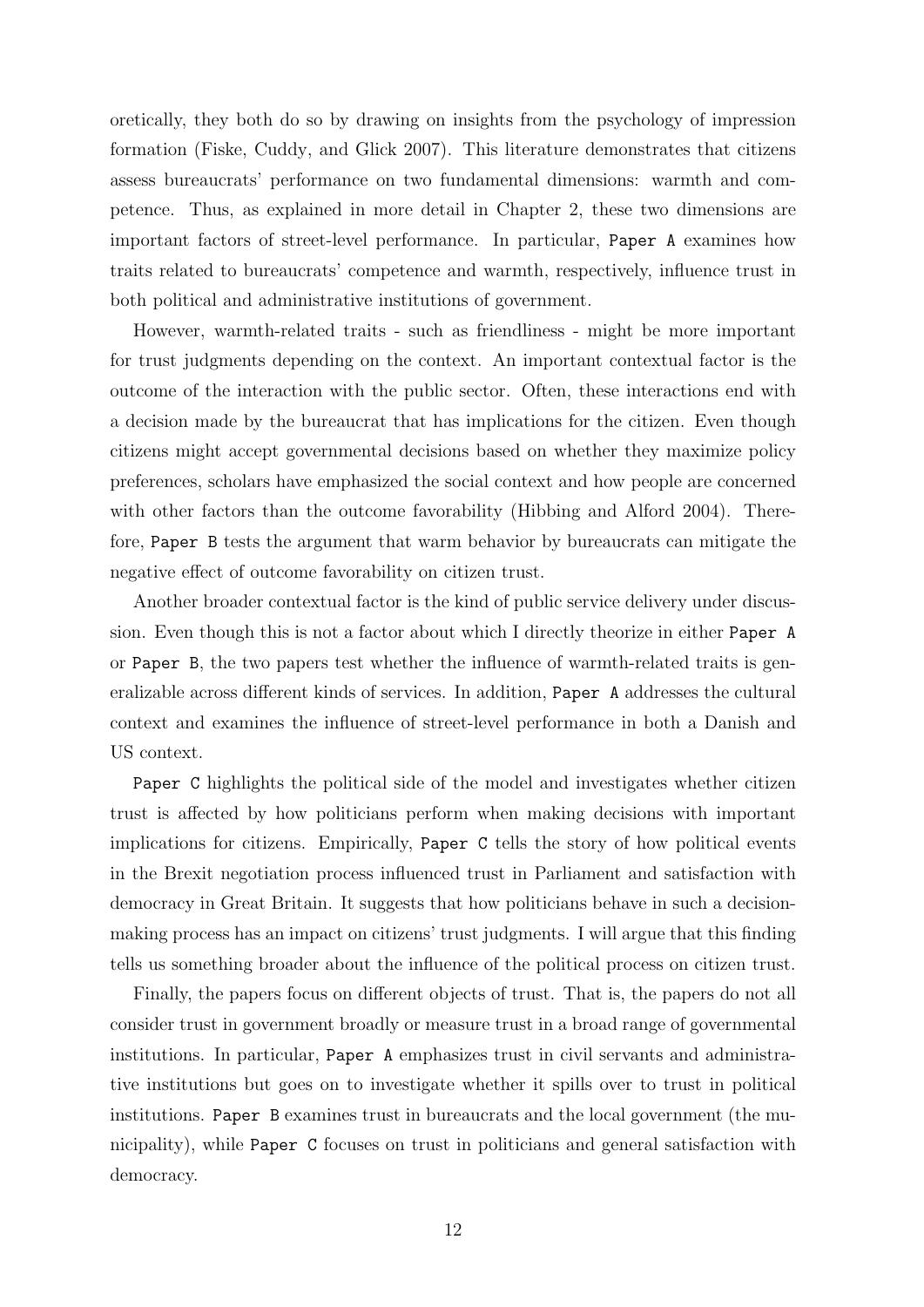oretically, they both do so by drawing on insights from the psychology of impression formation (Fiske, Cuddy, and Glick 2007). This literature demonstrates that citizens assess bureaucrats' performance on two fundamental dimensions: warmth and competence. Thus, as explained in more detail in Chapter 2, these two dimensions are important factors of street-level performance. In particular, `Paper A` examines how traits related to bureaucrats' competence and warmth, respectively, influence trust in both political and administrative institutions of government.

However, warmth-related traits - such as friendliness - might be more important for trust judgments depending on the context. An important contextual factor is the outcome of the interaction with the public sector. Often, these interactions end with a decision made by the bureaucrat that has implications for the citizen. Even though citizens might accept governmental decisions based on whether they maximize policy preferences, scholars have emphasized the social context and how people are concerned with other factors than the outcome favorability (Hibbing and Alford 2004). Therefore, `Paper B` tests the argument that warm behavior by bureaucrats can mitigate the negative effect of outcome favorability on citizen trust.

Another broader contextual factor is the kind of public service delivery under discussion. Even though this is not a factor about which I directly theorize in either `Paper A` or `Paper B`, the two papers test whether the influence of warmth-related traits is generalizable across different kinds of services. In addition, `Paper A` addresses the cultural context and examines the influence of street-level performance in both a Danish and US context.

`Paper C` highlights the political side of the model and investigates whether citizen trust is affected by how politicians perform when making decisions with important implications for citizens. Empirically, `Paper C` tells the story of how political events in the Brexit negotiation process influenced trust in Parliament and satisfaction with democracy in Great Britain. It suggests that how politicians behave in such a decision-making process has an impact on citizens' trust judgments. I will argue that this finding tells us something broader about the influence of the political process on citizen trust.

Finally, the papers focus on different objects of trust. That is, the papers do not all consider trust in government broadly or measure trust in a broad range of governmental institutions. In particular, `Paper A` emphasizes trust in civil servants and administrative institutions but goes on to investigate whether it spills over to trust in political institutions. `Paper B` examines trust in bureaucrats and the local government (the municipality), while `Paper C` focuses on trust in politicians and general satisfaction with democracy.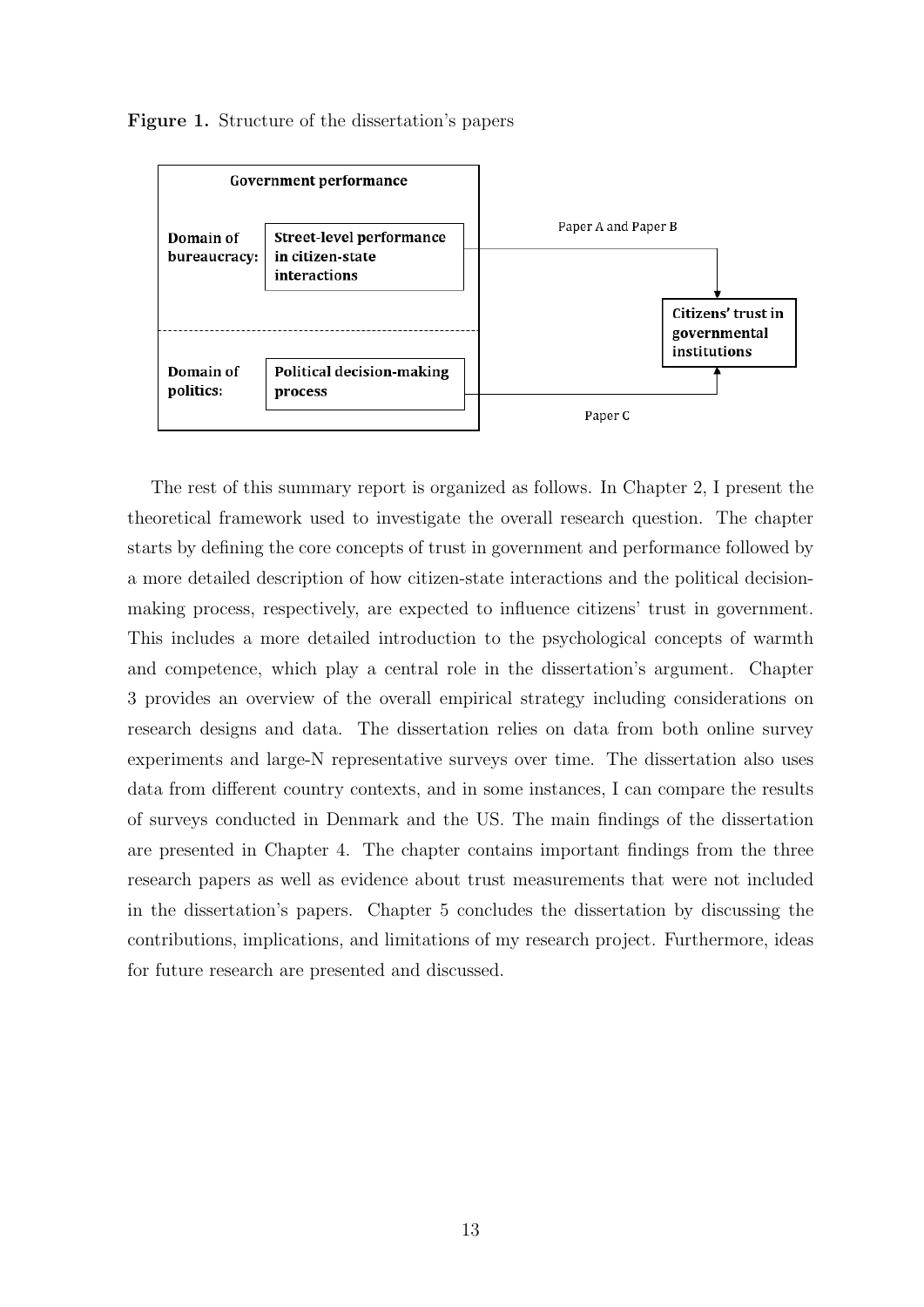**Figure 1.** Structure of the dissertation's papers

The rest of this summary report is organized as follows. In Chapter 2, I present the theoretical framework used to investigate the overall research question. The chapter starts by defining the core concepts of trust in government and performance followed by a more detailed description of how citizen-state interactions and the political decision-making process, respectively, are expected to influence citizens' trust in government. This includes a more detailed introduction to the psychological concepts of warmth and competence, which play a central role in the dissertation's argument. Chapter 3 provides an overview of the overall empirical strategy including considerations on research designs and data. The dissertation relies on data from both online survey experiments and large-N representative surveys over time. The dissertation also uses data from different country contexts, and in some instances, I can compare the results of surveys conducted in Denmark and the US. The main findings of the dissertation are presented in Chapter 4. The chapter contains important findings from the three research papers as well as evidence about trust measurements that were not included in the dissertation's papers. Chapter 5 concludes the dissertation by discussing the contributions, implications, and limitations of my research project. Furthermore, ideas for future research are presented and discussed.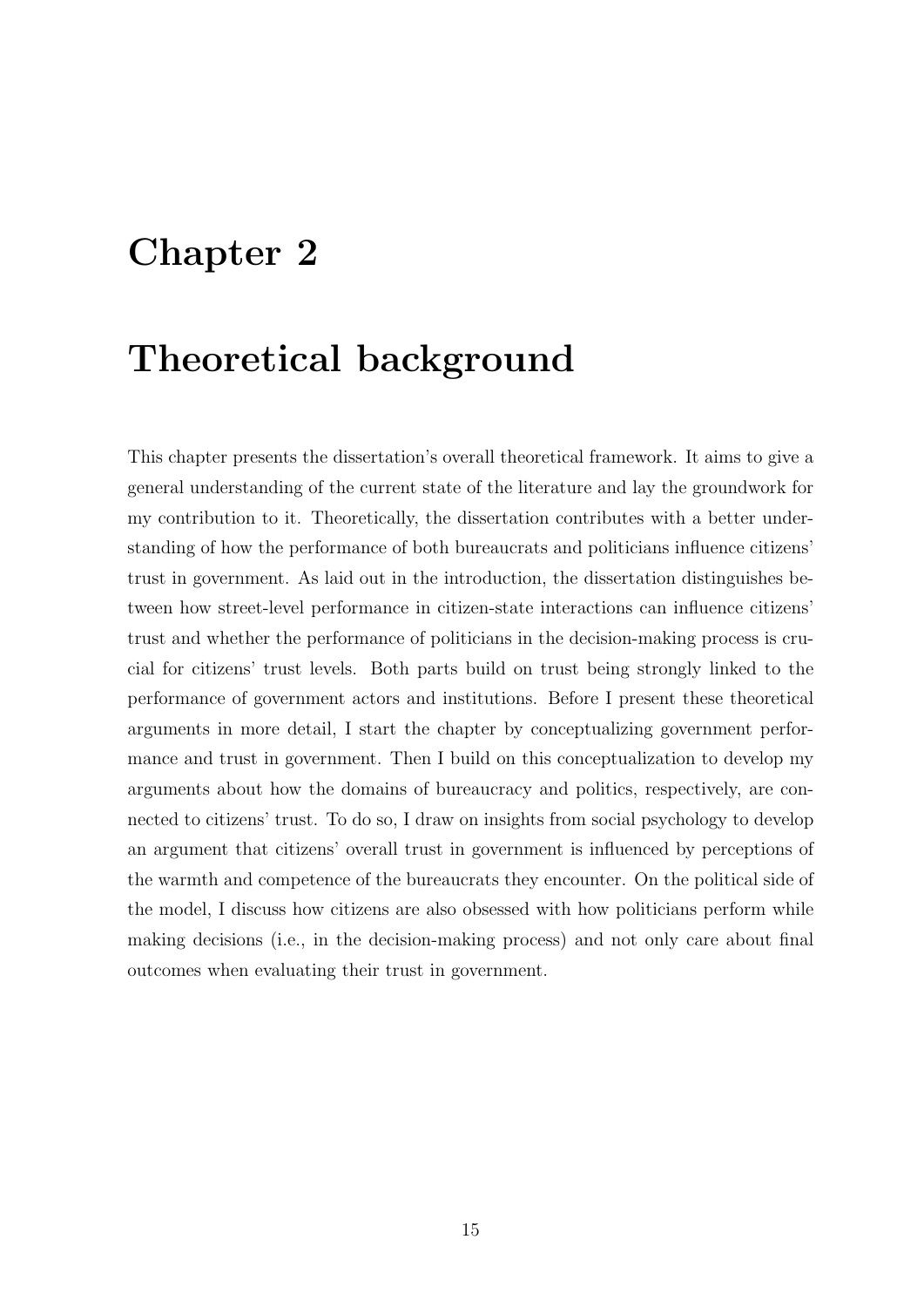# Chapter 2

# Theoretical background

This chapter presents the dissertation's overall theoretical framework. It aims to give a general understanding of the current state of the literature and lay the groundwork for my contribution to it. Theoretically, the dissertation contributes with a better understanding of how the performance of both bureaucrats and politicians influence citizens' trust in government. As laid out in the introduction, the dissertation distinguishes between how street-level performance in citizen-state interactions can influence citizens' trust and whether the performance of politicians in the decision-making process is crucial for citizens' trust levels. Both parts build on trust being strongly linked to the performance of government actors and institutions. Before I present these theoretical arguments in more detail, I start the chapter by conceptualizing government performance and trust in government. Then I build on this conceptualization to develop my arguments about how the domains of bureaucracy and politics, respectively, are connected to citizens' trust. To do so, I draw on insights from social psychology to develop an argument that citizens' overall trust in government is influenced by perceptions of the warmth and competence of the bureaucrats they encounter. On the political side of the model, I discuss how citizens are also obsessed with how politicians perform while making decisions (i.e., in the decision-making process) and not only care about final outcomes when evaluating their trust in government.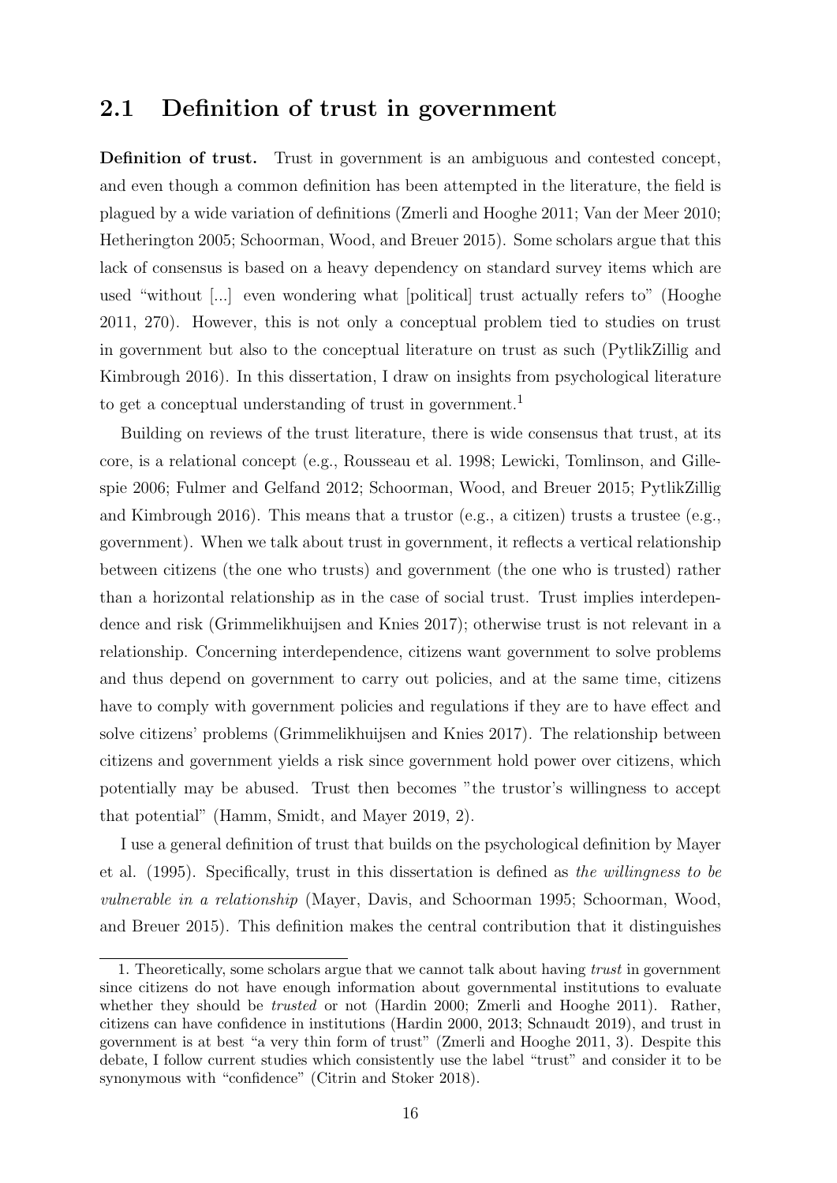## 2.1 Definition of trust in government

**Definition of trust.** Trust in government is an ambiguous and contested concept, and even though a common definition has been attempted in the literature, the field is plagued by a wide variation of definitions (Zmerli and Hooghe 2011; Van der Meer 2010; Hetherington 2005; Schoorman, Wood, and Breuer 2015). Some scholars argue that this lack of consensus is based on a heavy dependency on standard survey items which are used "without [...] even wondering what [political] trust actually refers to" (Hooghe 2011, 270). However, this is not only a conceptual problem tied to studies on trust in government but also to the conceptual literature on trust as such (PytlikZillig and Kimbrough 2016). In this dissertation, I draw on insights from psychological literature to get a conceptual understanding of trust in government.[1]

Building on reviews of the trust literature, there is wide consensus that trust, at its core, is a relational concept (e.g., Rousseau et al. 1998; Lewicki, Tomlinson, and Gillespie 2006; Fulmer and Gelfand 2012; Schoorman, Wood, and Breuer 2015; PytlikZillig and Kimbrough 2016). This means that a trustor (e.g., a citizen) trusts a trustee (e.g., government). When we talk about trust in government, it reflects a vertical relationship between citizens (the one who trusts) and government (the one who is trusted) rather than a horizontal relationship as in the case of social trust. Trust implies interdependence and risk (Grimmelikhuijsen and Knies 2017); otherwise trust is not relevant in a relationship. Concerning interdependence, citizens want government to solve problems and thus depend on government to carry out policies, and at the same time, citizens have to comply with government policies and regulations if they are to have effect and solve citizens' problems (Grimmelikhuijsen and Knies 2017). The relationship between citizens and government yields a risk since government hold power over citizens, which potentially may be abused. Trust then becomes "the trustor's willingness to accept that potential" (Hamm, Smidt, and Mayer 2019, 2).

I use a general definition of trust that builds on the psychological definition by Mayer et al. (1995). Specifically, trust in this dissertation is defined as *the willingness to be vulnerable in a relationship* (Mayer, Davis, and Schoorman 1995; Schoorman, Wood, and Breuer 2015). This definition makes the central contribution that it distinguishes

1. Theoretically, some scholars argue that we cannot talk about having *trust* in government since citizens do not have enough information about governmental institutions to evaluate whether they should be *trusted* or not (Hardin 2000; Zmerli and Hooghe 2011). Rather, citizens can have confidence in institutions (Hardin 2000, 2013; Schnaudt 2019), and trust in government is at best "a very thin form of trust" (Zmerli and Hooghe 2011, 3). Despite this debate, I follow current studies which consistently use the label "trust" and consider it to be synonymous with "confidence" (Citrin and Stoker 2018).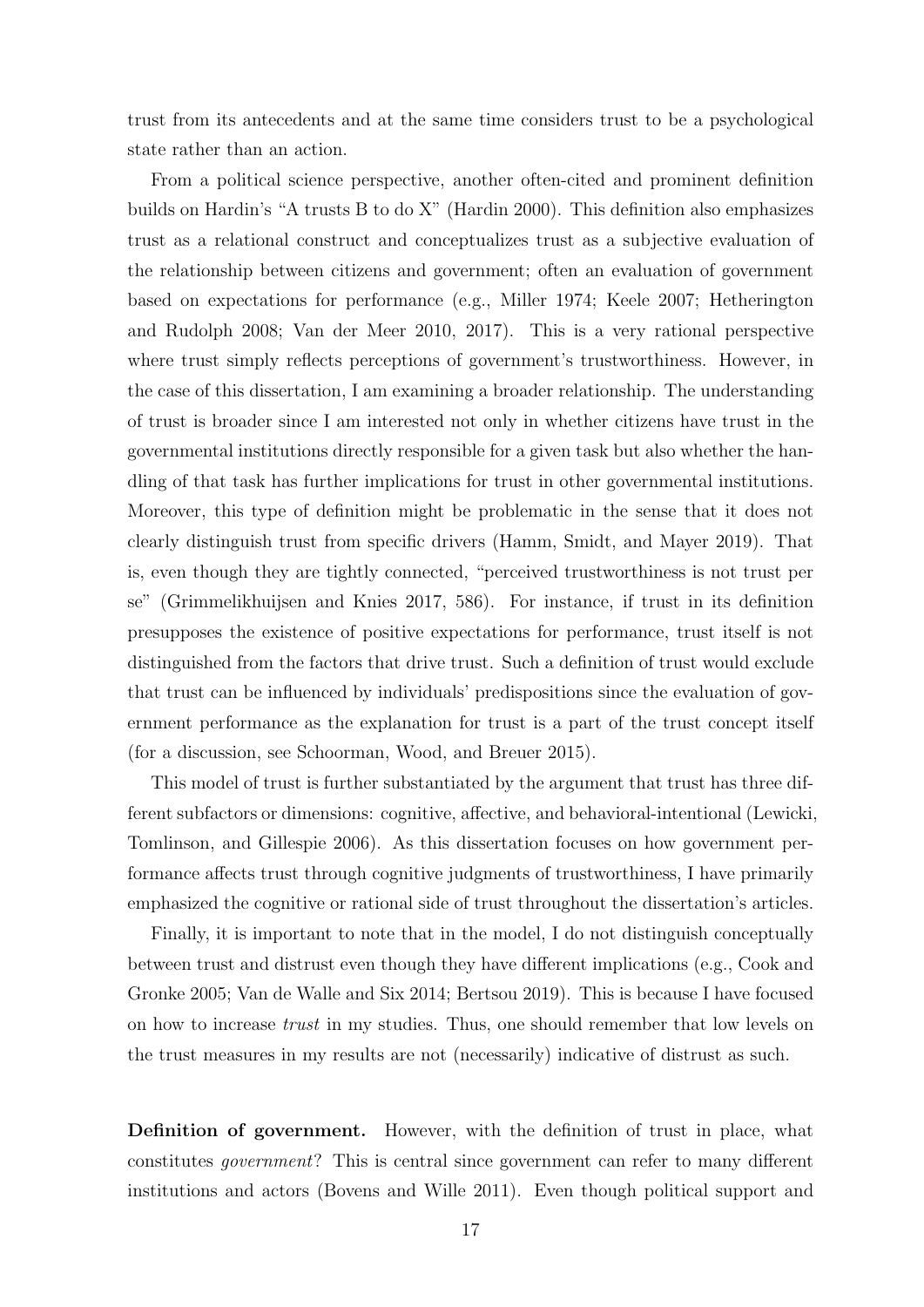trust from its antecedents and at the same time considers trust to be a psychological state rather than an action.

From a political science perspective, another often-cited and prominent definition builds on Hardin's "A trusts B to do X" (Hardin 2000). This definition also emphasizes trust as a relational construct and conceptualizes trust as a subjective evaluation of the relationship between citizens and government; often an evaluation of government based on expectations for performance (e.g., Miller 1974; Keele 2007; Hetherington and Rudolph 2008; Van der Meer 2010, 2017). This is a very rational perspective where trust simply reflects perceptions of government's trustworthiness. However, in the case of this dissertation, I am examining a broader relationship. The understanding of trust is broader since I am interested not only in whether citizens have trust in the governmental institutions directly responsible for a given task but also whether the handling of that task has further implications for trust in other governmental institutions. Moreover, this type of definition might be problematic in the sense that it does not clearly distinguish trust from specific drivers (Hamm, Smidt, and Mayer 2019). That is, even though they are tightly connected, "perceived trustworthiness is not trust per se" (Grimmelikhuijsen and Knies 2017, 586). For instance, if trust in its definition presupposes the existence of positive expectations for performance, trust itself is not distinguished from the factors that drive trust. Such a definition of trust would exclude that trust can be influenced by individuals' predispositions since the evaluation of government performance as the explanation for trust is a part of the trust concept itself (for a discussion, see Schoorman, Wood, and Breuer 2015).

This model of trust is further substantiated by the argument that trust has three different subfactors or dimensions: cognitive, affective, and behavioral-intentional (Lewicki, Tomlinson, and Gillespie 2006). As this dissertation focuses on how government performance affects trust through cognitive judgments of trustworthiness, I have primarily emphasized the cognitive or rational side of trust throughout the dissertation's articles.

Finally, it is important to note that in the model, I do not distinguish conceptually between trust and distrust even though they have different implications (e.g., Cook and Gronke 2005; Van de Walle and Six 2014; Bertsou 2019). This is because I have focused on how to increase *trust* in my studies. Thus, one should remember that low levels on the trust measures in my results are not (necessarily) indicative of distrust as such.

**Definition of government.** However, with the definition of trust in place, what constitutes *government*? This is central since government can refer to many different institutions and actors (Bovens and Wille 2011). Even though political support and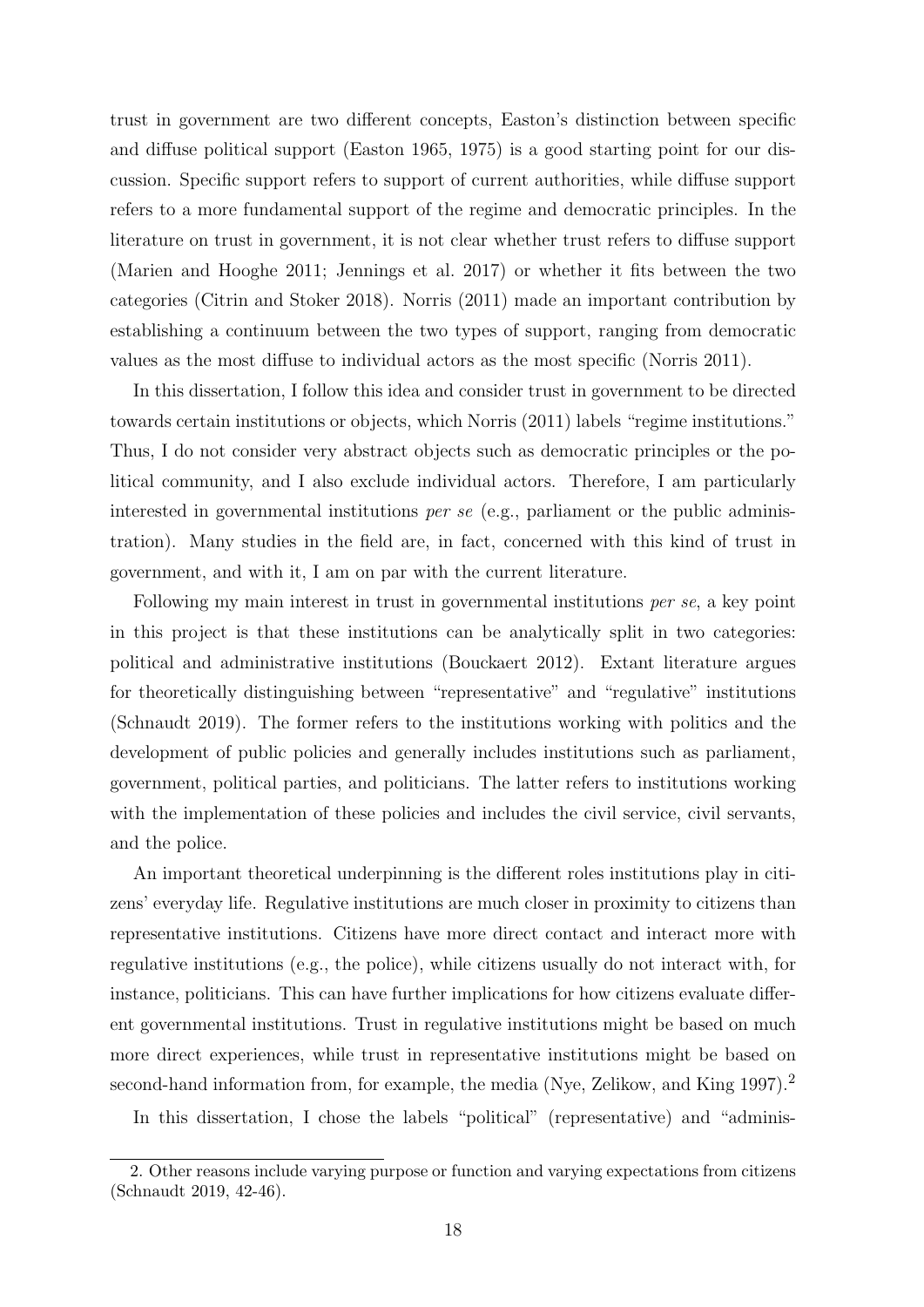trust in government are two different concepts, Easton's distinction between specific and diffuse political support (Easton 1965, 1975) is a good starting point for our discussion. Specific support refers to support of current authorities, while diffuse support refers to a more fundamental support of the regime and democratic principles. In the literature on trust in government, it is not clear whether trust refers to diffuse support (Marien and Hooghe 2011; Jennings et al. 2017) or whether it fits between the two categories (Citrin and Stoker 2018). Norris (2011) made an important contribution by establishing a continuum between the two types of support, ranging from democratic values as the most diffuse to individual actors as the most specific (Norris 2011).

In this dissertation, I follow this idea and consider trust in government to be directed towards certain institutions or objects, which Norris (2011) labels "regime institutions." Thus, I do not consider very abstract objects such as democratic principles or the political community, and I also exclude individual actors. Therefore, I am particularly interested in governmental institutions *per se* (e.g., parliament or the public administration). Many studies in the field are, in fact, concerned with this kind of trust in government, and with it, I am on par with the current literature.

Following my main interest in trust in governmental institutions *per se*, a key point in this project is that these institutions can be analytically split in two categories: political and administrative institutions (Bouckaert 2012). Extant literature argues for theoretically distinguishing between "representative" and "regulative" institutions (Schnaudt 2019). The former refers to the institutions working with politics and the development of public policies and generally includes institutions such as parliament, government, political parties, and politicians. The latter refers to institutions working with the implementation of these policies and includes the civil service, civil servants, and the police.

An important theoretical underpinning is the different roles institutions play in citizens' everyday life. Regulative institutions are much closer in proximity to citizens than representative institutions. Citizens have more direct contact and interact more with regulative institutions (e.g., the police), while citizens usually do not interact with, for instance, politicians. This can have further implications for how citizens evaluate different governmental institutions. Trust in regulative institutions might be based on much more direct experiences, while trust in representative institutions might be based on second-hand information from, for example, the media (Nye, Zelikow, and King 1997).[2]

In this dissertation, I chose the labels "political" (representative) and "adminis-

2. Other reasons include varying purpose or function and varying expectations from citizens (Schnaudt 2019, 42-46).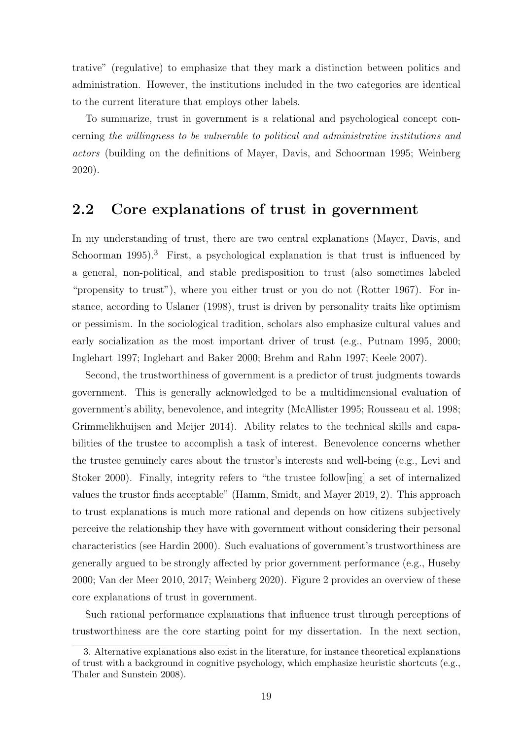trative" (regulative) to emphasize that they mark a distinction between politics and administration. However, the institutions included in the two categories are identical to the current literature that employs other labels.

To summarize, trust in government is a relational and psychological concept concerning *the willingness to be vulnerable to political and administrative institutions and actors* (building on the definitions of Mayer, Davis, and Schoorman 1995; Weinberg 2020).

## 2.2 Core explanations of trust in government

In my understanding of trust, there are two central explanations (Mayer, Davis, and Schoorman 1995).[3] First, a psychological explanation is that trust is influenced by a general, non-political, and stable predisposition to trust (also sometimes labeled "propensity to trust"), where you either trust or you do not (Rotter 1967). For instance, according to Uslaner (1998), trust is driven by personality traits like optimism or pessimism. In the sociological tradition, scholars also emphasize cultural values and early socialization as the most important driver of trust (e.g., Putnam 1995, 2000; Inglehart 1997; Inglehart and Baker 2000; Brehm and Rahn 1997; Keele 2007).

Second, the trustworthiness of government is a predictor of trust judgments towards government. This is generally acknowledged to be a multidimensional evaluation of government's ability, benevolence, and integrity (McAllister 1995; Rousseau et al. 1998; Grimmelikhuijsen and Meijer 2014). Ability relates to the technical skills and capabilities of the trustee to accomplish a task of interest. Benevolence concerns whether the trustee genuinely cares about the trustor's interests and well-being (e.g., Levi and Stoker 2000). Finally, integrity refers to "the trustee follow[ing] a set of internalized values the trustor finds acceptable" (Hamm, Smidt, and Mayer 2019, 2). This approach to trust explanations is much more rational and depends on how citizens subjectively perceive the relationship they have with government without considering their personal characteristics (see Hardin 2000). Such evaluations of government's trustworthiness are generally argued to be strongly affected by prior government performance (e.g., Huseby 2000; Van der Meer 2010, 2017; Weinberg 2020). Figure 2 provides an overview of these core explanations of trust in government.

Such rational performance explanations that influence trust through perceptions of trustworthiness are the core starting point for my dissertation. In the next section,

3. Alternative explanations also exist in the literature, for instance theoretical explanations of trust with a background in cognitive psychology, which emphasize heuristic shortcuts (e.g., Thaler and Sunstein 2008).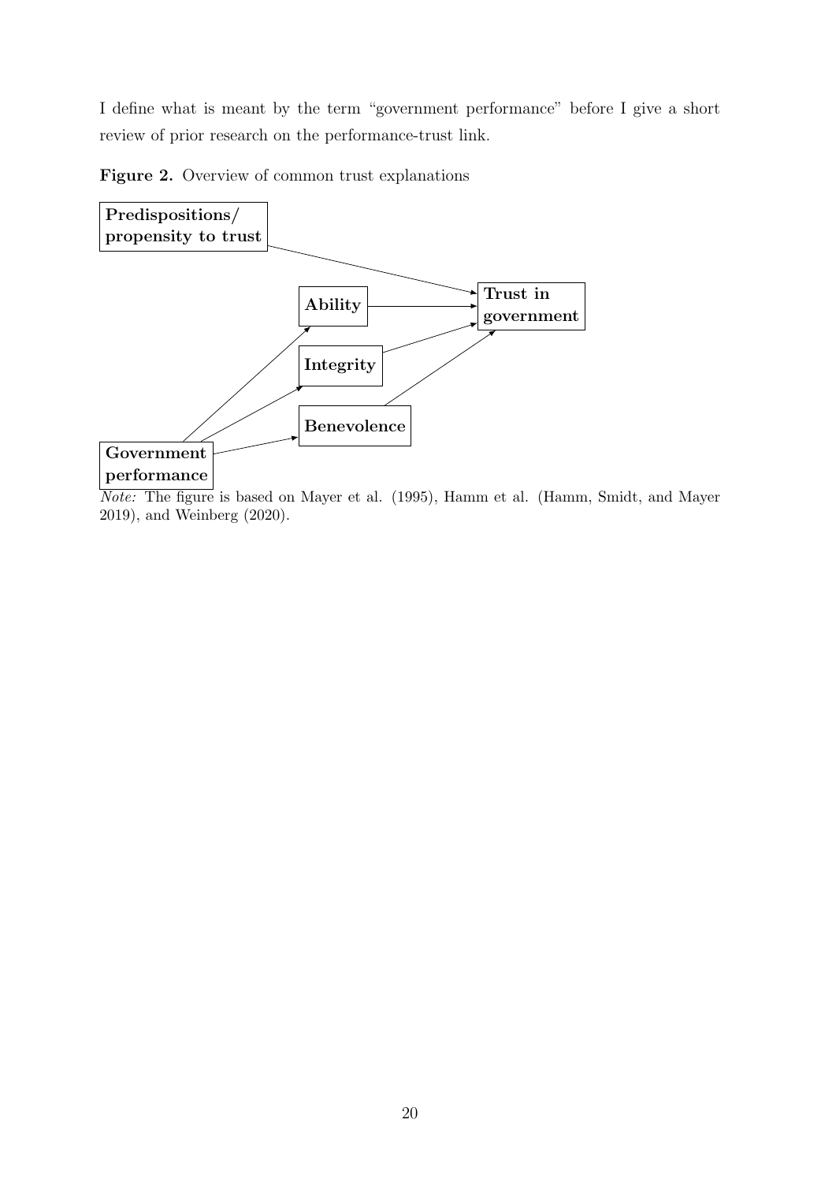I define what is meant by the term "government performance" before I give a short review of prior research on the performance-trust link.

**Figure 2.** Overview of common trust explanations

*Note:* The figure is based on Mayer et al. (1995), Hamm et al. (Hamm, Smidt, and Mayer 2019), and Weinberg (2020).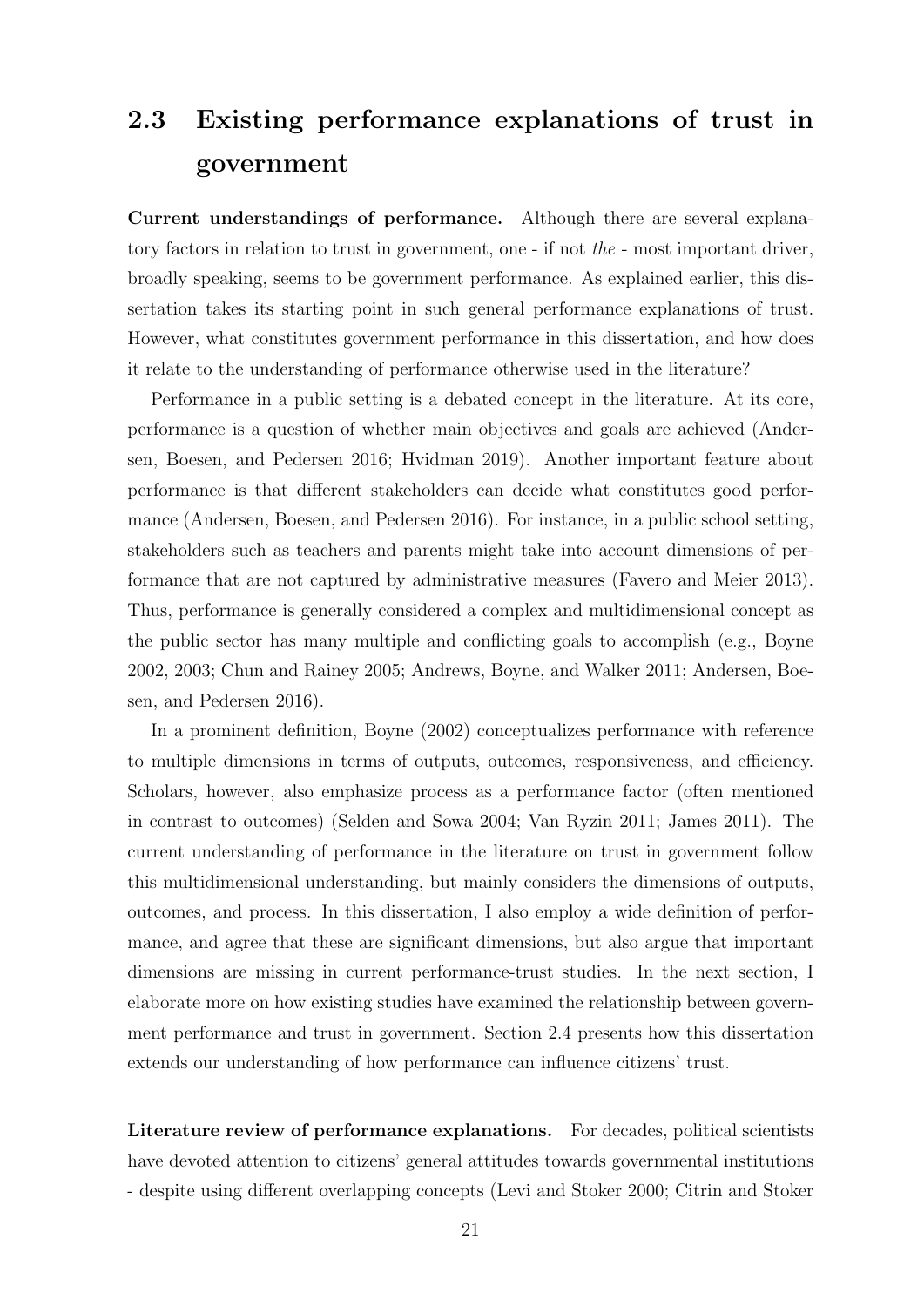## 2.3 Existing performance explanations of trust in government

**Current understandings of performance.** Although there are several explanatory factors in relation to trust in government, one - if not *the* - most important driver, broadly speaking, seems to be government performance. As explained earlier, this dissertation takes its starting point in such general performance explanations of trust. However, what constitutes government performance in this dissertation, and how does it relate to the understanding of performance otherwise used in the literature?

Performance in a public setting is a debated concept in the literature. At its core, performance is a question of whether main objectives and goals are achieved (Andersen, Boesen, and Pedersen 2016; Hvidman 2019). Another important feature about performance is that different stakeholders can decide what constitutes good performance (Andersen, Boesen, and Pedersen 2016). For instance, in a public school setting, stakeholders such as teachers and parents might take into account dimensions of performance that are not captured by administrative measures (Favero and Meier 2013). Thus, performance is generally considered a complex and multidimensional concept as the public sector has many multiple and conflicting goals to accomplish (e.g., Boyne 2002, 2003; Chun and Rainey 2005; Andrews, Boyne, and Walker 2011; Andersen, Boesen, and Pedersen 2016).

In a prominent definition, Boyne (2002) conceptualizes performance with reference to multiple dimensions in terms of outputs, outcomes, responsiveness, and efficiency. Scholars, however, also emphasize process as a performance factor (often mentioned in contrast to outcomes) (Selden and Sowa 2004; Van Ryzin 2011; James 2011). The current understanding of performance in the literature on trust in government follow this multidimensional understanding, but mainly considers the dimensions of outputs, outcomes, and process. In this dissertation, I also employ a wide definition of performance, and agree that these are significant dimensions, but also argue that important dimensions are missing in current performance-trust studies. In the next section, I elaborate more on how existing studies have examined the relationship between government performance and trust in government. Section 2.4 presents how this dissertation extends our understanding of how performance can influence citizens' trust.

**Literature review of performance explanations.** For decades, political scientists have devoted attention to citizens' general attitudes towards governmental institutions - despite using different overlapping concepts (Levi and Stoker 2000; Citrin and Stoker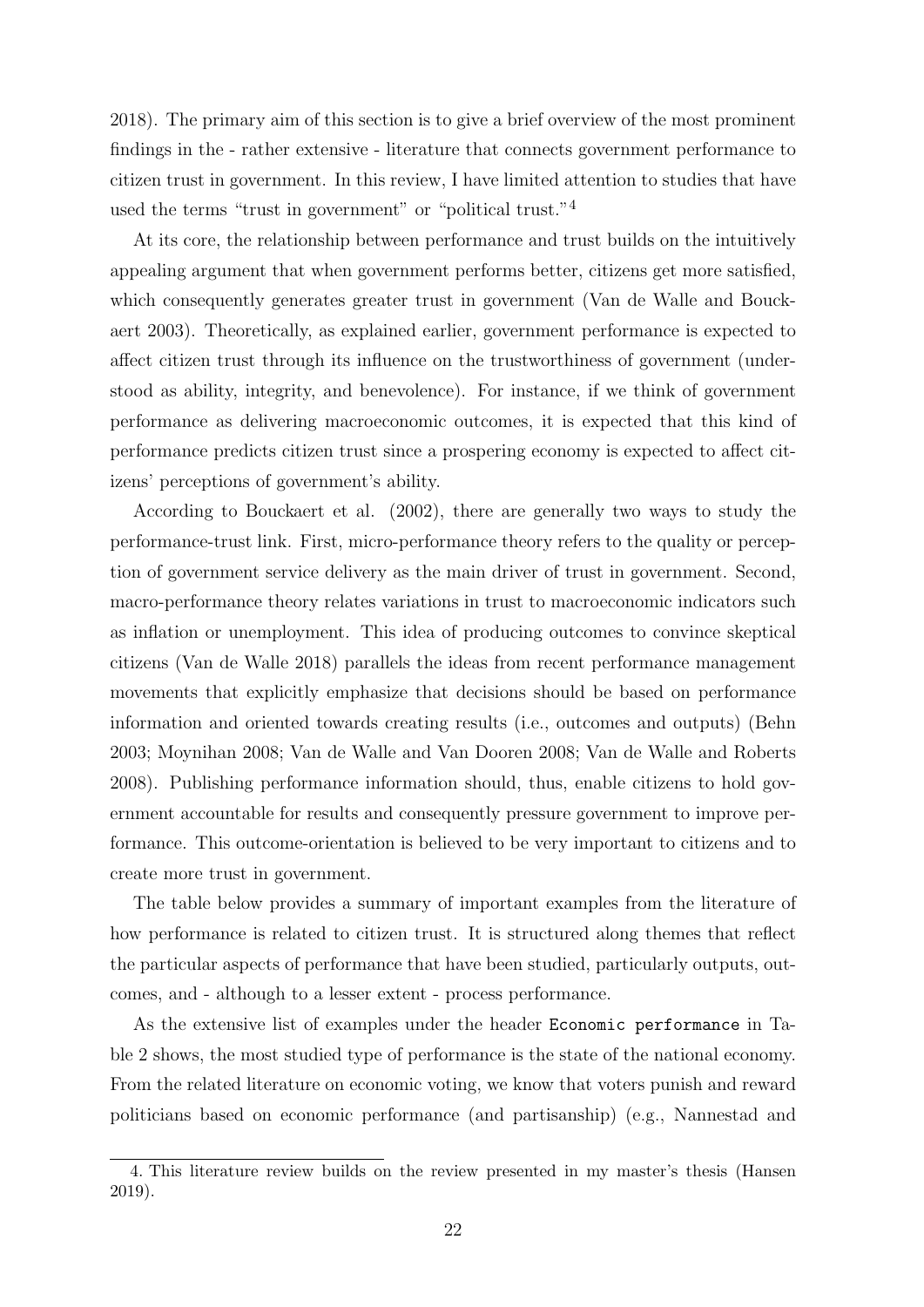2018). The primary aim of this section is to give a brief overview of the most prominent findings in the - rather extensive - literature that connects government performance to citizen trust in government. In this review, I have limited attention to studies that have used the terms "trust in government" or "political trust."[4]

At its core, the relationship between performance and trust builds on the intuitively appealing argument that when government performs better, citizens get more satisfied, which consequently generates greater trust in government (Van de Walle and Bouckaert 2003). Theoretically, as explained earlier, government performance is expected to affect citizen trust through its influence on the trustworthiness of government (understood as ability, integrity, and benevolence). For instance, if we think of government performance as delivering macroeconomic outcomes, it is expected that this kind of performance predicts citizen trust since a prospering economy is expected to affect citizens' perceptions of government's ability.

According to Bouckaert et al. (2002), there are generally two ways to study the performance-trust link. First, micro-performance theory refers to the quality or perception of government service delivery as the main driver of trust in government. Second, macro-performance theory relates variations in trust to macroeconomic indicators such as inflation or unemployment. This idea of producing outcomes to convince skeptical citizens (Van de Walle 2018) parallels the ideas from recent performance management movements that explicitly emphasize that decisions should be based on performance information and oriented towards creating results (i.e., outcomes and outputs) (Behn 2003; Moynihan 2008; Van de Walle and Van Dooren 2008; Van de Walle and Roberts 2008). Publishing performance information should, thus, enable citizens to hold government accountable for results and consequently pressure government to improve performance. This outcome-orientation is believed to be very important to citizens and to create more trust in government.

The table below provides a summary of important examples from the literature of how performance is related to citizen trust. It is structured along themes that reflect the particular aspects of performance that have been studied, particularly outputs, outcomes, and - although to a lesser extent - process performance.

As the extensive list of examples under the header `Economic performance` in Table 2 shows, the most studied type of performance is the state of the national economy. From the related literature on economic voting, we know that voters punish and reward politicians based on economic performance (and partisanship) (e.g., Nannestad and

4. This literature review builds on the review presented in my master's thesis (Hansen 2019).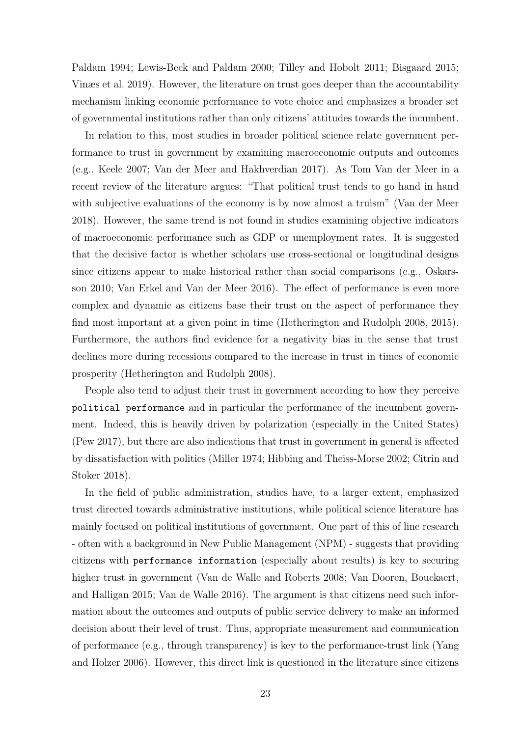Paldam 1994; Lewis-Beck and Paldam 2000; Tilley and Hobolt 2011; Bisgaard 2015; Vinæs et al. 2019). However, the literature on trust goes deeper than the accountability mechanism linking economic performance to vote choice and emphasizes a broader set of governmental institutions rather than only citizens' attitudes towards the incumbent.

In relation to this, most studies in broader political science relate government performance to trust in government by examining macroeconomic outputs and outcomes (e.g., Keele 2007; Van der Meer and Hakhverdian 2017). As Tom Van der Meer in a recent review of the literature argues: "That political trust tends to go hand in hand with subjective evaluations of the economy is by now almost a truism" (Van der Meer 2018). However, the same trend is not found in studies examining objective indicators of macroeconomic performance such as GDP or unemployment rates. It is suggested that the decisive factor is whether scholars use cross-sectional or longitudinal designs since citizens appear to make historical rather than social comparisons (e.g., Oskarsson 2010; Van Erkel and Van der Meer 2016). The effect of performance is even more complex and dynamic as citizens base their trust on the aspect of performance they find most important at a given point in time (Hetherington and Rudolph 2008, 2015). Furthermore, the authors find evidence for a negativity bias in the sense that trust declines more during recessions compared to the increase in trust in times of economic prosperity (Hetherington and Rudolph 2008).

People also tend to adjust their trust in government according to how they perceive `political performance` and in particular the performance of the incumbent government. Indeed, this is heavily driven by polarization (especially in the United States) (Pew 2017), but there are also indications that trust in government in general is affected by dissatisfaction with politics (Miller 1974; Hibbing and Theiss-Morse 2002; Citrin and Stoker 2018).

In the field of public administration, studies have, to a larger extent, emphasized trust directed towards administrative institutions, while political science literature has mainly focused on political institutions of government. One part of this of line research - often with a background in New Public Management (NPM) - suggests that providing citizens with `performance information` (especially about results) is key to securing higher trust in government (Van de Walle and Roberts 2008; Van Dooren, Bouckaert, and Halligan 2015; Van de Walle 2016). The argument is that citizens need such information about the outcomes and outputs of public service delivery to make an informed decision about their level of trust. Thus, appropriate measurement and communication of performance (e.g., through transparency) is key to the performance-trust link (Yang and Holzer 2006). However, this direct link is questioned in the literature since citizens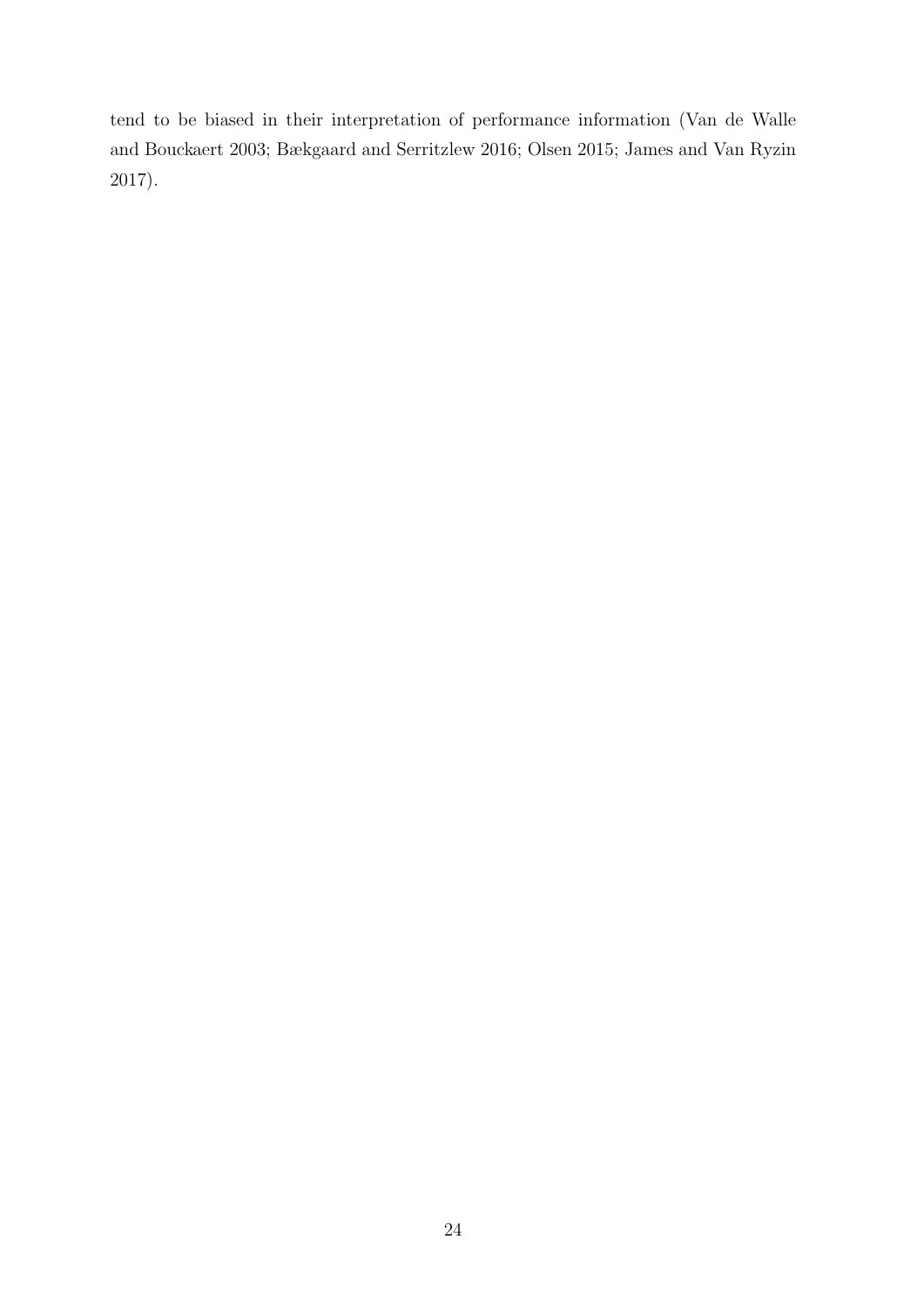tend to be biased in their interpretation of performance information (Van de Walle and Bouckaert 2003; Bækgaard and Serritzlew 2016; Olsen 2015; James and Van Ryzin 2017).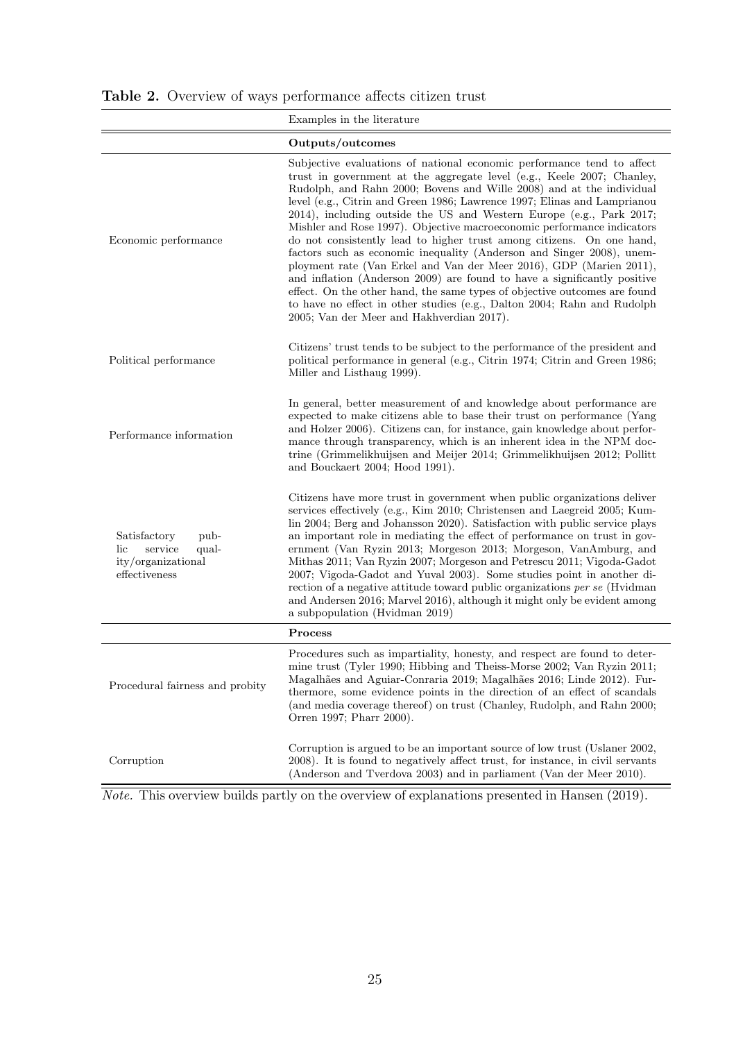**Table 2.** Overview of ways performance affects citizen trust

| | Examples in the literature |
|---|---|
| | **Outputs/outcomes** |
| Economic performance | Subjective evaluations of national economic performance tend to affect trust in government at the aggregate level (e.g., Keele 2007; Chanley, Rudolph, and Rahn 2000; Bovens and Wille 2008) and at the individual level (e.g., Citrin and Green 1986; Lawrence 1997; Elinas and Lamprianou 2014), including outside the US and Western Europe (e.g., Park 2017; Mishler and Rose 1997). Objective macroeconomic performance indicators do not consistently lead to higher trust among citizens. On one hand, factors such as economic inequality (Anderson and Singer 2008), unemployment rate (Van Erkel and Van der Meer 2016), GDP (Marien 2011), and inflation (Anderson 2009) are found to have a significantly positive effect. On the other hand, the same types of objective outcomes are found to have no effect in other studies (e.g., Dalton 2004; Rahn and Rudolph 2005; Van der Meer and Hakhverdian 2017). |
| Political performance | Citizens' trust tends to be subject to the performance of the president and political performance in general (e.g., Citrin 1974; Citrin and Green 1986; Miller and Listhaug 1999). |
| Performance information | In general, better measurement of and knowledge about performance are expected to make citizens able to base their trust on performance (Yang and Holzer 2006). Citizens can, for instance, gain knowledge about performance through transparency, which is an inherent idea in the NPM doctrine (Grimmelikhuijsen and Meijer 2014; Grimmelikhuijsen 2012; Pollitt and Bouckaert 2004; Hood 1991). |
| Satisfactory public service quality/organizational effectiveness | Citizens have more trust in government when public organizations deliver services effectively (e.g., Kim 2010; Christensen and Laegreid 2005; Kumlin 2004; Berg and Johansson 2020). Satisfaction with public service plays an important role in mediating the effect of performance on trust in government (Van Ryzin 2013; Morgeson 2013; Morgeson, VanAmburg, and Mithas 2011; Van Ryzin 2007; Morgeson and Petrescu 2011; Vigoda-Gadot 2007; Vigoda-Gadot and Yuval 2003). Some studies point in another direction of a negative attitude toward public organizations *per se* (Hvidman and Andersen 2016; Marvel 2016), although it might only be evident among a subpopulation (Hvidman 2019) |
| | **Process** |
| Procedural fairness and probity | Procedures such as impartiality, honesty, and respect are found to determine trust (Tyler 1990; Hibbing and Theiss-Morse 2002; Van Ryzin 2011; Magalhães and Aguiar-Conraria 2019; Magalhães 2016; Linde 2012). Furthermore, some evidence points in the direction of an effect of scandals (and media coverage thereof) on trust (Chanley, Rudolph, and Rahn 2000; Orren 1997; Pharr 2000). |
| Corruption | Corruption is argued to be an important source of low trust (Uslaner 2002, 2008). It is found to negatively affect trust, for instance, in civil servants (Anderson and Tverdova 2003) and in parliament (Van der Meer 2010). |

*Note.* This overview builds partly on the overview of explanations presented in Hansen (2019).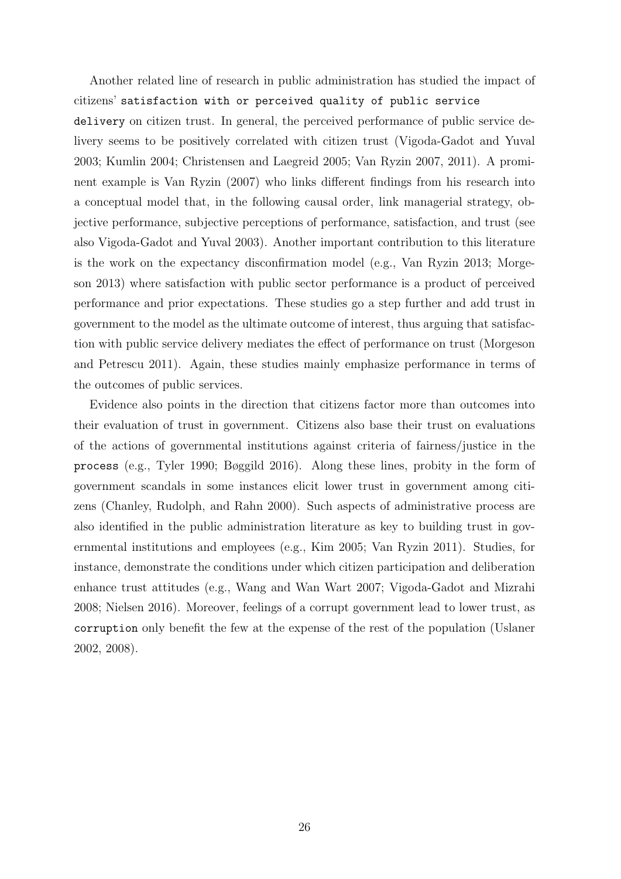Another related line of research in public administration has studied the impact of citizens' `satisfaction with or perceived quality of public service delivery` on citizen trust. In general, the perceived performance of public service delivery seems to be positively correlated with citizen trust (Vigoda-Gadot and Yuval 2003; Kumlin 2004; Christensen and Laegreid 2005; Van Ryzin 2007, 2011). A prominent example is Van Ryzin (2007) who links different findings from his research into a conceptual model that, in the following causal order, link managerial strategy, objective performance, subjective perceptions of performance, satisfaction, and trust (see also Vigoda-Gadot and Yuval 2003). Another important contribution to this literature is the work on the expectancy disconfirmation model (e.g., Van Ryzin 2013; Morgeson 2013) where satisfaction with public sector performance is a product of perceived performance and prior expectations. These studies go a step further and add trust in government to the model as the ultimate outcome of interest, thus arguing that satisfaction with public service delivery mediates the effect of performance on trust (Morgeson and Petrescu 2011). Again, these studies mainly emphasize performance in terms of the outcomes of public services.

Evidence also points in the direction that citizens factor more than outcomes into their evaluation of trust in government. Citizens also base their trust on evaluations of the actions of governmental institutions against criteria of fairness/justice in the `process` (e.g., Tyler 1990; Bøggild 2016). Along these lines, probity in the form of government scandals in some instances elicit lower trust in government among citizens (Chanley, Rudolph, and Rahn 2000). Such aspects of administrative process are also identified in the public administration literature as key to building trust in governmental institutions and employees (e.g., Kim 2005; Van Ryzin 2011). Studies, for instance, demonstrate the conditions under which citizen participation and deliberation enhance trust attitudes (e.g., Wang and Wan Wart 2007; Vigoda-Gadot and Mizrahi 2008; Nielsen 2016). Moreover, feelings of a corrupt government lead to lower trust, as `corruption` only benefit the few at the expense of the rest of the population (Uslaner 2002, 2008).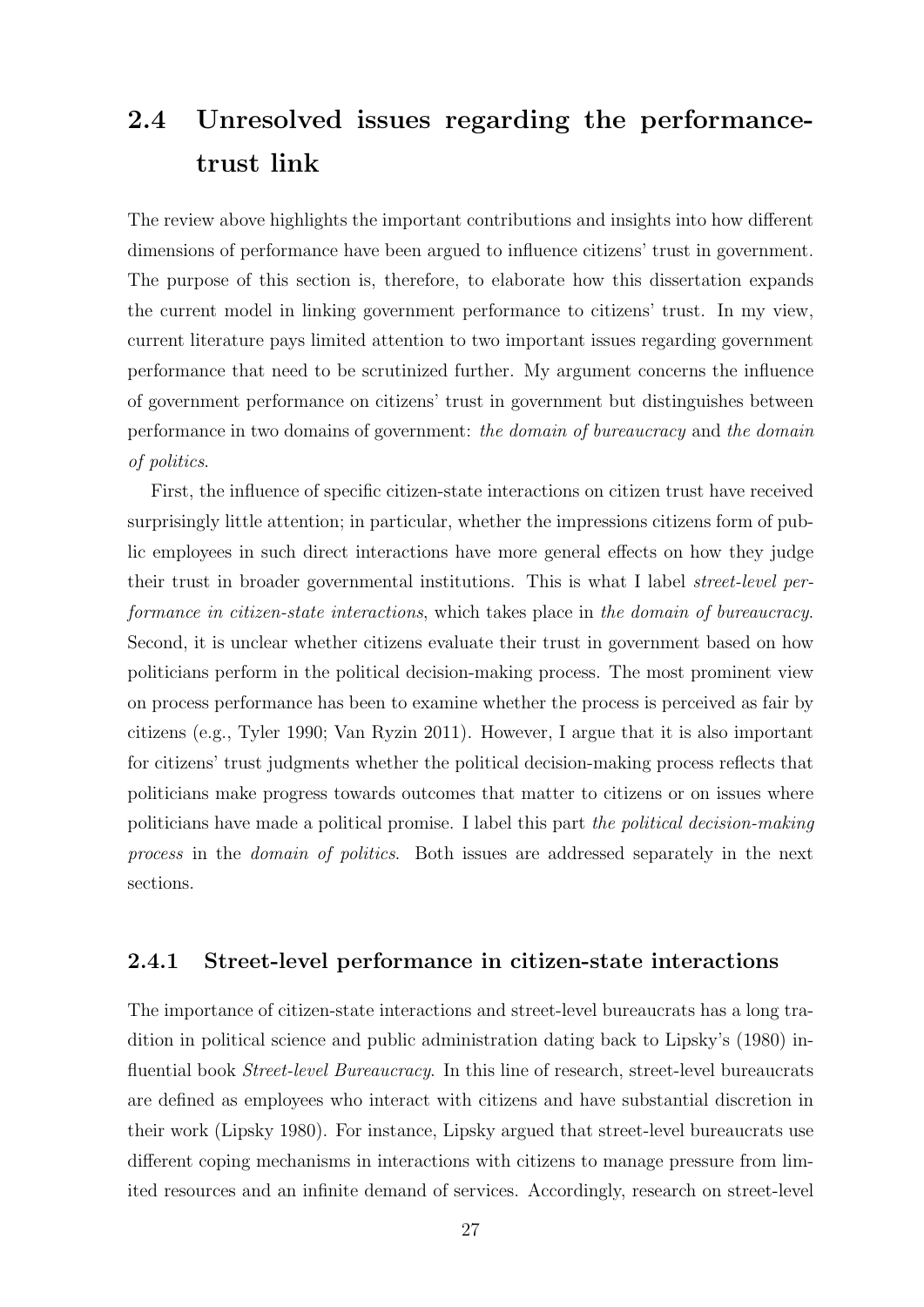## 2.4 Unresolved issues regarding the performance-trust link

The review above highlights the important contributions and insights into how different dimensions of performance have been argued to influence citizens' trust in government. The purpose of this section is, therefore, to elaborate how this dissertation expands the current model in linking government performance to citizens' trust. In my view, current literature pays limited attention to two important issues regarding government performance that need to be scrutinized further. My argument concerns the influence of government performance on citizens' trust in government but distinguishes between performance in two domains of government: *the domain of bureaucracy* and *the domain of politics*.

First, the influence of specific citizen-state interactions on citizen trust have received surprisingly little attention; in particular, whether the impressions citizens form of public employees in such direct interactions have more general effects on how they judge their trust in broader governmental institutions. This is what I label *street-level performance in citizen-state interactions*, which takes place in *the domain of bureaucracy*. Second, it is unclear whether citizens evaluate their trust in government based on how politicians perform in the political decision-making process. The most prominent view on process performance has been to examine whether the process is perceived as fair by citizens (e.g., Tyler 1990; Van Ryzin 2011). However, I argue that it is also important for citizens' trust judgments whether the political decision-making process reflects that politicians make progress towards outcomes that matter to citizens or on issues where politicians have made a political promise. I label this part *the political decision-making process* in the *domain of politics*. Both issues are addressed separately in the next sections.

### 2.4.1 Street-level performance in citizen-state interactions

The importance of citizen-state interactions and street-level bureaucrats has a long tradition in political science and public administration dating back to Lipsky's (1980) influential book *Street-level Bureaucracy*. In this line of research, street-level bureaucrats are defined as employees who interact with citizens and have substantial discretion in their work (Lipsky 1980). For instance, Lipsky argued that street-level bureaucrats use different coping mechanisms in interactions with citizens to manage pressure from limited resources and an infinite demand of services. Accordingly, research on street-level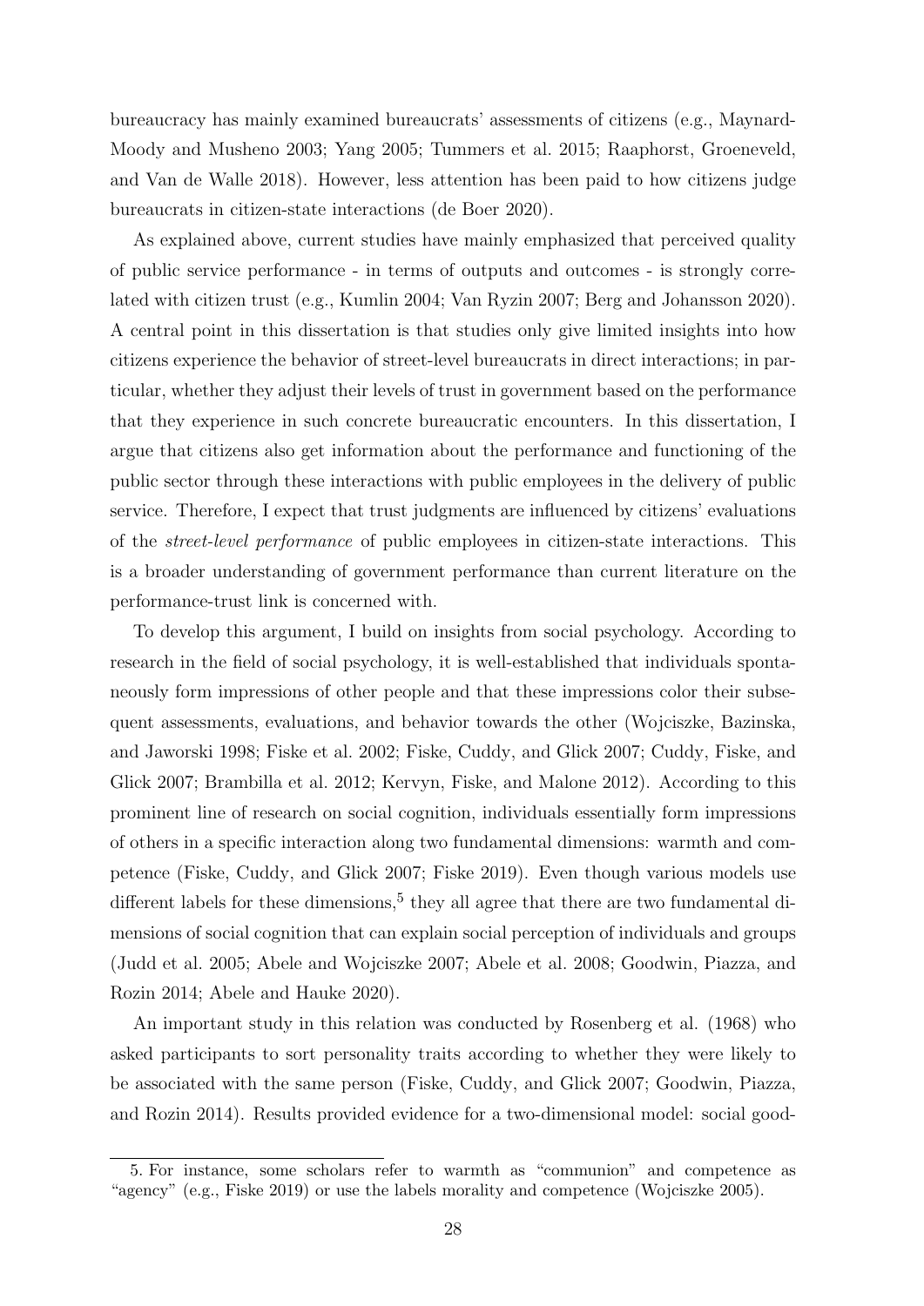bureaucracy has mainly examined bureaucrats' assessments of citizens (e.g., Maynard-Moody and Musheno 2003; Yang 2005; Tummers et al. 2015; Raaphorst, Groeneveld, and Van de Walle 2018). However, less attention has been paid to how citizens judge bureaucrats in citizen-state interactions (de Boer 2020).

As explained above, current studies have mainly emphasized that perceived quality of public service performance - in terms of outputs and outcomes - is strongly correlated with citizen trust (e.g., Kumlin 2004; Van Ryzin 2007; Berg and Johansson 2020). A central point in this dissertation is that studies only give limited insights into how citizens experience the behavior of street-level bureaucrats in direct interactions; in particular, whether they adjust their levels of trust in government based on the performance that they experience in such concrete bureaucratic encounters. In this dissertation, I argue that citizens also get information about the performance and functioning of the public sector through these interactions with public employees in the delivery of public service. Therefore, I expect that trust judgments are influenced by citizens' evaluations of the *street-level performance* of public employees in citizen-state interactions. This is a broader understanding of government performance than current literature on the performance-trust link is concerned with.

To develop this argument, I build on insights from social psychology. According to research in the field of social psychology, it is well-established that individuals spontaneously form impressions of other people and that these impressions color their subsequent assessments, evaluations, and behavior towards the other (Wojciszke, Bazinska, and Jaworski 1998; Fiske et al. 2002; Fiske, Cuddy, and Glick 2007; Cuddy, Fiske, and Glick 2007; Brambilla et al. 2012; Kervyn, Fiske, and Malone 2012). According to this prominent line of research on social cognition, individuals essentially form impressions of others in a specific interaction along two fundamental dimensions: warmth and competence (Fiske, Cuddy, and Glick 2007; Fiske 2019). Even though various models use different labels for these dimensions,[5] they all agree that there are two fundamental dimensions of social cognition that can explain social perception of individuals and groups (Judd et al. 2005; Abele and Wojciszke 2007; Abele et al. 2008; Goodwin, Piazza, and Rozin 2014; Abele and Hauke 2020).

An important study in this relation was conducted by Rosenberg et al. (1968) who asked participants to sort personality traits according to whether they were likely to be associated with the same person (Fiske, Cuddy, and Glick 2007; Goodwin, Piazza, and Rozin 2014). Results provided evidence for a two-dimensional model: social good-

5. For instance, some scholars refer to warmth as "communion" and competence as "agency" (e.g., Fiske 2019) or use the labels morality and competence (Wojciszke 2005).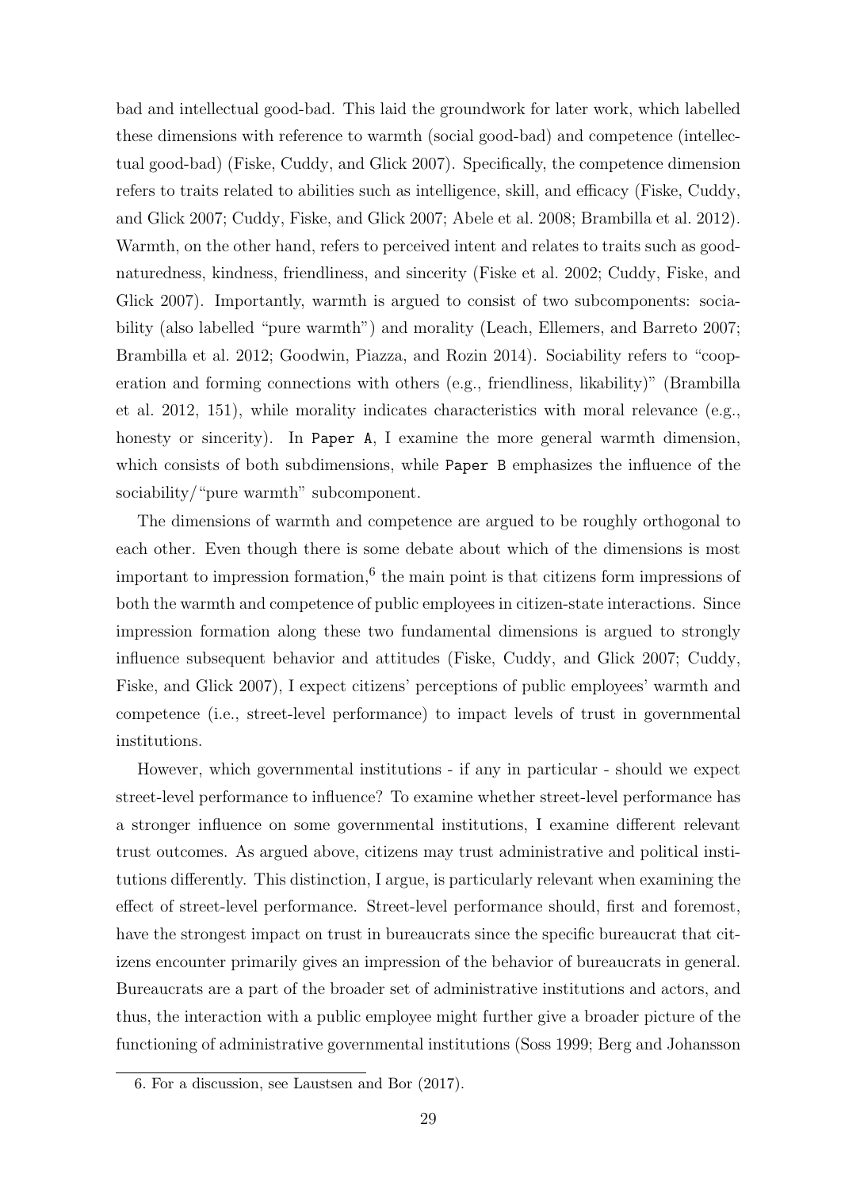bad and intellectual good-bad. This laid the groundwork for later work, which labelled these dimensions with reference to warmth (social good-bad) and competence (intellectual good-bad) (Fiske, Cuddy, and Glick 2007). Specifically, the competence dimension refers to traits related to abilities such as intelligence, skill, and efficacy (Fiske, Cuddy, and Glick 2007; Cuddy, Fiske, and Glick 2007; Abele et al. 2008; Brambilla et al. 2012). Warmth, on the other hand, refers to perceived intent and relates to traits such as good-naturedness, kindness, friendliness, and sincerity (Fiske et al. 2002; Cuddy, Fiske, and Glick 2007). Importantly, warmth is argued to consist of two subcomponents: sociability (also labelled "pure warmth") and morality (Leach, Ellemers, and Barreto 2007; Brambilla et al. 2012; Goodwin, Piazza, and Rozin 2014). Sociability refers to "cooperation and forming connections with others (e.g., friendliness, likability)" (Brambilla et al. 2012, 151), while morality indicates characteristics with moral relevance (e.g., honesty or sincerity). In `Paper A`, I examine the more general warmth dimension, which consists of both subdimensions, while `Paper B` emphasizes the influence of the sociability/"pure warmth" subcomponent.

The dimensions of warmth and competence are argued to be roughly orthogonal to each other. Even though there is some debate about which of the dimensions is most important to impression formation,[6] the main point is that citizens form impressions of both the warmth and competence of public employees in citizen-state interactions. Since impression formation along these two fundamental dimensions is argued to strongly influence subsequent behavior and attitudes (Fiske, Cuddy, and Glick 2007; Cuddy, Fiske, and Glick 2007), I expect citizens' perceptions of public employees' warmth and competence (i.e., street-level performance) to impact levels of trust in governmental institutions.

However, which governmental institutions - if any in particular - should we expect street-level performance to influence? To examine whether street-level performance has a stronger influence on some governmental institutions, I examine different relevant trust outcomes. As argued above, citizens may trust administrative and political institutions differently. This distinction, I argue, is particularly relevant when examining the effect of street-level performance. Street-level performance should, first and foremost, have the strongest impact on trust in bureaucrats since the specific bureaucrat that citizens encounter primarily gives an impression of the behavior of bureaucrats in general. Bureaucrats are a part of the broader set of administrative institutions and actors, and thus, the interaction with a public employee might further give a broader picture of the functioning of administrative governmental institutions (Soss 1999; Berg and Johansson

6. For a discussion, see Laustsen and Bor (2017).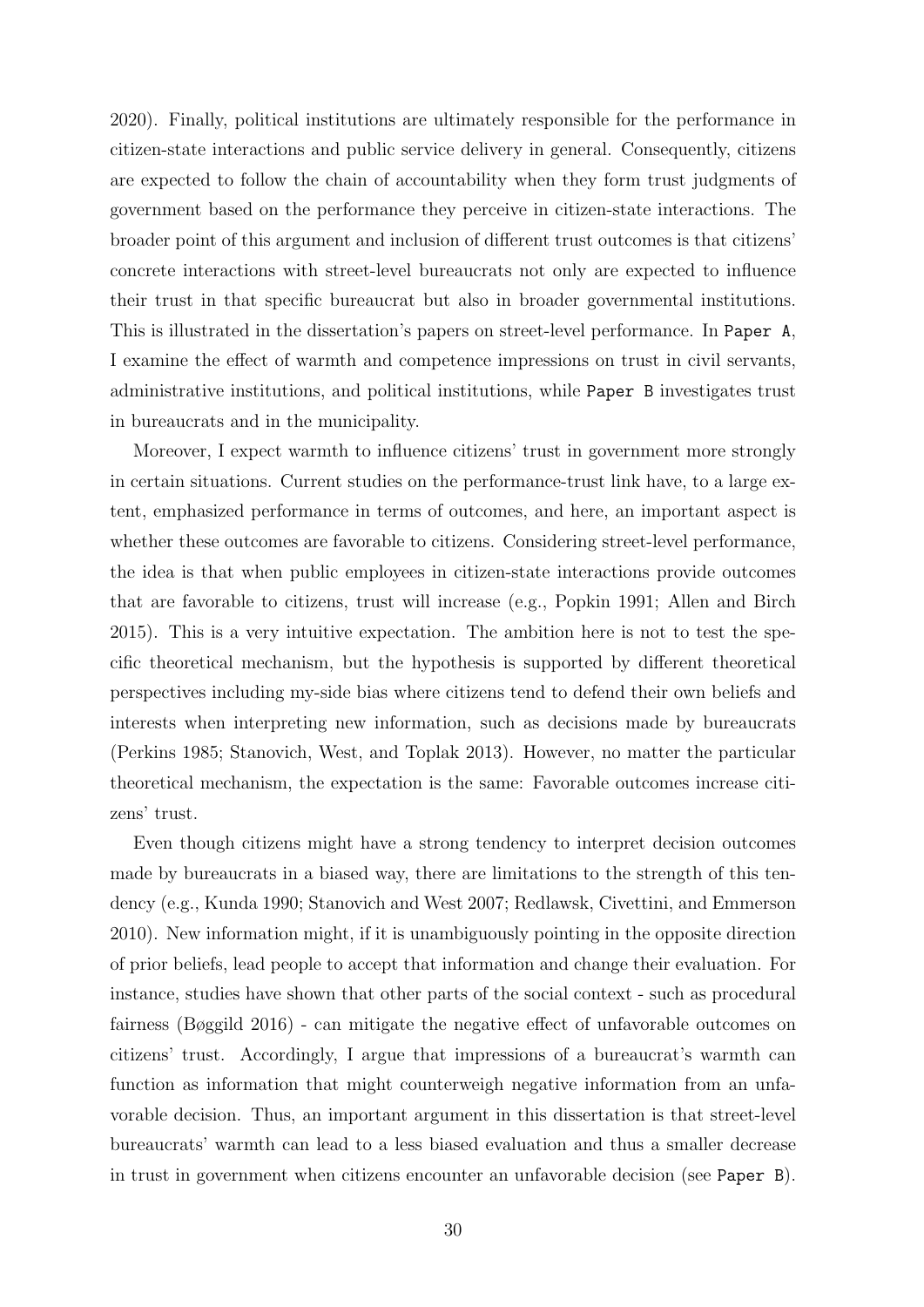2020). Finally, political institutions are ultimately responsible for the performance in citizen-state interactions and public service delivery in general. Consequently, citizens are expected to follow the chain of accountability when they form trust judgments of government based on the performance they perceive in citizen-state interactions. The broader point of this argument and inclusion of different trust outcomes is that citizens' concrete interactions with street-level bureaucrats not only are expected to influence their trust in that specific bureaucrat but also in broader governmental institutions. This is illustrated in the dissertation's papers on street-level performance. In `Paper A`, I examine the effect of warmth and competence impressions on trust in civil servants, administrative institutions, and political institutions, while `Paper B` investigates trust in bureaucrats and in the municipality.

Moreover, I expect warmth to influence citizens' trust in government more strongly in certain situations. Current studies on the performance-trust link have, to a large extent, emphasized performance in terms of outcomes, and here, an important aspect is whether these outcomes are favorable to citizens. Considering street-level performance, the idea is that when public employees in citizen-state interactions provide outcomes that are favorable to citizens, trust will increase (e.g., Popkin 1991; Allen and Birch 2015). This is a very intuitive expectation. The ambition here is not to test the specific theoretical mechanism, but the hypothesis is supported by different theoretical perspectives including my-side bias where citizens tend to defend their own beliefs and interests when interpreting new information, such as decisions made by bureaucrats (Perkins 1985; Stanovich, West, and Toplak 2013). However, no matter the particular theoretical mechanism, the expectation is the same: Favorable outcomes increase citizens' trust.

Even though citizens might have a strong tendency to interpret decision outcomes made by bureaucrats in a biased way, there are limitations to the strength of this tendency (e.g., Kunda 1990; Stanovich and West 2007; Redlawsk, Civettini, and Emmerson 2010). New information might, if it is unambiguously pointing in the opposite direction of prior beliefs, lead people to accept that information and change their evaluation. For instance, studies have shown that other parts of the social context - such as procedural fairness (Bøggild 2016) - can mitigate the negative effect of unfavorable outcomes on citizens' trust. Accordingly, I argue that impressions of a bureaucrat's warmth can function as information that might counterweigh negative information from an unfavorable decision. Thus, an important argument in this dissertation is that street-level bureaucrats' warmth can lead to a less biased evaluation and thus a smaller decrease in trust in government when citizens encounter an unfavorable decision (see `Paper B`).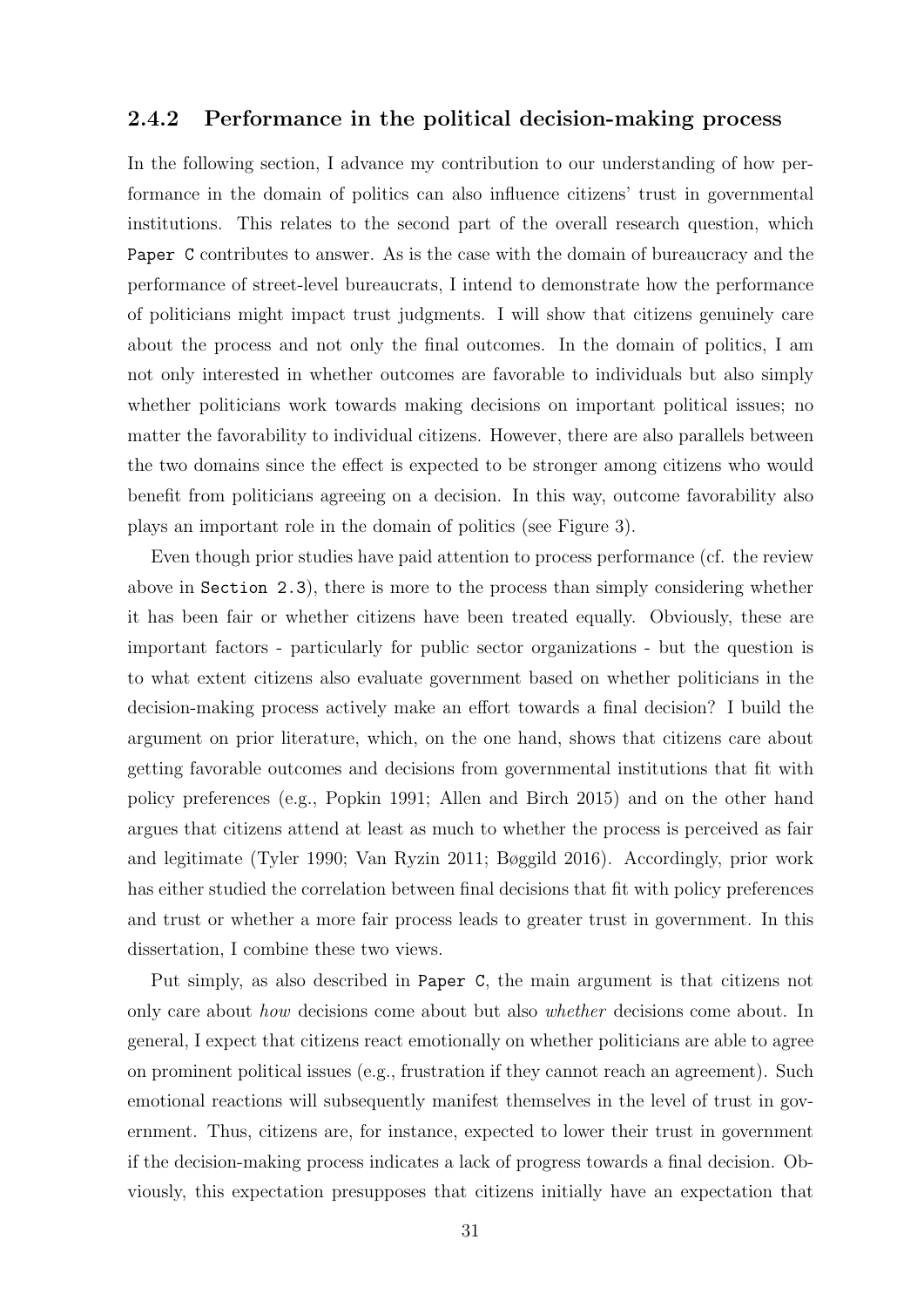### 2.4.2 Performance in the political decision-making process

In the following section, I advance my contribution to our understanding of how performance in the domain of politics can also influence citizens' trust in governmental institutions. This relates to the second part of the overall research question, which `Paper C` contributes to answer. As is the case with the domain of bureaucracy and the performance of street-level bureaucrats, I intend to demonstrate how the performance of politicians might impact trust judgments. I will show that citizens genuinely care about the process and not only the final outcomes. In the domain of politics, I am not only interested in whether outcomes are favorable to individuals but also simply whether politicians work towards making decisions on important political issues; no matter the favorability to individual citizens. However, there are also parallels between the two domains since the effect is expected to be stronger among citizens who would benefit from politicians agreeing on a decision. In this way, outcome favorability also plays an important role in the domain of politics (see Figure 3).

Even though prior studies have paid attention to process performance (cf. the review above in `Section 2.3`), there is more to the process than simply considering whether it has been fair or whether citizens have been treated equally. Obviously, these are important factors - particularly for public sector organizations - but the question is to what extent citizens also evaluate government based on whether politicians in the decision-making process actively make an effort towards a final decision? I build the argument on prior literature, which, on the one hand, shows that citizens care about getting favorable outcomes and decisions from governmental institutions that fit with policy preferences (e.g., Popkin 1991; Allen and Birch 2015) and on the other hand argues that citizens attend at least as much to whether the process is perceived as fair and legitimate (Tyler 1990; Van Ryzin 2011; Bøggild 2016). Accordingly, prior work has either studied the correlation between final decisions that fit with policy preferences and trust or whether a more fair process leads to greater trust in government. In this dissertation, I combine these two views.

Put simply, as also described in `Paper C`, the main argument is that citizens not only care about *how* decisions come about but also *whether* decisions come about. In general, I expect that citizens react emotionally on whether politicians are able to agree on prominent political issues (e.g., frustration if they cannot reach an agreement). Such emotional reactions will subsequently manifest themselves in the level of trust in government. Thus, citizens are, for instance, expected to lower their trust in government if the decision-making process indicates a lack of progress towards a final decision. Obviously, this expectation presupposes that citizens initially have an expectation that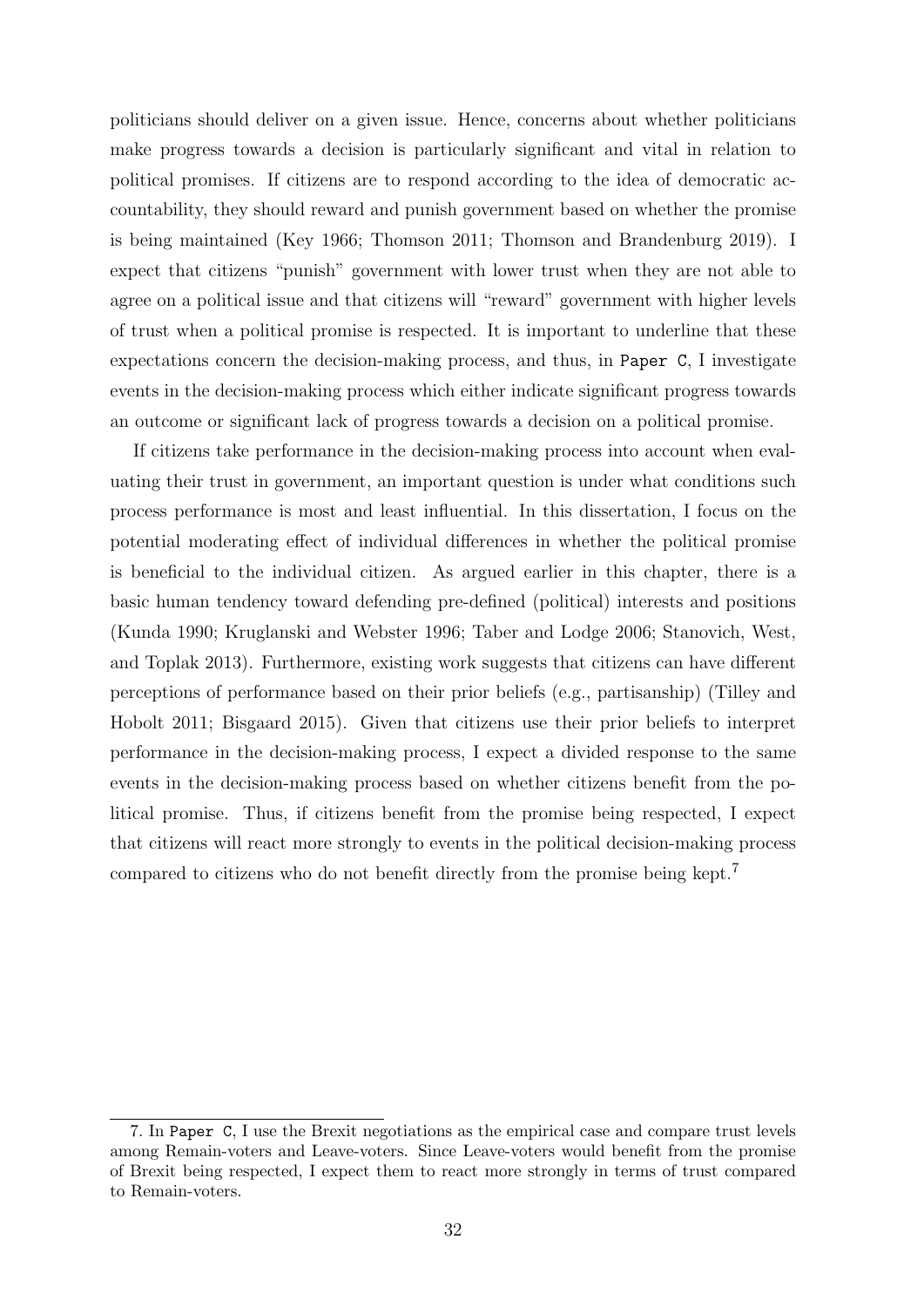politicians should deliver on a given issue. Hence, concerns about whether politicians make progress towards a decision is particularly significant and vital in relation to political promises. If citizens are to respond according to the idea of democratic accountability, they should reward and punish government based on whether the promise is being maintained (Key 1966; Thomson 2011; Thomson and Brandenburg 2019). I expect that citizens "punish" government with lower trust when they are not able to agree on a political issue and that citizens will "reward" government with higher levels of trust when a political promise is respected. It is important to underline that these expectations concern the decision-making process, and thus, in `Paper C`, I investigate events in the decision-making process which either indicate significant progress towards an outcome or significant lack of progress towards a decision on a political promise.

If citizens take performance in the decision-making process into account when evaluating their trust in government, an important question is under what conditions such process performance is most and least influential. In this dissertation, I focus on the potential moderating effect of individual differences in whether the political promise is beneficial to the individual citizen. As argued earlier in this chapter, there is a basic human tendency toward defending pre-defined (political) interests and positions (Kunda 1990; Kruglanski and Webster 1996; Taber and Lodge 2006; Stanovich, West, and Toplak 2013). Furthermore, existing work suggests that citizens can have different perceptions of performance based on their prior beliefs (e.g., partisanship) (Tilley and Hobolt 2011; Bisgaard 2015). Given that citizens use their prior beliefs to interpret performance in the decision-making process, I expect a divided response to the same events in the decision-making process based on whether citizens benefit from the political promise. Thus, if citizens benefit from the promise being respected, I expect that citizens will react more strongly to events in the political decision-making process compared to citizens who do not benefit directly from the promise being kept.[7]

---

7. In `Paper C`, I use the Brexit negotiations as the empirical case and compare trust levels among Remain-voters and Leave-voters. Since Leave-voters would benefit from the promise of Brexit being respected, I expect them to react more strongly in terms of trust compared to Remain-voters.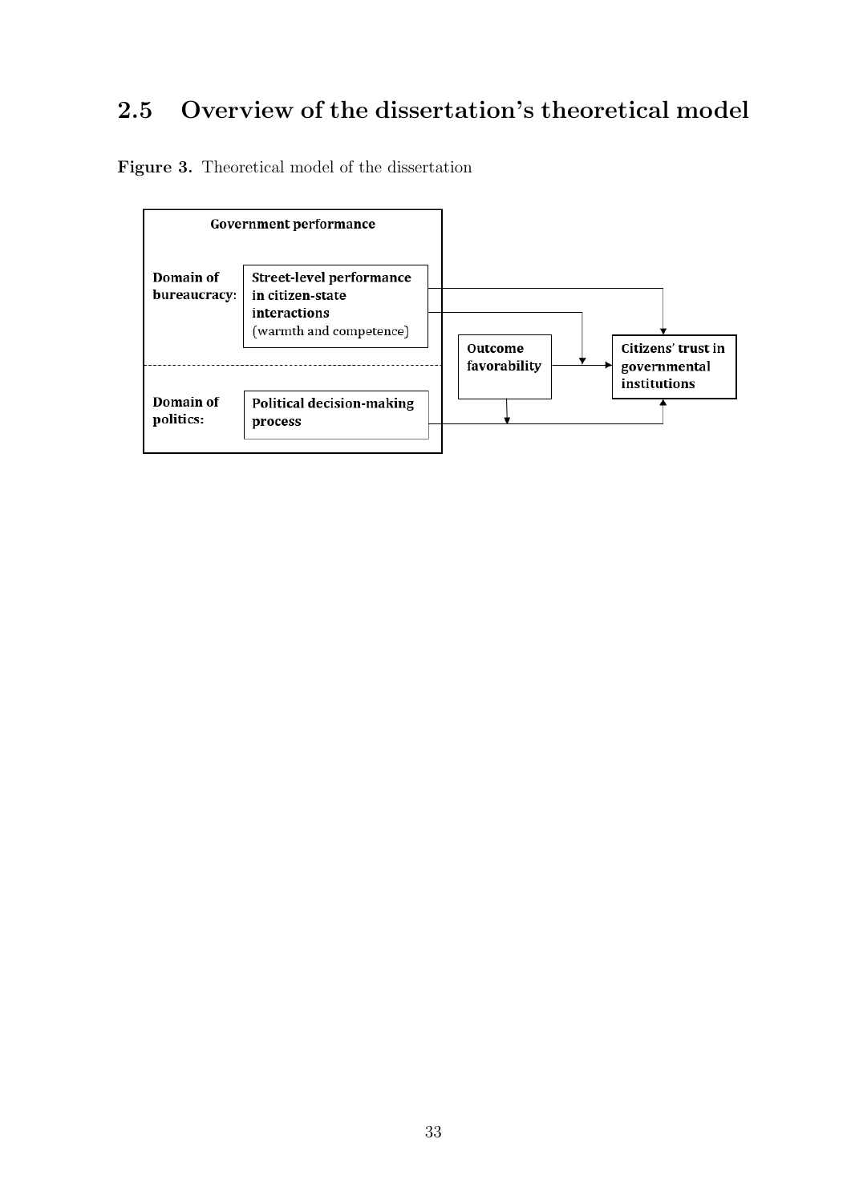## 2.5 Overview of the dissertation's theoretical model

**Figure 3.** Theoretical model of the dissertation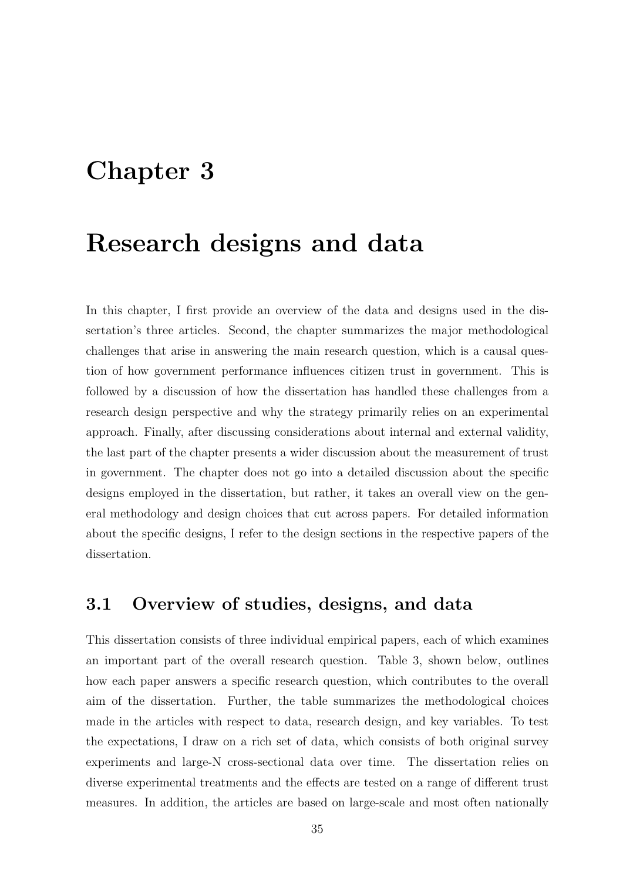# Chapter 3

# Research designs and data

In this chapter, I first provide an overview of the data and designs used in the dissertation's three articles. Second, the chapter summarizes the major methodological challenges that arise in answering the main research question, which is a causal question of how government performance influences citizen trust in government. This is followed by a discussion of how the dissertation has handled these challenges from a research design perspective and why the strategy primarily relies on an experimental approach. Finally, after discussing considerations about internal and external validity, the last part of the chapter presents a wider discussion about the measurement of trust in government. The chapter does not go into a detailed discussion about the specific designs employed in the dissertation, but rather, it takes an overall view on the general methodology and design choices that cut across papers. For detailed information about the specific designs, I refer to the design sections in the respective papers of the dissertation.

## 3.1 Overview of studies, designs, and data

This dissertation consists of three individual empirical papers, each of which examines an important part of the overall research question. Table 3, shown below, outlines how each paper answers a specific research question, which contributes to the overall aim of the dissertation. Further, the table summarizes the methodological choices made in the articles with respect to data, research design, and key variables. To test the expectations, I draw on a rich set of data, which consists of both original survey experiments and large-N cross-sectional data over time. The dissertation relies on diverse experimental treatments and the effects are tested on a range of different trust measures. In addition, the articles are based on large-scale and most often nationally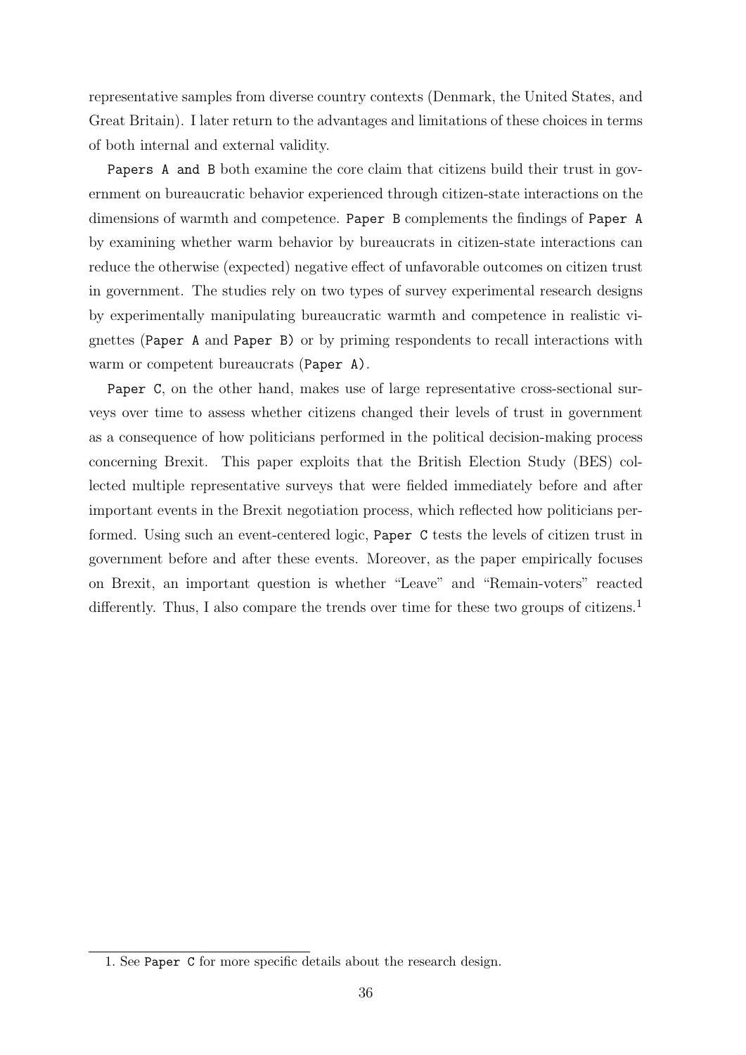representative samples from diverse country contexts (Denmark, the United States, and Great Britain). I later return to the advantages and limitations of these choices in terms of both internal and external validity.

`Papers A and B` both examine the core claim that citizens build their trust in government on bureaucratic behavior experienced through citizen-state interactions on the dimensions of warmth and competence. `Paper B` complements the findings of `Paper A` by examining whether warm behavior by bureaucrats in citizen-state interactions can reduce the otherwise (expected) negative effect of unfavorable outcomes on citizen trust in government. The studies rely on two types of survey experimental research designs by experimentally manipulating bureaucratic warmth and competence in realistic vignettes (`Paper A` and `Paper B)` or by priming respondents to recall interactions with warm or competent bureaucrats (`Paper A)`.

`Paper C`, on the other hand, makes use of large representative cross-sectional surveys over time to assess whether citizens changed their levels of trust in government as a consequence of how politicians performed in the political decision-making process concerning Brexit. This paper exploits that the British Election Study (BES) collected multiple representative surveys that were fielded immediately before and after important events in the Brexit negotiation process, which reflected how politicians performed. Using such an event-centered logic, `Paper C` tests the levels of citizen trust in government before and after these events. Moreover, as the paper empirically focuses on Brexit, an important question is whether "Leave" and "Remain-voters" reacted differently. Thus, I also compare the trends over time for these two groups of citizens.[1]

1. See `Paper C` for more specific details about the research design.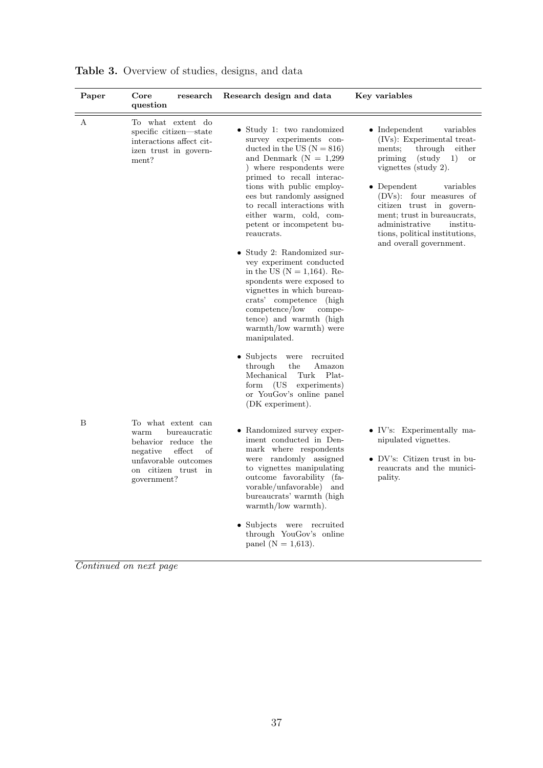**Table 3.** Overview of studies, designs, and data

| Paper | Core research question | Research design and data | Key variables |
|---|---|---|---|
| A | To what extent do specific citizen—state interactions affect citizen trust in government? | • Study 1: two randomized survey experiments conducted in the US (N = 816) and Denmark (N = 1,299 ) where respondents were primed to recall interactions with public employees but randomly assigned to recall interactions with either warm, cold, competent or incompetent bureaucrats. <br> • Study 2: Randomized survey experiment conducted in the US (N = 1,164). Respondents were exposed to vignettes in which bureaucrats' competence (high competence/low competence) and warmth (high warmth/low warmth) were manipulated. <br> • Subjects were recruited through the Amazon Mechanical Turk Platform (US experiments) or YouGov's online panel (DK experiment). | • Independent variables (IVs): Experimental treatments; through either priming (study 1) or vignettes (study 2). <br> • Dependent variables (DVs): four measures of citizen trust in government; trust in bureaucrats, administrative institutions, political institutions, and overall government. |
| B | To what extent can warm bureaucratic behavior reduce the negative effect of unfavorable outcomes on citizen trust in government? | • Randomized survey experiment conducted in Denmark where respondents were randomly assigned to vignettes manipulating outcome favorability (favorable/unfavorable) and bureaucrats' warmth (high warmth/low warmth). <br> • Subjects were recruited through YouGov's online panel (N = 1,613). | • IV's: Experimentally manipulated vignettes. <br> • DV's: Citizen trust in bureaucrats and the municipality. |

*Continued on next page*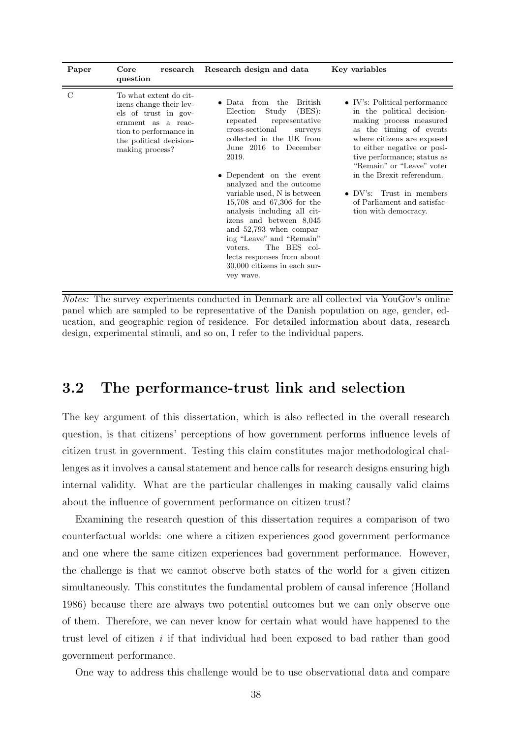| Paper | Core research question | Research design and data | Key variables |
|---|---|---|---|
| C | To what extent do citizens change their levels of trust in government as a reaction to performance in the political decision-making process? | • Data from the British Election Study (BES): repeated representative cross-sectional surveys collected in the UK from June 2016 to December 2019.<br><br>• Dependent on the event analyzed and the outcome variable used, N is between 15,708 and 67,306 for the analysis including all citizens and between 8,045 and 52,793 when comparing "Leave" and "Remain" voters. The BES collects responses from about 30,000 citizens in each survey wave. | • IV's: Political performance in the political decision-making process measured as the timing of events where citizens are exposed to either negative or positive performance; status as "Remain" or "Leave" voter in the Brexit referendum.<br><br>• DV's: Trust in members of Parliament and satisfaction with democracy. |

*Notes:* The survey experiments conducted in Denmark are all collected via YouGov's online panel which are sampled to be representative of the Danish population on age, gender, education, and geographic region of residence. For detailed information about data, research design, experimental stimuli, and so on, I refer to the individual papers.

## 3.2 The performance-trust link and selection

The key argument of this dissertation, which is also reflected in the overall research question, is that citizens' perceptions of how government performs influence levels of citizen trust in government. Testing this claim constitutes major methodological challenges as it involves a causal statement and hence calls for research designs ensuring high internal validity. What are the particular challenges in making causally valid claims about the influence of government performance on citizen trust?

Examining the research question of this dissertation requires a comparison of two counterfactual worlds: one where a citizen experiences good government performance and one where the same citizen experiences bad government performance. However, the challenge is that we cannot observe both states of the world for a given citizen simultaneously. This constitutes the fundamental problem of causal inference (Holland 1986) because there are always two potential outcomes but we can only observe one of them. Therefore, we can never know for certain what would have happened to the trust level of citizen $i$ if that individual had been exposed to bad rather than good government performance.

One way to address this challenge would be to use observational data and compare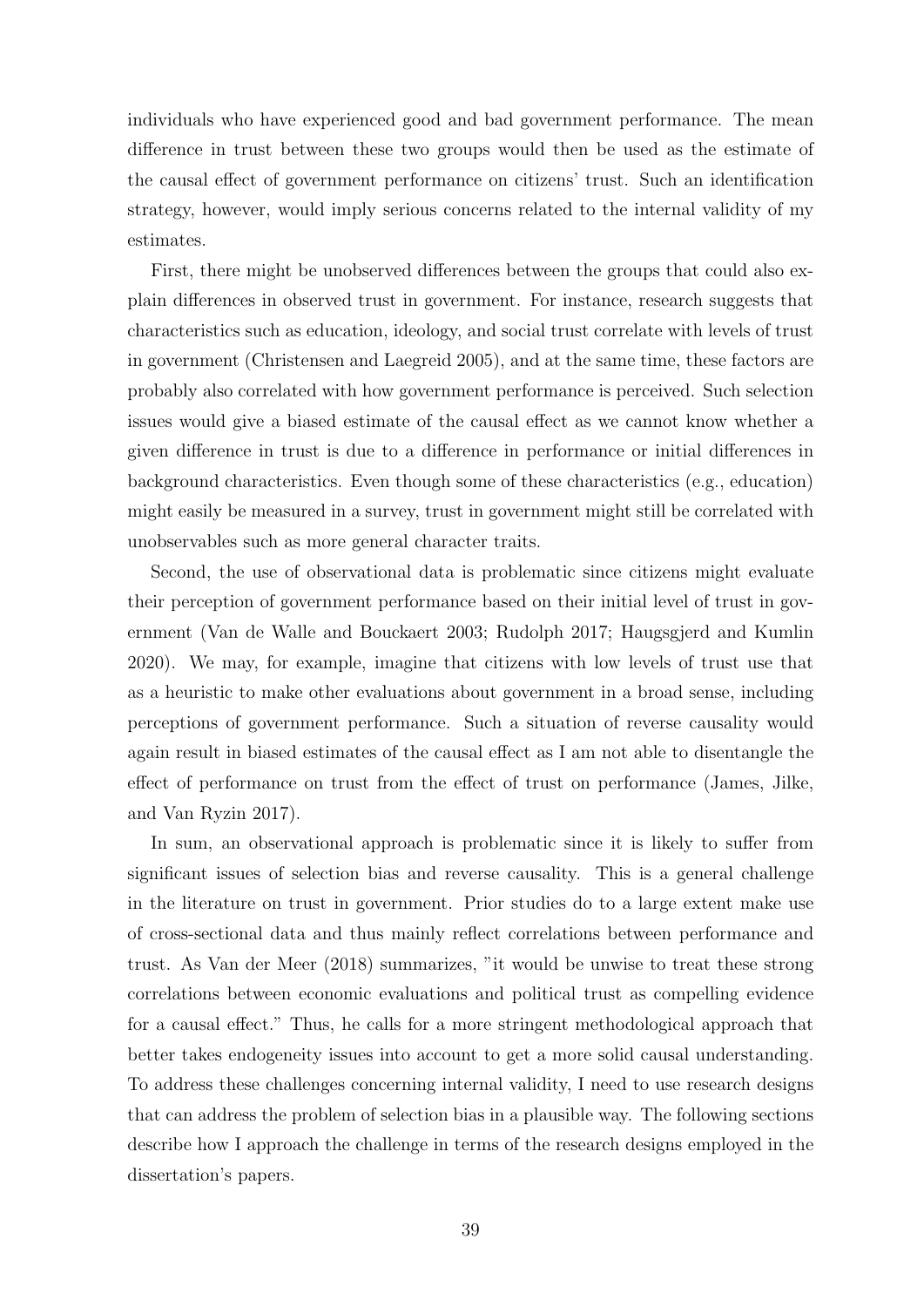individuals who have experienced good and bad government performance. The mean difference in trust between these two groups would then be used as the estimate of the causal effect of government performance on citizens' trust. Such an identification strategy, however, would imply serious concerns related to the internal validity of my estimates.

First, there might be unobserved differences between the groups that could also explain differences in observed trust in government. For instance, research suggests that characteristics such as education, ideology, and social trust correlate with levels of trust in government (Christensen and Laegreid 2005), and at the same time, these factors are probably also correlated with how government performance is perceived. Such selection issues would give a biased estimate of the causal effect as we cannot know whether a given difference in trust is due to a difference in performance or initial differences in background characteristics. Even though some of these characteristics (e.g., education) might easily be measured in a survey, trust in government might still be correlated with unobservables such as more general character traits.

Second, the use of observational data is problematic since citizens might evaluate their perception of government performance based on their initial level of trust in government (Van de Walle and Bouckaert 2003; Rudolph 2017; Haugsgjerd and Kumlin 2020). We may, for example, imagine that citizens with low levels of trust use that as a heuristic to make other evaluations about government in a broad sense, including perceptions of government performance. Such a situation of reverse causality would again result in biased estimates of the causal effect as I am not able to disentangle the effect of performance on trust from the effect of trust on performance (James, Jilke, and Van Ryzin 2017).

In sum, an observational approach is problematic since it is likely to suffer from significant issues of selection bias and reverse causality. This is a general challenge in the literature on trust in government. Prior studies do to a large extent make use of cross-sectional data and thus mainly reflect correlations between performance and trust. As Van der Meer (2018) summarizes, "it would be unwise to treat these strong correlations between economic evaluations and political trust as compelling evidence for a causal effect." Thus, he calls for a more stringent methodological approach that better takes endogeneity issues into account to get a more solid causal understanding. To address these challenges concerning internal validity, I need to use research designs that can address the problem of selection bias in a plausible way. The following sections describe how I approach the challenge in terms of the research designs employed in the dissertation's papers.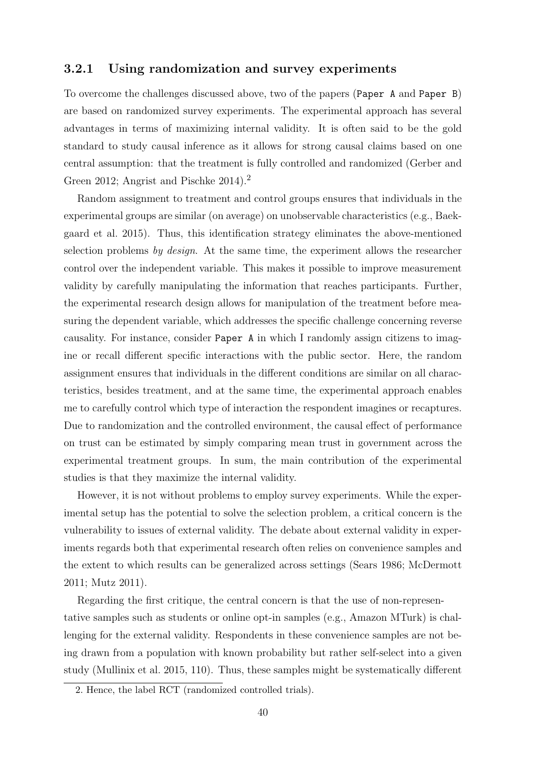### 3.2.1 Using randomization and survey experiments

To overcome the challenges discussed above, two of the papers (`Paper A` and `Paper B`) are based on randomized survey experiments. The experimental approach has several advantages in terms of maximizing internal validity. It is often said to be the gold standard to study causal inference as it allows for strong causal claims based on one central assumption: that the treatment is fully controlled and randomized (Gerber and Green 2012; Angrist and Pischke 2014).[2]

Random assignment to treatment and control groups ensures that individuals in the experimental groups are similar (on average) on unobservable characteristics (e.g., Baekgaard et al. 2015). Thus, this identification strategy eliminates the above-mentioned selection problems *by design*. At the same time, the experiment allows the researcher control over the independent variable. This makes it possible to improve measurement validity by carefully manipulating the information that reaches participants. Further, the experimental research design allows for manipulation of the treatment before measuring the dependent variable, which addresses the specific challenge concerning reverse causality. For instance, consider `Paper A` in which I randomly assign citizens to imagine or recall different specific interactions with the public sector. Here, the random assignment ensures that individuals in the different conditions are similar on all characteristics, besides treatment, and at the same time, the experimental approach enables me to carefully control which type of interaction the respondent imagines or recaptures. Due to randomization and the controlled environment, the causal effect of performance on trust can be estimated by simply comparing mean trust in government across the experimental treatment groups. In sum, the main contribution of the experimental studies is that they maximize the internal validity.

However, it is not without problems to employ survey experiments. While the experimental setup has the potential to solve the selection problem, a critical concern is the vulnerability to issues of external validity. The debate about external validity in experiments regards both that experimental research often relies on convenience samples and the extent to which results can be generalized across settings (Sears 1986; McDermott 2011; Mutz 2011).

Regarding the first critique, the central concern is that the use of non-representative samples such as students or online opt-in samples (e.g., Amazon MTurk) is challenging for the external validity. Respondents in these convenience samples are not being drawn from a population with known probability but rather self-select into a given study (Mullinix et al. 2015, 110). Thus, these samples might be systematically different

2. Hence, the label RCT (randomized controlled trials).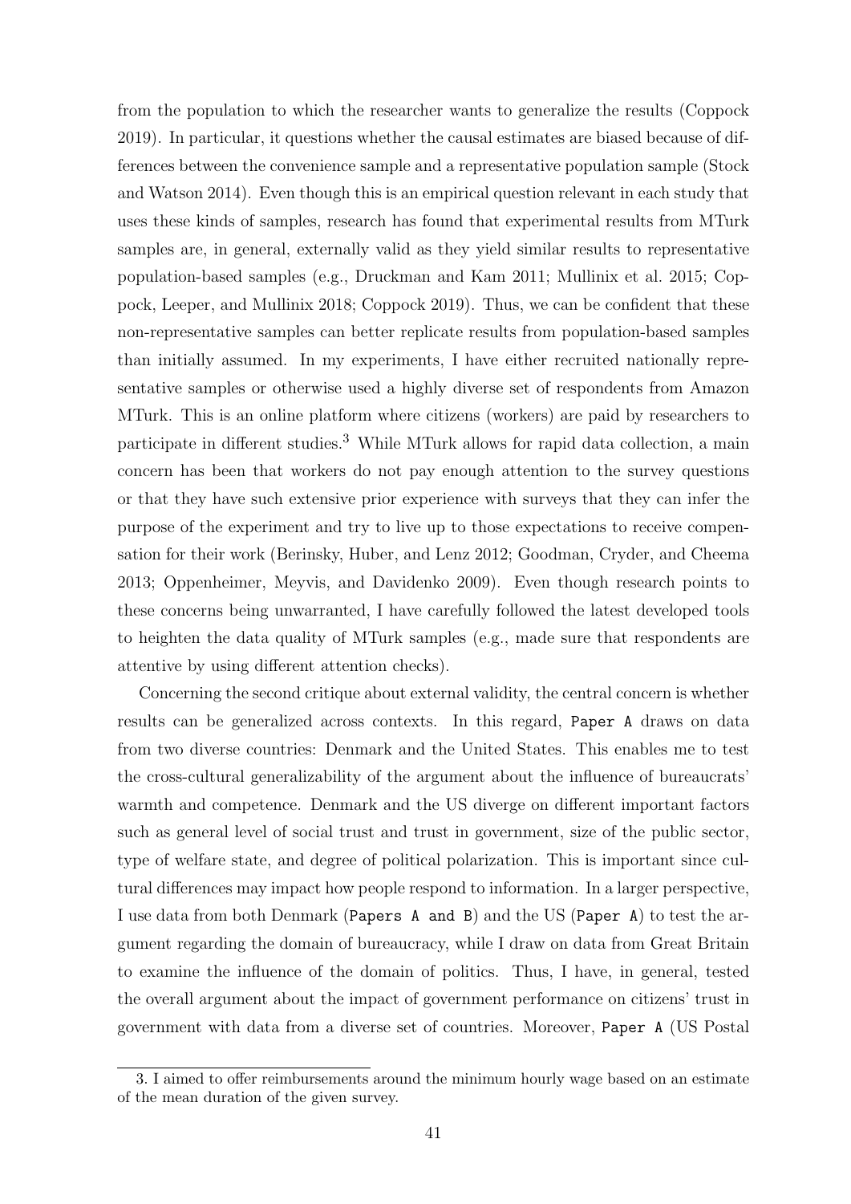from the population to which the researcher wants to generalize the results (Coppock 2019). In particular, it questions whether the causal estimates are biased because of differences between the convenience sample and a representative population sample (Stock and Watson 2014). Even though this is an empirical question relevant in each study that uses these kinds of samples, research has found that experimental results from MTurk samples are, in general, externally valid as they yield similar results to representative population-based samples (e.g., Druckman and Kam 2011; Mullinix et al. 2015; Coppock, Leeper, and Mullinix 2018; Coppock 2019). Thus, we can be confident that these non-representative samples can better replicate results from population-based samples than initially assumed. In my experiments, I have either recruited nationally representative samples or otherwise used a highly diverse set of respondents from Amazon MTurk. This is an online platform where citizens (workers) are paid by researchers to participate in different studies.[3] While MTurk allows for rapid data collection, a main concern has been that workers do not pay enough attention to the survey questions or that they have such extensive prior experience with surveys that they can infer the purpose of the experiment and try to live up to those expectations to receive compensation for their work (Berinsky, Huber, and Lenz 2012; Goodman, Cryder, and Cheema 2013; Oppenheimer, Meyvis, and Davidenko 2009). Even though research points to these concerns being unwarranted, I have carefully followed the latest developed tools to heighten the data quality of MTurk samples (e.g., made sure that respondents are attentive by using different attention checks).

Concerning the second critique about external validity, the central concern is whether results can be generalized across contexts. In this regard, `Paper A` draws on data from two diverse countries: Denmark and the United States. This enables me to test the cross-cultural generalizability of the argument about the influence of bureaucrats' warmth and competence. Denmark and the US diverge on different important factors such as general level of social trust and trust in government, size of the public sector, type of welfare state, and degree of political polarization. This is important since cultural differences may impact how people respond to information. In a larger perspective, I use data from both Denmark (`Papers A and B`) and the US (`Paper A`) to test the argument regarding the domain of bureaucracy, while I draw on data from Great Britain to examine the influence of the domain of politics. Thus, I have, in general, tested the overall argument about the impact of government performance on citizens' trust in government with data from a diverse set of countries. Moreover, `Paper A` (US Postal

3. I aimed to offer reimbursements around the minimum hourly wage based on an estimate of the mean duration of the given survey.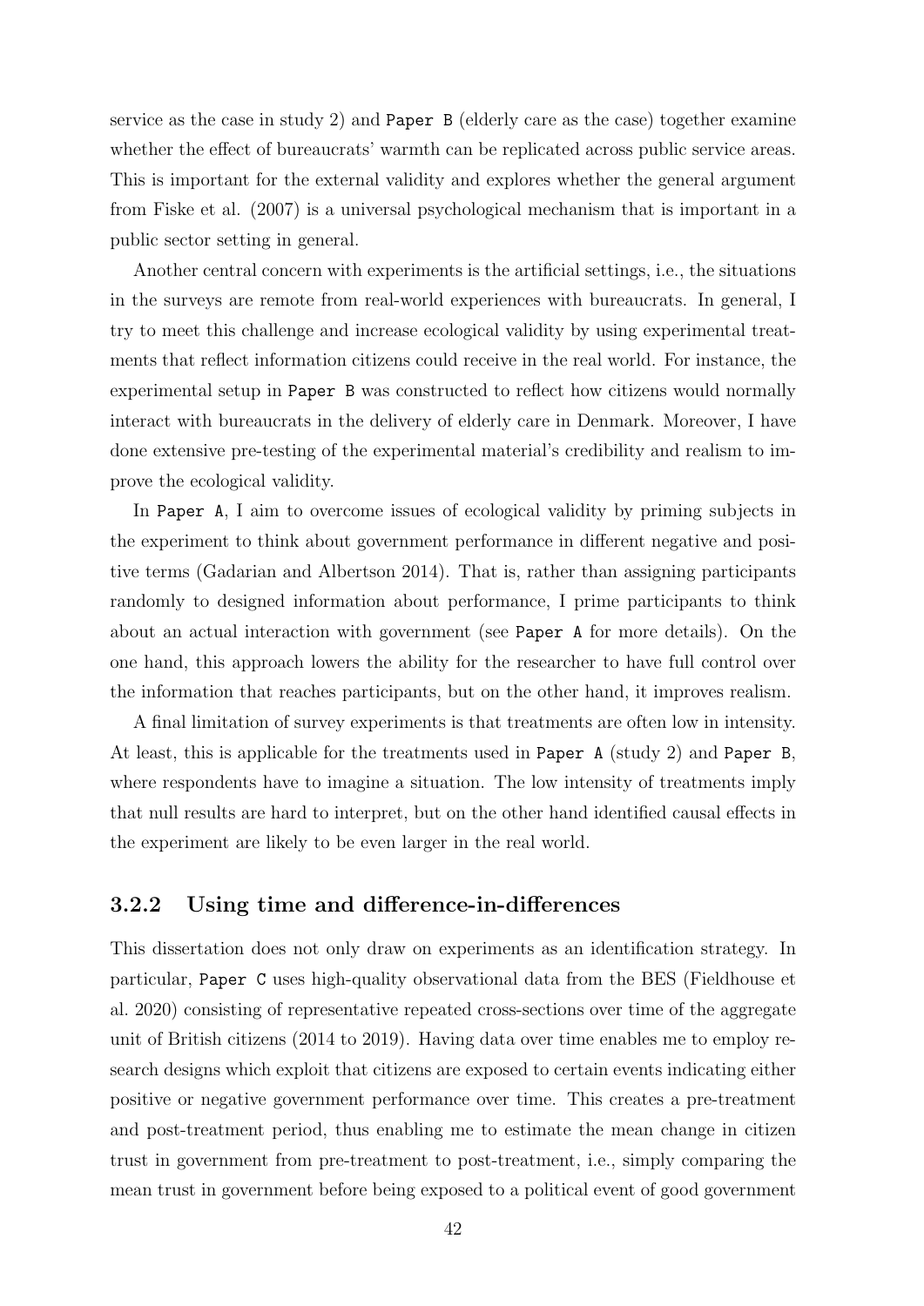service as the case in study 2) and `Paper B` (elderly care as the case) together examine whether the effect of bureaucrats' warmth can be replicated across public service areas. This is important for the external validity and explores whether the general argument from Fiske et al. (2007) is a universal psychological mechanism that is important in a public sector setting in general.

Another central concern with experiments is the artificial settings, i.e., the situations in the surveys are remote from real-world experiences with bureaucrats. In general, I try to meet this challenge and increase ecological validity by using experimental treatments that reflect information citizens could receive in the real world. For instance, the experimental setup in `Paper B` was constructed to reflect how citizens would normally interact with bureaucrats in the delivery of elderly care in Denmark. Moreover, I have done extensive pre-testing of the experimental material's credibility and realism to improve the ecological validity.

In `Paper A`, I aim to overcome issues of ecological validity by priming subjects in the experiment to think about government performance in different negative and positive terms (Gadarian and Albertson 2014). That is, rather than assigning participants randomly to designed information about performance, I prime participants to think about an actual interaction with government (see `Paper A` for more details). On the one hand, this approach lowers the ability for the researcher to have full control over the information that reaches participants, but on the other hand, it improves realism.

A final limitation of survey experiments is that treatments are often low in intensity. At least, this is applicable for the treatments used in `Paper A` (study 2) and `Paper B`, where respondents have to imagine a situation. The low intensity of treatments imply that null results are hard to interpret, but on the other hand identified causal effects in the experiment are likely to be even larger in the real world.

### 3.2.2 Using time and difference-in-differences

This dissertation does not only draw on experiments as an identification strategy. In particular, `Paper C` uses high-quality observational data from the BES (Fieldhouse et al. 2020) consisting of representative repeated cross-sections over time of the aggregate unit of British citizens (2014 to 2019). Having data over time enables me to employ research designs which exploit that citizens are exposed to certain events indicating either positive or negative government performance over time. This creates a pre-treatment and post-treatment period, thus enabling me to estimate the mean change in citizen trust in government from pre-treatment to post-treatment, i.e., simply comparing the mean trust in government before being exposed to a political event of good government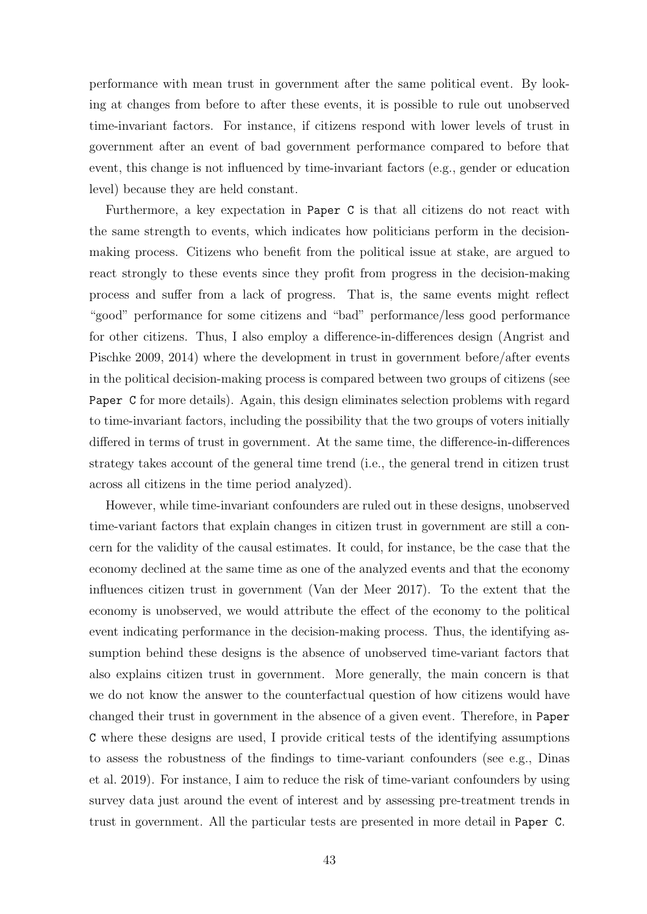performance with mean trust in government after the same political event. By looking at changes from before to after these events, it is possible to rule out unobserved time-invariant factors. For instance, if citizens respond with lower levels of trust in government after an event of bad government performance compared to before that event, this change is not influenced by time-invariant factors (e.g., gender or education level) because they are held constant.

Furthermore, a key expectation in `Paper C` is that all citizens do not react with the same strength to events, which indicates how politicians perform in the decision-making process. Citizens who benefit from the political issue at stake, are argued to react strongly to these events since they profit from progress in the decision-making process and suffer from a lack of progress. That is, the same events might reflect "good" performance for some citizens and "bad" performance/less good performance for other citizens. Thus, I also employ a difference-in-differences design (Angrist and Pischke 2009, 2014) where the development in trust in government before/after events in the political decision-making process is compared between two groups of citizens (see `Paper C` for more details). Again, this design eliminates selection problems with regard to time-invariant factors, including the possibility that the two groups of voters initially differed in terms of trust in government. At the same time, the difference-in-differences strategy takes account of the general time trend (i.e., the general trend in citizen trust across all citizens in the time period analyzed).

However, while time-invariant confounders are ruled out in these designs, unobserved time-variant factors that explain changes in citizen trust in government are still a concern for the validity of the causal estimates. It could, for instance, be the case that the economy declined at the same time as one of the analyzed events and that the economy influences citizen trust in government (Van der Meer 2017). To the extent that the economy is unobserved, we would attribute the effect of the economy to the political event indicating performance in the decision-making process. Thus, the identifying assumption behind these designs is the absence of unobserved time-variant factors that also explains citizen trust in government. More generally, the main concern is that we do not know the answer to the counterfactual question of how citizens would have changed their trust in government in the absence of a given event. Therefore, in `Paper C` where these designs are used, I provide critical tests of the identifying assumptions to assess the robustness of the findings to time-variant confounders (see e.g., Dinas et al. 2019). For instance, I aim to reduce the risk of time-variant confounders by using survey data just around the event of interest and by assessing pre-treatment trends in trust in government. All the particular tests are presented in more detail in `Paper C`.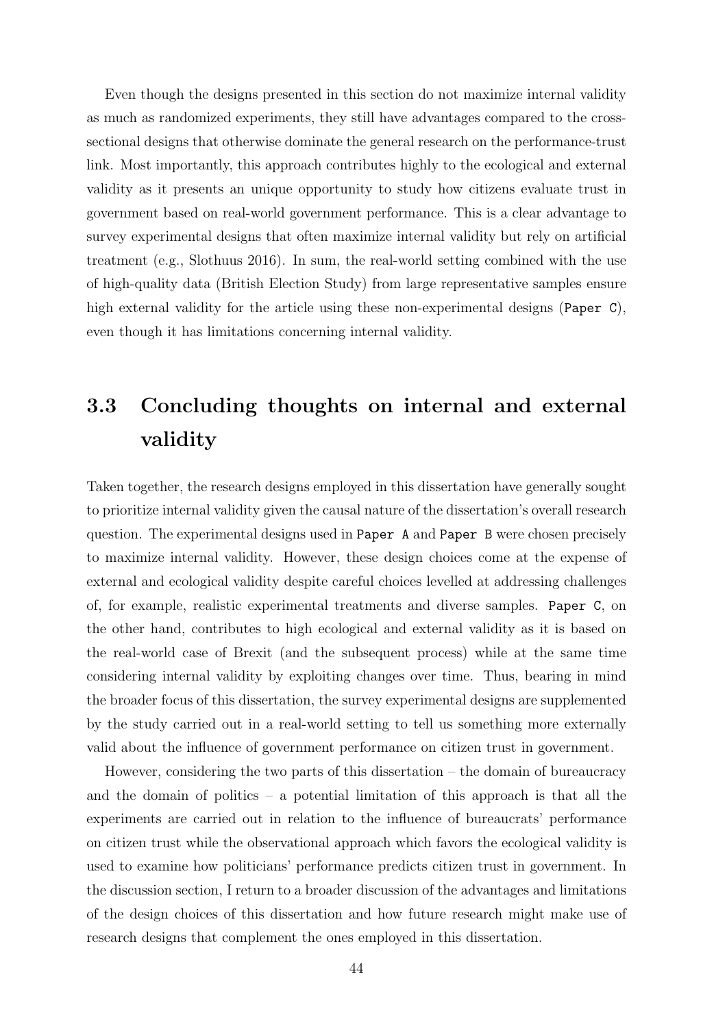Even though the designs presented in this section do not maximize internal validity as much as randomized experiments, they still have advantages compared to the cross-sectional designs that otherwise dominate the general research on the performance-trust link. Most importantly, this approach contributes highly to the ecological and external validity as it presents an unique opportunity to study how citizens evaluate trust in government based on real-world government performance. This is a clear advantage to survey experimental designs that often maximize internal validity but rely on artificial treatment (e.g., Slothuus 2016). In sum, the real-world setting combined with the use of high-quality data (British Election Study) from large representative samples ensure high external validity for the article using these non-experimental designs (`Paper C`), even though it has limitations concerning internal validity.

## 3.3 Concluding thoughts on internal and external validity

Taken together, the research designs employed in this dissertation have generally sought to prioritize internal validity given the causal nature of the dissertation's overall research question. The experimental designs used in `Paper A` and `Paper B` were chosen precisely to maximize internal validity. However, these design choices come at the expense of external and ecological validity despite careful choices levelled at addressing challenges of, for example, realistic experimental treatments and diverse samples. `Paper C`, on the other hand, contributes to high ecological and external validity as it is based on the real-world case of Brexit (and the subsequent process) while at the same time considering internal validity by exploiting changes over time. Thus, bearing in mind the broader focus of this dissertation, the survey experimental designs are supplemented by the study carried out in a real-world setting to tell us something more externally valid about the influence of government performance on citizen trust in government.

However, considering the two parts of this dissertation – the domain of bureaucracy and the domain of politics – a potential limitation of this approach is that all the experiments are carried out in relation to the influence of bureaucrats' performance on citizen trust while the observational approach which favors the ecological validity is used to examine how politicians' performance predicts citizen trust in government. In the discussion section, I return to a broader discussion of the advantages and limitations of the design choices of this dissertation and how future research might make use of research designs that complement the ones employed in this dissertation.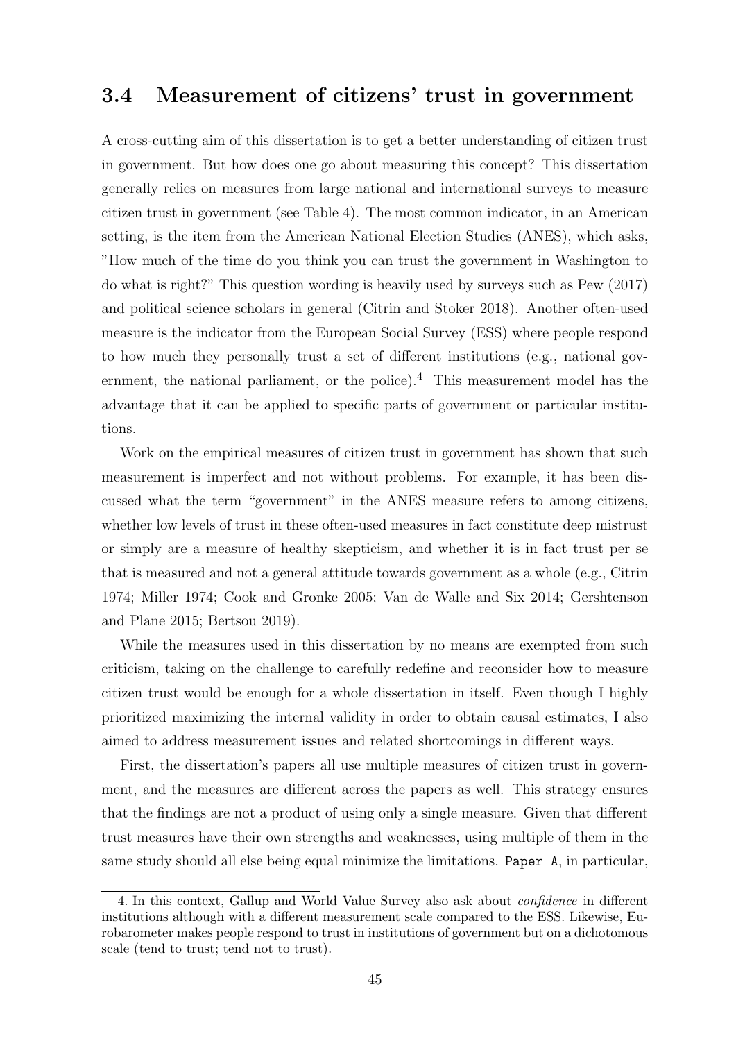## 3.4 Measurement of citizens' trust in government

A cross-cutting aim of this dissertation is to get a better understanding of citizen trust in government. But how does one go about measuring this concept? This dissertation generally relies on measures from large national and international surveys to measure citizen trust in government (see Table 4). The most common indicator, in an American setting, is the item from the American National Election Studies (ANES), which asks, "How much of the time do you think you can trust the government in Washington to do what is right?" This question wording is heavily used by surveys such as Pew (2017) and political science scholars in general (Citrin and Stoker 2018). Another often-used measure is the indicator from the European Social Survey (ESS) where people respond to how much they personally trust a set of different institutions (e.g., national government, the national parliament, or the police).[4] This measurement model has the advantage that it can be applied to specific parts of government or particular institutions.

Work on the empirical measures of citizen trust in government has shown that such measurement is imperfect and not without problems. For example, it has been discussed what the term "government" in the ANES measure refers to among citizens, whether low levels of trust in these often-used measures in fact constitute deep mistrust or simply are a measure of healthy skepticism, and whether it is in fact trust per se that is measured and not a general attitude towards government as a whole (e.g., Citrin 1974; Miller 1974; Cook and Gronke 2005; Van de Walle and Six 2014; Gershtenson and Plane 2015; Bertsou 2019).

While the measures used in this dissertation by no means are exempted from such criticism, taking on the challenge to carefully redefine and reconsider how to measure citizen trust would be enough for a whole dissertation in itself. Even though I highly prioritized maximizing the internal validity in order to obtain causal estimates, I also aimed to address measurement issues and related shortcomings in different ways.

First, the dissertation's papers all use multiple measures of citizen trust in government, and the measures are different across the papers as well. This strategy ensures that the findings are not a product of using only a single measure. Given that different trust measures have their own strengths and weaknesses, using multiple of them in the same study should all else being equal minimize the limitations. `Paper A`, in particular,

4. In this context, Gallup and World Value Survey also ask about *confidence* in different institutions although with a different measurement scale compared to the ESS. Likewise, Eurobarometer makes people respond to trust in institutions of government but on a dichotomous scale (tend to trust; tend not to trust).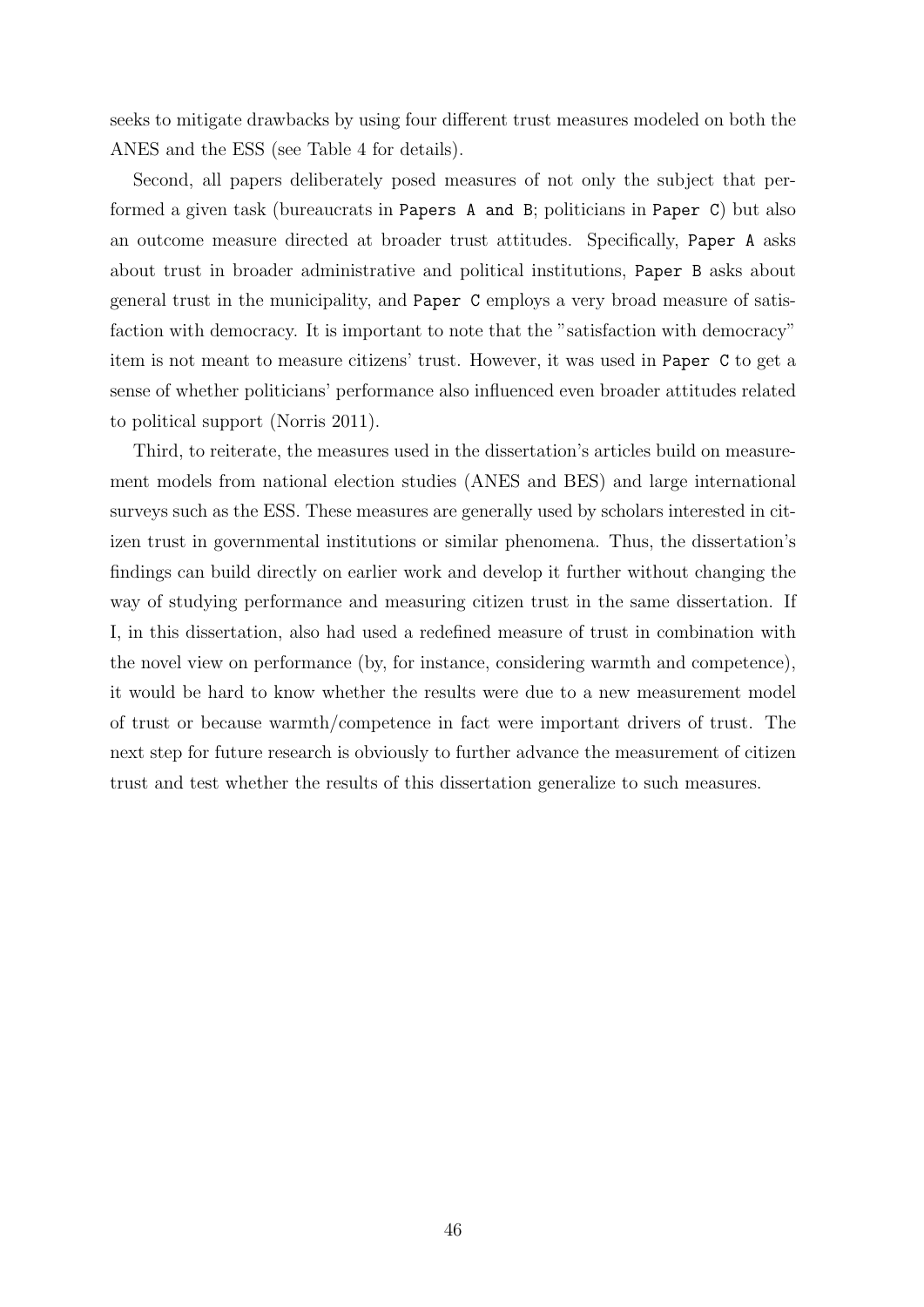seeks to mitigate drawbacks by using four different trust measures modeled on both the ANES and the ESS (see Table 4 for details).

Second, all papers deliberately posed measures of not only the subject that performed a given task (bureaucrats in `Papers A and B`; politicians in `Paper C`) but also an outcome measure directed at broader trust attitudes. Specifically, `Paper A` asks about trust in broader administrative and political institutions, `Paper B` asks about general trust in the municipality, and `Paper C` employs a very broad measure of satisfaction with democracy. It is important to note that the "satisfaction with democracy" item is not meant to measure citizens' trust. However, it was used in `Paper C` to get a sense of whether politicians' performance also influenced even broader attitudes related to political support (Norris 2011).

Third, to reiterate, the measures used in the dissertation's articles build on measurement models from national election studies (ANES and BES) and large international surveys such as the ESS. These measures are generally used by scholars interested in citizen trust in governmental institutions or similar phenomena. Thus, the dissertation's findings can build directly on earlier work and develop it further without changing the way of studying performance and measuring citizen trust in the same dissertation. If I, in this dissertation, also had used a redefined measure of trust in combination with the novel view on performance (by, for instance, considering warmth and competence), it would be hard to know whether the results were due to a new measurement model of trust or because warmth/competence in fact were important drivers of trust. The next step for future research is obviously to further advance the measurement of citizen trust and test whether the results of this dissertation generalize to such measures.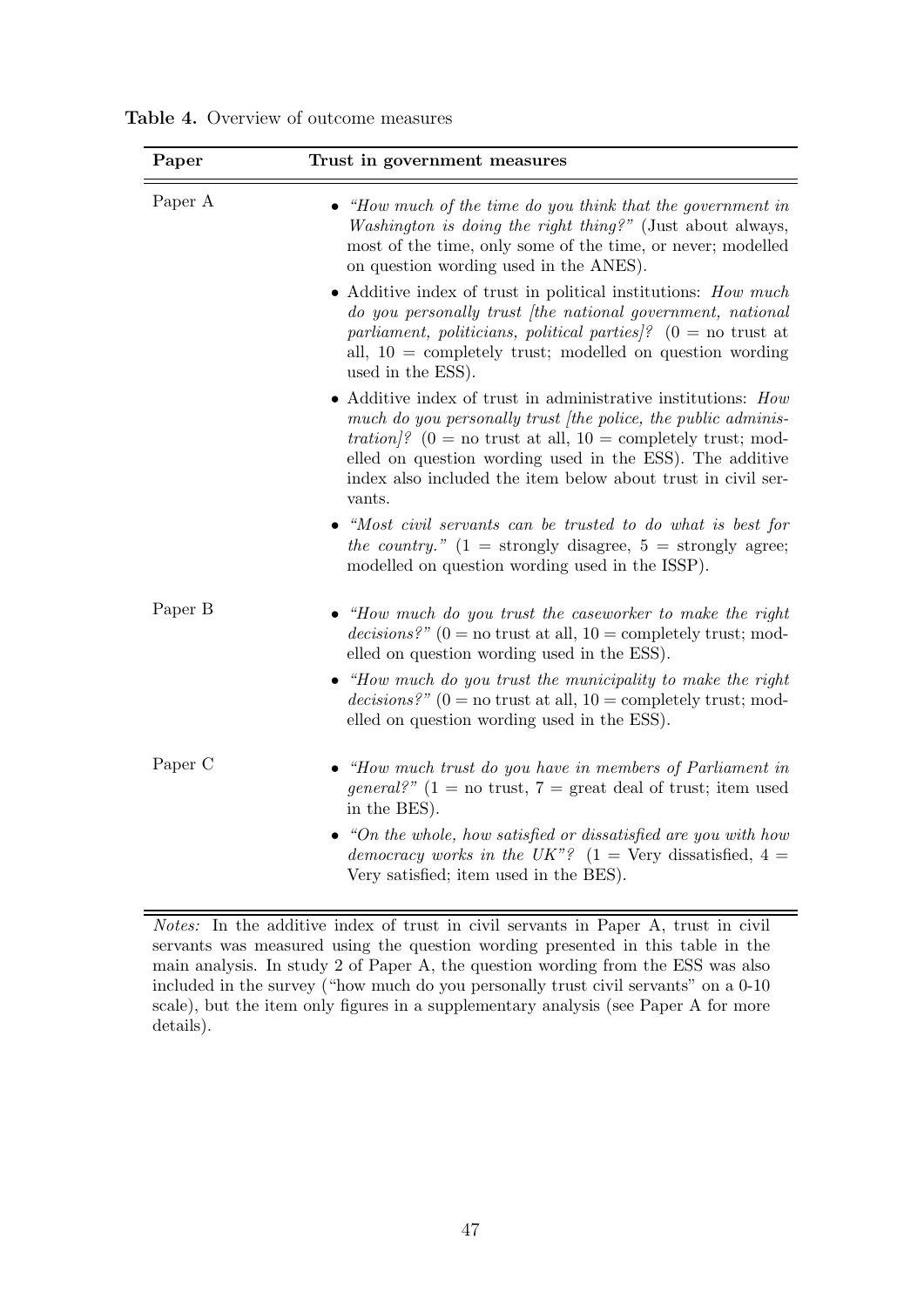**Table 4.** Overview of outcome measures

| Paper | Trust in government measures |
|---|---|
| Paper A | • *"How much of the time do you think that the government in Washington is doing the right thing?"* (Just about always, most of the time, only some of the time, or never; modelled on question wording used in the ANES).<br>• Additive index of trust in political institutions: *How much do you personally trust [the national government, national parliament, politicians, political parties]?* (0 = no trust at all, 10 = completely trust; modelled on question wording used in the ESS).<br>• Additive index of trust in administrative institutions: *How much do you personally trust [the police, the public administration]?* (0 = no trust at all, 10 = completely trust; modelled on question wording used in the ESS). The additive index also included the item below about trust in civil servants.<br>• *"Most civil servants can be trusted to do what is best for the country."* (1 = strongly disagree, 5 = strongly agree; modelled on question wording used in the ISSP). |
| Paper B | • *"How much do you trust the caseworker to make the right decisions?"* (0 = no trust at all, 10 = completely trust; modelled on question wording used in the ESS).<br>• *"How much do you trust the municipality to make the right decisions?"* (0 = no trust at all, 10 = completely trust; modelled on question wording used in the ESS). |
| Paper C | • *"How much trust do you have in members of Parliament in general?"* (1 = no trust, 7 = great deal of trust; item used in the BES).<br>• *"On the whole, how satisfied or dissatisfied are you with how democracy works in the UK"?* (1 = Very dissatisfied, 4 = Very satisfied; item used in the BES). |

*Notes:* In the additive index of trust in civil servants in Paper A, trust in civil servants was measured using the question wording presented in this table in the main analysis. In study 2 of Paper A, the question wording from the ESS was also included in the survey ("how much do you personally trust civil servants" on a 0-10 scale), but the item only figures in a supplementary analysis (see Paper A for more details).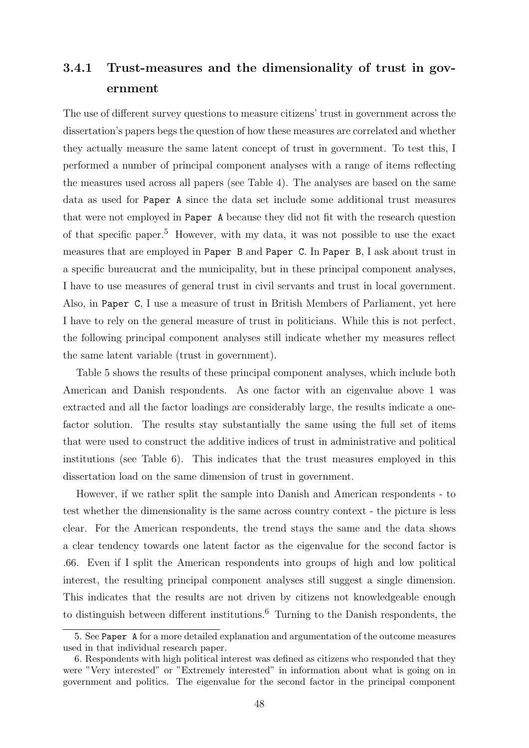### 3.4.1 Trust-measures and the dimensionality of trust in government

The use of different survey questions to measure citizens' trust in government across the dissertation's papers begs the question of how these measures are correlated and whether they actually measure the same latent concept of trust in government. To test this, I performed a number of principal component analyses with a range of items reflecting the measures used across all papers (see Table 4). The analyses are based on the same data as used for Paper A since the data set include some additional trust measures that were not employed in Paper A because they did not fit with the research question of that specific paper.[5] However, with my data, it was not possible to use the exact measures that are employed in Paper B and Paper C. In Paper B, I ask about trust in a specific bureaucrat and the municipality, but in these principal component analyses, I have to use measures of general trust in civil servants and trust in local government. Also, in Paper C, I use a measure of trust in British Members of Parliament, yet here I have to rely on the general measure of trust in politicians. While this is not perfect, the following principal component analyses still indicate whether my measures reflect the same latent variable (trust in government).

Table 5 shows the results of these principal component analyses, which include both American and Danish respondents. As one factor with an eigenvalue above 1 was extracted and all the factor loadings are considerably large, the results indicate a one-factor solution. The results stay substantially the same using the full set of items that were used to construct the additive indices of trust in administrative and political institutions (see Table 6). This indicates that the trust measures employed in this dissertation load on the same dimension of trust in government.

However, if we rather split the sample into Danish and American respondents - to test whether the dimensionality is the same across country context - the picture is less clear. For the American respondents, the trend stays the same and the data shows a clear tendency towards one latent factor as the eigenvalue for the second factor is .66. Even if I split the American respondents into groups of high and low political interest, the resulting principal component analyses still suggest a single dimension. This indicates that the results are not driven by citizens not knowledgeable enough to distinguish between different institutions.[6] Turning to the Danish respondents, the

5. See Paper A for a more detailed explanation and argumentation of the outcome measures used in that individual research paper.

6. Respondents with high political interest was defined as citizens who responded that they were "Very interested" or "Extremely interested" in information about what is going on in government and politics. The eigenvalue for the second factor in the principal component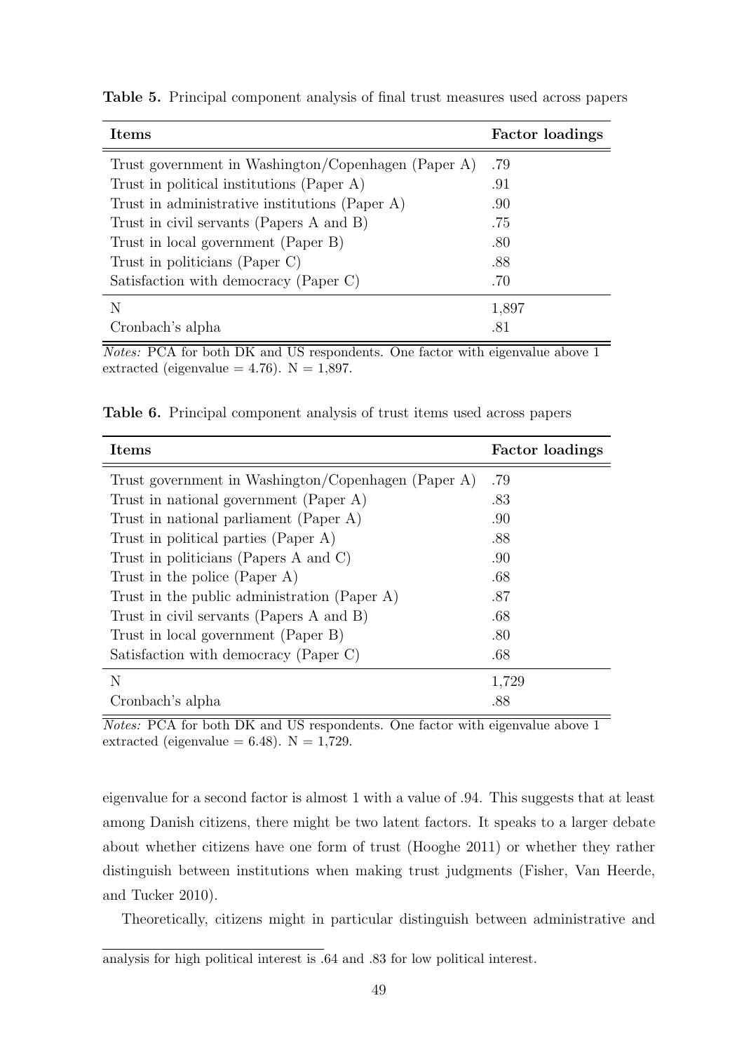**Table 5.** Principal component analysis of final trust measures used across papers

| Items | Factor loadings |
|---|---|
| Trust government in Washington/Copenhagen (Paper A) | .79 |
| Trust in political institutions (Paper A) | .91 |
| Trust in administrative institutions (Paper A) | .90 |
| Trust in civil servants (Papers A and B) | .75 |
| Trust in local government (Paper B) | .80 |
| Trust in politicians (Paper C) | .88 |
| Satisfaction with democracy (Paper C) | .70 |
| N | 1,897 |
| Cronbach's alpha | .81 |

*Notes:* PCA for both DK and US respondents. One factor with eigenvalue above 1 extracted (eigenvalue = 4.76). N = 1,897.

**Table 6.** Principal component analysis of trust items used across papers

| Items | Factor loadings |
|---|---|
| Trust government in Washington/Copenhagen (Paper A) | .79 |
| Trust in national government (Paper A) | .83 |
| Trust in national parliament (Paper A) | .90 |
| Trust in political parties (Paper A) | .88 |
| Trust in politicians (Papers A and C) | .90 |
| Trust in the police (Paper A) | .68 |
| Trust in the public administration (Paper A) | .87 |
| Trust in civil servants (Papers A and B) | .68 |
| Trust in local government (Paper B) | .80 |
| Satisfaction with democracy (Paper C) | .68 |
| N | 1,729 |
| Cronbach's alpha | .88 |

*Notes:* PCA for both DK and US respondents. One factor with eigenvalue above 1 extracted (eigenvalue = 6.48). N = 1,729.

eigenvalue for a second factor is almost 1 with a value of .94. This suggests that at least among Danish citizens, there might be two latent factors. It speaks to a larger debate about whether citizens have one form of trust (Hooghe 2011) or whether they rather distinguish between institutions when making trust judgments (Fisher, Van Heerde, and Tucker 2010).

Theoretically, citizens might in particular distinguish between administrative and

analysis for high political interest is .64 and .83 for low political interest.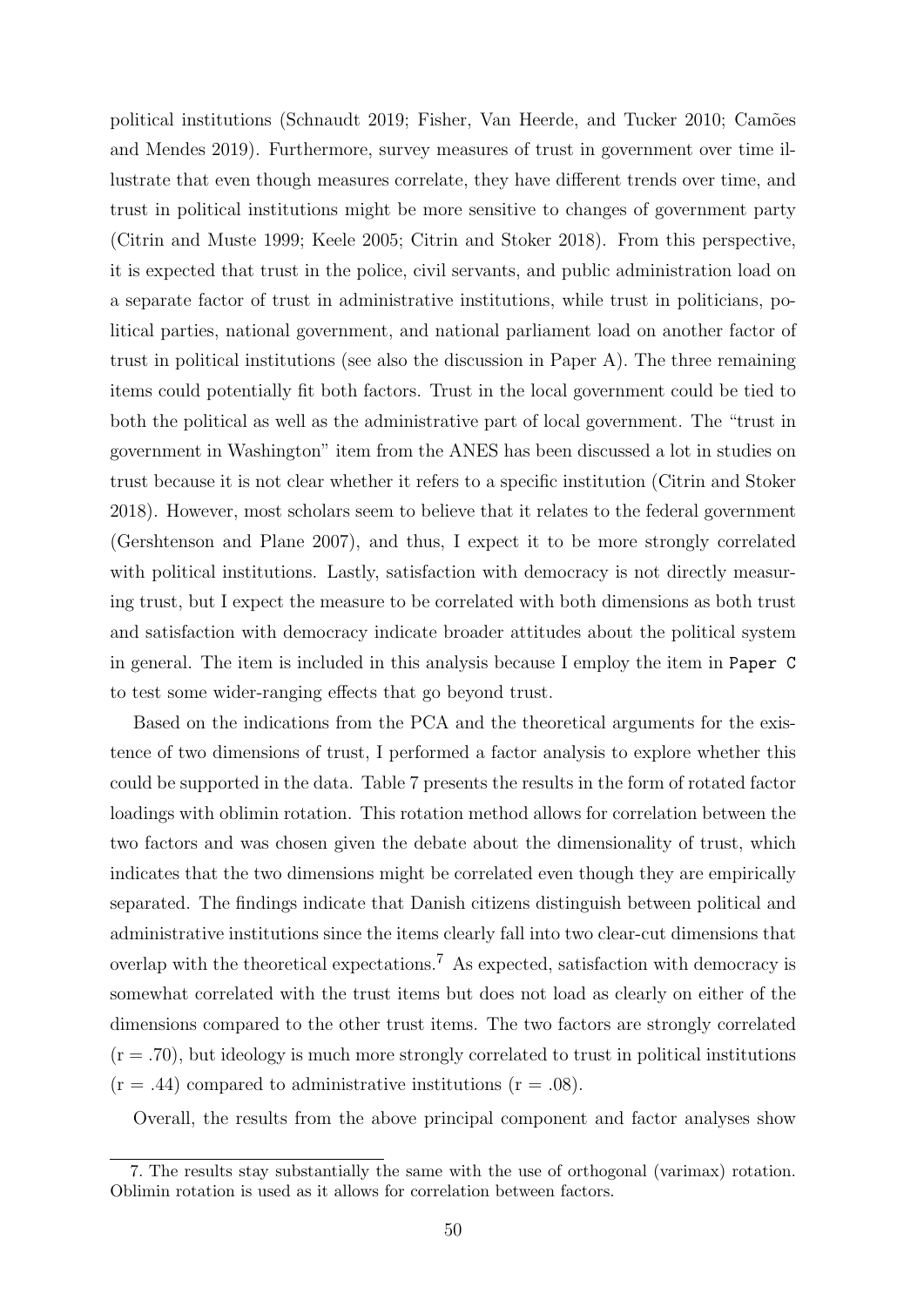political institutions (Schnaudt 2019; Fisher, Van Heerde, and Tucker 2010; Camões and Mendes 2019). Furthermore, survey measures of trust in government over time illustrate that even though measures correlate, they have different trends over time, and trust in political institutions might be more sensitive to changes of government party (Citrin and Muste 1999; Keele 2005; Citrin and Stoker 2018). From this perspective, it is expected that trust in the police, civil servants, and public administration load on a separate factor of trust in administrative institutions, while trust in politicians, political parties, national government, and national parliament load on another factor of trust in political institutions (see also the discussion in Paper A). The three remaining items could potentially fit both factors. Trust in the local government could be tied to both the political as well as the administrative part of local government. The "trust in government in Washington" item from the ANES has been discussed a lot in studies on trust because it is not clear whether it refers to a specific institution (Citrin and Stoker 2018). However, most scholars seem to believe that it relates to the federal government (Gershtenson and Plane 2007), and thus, I expect it to be more strongly correlated with political institutions. Lastly, satisfaction with democracy is not directly measuring trust, but I expect the measure to be correlated with both dimensions as both trust and satisfaction with democracy indicate broader attitudes about the political system in general. The item is included in this analysis because I employ the item in `Paper C` to test some wider-ranging effects that go beyond trust.

Based on the indications from the PCA and the theoretical arguments for the existence of two dimensions of trust, I performed a factor analysis to explore whether this could be supported in the data. Table 7 presents the results in the form of rotated factor loadings with oblimin rotation. This rotation method allows for correlation between the two factors and was chosen given the debate about the dimensionality of trust, which indicates that the two dimensions might be correlated even though they are empirically separated. The findings indicate that Danish citizens distinguish between political and administrative institutions since the items clearly fall into two clear-cut dimensions that overlap with the theoretical expectations.[7] As expected, satisfaction with democracy is somewhat correlated with the trust items but does not load as clearly on either of the dimensions compared to the other trust items. The two factors are strongly correlated ($r = .70$), but ideology is much more strongly correlated to trust in political institutions ($r = .44$) compared to administrative institutions ($r = .08$).

Overall, the results from the above principal component and factor analyses show

7. The results stay substantially the same with the use of orthogonal (varimax) rotation. Oblimin rotation is used as it allows for correlation between factors.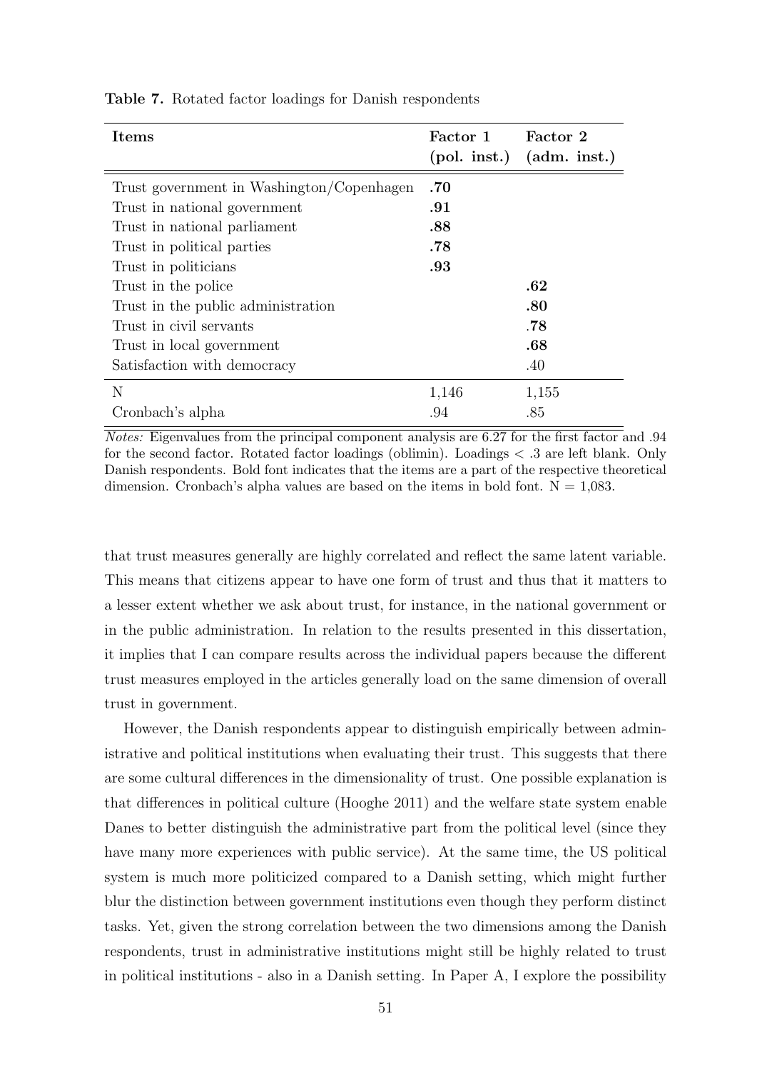**Table 7.** Rotated factor loadings for Danish respondents

| Items | Factor 1 (pol. inst.) | Factor 2 (adm. inst.) |
|---|---|---|
| Trust government in Washington/Copenhagen | **.70** | |
| Trust in national government | **.91** | |
| Trust in national parliament | **.88** | |
| Trust in political parties | **.78** | |
| Trust in politicians | **.93** | |
| Trust in the police | | **.62** |
| Trust in the public administration | | **.80** |
| Trust in civil servants | | **.78** |
| Trust in local government | | **.68** |
| Satisfaction with democracy | | .40 |
| N | 1,146 | 1,155 |
| Cronbach's alpha | .94 | .85 |

*Notes:* Eigenvalues from the principal component analysis are 6.27 for the first factor and .94 for the second factor. Rotated factor loadings (oblimin). Loadings < .3 are left blank. Only Danish respondents. Bold font indicates that the items are a part of the respective theoretical dimension. Cronbach's alpha values are based on the items in bold font. N = 1,083.

that trust measures generally are highly correlated and reflect the same latent variable. This means that citizens appear to have one form of trust and thus that it matters to a lesser extent whether we ask about trust, for instance, in the national government or in the public administration. In relation to the results presented in this dissertation, it implies that I can compare results across the individual papers because the different trust measures employed in the articles generally load on the same dimension of overall trust in government.

However, the Danish respondents appear to distinguish empirically between administrative and political institutions when evaluating their trust. This suggests that there are some cultural differences in the dimensionality of trust. One possible explanation is that differences in political culture (Hooghe 2011) and the welfare state system enable Danes to better distinguish the administrative part from the political level (since they have many more experiences with public service). At the same time, the US political system is much more politicized compared to a Danish setting, which might further blur the distinction between government institutions even though they perform distinct tasks. Yet, given the strong correlation between the two dimensions among the Danish respondents, trust in administrative institutions might still be highly related to trust in political institutions - also in a Danish setting. In Paper A, I explore the possibility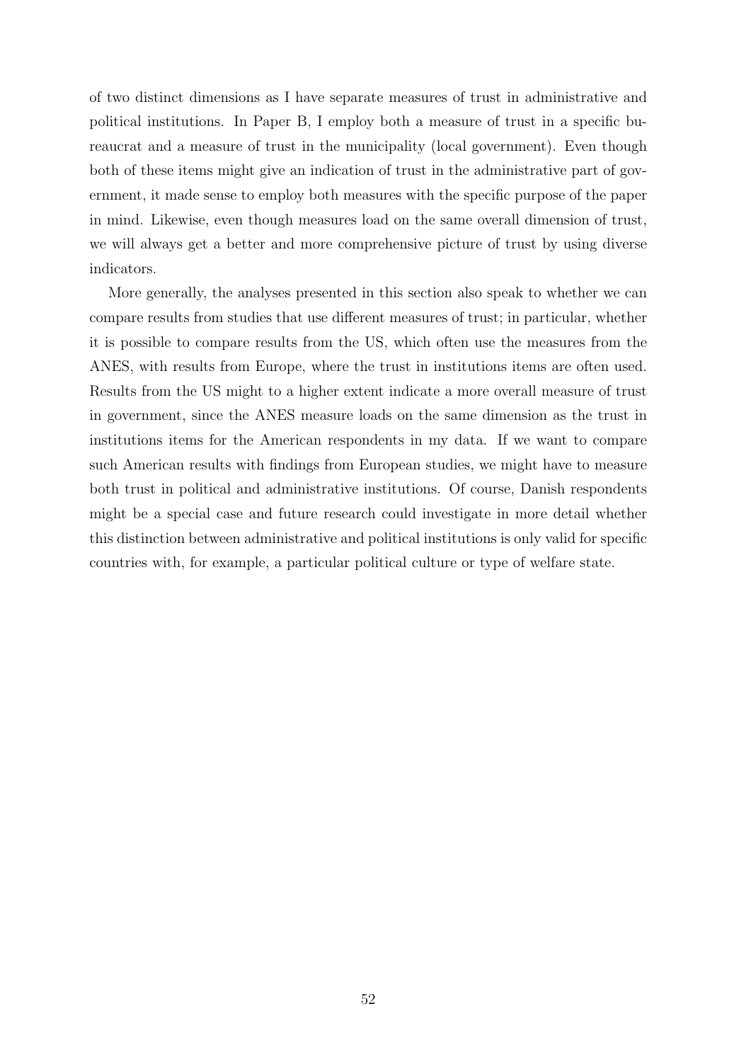of two distinct dimensions as I have separate measures of trust in administrative and political institutions. In Paper B, I employ both a measure of trust in a specific bureaucrat and a measure of trust in the municipality (local government). Even though both of these items might give an indication of trust in the administrative part of government, it made sense to employ both measures with the specific purpose of the paper in mind. Likewise, even though measures load on the same overall dimension of trust, we will always get a better and more comprehensive picture of trust by using diverse indicators.

More generally, the analyses presented in this section also speak to whether we can compare results from studies that use different measures of trust; in particular, whether it is possible to compare results from the US, which often use the measures from the ANES, with results from Europe, where the trust in institutions items are often used. Results from the US might to a higher extent indicate a more overall measure of trust in government, since the ANES measure loads on the same dimension as the trust in institutions items for the American respondents in my data. If we want to compare such American results with findings from European studies, we might have to measure both trust in political and administrative institutions. Of course, Danish respondents might be a special case and future research could investigate in more detail whether this distinction between administrative and political institutions is only valid for specific countries with, for example, a particular political culture or type of welfare state.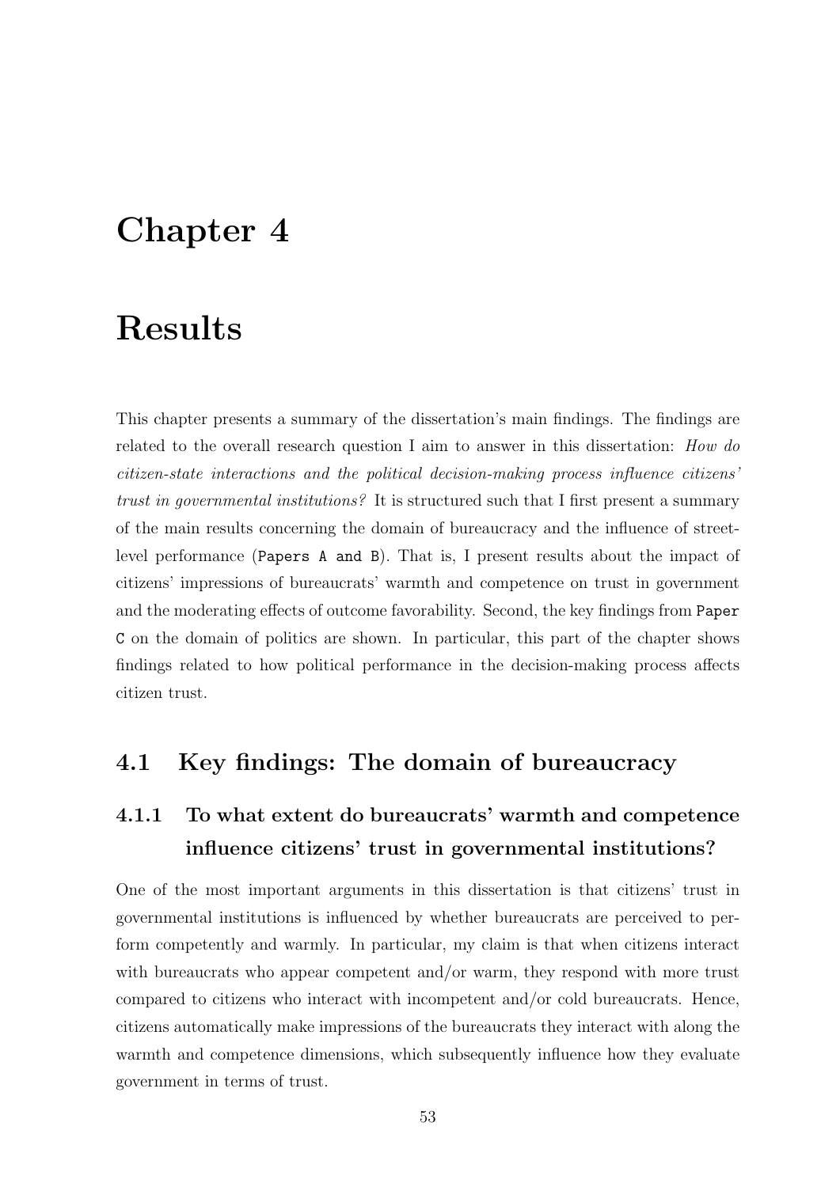# Chapter 4

# Results

This chapter presents a summary of the dissertation's main findings. The findings are related to the overall research question I aim to answer in this dissertation: *How do citizen-state interactions and the political decision-making process influence citizens' trust in governmental institutions?* It is structured such that I first present a summary of the main results concerning the domain of bureaucracy and the influence of street-level performance (`Papers A and B`). That is, I present results about the impact of citizens' impressions of bureaucrats' warmth and competence on trust in government and the moderating effects of outcome favorability. Second, the key findings from `Paper C` on the domain of politics are shown. In particular, this part of the chapter shows findings related to how political performance in the decision-making process affects citizen trust.

## 4.1 Key findings: The domain of bureaucracy

### 4.1.1 To what extent do bureaucrats' warmth and competence influence citizens' trust in governmental institutions?

One of the most important arguments in this dissertation is that citizens' trust in governmental institutions is influenced by whether bureaucrats are perceived to perform competently and warmly. In particular, my claim is that when citizens interact with bureaucrats who appear competent and/or warm, they respond with more trust compared to citizens who interact with incompetent and/or cold bureaucrats. Hence, citizens automatically make impressions of the bureaucrats they interact with along the warmth and competence dimensions, which subsequently influence how they evaluate government in terms of trust.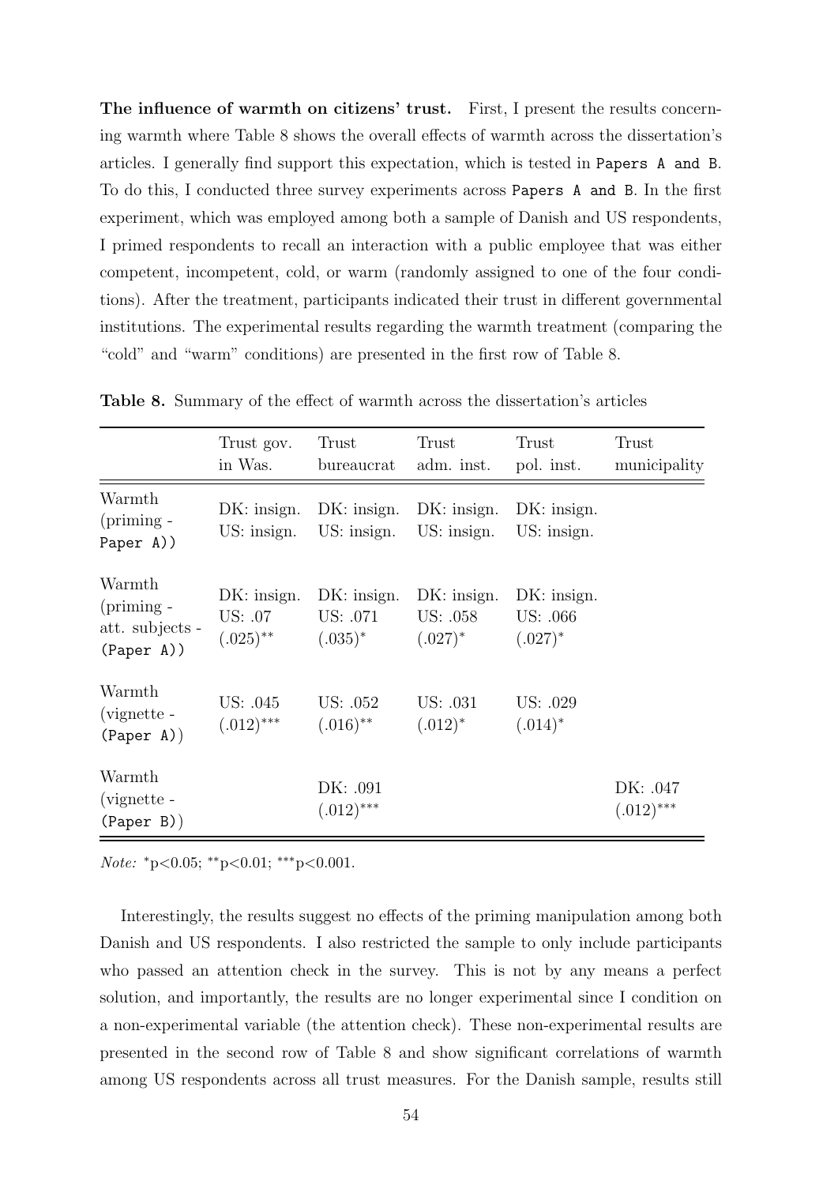**The influence of warmth on citizens' trust.** First, I present the results concerning warmth where Table 8 shows the overall effects of warmth across the dissertation's articles. I generally find support this expectation, which is tested in `Papers A and B`. To do this, I conducted three survey experiments across `Papers A and B`. In the first experiment, which was employed among both a sample of Danish and US respondents, I primed respondents to recall an interaction with a public employee that was either competent, incompetent, cold, or warm (randomly assigned to one of the four conditions). After the treatment, participants indicated their trust in different governmental institutions. The experimental results regarding the warmth treatment (comparing the "cold" and "warm" conditions) are presented in the first row of Table 8.

**Table 8.** Summary of the effect of warmth across the dissertation's articles

| | Trust gov. in Was. | Trust bureaucrat | Trust adm. inst. | Trust pol. inst. | Trust municipality |
|---|---|---|---|---|---|
| Warmth (priming - `Paper A`)) | DK: insign.<br>US: insign. | DK: insign.<br>US: insign. | DK: insign.<br>US: insign. | DK: insign.<br>US: insign. | |
| Warmth (priming - att. subjects - (`Paper A`)) | DK: insign.<br>US: .07<br>$(.025)^{**}$ | DK: insign.<br>US: .071<br>$(.035)^{*}$ | DK: insign.<br>US: .058<br>$(.027)^{*}$ | DK: insign.<br>US: .066<br>$(.027)^{*}$ | |
| Warmth (vignette - (`Paper A`)) | US: .045<br>$(.012)^{***}$ | US: .052<br>$(.016)^{**}$ | US: .031<br>$(.012)^{*}$ | US: .029<br>$(.014)^{*}$ | |
| Warmth (vignette - (`Paper B`)) | | DK: .091<br>$(.012)^{***}$ | | | DK: .047<br>$(.012)^{***}$ |

*Note:* $^{*}$p<0.05; $^{**}$p<0.01; $^{***}$p<0.001.

Interestingly, the results suggest no effects of the priming manipulation among both Danish and US respondents. I also restricted the sample to only include participants who passed an attention check in the survey. This is not by any means a perfect solution, and importantly, the results are no longer experimental since I condition on a non-experimental variable (the attention check). These non-experimental results are presented in the second row of Table 8 and show significant correlations of warmth among US respondents across all trust measures. For the Danish sample, results still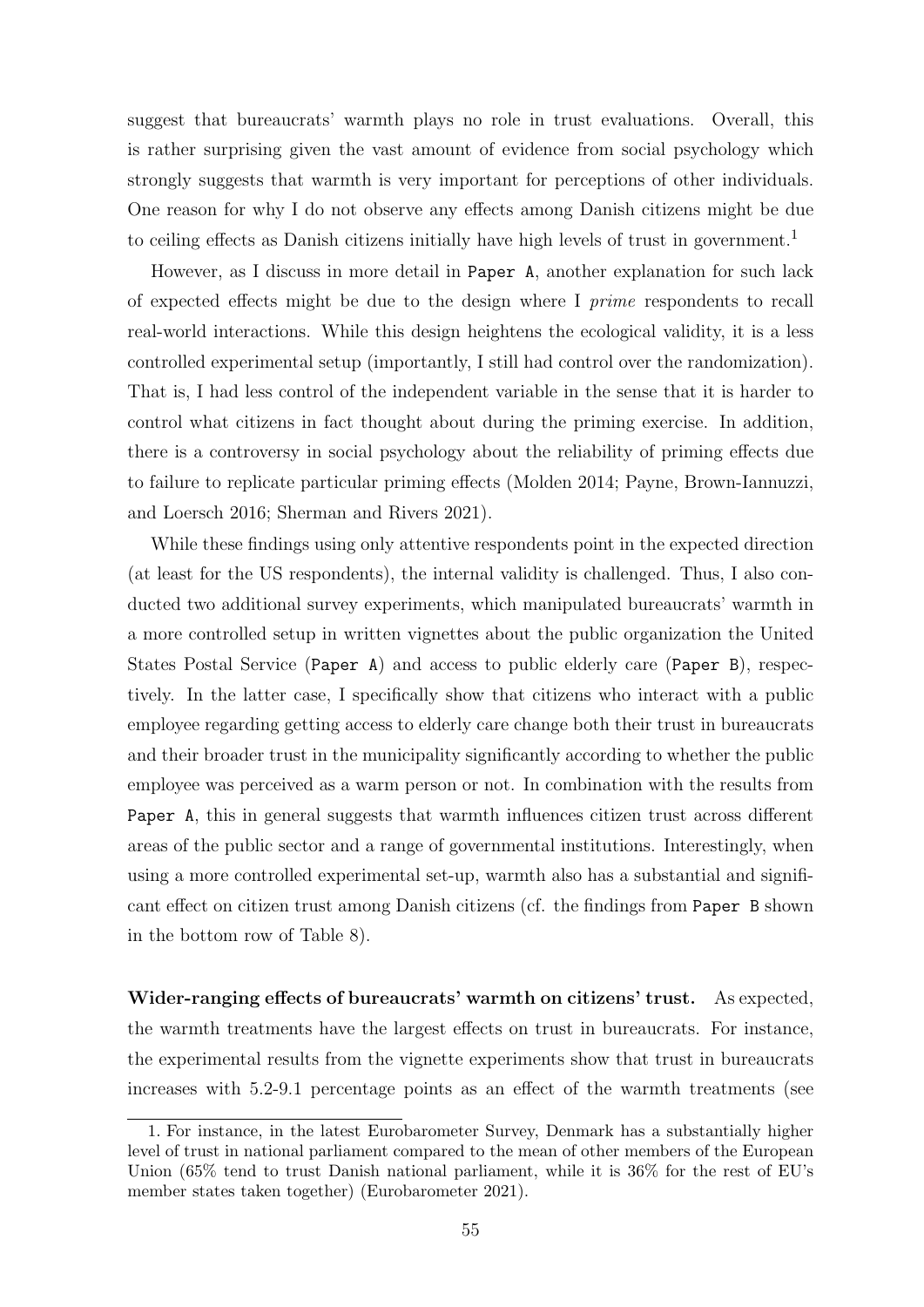suggest that bureaucrats' warmth plays no role in trust evaluations. Overall, this is rather surprising given the vast amount of evidence from social psychology which strongly suggests that warmth is very important for perceptions of other individuals. One reason for why I do not observe any effects among Danish citizens might be due to ceiling effects as Danish citizens initially have high levels of trust in government.[1]

However, as I discuss in more detail in `Paper A`, another explanation for such lack of expected effects might be due to the design where I *prime* respondents to recall real-world interactions. While this design heightens the ecological validity, it is a less controlled experimental setup (importantly, I still had control over the randomization). That is, I had less control of the independent variable in the sense that it is harder to control what citizens in fact thought about during the priming exercise. In addition, there is a controversy in social psychology about the reliability of priming effects due to failure to replicate particular priming effects (Molden 2014; Payne, Brown-Iannuzzi, and Loersch 2016; Sherman and Rivers 2021).

While these findings using only attentive respondents point in the expected direction (at least for the US respondents), the internal validity is challenged. Thus, I also conducted two additional survey experiments, which manipulated bureaucrats' warmth in a more controlled setup in written vignettes about the public organization the United States Postal Service (`Paper A`) and access to public elderly care (`Paper B`), respectively. In the latter case, I specifically show that citizens who interact with a public employee regarding getting access to elderly care change both their trust in bureaucrats and their broader trust in the municipality significantly according to whether the public employee was perceived as a warm person or not. In combination with the results from `Paper A`, this in general suggests that warmth influences citizen trust across different areas of the public sector and a range of governmental institutions. Interestingly, when using a more controlled experimental set-up, warmth also has a substantial and significant effect on citizen trust among Danish citizens (cf. the findings from `Paper B` shown in the bottom row of Table 8).

**Wider-ranging effects of bureaucrats' warmth on citizens' trust.** As expected, the warmth treatments have the largest effects on trust in bureaucrats. For instance, the experimental results from the vignette experiments show that trust in bureaucrats increases with 5.2-9.1 percentage points as an effect of the warmth treatments (see

1. For instance, in the latest Eurobarometer Survey, Denmark has a substantially higher level of trust in national parliament compared to the mean of other members of the European Union (65% tend to trust Danish national parliament, while it is 36% for the rest of EU's member states taken together) (Eurobarometer 2021).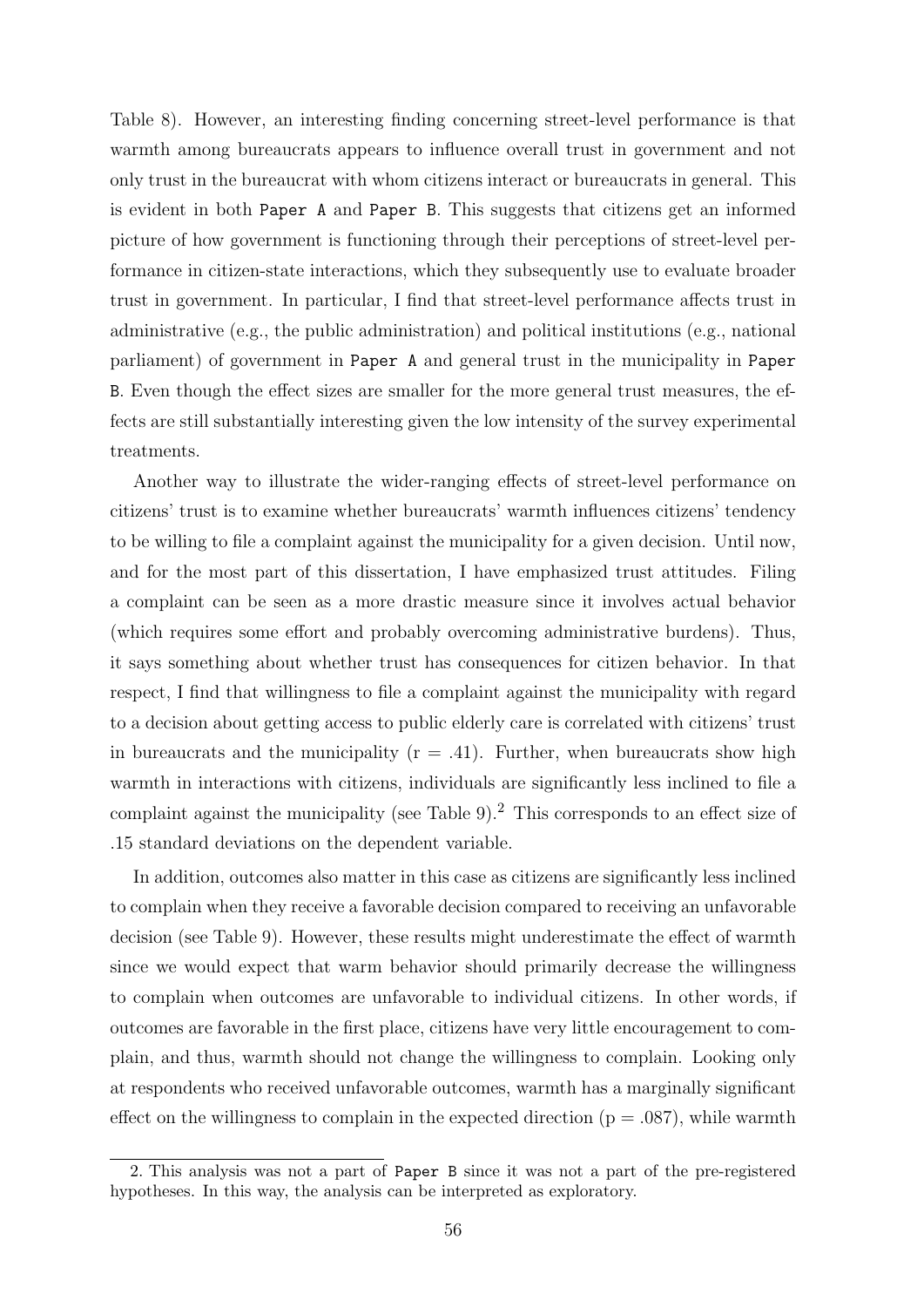Table 8). However, an interesting finding concerning street-level performance is that warmth among bureaucrats appears to influence overall trust in government and not only trust in the bureaucrat with whom citizens interact or bureaucrats in general. This is evident in both Paper A and Paper B. This suggests that citizens get an informed picture of how government is functioning through their perceptions of street-level performance in citizen-state interactions, which they subsequently use to evaluate broader trust in government. In particular, I find that street-level performance affects trust in administrative (e.g., the public administration) and political institutions (e.g., national parliament) of government in Paper A and general trust in the municipality in Paper B. Even though the effect sizes are smaller for the more general trust measures, the effects are still substantially interesting given the low intensity of the survey experimental treatments.

Another way to illustrate the wider-ranging effects of street-level performance on citizens' trust is to examine whether bureaucrats' warmth influences citizens' tendency to be willing to file a complaint against the municipality for a given decision. Until now, and for the most part of this dissertation, I have emphasized trust attitudes. Filing a complaint can be seen as a more drastic measure since it involves actual behavior (which requires some effort and probably overcoming administrative burdens). Thus, it says something about whether trust has consequences for citizen behavior. In that respect, I find that willingness to file a complaint against the municipality with regard to a decision about getting access to public elderly care is correlated with citizens' trust in bureaucrats and the municipality ($r = .41$). Further, when bureaucrats show high warmth in interactions with citizens, individuals are significantly less inclined to file a complaint against the municipality (see Table 9).[2] This corresponds to an effect size of .15 standard deviations on the dependent variable.

In addition, outcomes also matter in this case as citizens are significantly less inclined to complain when they receive a favorable decision compared to receiving an unfavorable decision (see Table 9). However, these results might underestimate the effect of warmth since we would expect that warm behavior should primarily decrease the willingness to complain when outcomes are unfavorable to individual citizens. In other words, if outcomes are favorable in the first place, citizens have very little encouragement to complain, and thus, warmth should not change the willingness to complain. Looking only at respondents who received unfavorable outcomes, warmth has a marginally significant effect on the willingness to complain in the expected direction ($p = .087$), while warmth

2. This analysis was not a part of Paper B since it was not a part of the pre-registered hypotheses. In this way, the analysis can be interpreted as exploratory.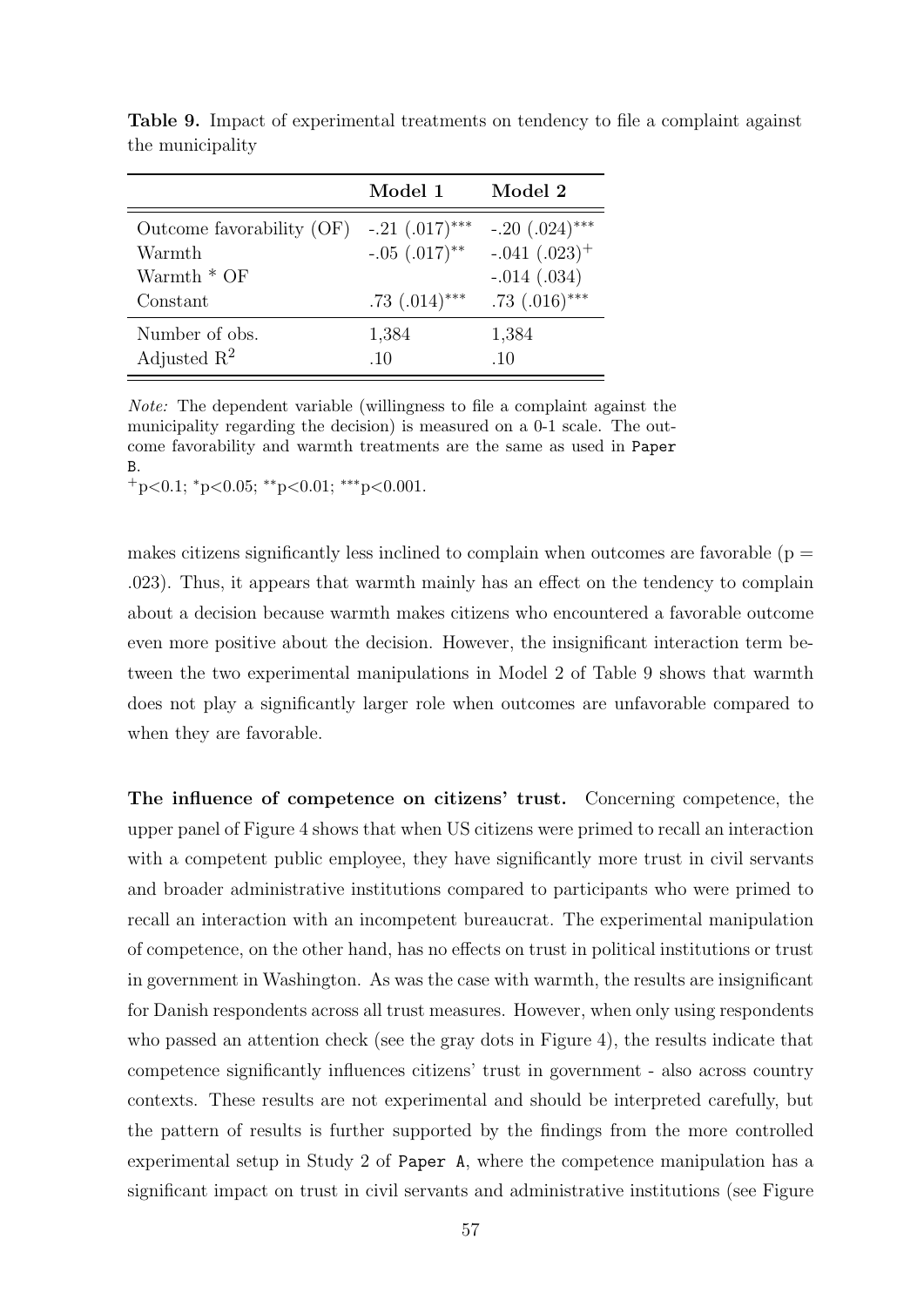**Table 9.** Impact of experimental treatments on tendency to file a complaint against the municipality

| | Model 1 | Model 2 |
|---|---|---|
| Outcome favorability (OF) | -.21 (.017)*** | -.20 (.024)*** |
| Warmth | -.05 (.017)** | -.041 (.023)+ |
| Warmth * OF | | -.014 (.034) |
| Constant | .73 (.014)*** | .73 (.016)*** |
| Number of obs. | 1,384 | 1,384 |
| Adjusted $R^2$ | .10 | .10 |

*Note:* The dependent variable (willingness to file a complaint against the municipality regarding the decision) is measured on a 0-1 scale. The outcome favorability and warmth treatments are the same as used in Paper B.

$^{+}p<0.1$; $^{*}p<0.05$; $^{**}p<0.01$; $^{***}p<0.001$.

makes citizens significantly less inclined to complain when outcomes are favorable ($p = .023$). Thus, it appears that warmth mainly has an effect on the tendency to complain about a decision because warmth makes citizens who encountered a favorable outcome even more positive about the decision. However, the insignificant interaction term between the two experimental manipulations in Model 2 of Table 9 shows that warmth does not play a significantly larger role when outcomes are unfavorable compared to when they are favorable.

**The influence of competence on citizens' trust.** Concerning competence, the upper panel of Figure 4 shows that when US citizens were primed to recall an interaction with a competent public employee, they have significantly more trust in civil servants and broader administrative institutions compared to participants who were primed to recall an interaction with an incompetent bureaucrat. The experimental manipulation of competence, on the other hand, has no effects on trust in political institutions or trust in government in Washington. As was the case with warmth, the results are insignificant for Danish respondents across all trust measures. However, when only using respondents who passed an attention check (see the gray dots in Figure 4), the results indicate that competence significantly influences citizens' trust in government - also across country contexts. These results are not experimental and should be interpreted carefully, but the pattern of results is further supported by the findings from the more controlled experimental setup in Study 2 of Paper A, where the competence manipulation has a significant impact on trust in civil servants and administrative institutions (see Figure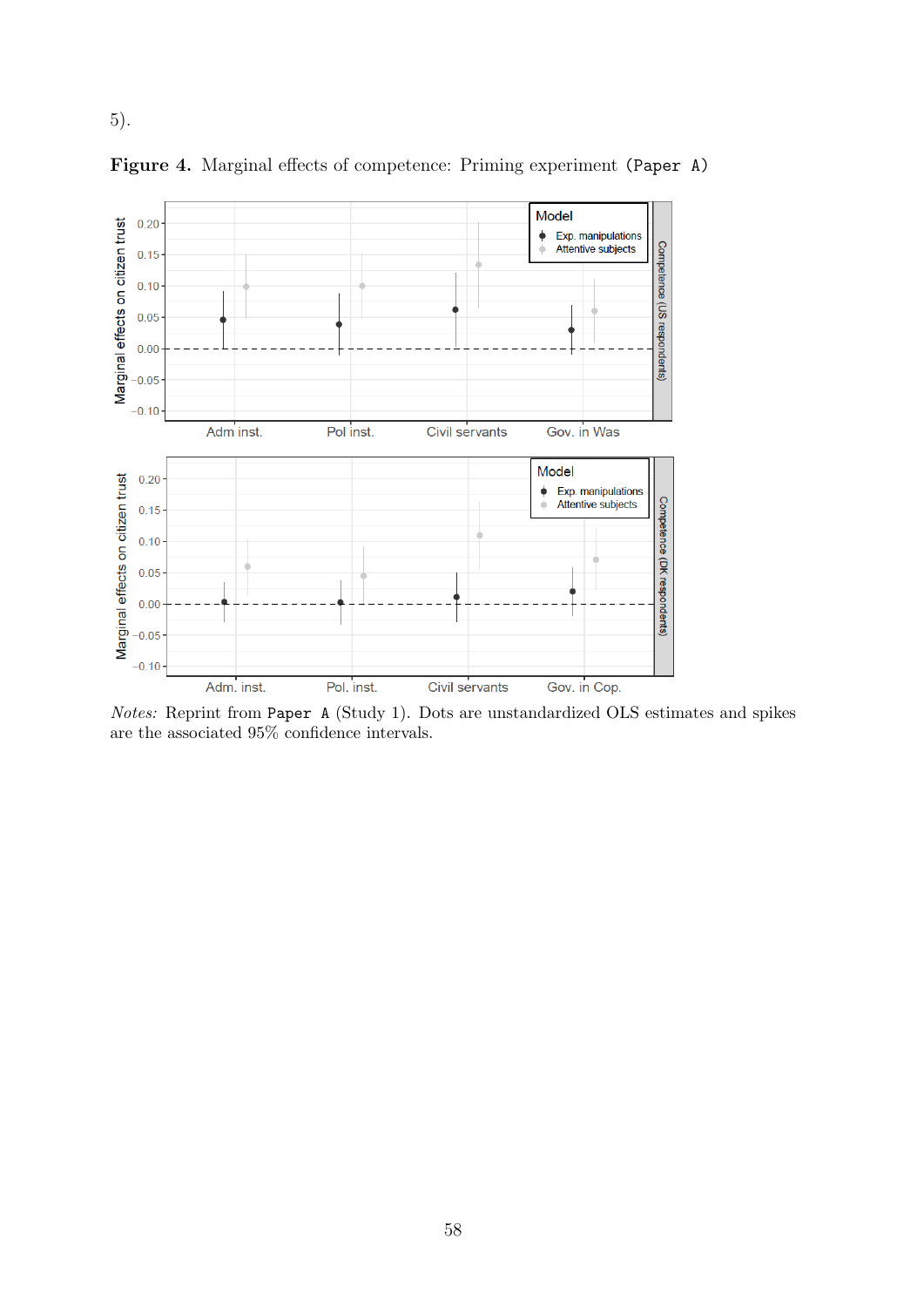5).

**Figure 4.** Marginal effects of competence: Priming experiment (`Paper A`)

*Notes:* Reprint from `Paper A` (Study 1). Dots are unstandardized OLS estimates and spikes are the associated 95% confidence intervals.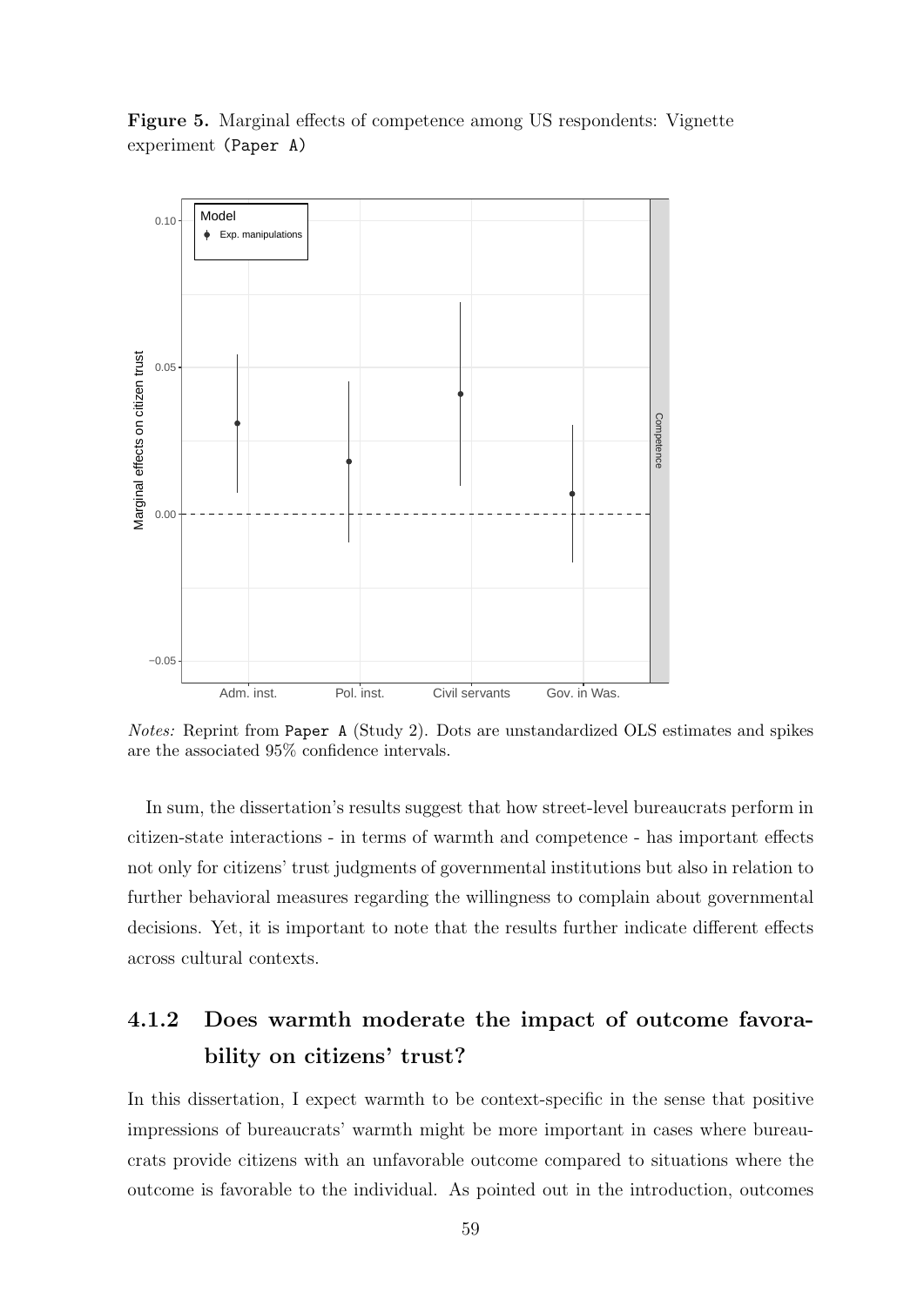**Figure 5.** Marginal effects of competence among US respondents: Vignette experiment (`Paper A`)

*Notes:* Reprint from `Paper A` (Study 2). Dots are unstandardized OLS estimates and spikes are the associated 95% confidence intervals.

In sum, the dissertation's results suggest that how street-level bureaucrats perform in citizen-state interactions - in terms of warmth and competence - has important effects not only for citizens' trust judgments of governmental institutions but also in relation to further behavioral measures regarding the willingness to complain about governmental decisions. Yet, it is important to note that the results further indicate different effects across cultural contexts.

### 4.1.2 Does warmth moderate the impact of outcome favorability on citizens' trust?

In this dissertation, I expect warmth to be context-specific in the sense that positive impressions of bureaucrats' warmth might be more important in cases where bureaucrats provide citizens with an unfavorable outcome compared to situations where the outcome is favorable to the individual. As pointed out in the introduction, outcomes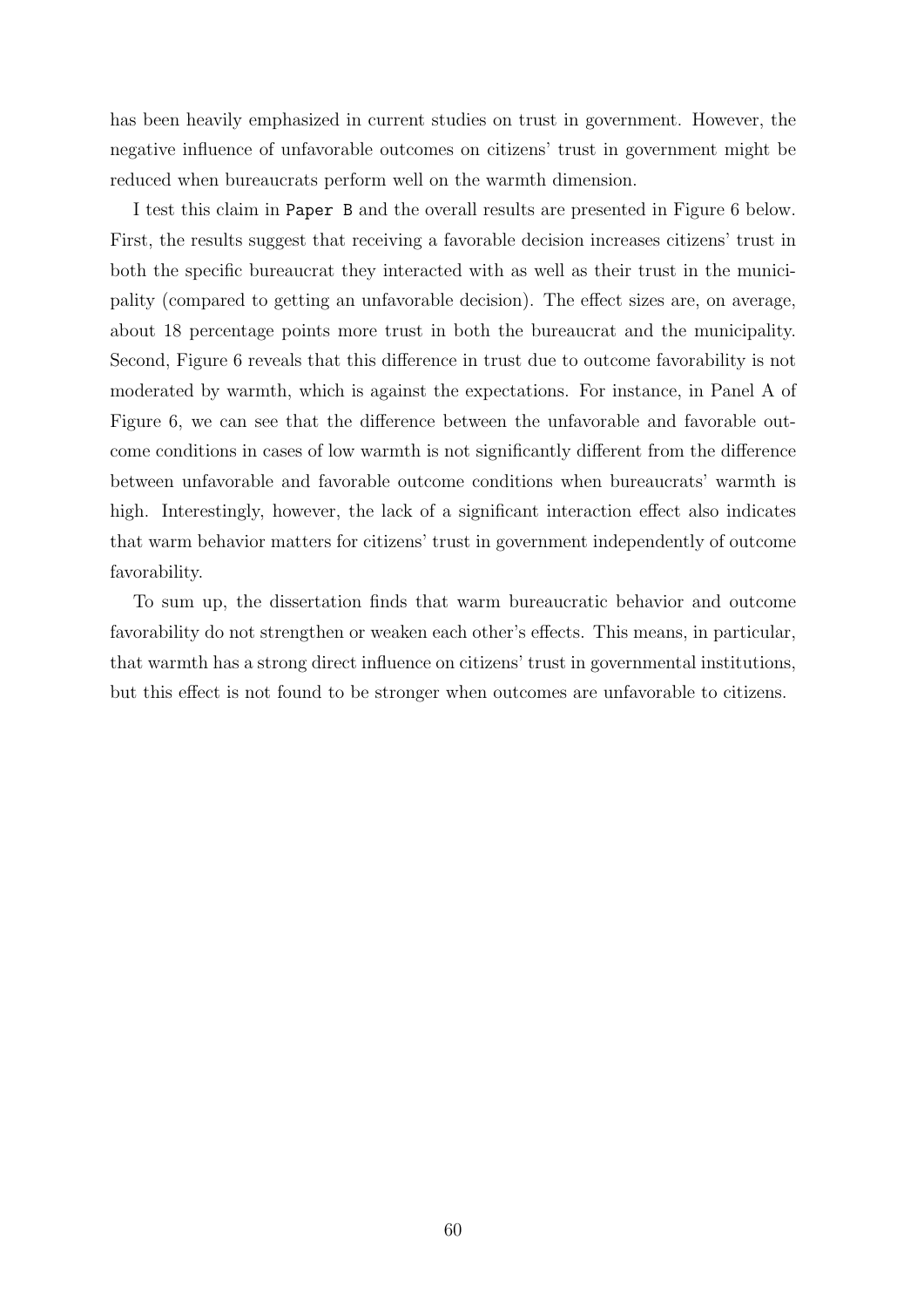has been heavily emphasized in current studies on trust in government. However, the negative influence of unfavorable outcomes on citizens' trust in government might be reduced when bureaucrats perform well on the warmth dimension.

I test this claim in `Paper B` and the overall results are presented in Figure 6 below. First, the results suggest that receiving a favorable decision increases citizens' trust in both the specific bureaucrat they interacted with as well as their trust in the municipality (compared to getting an unfavorable decision). The effect sizes are, on average, about 18 percentage points more trust in both the bureaucrat and the municipality. Second, Figure 6 reveals that this difference in trust due to outcome favorability is not moderated by warmth, which is against the expectations. For instance, in Panel A of Figure 6, we can see that the difference between the unfavorable and favorable outcome conditions in cases of low warmth is not significantly different from the difference between unfavorable and favorable outcome conditions when bureaucrats' warmth is high. Interestingly, however, the lack of a significant interaction effect also indicates that warm behavior matters for citizens' trust in government independently of outcome favorability.

To sum up, the dissertation finds that warm bureaucratic behavior and outcome favorability do not strengthen or weaken each other's effects. This means, in particular, that warmth has a strong direct influence on citizens' trust in governmental institutions, but this effect is not found to be stronger when outcomes are unfavorable to citizens.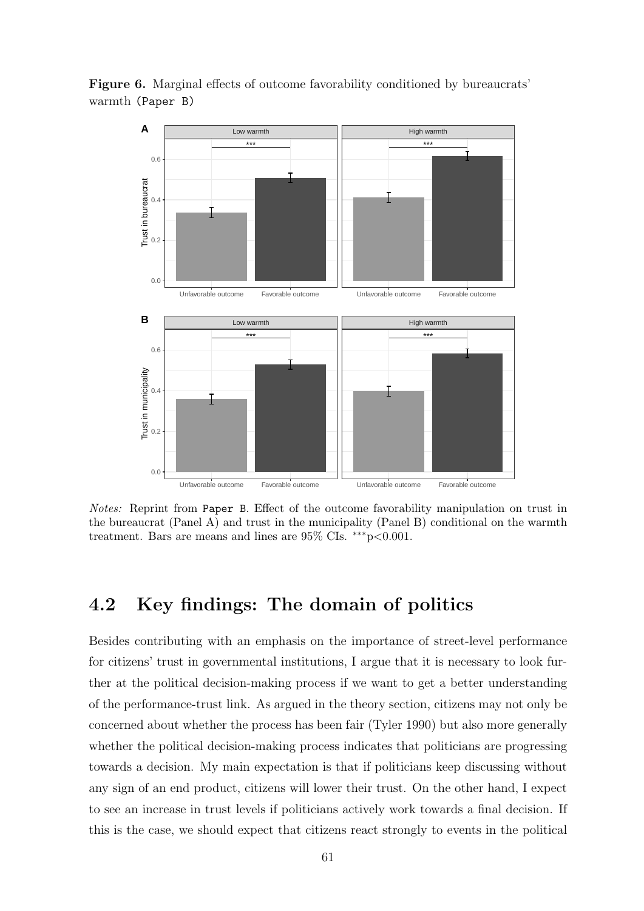**Figure 6.** Marginal effects of outcome favorability conditioned by bureaucrats' warmth (Paper B)

*Notes:* Reprint from Paper B. Effect of the outcome favorability manipulation on trust in the bureaucrat (Panel A) and trust in the municipality (Panel B) conditional on the warmth treatment. Bars are means and lines are 95% CIs. ***p<0.001.

## 4.2 Key findings: The domain of politics

Besides contributing with an emphasis on the importance of street-level performance for citizens' trust in governmental institutions, I argue that it is necessary to look further at the political decision-making process if we want to get a better understanding of the performance-trust link. As argued in the theory section, citizens may not only be concerned about whether the process has been fair (Tyler 1990) but also more generally whether the political decision-making process indicates that politicians are progressing towards a decision. My main expectation is that if politicians keep discussing without any sign of an end product, citizens will lower their trust. On the other hand, I expect to see an increase in trust levels if politicians actively work towards a final decision. If this is the case, we should expect that citizens react strongly to events in the political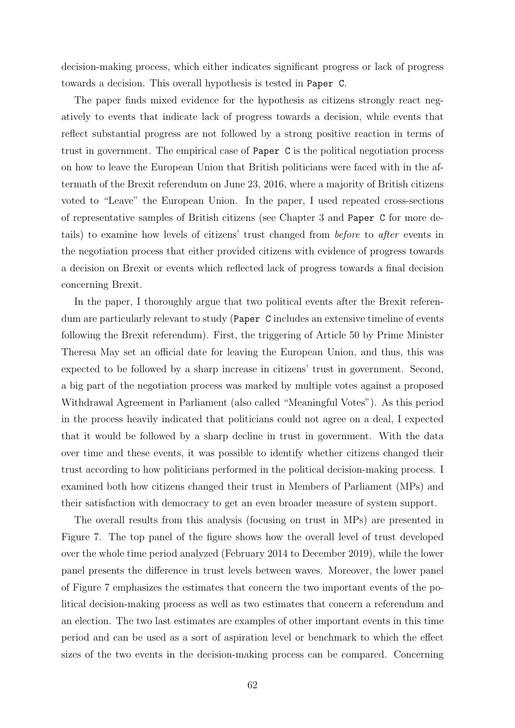decision-making process, which either indicates significant progress or lack of progress towards a decision. This overall hypothesis is tested in `Paper C`.

The paper finds mixed evidence for the hypothesis as citizens strongly react negatively to events that indicate lack of progress towards a decision, while events that reflect substantial progress are not followed by a strong positive reaction in terms of trust in government. The empirical case of `Paper C` is the political negotiation process on how to leave the European Union that British politicians were faced with in the aftermath of the Brexit referendum on June 23, 2016, where a majority of British citizens voted to "Leave" the European Union. In the paper, I used repeated cross-sections of representative samples of British citizens (see Chapter 3 and `Paper C` for more details) to examine how levels of citizens' trust changed from *before* to *after* events in the negotiation process that either provided citizens with evidence of progress towards a decision on Brexit or events which reflected lack of progress towards a final decision concerning Brexit.

In the paper, I thoroughly argue that two political events after the Brexit referendum are particularly relevant to study (`Paper C` includes an extensive timeline of events following the Brexit referendum). First, the triggering of Article 50 by Prime Minister Theresa May set an official date for leaving the European Union, and thus, this was expected to be followed by a sharp increase in citizens' trust in government. Second, a big part of the negotiation process was marked by multiple votes against a proposed Withdrawal Agreement in Parliament (also called "Meaningful Votes"). As this period in the process heavily indicated that politicians could not agree on a deal, I expected that it would be followed by a sharp decline in trust in government. With the data over time and these events, it was possible to identify whether citizens changed their trust according to how politicians performed in the political decision-making process. I examined both how citizens changed their trust in Members of Parliament (MPs) and their satisfaction with democracy to get an even broader measure of system support.

The overall results from this analysis (focusing on trust in MPs) are presented in Figure 7. The top panel of the figure shows how the overall level of trust developed over the whole time period analyzed (February 2014 to December 2019), while the lower panel presents the difference in trust levels between waves. Moreover, the lower panel of Figure 7 emphasizes the estimates that concern the two important events of the political decision-making process as well as two estimates that concern a referendum and an election. The two last estimates are examples of other important events in this time period and can be used as a sort of aspiration level or benchmark to which the effect sizes of the two events in the decision-making process can be compared. Concerning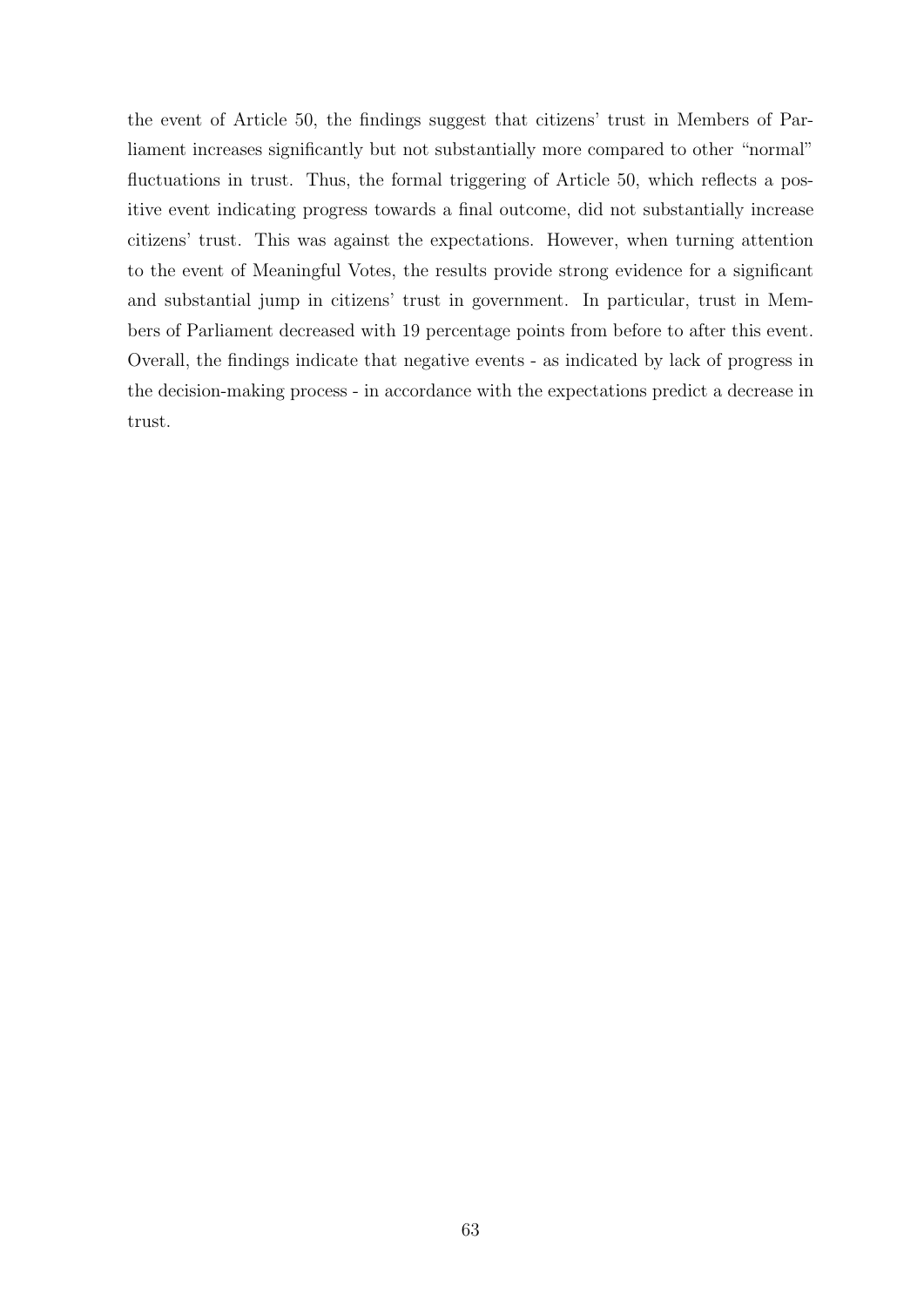the event of Article 50, the findings suggest that citizens' trust in Members of Parliament increases significantly but not substantially more compared to other "normal" fluctuations in trust. Thus, the formal triggering of Article 50, which reflects a positive event indicating progress towards a final outcome, did not substantially increase citizens' trust. This was against the expectations. However, when turning attention to the event of Meaningful Votes, the results provide strong evidence for a significant and substantial jump in citizens' trust in government. In particular, trust in Members of Parliament decreased with 19 percentage points from before to after this event. Overall, the findings indicate that negative events - as indicated by lack of progress in the decision-making process - in accordance with the expectations predict a decrease in trust.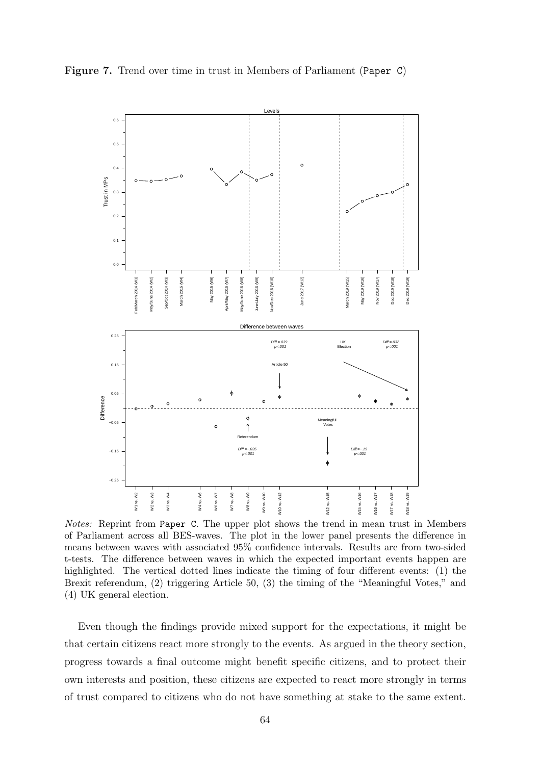**Figure 7.** Trend over time in trust in Members of Parliament (Paper C)

*Notes:* Reprint from Paper C. The upper plot shows the trend in mean trust in Members of Parliament across all BES-waves. The plot in the lower panel presents the difference in means between waves with associated 95% confidence intervals. Results are from two-sided t-tests. The difference between waves in which the expected important events happen are highlighted. The vertical dotted lines indicate the timing of four different events: (1) the Brexit referendum, (2) triggering Article 50, (3) the timing of the "Meaningful Votes," and (4) UK general election.

Even though the findings provide mixed support for the expectations, it might be that certain citizens react more strongly to the events. As argued in the theory section, progress towards a final outcome might benefit specific citizens, and to protect their own interests and position, these citizens are expected to react more strongly in terms of trust compared to citizens who do not have something at stake to the same extent.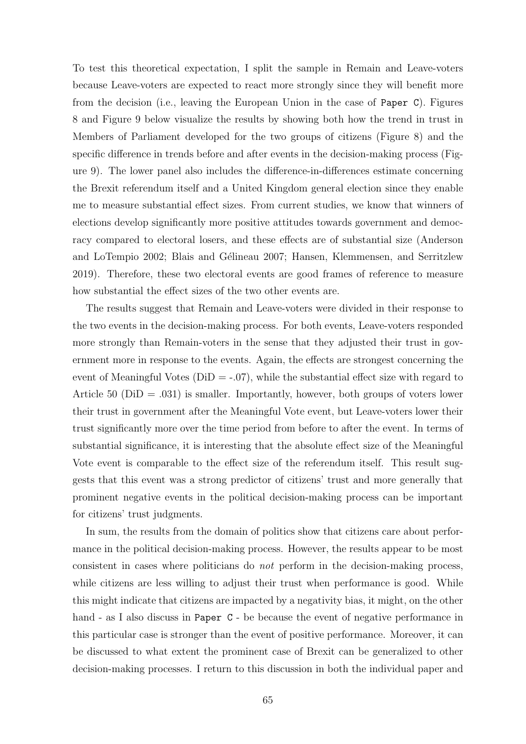To test this theoretical expectation, I split the sample in Remain and Leave-voters because Leave-voters are expected to react more strongly since they will benefit more from the decision (i.e., leaving the European Union in the case of `Paper C`). Figures 8 and Figure 9 below visualize the results by showing both how the trend in trust in Members of Parliament developed for the two groups of citizens (Figure 8) and the specific difference in trends before and after events in the decision-making process (Figure 9). The lower panel also includes the difference-in-differences estimate concerning the Brexit referendum itself and a United Kingdom general election since they enable me to measure substantial effect sizes. From current studies, we know that winners of elections develop significantly more positive attitudes towards government and democracy compared to electoral losers, and these effects are of substantial size (Anderson and LoTempio 2002; Blais and Gélineau 2007; Hansen, Klemmensen, and Serritzlew 2019). Therefore, these two electoral events are good frames of reference to measure how substantial the effect sizes of the two other events are.

The results suggest that Remain and Leave-voters were divided in their response to the two events in the decision-making process. For both events, Leave-voters responded more strongly than Remain-voters in the sense that they adjusted their trust in government more in response to the events. Again, the effects are strongest concerning the event of Meaningful Votes (DiD = -.07), while the substantial effect size with regard to Article 50 (DiD = .031) is smaller. Importantly, however, both groups of voters lower their trust in government after the Meaningful Vote event, but Leave-voters lower their trust significantly more over the time period from before to after the event. In terms of substantial significance, it is interesting that the absolute effect size of the Meaningful Vote event is comparable to the effect size of the referendum itself. This result suggests that this event was a strong predictor of citizens' trust and more generally that prominent negative events in the political decision-making process can be important for citizens' trust judgments.

In sum, the results from the domain of politics show that citizens care about performance in the political decision-making process. However, the results appear to be most consistent in cases where politicians do *not* perform in the decision-making process, while citizens are less willing to adjust their trust when performance is good. While this might indicate that citizens are impacted by a negativity bias, it might, on the other hand - as I also discuss in `Paper C` - be because the event of negative performance in this particular case is stronger than the event of positive performance. Moreover, it can be discussed to what extent the prominent case of Brexit can be generalized to other decision-making processes. I return to this discussion in both the individual paper and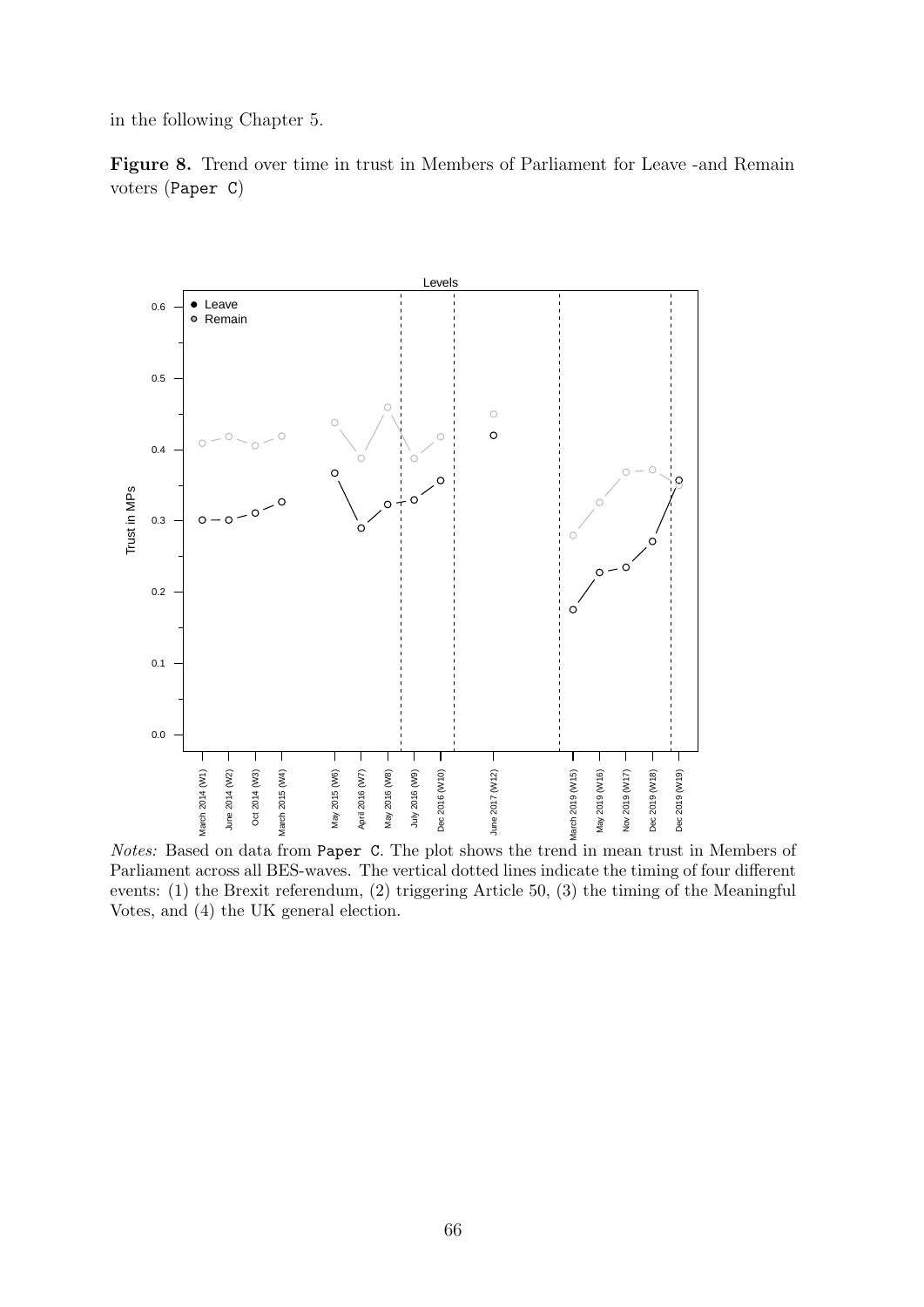in the following Chapter 5.

**Figure 8.** Trend over time in trust in Members of Parliament for Leave -and Remain voters (`Paper C`)

*Notes:* Based on data from `Paper C`. The plot shows the trend in mean trust in Members of Parliament across all BES-waves. The vertical dotted lines indicate the timing of four different events: (1) the Brexit referendum, (2) triggering Article 50, (3) the timing of the Meaningful Votes, and (4) the UK general election.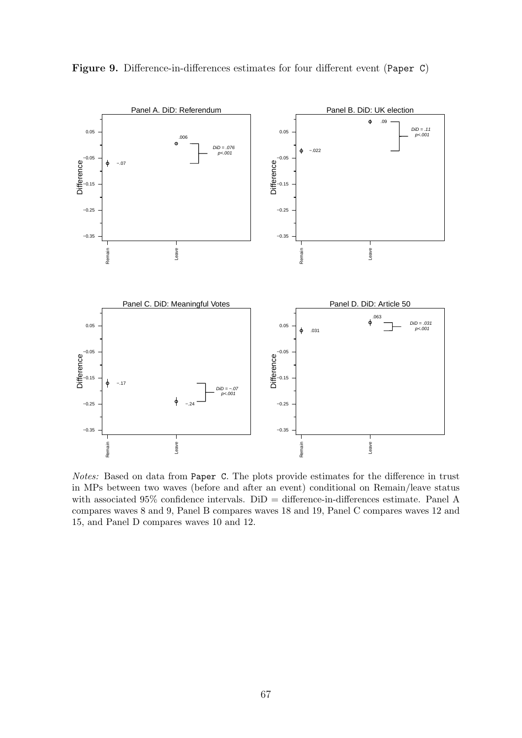**Figure 9.** Difference-in-differences estimates for four different event (Paper C)

*Notes:* Based on data from Paper C. The plots provide estimates for the difference in trust in MPs between two waves (before and after an event) conditional on Remain/leave status with associated 95% confidence intervals. DiD = difference-in-differences estimate. Panel A compares waves 8 and 9, Panel B compares waves 18 and 19, Panel C compares waves 12 and 15, and Panel D compares waves 10 and 12.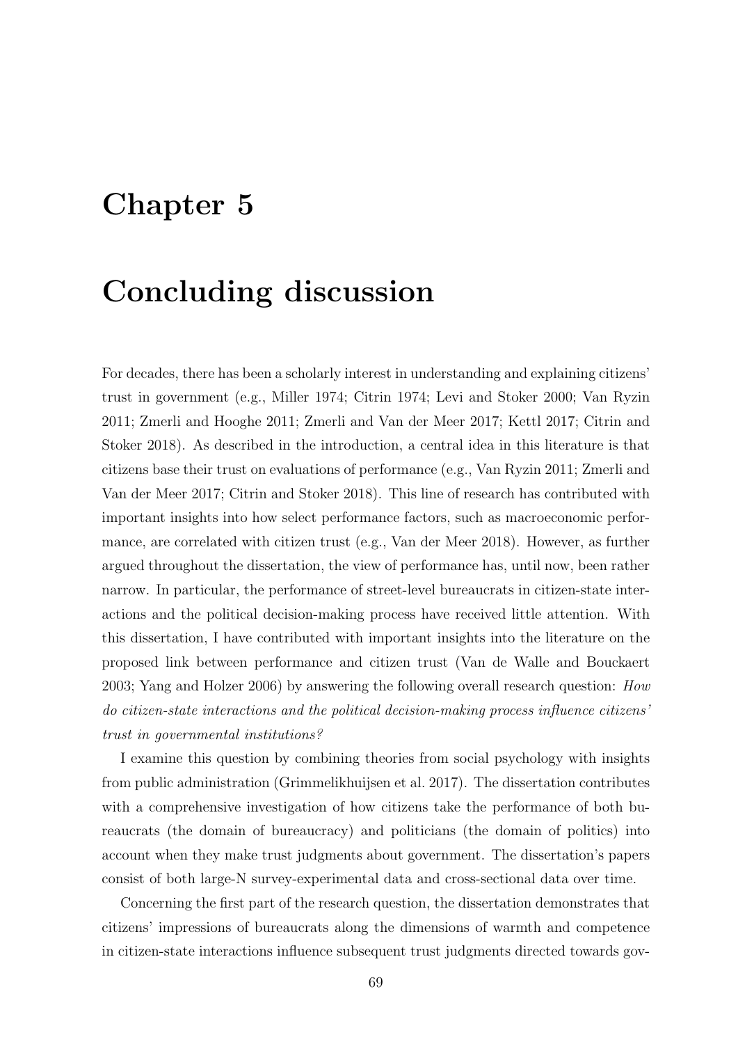# Chapter 5

# Concluding discussion

For decades, there has been a scholarly interest in understanding and explaining citizens' trust in government (e.g., Miller 1974; Citrin 1974; Levi and Stoker 2000; Van Ryzin 2011; Zmerli and Hooghe 2011; Zmerli and Van der Meer 2017; Kettl 2017; Citrin and Stoker 2018). As described in the introduction, a central idea in this literature is that citizens base their trust on evaluations of performance (e.g., Van Ryzin 2011; Zmerli and Van der Meer 2017; Citrin and Stoker 2018). This line of research has contributed with important insights into how select performance factors, such as macroeconomic performance, are correlated with citizen trust (e.g., Van der Meer 2018). However, as further argued throughout the dissertation, the view of performance has, until now, been rather narrow. In particular, the performance of street-level bureaucrats in citizen-state interactions and the political decision-making process have received little attention. With this dissertation, I have contributed with important insights into the literature on the proposed link between performance and citizen trust (Van de Walle and Bouckaert 2003; Yang and Holzer 2006) by answering the following overall research question: *How do citizen-state interactions and the political decision-making process influence citizens' trust in governmental institutions?*

I examine this question by combining theories from social psychology with insights from public administration (Grimmelikhuijsen et al. 2017). The dissertation contributes with a comprehensive investigation of how citizens take the performance of both bureaucrats (the domain of bureaucracy) and politicians (the domain of politics) into account when they make trust judgments about government. The dissertation's papers consist of both large-N survey-experimental data and cross-sectional data over time.

Concerning the first part of the research question, the dissertation demonstrates that citizens' impressions of bureaucrats along the dimensions of warmth and competence in citizen-state interactions influence subsequent trust judgments directed towards gov-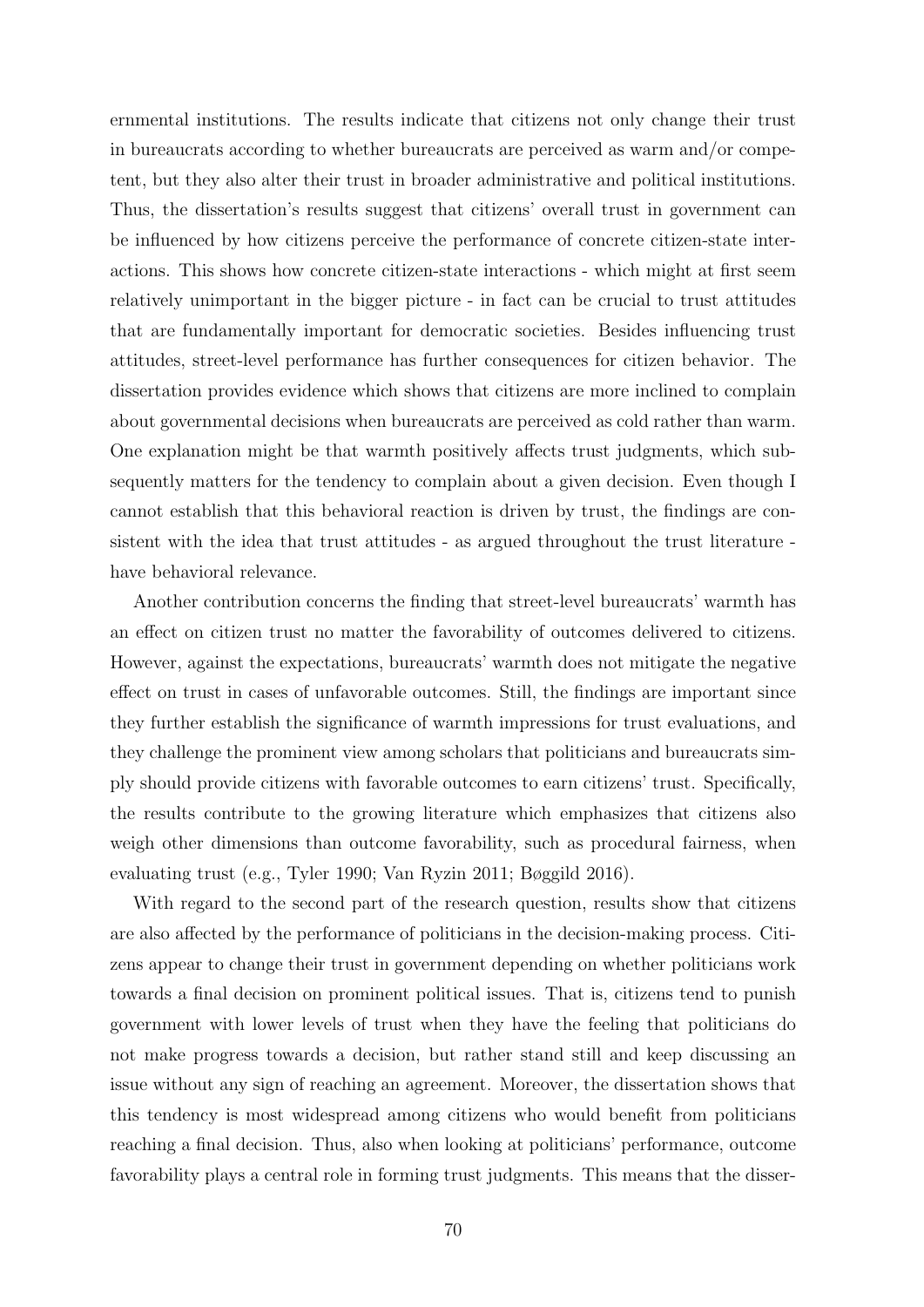ernmental institutions. The results indicate that citizens not only change their trust in bureaucrats according to whether bureaucrats are perceived as warm and/or competent, but they also alter their trust in broader administrative and political institutions. Thus, the dissertation's results suggest that citizens' overall trust in government can be influenced by how citizens perceive the performance of concrete citizen-state interactions. This shows how concrete citizen-state interactions - which might at first seem relatively unimportant in the bigger picture - in fact can be crucial to trust attitudes that are fundamentally important for democratic societies. Besides influencing trust attitudes, street-level performance has further consequences for citizen behavior. The dissertation provides evidence which shows that citizens are more inclined to complain about governmental decisions when bureaucrats are perceived as cold rather than warm. One explanation might be that warmth positively affects trust judgments, which subsequently matters for the tendency to complain about a given decision. Even though I cannot establish that this behavioral reaction is driven by trust, the findings are consistent with the idea that trust attitudes - as argued throughout the trust literature - have behavioral relevance.

Another contribution concerns the finding that street-level bureaucrats' warmth has an effect on citizen trust no matter the favorability of outcomes delivered to citizens. However, against the expectations, bureaucrats' warmth does not mitigate the negative effect on trust in cases of unfavorable outcomes. Still, the findings are important since they further establish the significance of warmth impressions for trust evaluations, and they challenge the prominent view among scholars that politicians and bureaucrats simply should provide citizens with favorable outcomes to earn citizens' trust. Specifically, the results contribute to the growing literature which emphasizes that citizens also weigh other dimensions than outcome favorability, such as procedural fairness, when evaluating trust (e.g., Tyler 1990; Van Ryzin 2011; Bøggild 2016).

With regard to the second part of the research question, results show that citizens are also affected by the performance of politicians in the decision-making process. Citizens appear to change their trust in government depending on whether politicians work towards a final decision on prominent political issues. That is, citizens tend to punish government with lower levels of trust when they have the feeling that politicians do not make progress towards a decision, but rather stand still and keep discussing an issue without any sign of reaching an agreement. Moreover, the dissertation shows that this tendency is most widespread among citizens who would benefit from politicians reaching a final decision. Thus, also when looking at politicians' performance, outcome favorability plays a central role in forming trust judgments. This means that the disser-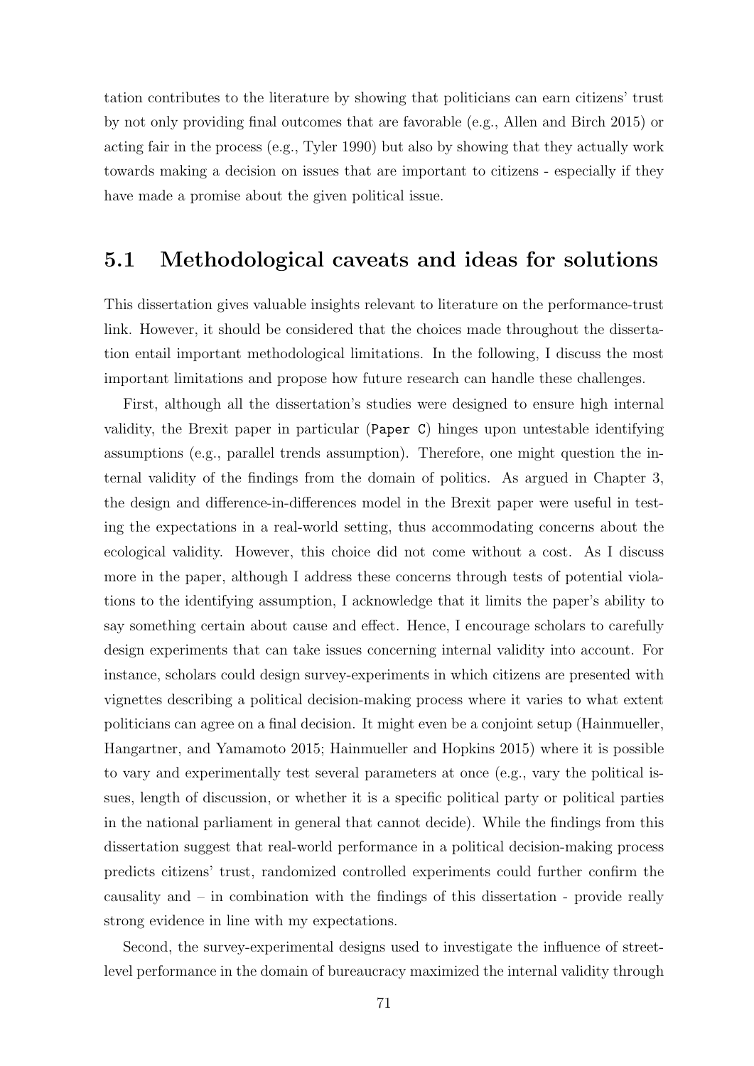tation contributes to the literature by showing that politicians can earn citizens' trust by not only providing final outcomes that are favorable (e.g., Allen and Birch 2015) or acting fair in the process (e.g., Tyler 1990) but also by showing that they actually work towards making a decision on issues that are important to citizens - especially if they have made a promise about the given political issue.

## 5.1 Methodological caveats and ideas for solutions

This dissertation gives valuable insights relevant to literature on the performance-trust link. However, it should be considered that the choices made throughout the dissertation entail important methodological limitations. In the following, I discuss the most important limitations and propose how future research can handle these challenges.

First, although all the dissertation's studies were designed to ensure high internal validity, the Brexit paper in particular (`Paper C`) hinges upon untestable identifying assumptions (e.g., parallel trends assumption). Therefore, one might question the internal validity of the findings from the domain of politics. As argued in Chapter 3, the design and difference-in-differences model in the Brexit paper were useful in testing the expectations in a real-world setting, thus accommodating concerns about the ecological validity. However, this choice did not come without a cost. As I discuss more in the paper, although I address these concerns through tests of potential violations to the identifying assumption, I acknowledge that it limits the paper's ability to say something certain about cause and effect. Hence, I encourage scholars to carefully design experiments that can take issues concerning internal validity into account. For instance, scholars could design survey-experiments in which citizens are presented with vignettes describing a political decision-making process where it varies to what extent politicians can agree on a final decision. It might even be a conjoint setup (Hainmueller, Hangartner, and Yamamoto 2015; Hainmueller and Hopkins 2015) where it is possible to vary and experimentally test several parameters at once (e.g., vary the political issues, length of discussion, or whether it is a specific political party or political parties in the national parliament in general that cannot decide). While the findings from this dissertation suggest that real-world performance in a political decision-making process predicts citizens' trust, randomized controlled experiments could further confirm the causality and – in combination with the findings of this dissertation - provide really strong evidence in line with my expectations.

Second, the survey-experimental designs used to investigate the influence of street-level performance in the domain of bureaucracy maximized the internal validity through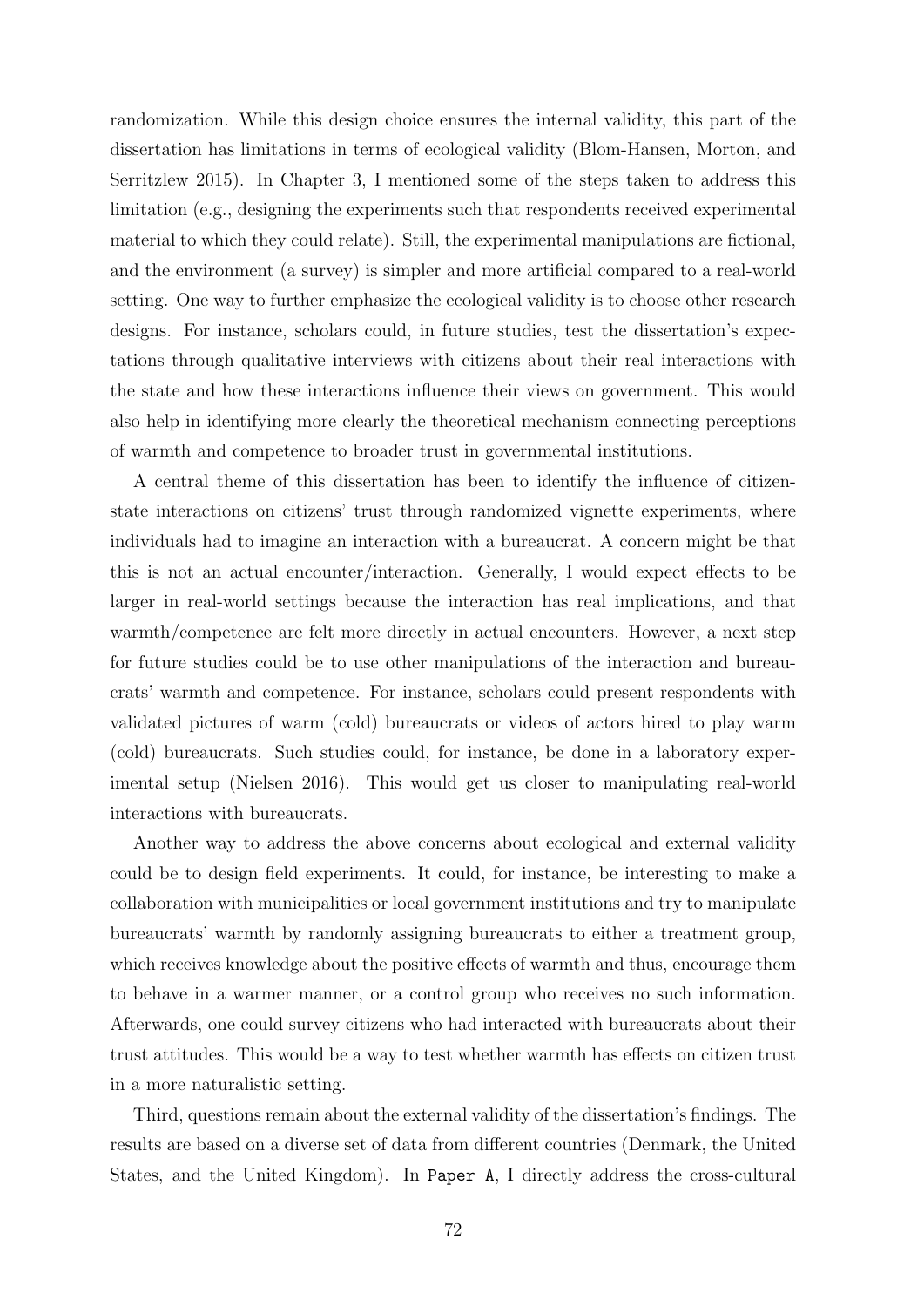randomization. While this design choice ensures the internal validity, this part of the dissertation has limitations in terms of ecological validity (Blom-Hansen, Morton, and Serritzlew 2015). In Chapter 3, I mentioned some of the steps taken to address this limitation (e.g., designing the experiments such that respondents received experimental material to which they could relate). Still, the experimental manipulations are fictional, and the environment (a survey) is simpler and more artificial compared to a real-world setting. One way to further emphasize the ecological validity is to choose other research designs. For instance, scholars could, in future studies, test the dissertation's expectations through qualitative interviews with citizens about their real interactions with the state and how these interactions influence their views on government. This would also help in identifying more clearly the theoretical mechanism connecting perceptions of warmth and competence to broader trust in governmental institutions.

A central theme of this dissertation has been to identify the influence of citizen-state interactions on citizens' trust through randomized vignette experiments, where individuals had to imagine an interaction with a bureaucrat. A concern might be that this is not an actual encounter/interaction. Generally, I would expect effects to be larger in real-world settings because the interaction has real implications, and that warmth/competence are felt more directly in actual encounters. However, a next step for future studies could be to use other manipulations of the interaction and bureaucrats' warmth and competence. For instance, scholars could present respondents with validated pictures of warm (cold) bureaucrats or videos of actors hired to play warm (cold) bureaucrats. Such studies could, for instance, be done in a laboratory experimental setup (Nielsen 2016). This would get us closer to manipulating real-world interactions with bureaucrats.

Another way to address the above concerns about ecological and external validity could be to design field experiments. It could, for instance, be interesting to make a collaboration with municipalities or local government institutions and try to manipulate bureaucrats' warmth by randomly assigning bureaucrats to either a treatment group, which receives knowledge about the positive effects of warmth and thus, encourage them to behave in a warmer manner, or a control group who receives no such information. Afterwards, one could survey citizens who had interacted with bureaucrats about their trust attitudes. This would be a way to test whether warmth has effects on citizen trust in a more naturalistic setting.

Third, questions remain about the external validity of the dissertation's findings. The results are based on a diverse set of data from different countries (Denmark, the United States, and the United Kingdom). In `Paper A`, I directly address the cross-cultural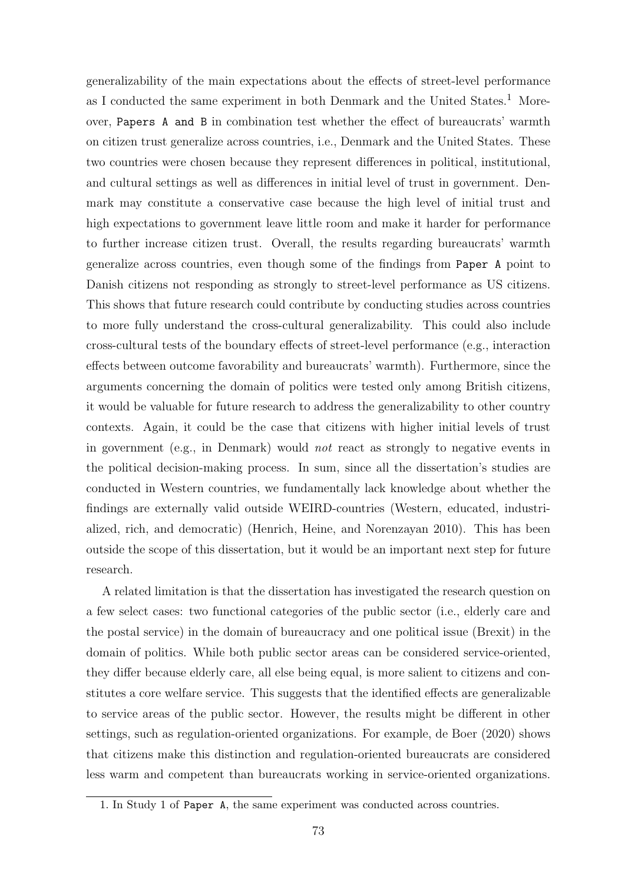generalizability of the main expectations about the effects of street-level performance as I conducted the same experiment in both Denmark and the United States.[1] Moreover, `Papers A and B` in combination test whether the effect of bureaucrats' warmth on citizen trust generalize across countries, i.e., Denmark and the United States. These two countries were chosen because they represent differences in political, institutional, and cultural settings as well as differences in initial level of trust in government. Denmark may constitute a conservative case because the high level of initial trust and high expectations to government leave little room and make it harder for performance to further increase citizen trust. Overall, the results regarding bureaucrats' warmth generalize across countries, even though some of the findings from `Paper A` point to Danish citizens not responding as strongly to street-level performance as US citizens. This shows that future research could contribute by conducting studies across countries to more fully understand the cross-cultural generalizability. This could also include cross-cultural tests of the boundary effects of street-level performance (e.g., interaction effects between outcome favorability and bureaucrats' warmth). Furthermore, since the arguments concerning the domain of politics were tested only among British citizens, it would be valuable for future research to address the generalizability to other country contexts. Again, it could be the case that citizens with higher initial levels of trust in government (e.g., in Denmark) would *not* react as strongly to negative events in the political decision-making process. In sum, since all the dissertation's studies are conducted in Western countries, we fundamentally lack knowledge about whether the findings are externally valid outside WEIRD-countries (Western, educated, industrialized, rich, and democratic) (Henrich, Heine, and Norenzayan 2010). This has been outside the scope of this dissertation, but it would be an important next step for future research.

A related limitation is that the dissertation has investigated the research question on a few select cases: two functional categories of the public sector (i.e., elderly care and the postal service) in the domain of bureaucracy and one political issue (Brexit) in the domain of politics. While both public sector areas can be considered service-oriented, they differ because elderly care, all else being equal, is more salient to citizens and constitutes a core welfare service. This suggests that the identified effects are generalizable to service areas of the public sector. However, the results might be different in other settings, such as regulation-oriented organizations. For example, de Boer (2020) shows that citizens make this distinction and regulation-oriented bureaucrats are considered less warm and competent than bureaucrats working in service-oriented organizations.

[1] In Study 1 of `Paper A`, the same experiment was conducted across countries.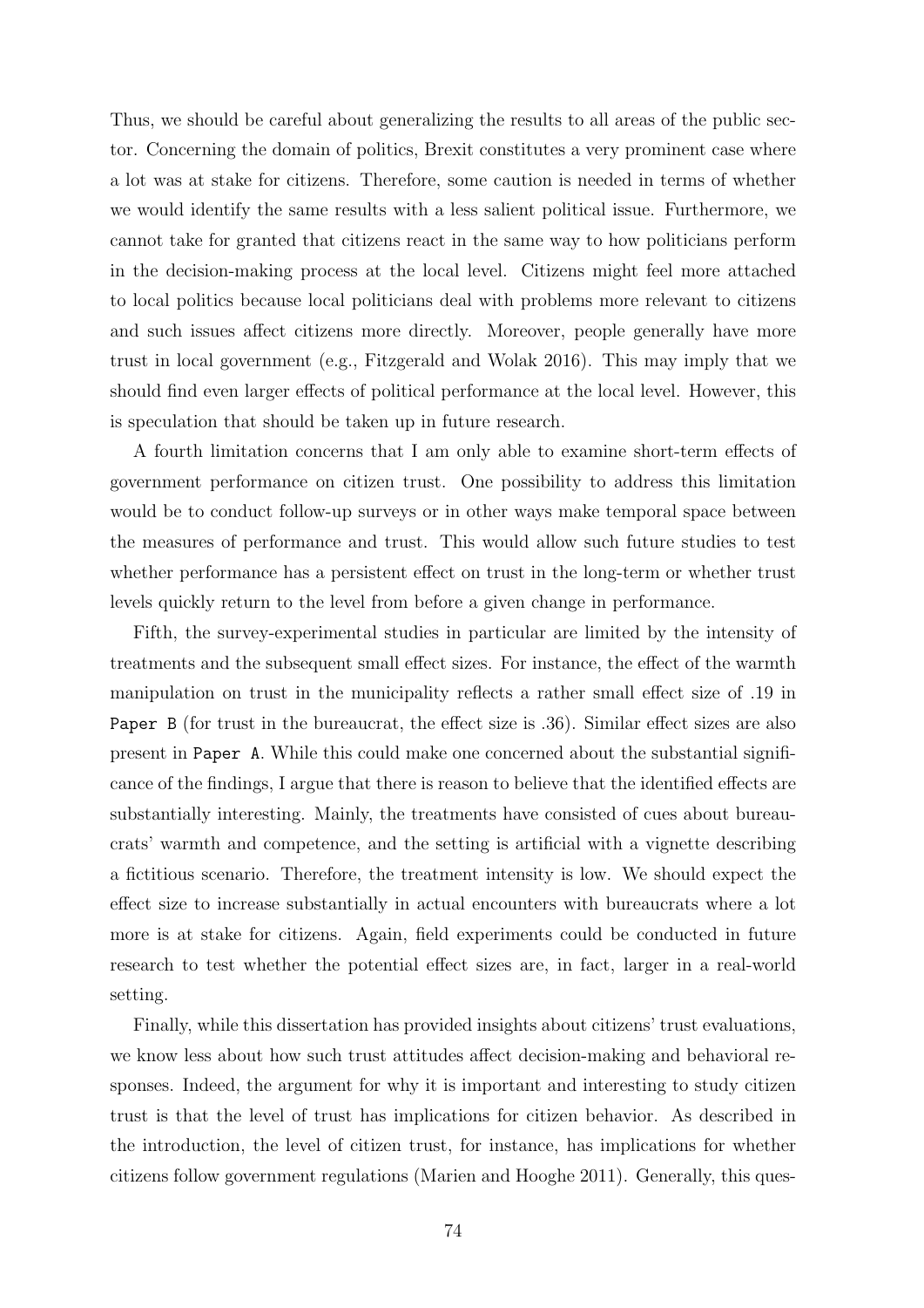Thus, we should be careful about generalizing the results to all areas of the public sector. Concerning the domain of politics, Brexit constitutes a very prominent case where a lot was at stake for citizens. Therefore, some caution is needed in terms of whether we would identify the same results with a less salient political issue. Furthermore, we cannot take for granted that citizens react in the same way to how politicians perform in the decision-making process at the local level. Citizens might feel more attached to local politics because local politicians deal with problems more relevant to citizens and such issues affect citizens more directly. Moreover, people generally have more trust in local government (e.g., Fitzgerald and Wolak 2016). This may imply that we should find even larger effects of political performance at the local level. However, this is speculation that should be taken up in future research.

A fourth limitation concerns that I am only able to examine short-term effects of government performance on citizen trust. One possibility to address this limitation would be to conduct follow-up surveys or in other ways make temporal space between the measures of performance and trust. This would allow such future studies to test whether performance has a persistent effect on trust in the long-term or whether trust levels quickly return to the level from before a given change in performance.

Fifth, the survey-experimental studies in particular are limited by the intensity of treatments and the subsequent small effect sizes. For instance, the effect of the warmth manipulation on trust in the municipality reflects a rather small effect size of .19 in `Paper B` (for trust in the bureaucrat, the effect size is .36). Similar effect sizes are also present in `Paper A`. While this could make one concerned about the substantial significance of the findings, I argue that there is reason to believe that the identified effects are substantially interesting. Mainly, the treatments have consisted of cues about bureaucrats' warmth and competence, and the setting is artificial with a vignette describing a fictitious scenario. Therefore, the treatment intensity is low. We should expect the effect size to increase substantially in actual encounters with bureaucrats where a lot more is at stake for citizens. Again, field experiments could be conducted in future research to test whether the potential effect sizes are, in fact, larger in a real-world setting.

Finally, while this dissertation has provided insights about citizens' trust evaluations, we know less about how such trust attitudes affect decision-making and behavioral responses. Indeed, the argument for why it is important and interesting to study citizen trust is that the level of trust has implications for citizen behavior. As described in the introduction, the level of citizen trust, for instance, has implications for whether citizens follow government regulations (Marien and Hooghe 2011). Generally, this ques-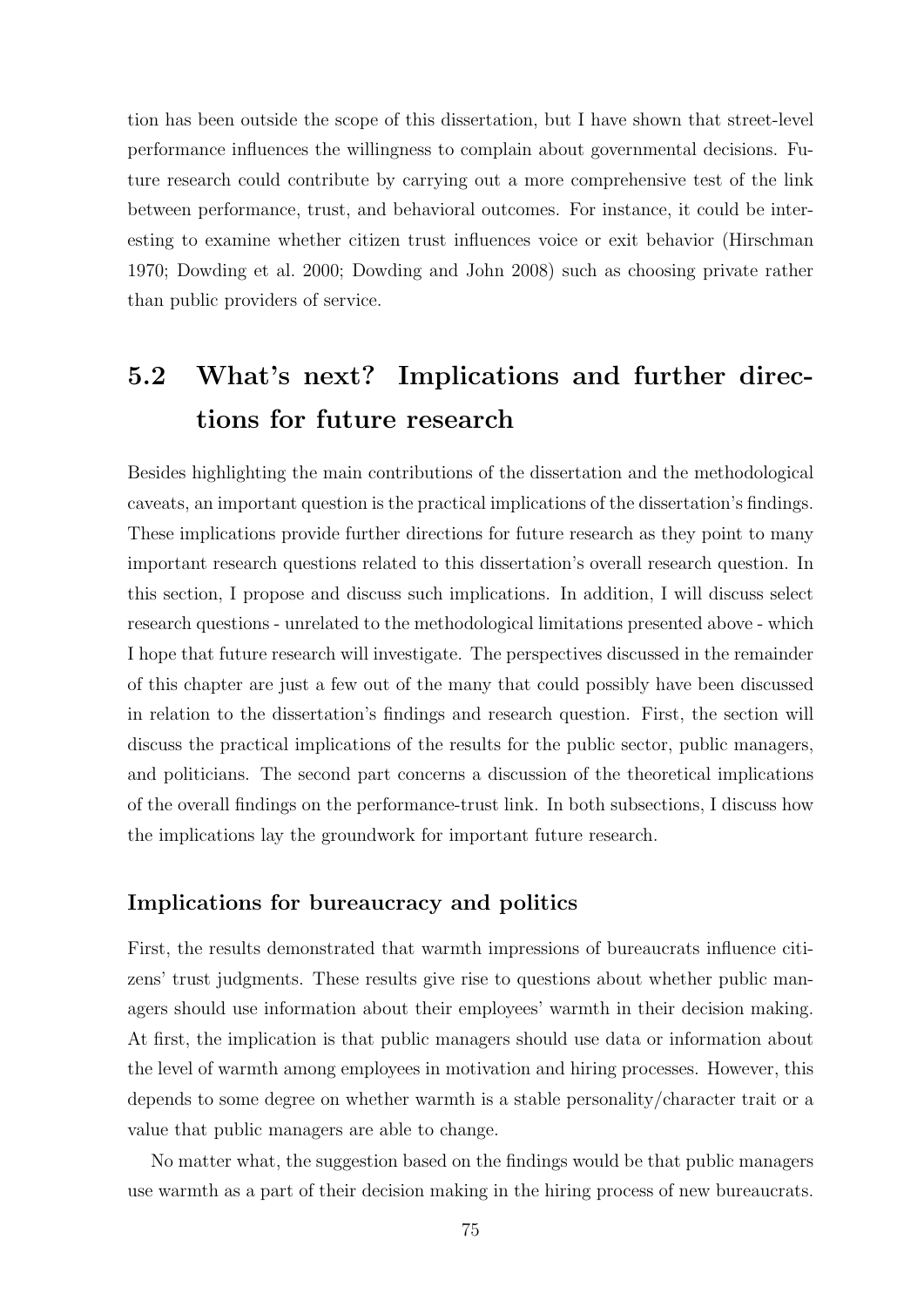tion has been outside the scope of this dissertation, but I have shown that street-level performance influences the willingness to complain about governmental decisions. Future research could contribute by carrying out a more comprehensive test of the link between performance, trust, and behavioral outcomes. For instance, it could be interesting to examine whether citizen trust influences voice or exit behavior (Hirschman 1970; Dowding et al. 2000; Dowding and John 2008) such as choosing private rather than public providers of service.

## 5.2 What's next? Implications and further directions for future research

Besides highlighting the main contributions of the dissertation and the methodological caveats, an important question is the practical implications of the dissertation's findings. These implications provide further directions for future research as they point to many important research questions related to this dissertation's overall research question. In this section, I propose and discuss such implications. In addition, I will discuss select research questions - unrelated to the methodological limitations presented above - which I hope that future research will investigate. The perspectives discussed in the remainder of this chapter are just a few out of the many that could possibly have been discussed in relation to the dissertation's findings and research question. First, the section will discuss the practical implications of the results for the public sector, public managers, and politicians. The second part concerns a discussion of the theoretical implications of the overall findings on the performance-trust link. In both subsections, I discuss how the implications lay the groundwork for important future research.

### Implications for bureaucracy and politics

First, the results demonstrated that warmth impressions of bureaucrats influence citizens' trust judgments. These results give rise to questions about whether public managers should use information about their employees' warmth in their decision making. At first, the implication is that public managers should use data or information about the level of warmth among employees in motivation and hiring processes. However, this depends to some degree on whether warmth is a stable personality/character trait or a value that public managers are able to change.

No matter what, the suggestion based on the findings would be that public managers use warmth as a part of their decision making in the hiring process of new bureaucrats.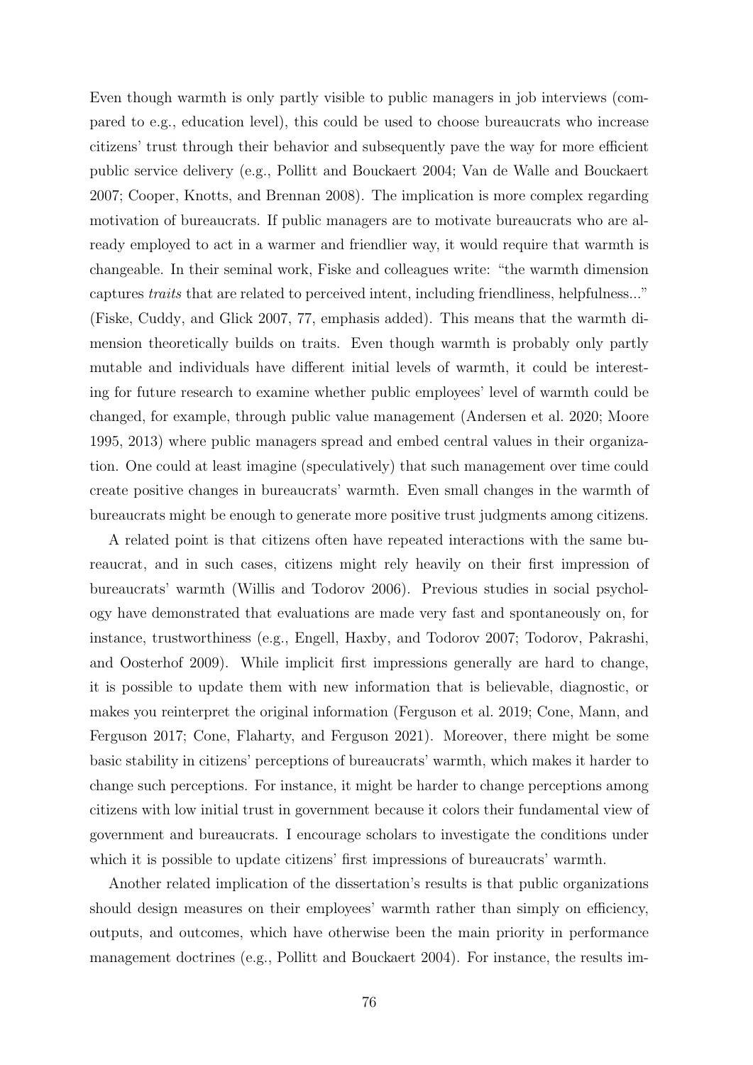Even though warmth is only partly visible to public managers in job interviews (compared to e.g., education level), this could be used to choose bureaucrats who increase citizens' trust through their behavior and subsequently pave the way for more efficient public service delivery (e.g., Pollitt and Bouckaert 2004; Van de Walle and Bouckaert 2007; Cooper, Knotts, and Brennan 2008). The implication is more complex regarding motivation of bureaucrats. If public managers are to motivate bureaucrats who are already employed to act in a warmer and friendlier way, it would require that warmth is changeable. In their seminal work, Fiske and colleagues write: "the warmth dimension captures *traits* that are related to perceived intent, including friendliness, helpfulness..." (Fiske, Cuddy, and Glick 2007, 77, emphasis added). This means that the warmth dimension theoretically builds on traits. Even though warmth is probably only partly mutable and individuals have different initial levels of warmth, it could be interesting for future research to examine whether public employees' level of warmth could be changed, for example, through public value management (Andersen et al. 2020; Moore 1995, 2013) where public managers spread and embed central values in their organization. One could at least imagine (speculatively) that such management over time could create positive changes in bureaucrats' warmth. Even small changes in the warmth of bureaucrats might be enough to generate more positive trust judgments among citizens.

A related point is that citizens often have repeated interactions with the same bureaucrat, and in such cases, citizens might rely heavily on their first impression of bureaucrats' warmth (Willis and Todorov 2006). Previous studies in social psychology have demonstrated that evaluations are made very fast and spontaneously on, for instance, trustworthiness (e.g., Engell, Haxby, and Todorov 2007; Todorov, Pakrashi, and Oosterhof 2009). While implicit first impressions generally are hard to change, it is possible to update them with new information that is believable, diagnostic, or makes you reinterpret the original information (Ferguson et al. 2019; Cone, Mann, and Ferguson 2017; Cone, Flaharty, and Ferguson 2021). Moreover, there might be some basic stability in citizens' perceptions of bureaucrats' warmth, which makes it harder to change such perceptions. For instance, it might be harder to change perceptions among citizens with low initial trust in government because it colors their fundamental view of government and bureaucrats. I encourage scholars to investigate the conditions under which it is possible to update citizens' first impressions of bureaucrats' warmth.

Another related implication of the dissertation's results is that public organizations should design measures on their employees' warmth rather than simply on efficiency, outputs, and outcomes, which have otherwise been the main priority in performance management doctrines (e.g., Pollitt and Bouckaert 2004). For instance, the results im-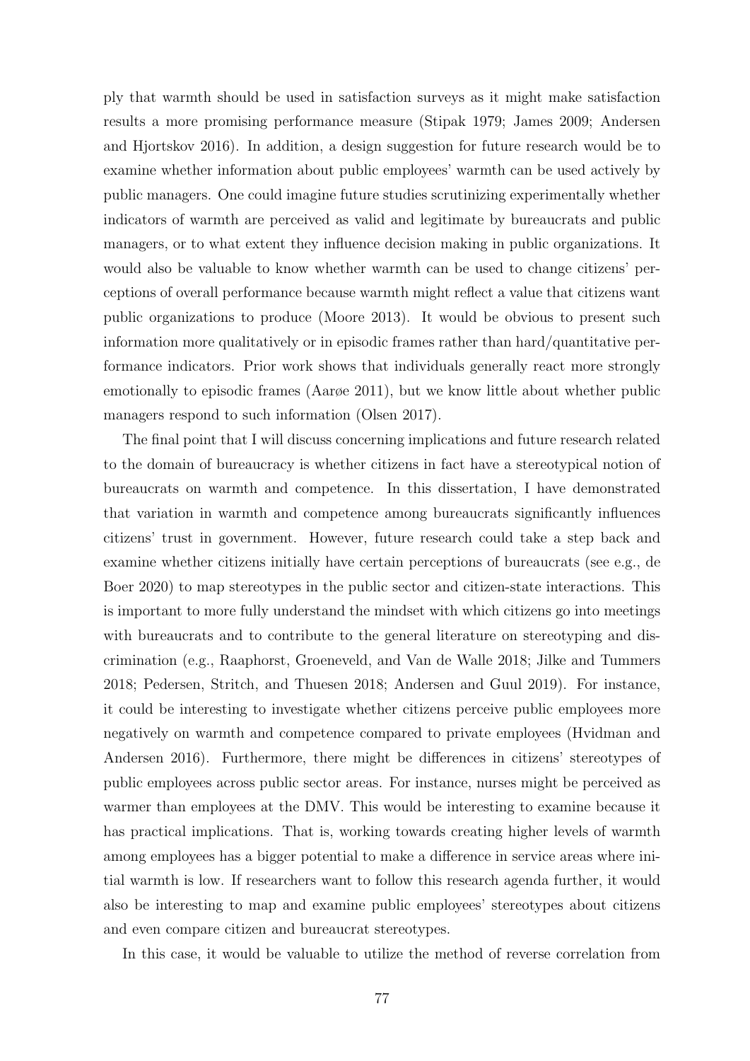ply that warmth should be used in satisfaction surveys as it might make satisfaction results a more promising performance measure (Stipak 1979; James 2009; Andersen and Hjortskov 2016). In addition, a design suggestion for future research would be to examine whether information about public employees' warmth can be used actively by public managers. One could imagine future studies scrutinizing experimentally whether indicators of warmth are perceived as valid and legitimate by bureaucrats and public managers, or to what extent they influence decision making in public organizations. It would also be valuable to know whether warmth can be used to change citizens' perceptions of overall performance because warmth might reflect a value that citizens want public organizations to produce (Moore 2013). It would be obvious to present such information more qualitatively or in episodic frames rather than hard/quantitative performance indicators. Prior work shows that individuals generally react more strongly emotionally to episodic frames (Aarøe 2011), but we know little about whether public managers respond to such information (Olsen 2017).

The final point that I will discuss concerning implications and future research related to the domain of bureaucracy is whether citizens in fact have a stereotypical notion of bureaucrats on warmth and competence. In this dissertation, I have demonstrated that variation in warmth and competence among bureaucrats significantly influences citizens' trust in government. However, future research could take a step back and examine whether citizens initially have certain perceptions of bureaucrats (see e.g., de Boer 2020) to map stereotypes in the public sector and citizen-state interactions. This is important to more fully understand the mindset with which citizens go into meetings with bureaucrats and to contribute to the general literature on stereotyping and discrimination (e.g., Raaphorst, Groeneveld, and Van de Walle 2018; Jilke and Tummers 2018; Pedersen, Stritch, and Thuesen 2018; Andersen and Guul 2019). For instance, it could be interesting to investigate whether citizens perceive public employees more negatively on warmth and competence compared to private employees (Hvidman and Andersen 2016). Furthermore, there might be differences in citizens' stereotypes of public employees across public sector areas. For instance, nurses might be perceived as warmer than employees at the DMV. This would be interesting to examine because it has practical implications. That is, working towards creating higher levels of warmth among employees has a bigger potential to make a difference in service areas where initial warmth is low. If researchers want to follow this research agenda further, it would also be interesting to map and examine public employees' stereotypes about citizens and even compare citizen and bureaucrat stereotypes.

In this case, it would be valuable to utilize the method of reverse correlation from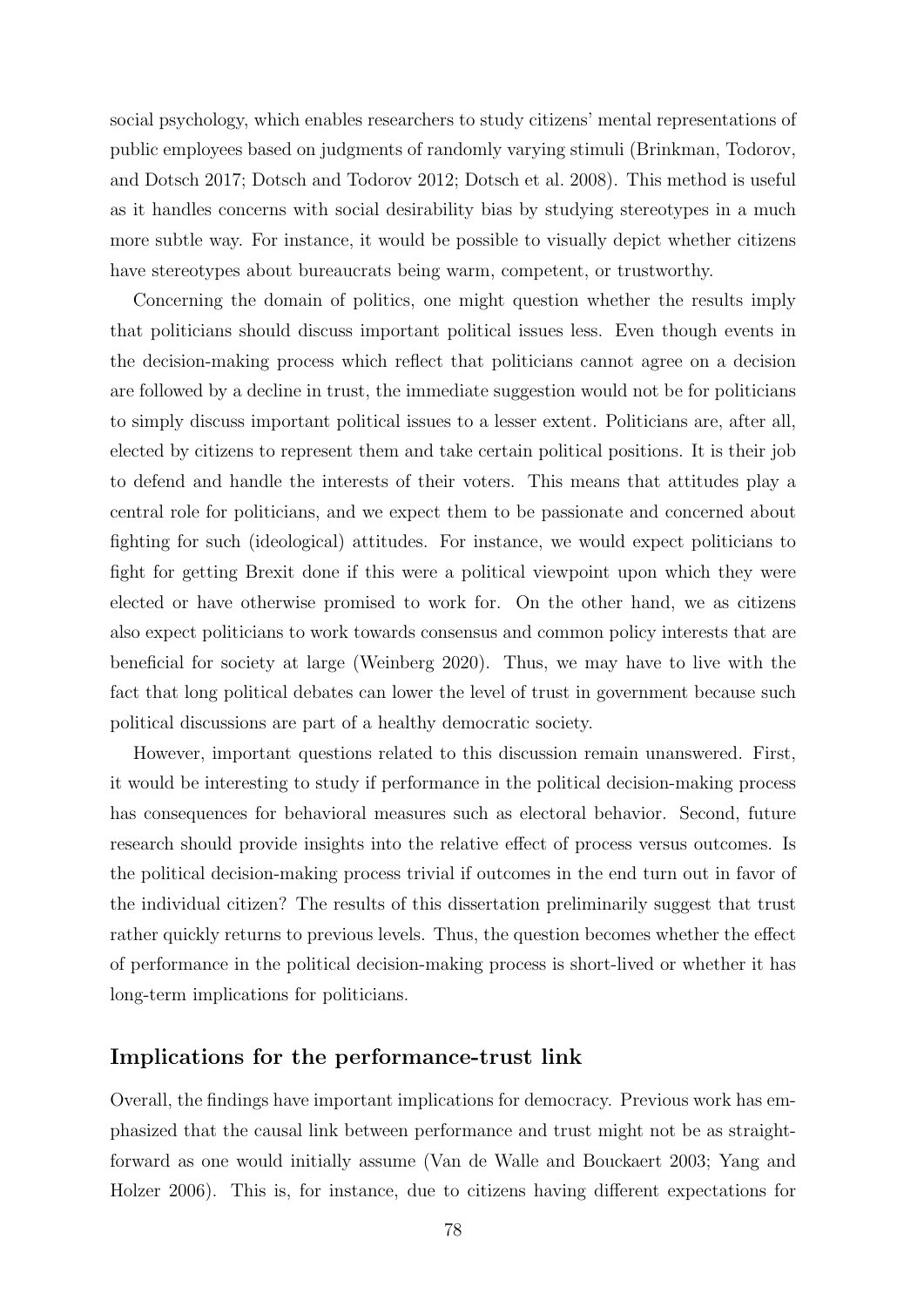social psychology, which enables researchers to study citizens' mental representations of public employees based on judgments of randomly varying stimuli (Brinkman, Todorov, and Dotsch 2017; Dotsch and Todorov 2012; Dotsch et al. 2008). This method is useful as it handles concerns with social desirability bias by studying stereotypes in a much more subtle way. For instance, it would be possible to visually depict whether citizens have stereotypes about bureaucrats being warm, competent, or trustworthy.

Concerning the domain of politics, one might question whether the results imply that politicians should discuss important political issues less. Even though events in the decision-making process which reflect that politicians cannot agree on a decision are followed by a decline in trust, the immediate suggestion would not be for politicians to simply discuss important political issues to a lesser extent. Politicians are, after all, elected by citizens to represent them and take certain political positions. It is their job to defend and handle the interests of their voters. This means that attitudes play a central role for politicians, and we expect them to be passionate and concerned about fighting for such (ideological) attitudes. For instance, we would expect politicians to fight for getting Brexit done if this were a political viewpoint upon which they were elected or have otherwise promised to work for. On the other hand, we as citizens also expect politicians to work towards consensus and common policy interests that are beneficial for society at large (Weinberg 2020). Thus, we may have to live with the fact that long political debates can lower the level of trust in government because such political discussions are part of a healthy democratic society.

However, important questions related to this discussion remain unanswered. First, it would be interesting to study if performance in the political decision-making process has consequences for behavioral measures such as electoral behavior. Second, future research should provide insights into the relative effect of process versus outcomes. Is the political decision-making process trivial if outcomes in the end turn out in favor of the individual citizen? The results of this dissertation preliminarily suggest that trust rather quickly returns to previous levels. Thus, the question becomes whether the effect of performance in the political decision-making process is short-lived or whether it has long-term implications for politicians.

### Implications for the performance-trust link

Overall, the findings have important implications for democracy. Previous work has emphasized that the causal link between performance and trust might not be as straightforward as one would initially assume (Van de Walle and Bouckaert 2003; Yang and Holzer 2006). This is, for instance, due to citizens having different expectations for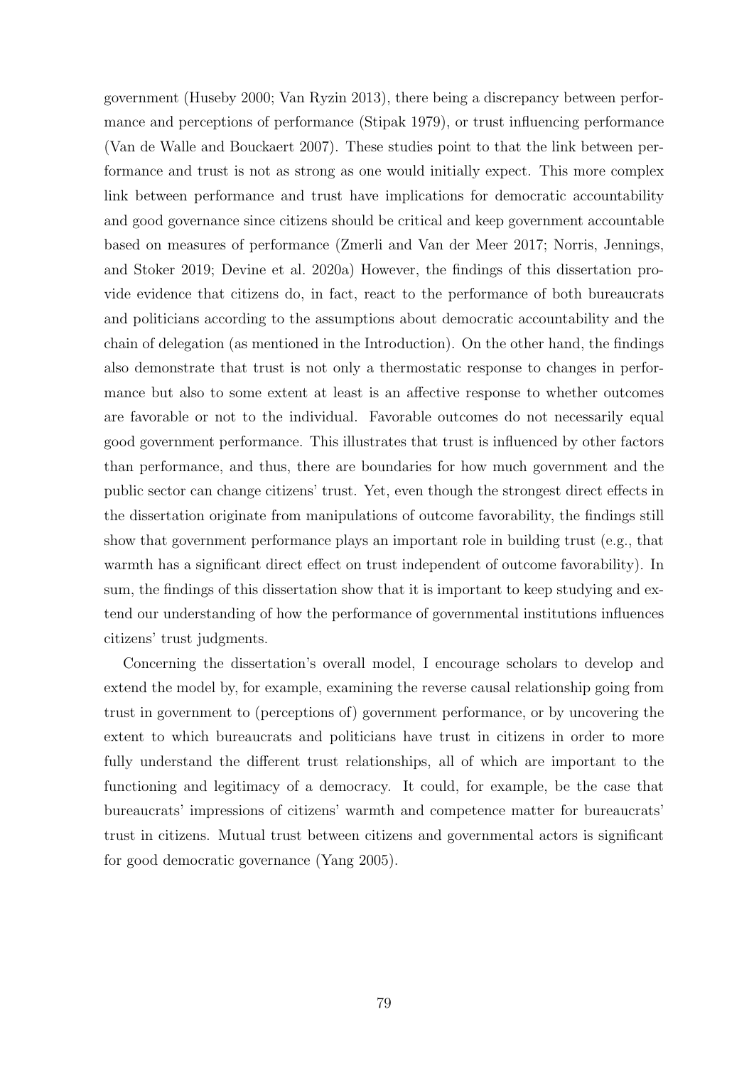government (Huseby 2000; Van Ryzin 2013), there being a discrepancy between performance and perceptions of performance (Stipak 1979), or trust influencing performance (Van de Walle and Bouckaert 2007). These studies point to that the link between performance and trust is not as strong as one would initially expect. This more complex link between performance and trust have implications for democratic accountability and good governance since citizens should be critical and keep government accountable based on measures of performance (Zmerli and Van der Meer 2017; Norris, Jennings, and Stoker 2019; Devine et al. 2020a) However, the findings of this dissertation provide evidence that citizens do, in fact, react to the performance of both bureaucrats and politicians according to the assumptions about democratic accountability and the chain of delegation (as mentioned in the Introduction). On the other hand, the findings also demonstrate that trust is not only a thermostatic response to changes in performance but also to some extent at least is an affective response to whether outcomes are favorable or not to the individual. Favorable outcomes do not necessarily equal good government performance. This illustrates that trust is influenced by other factors than performance, and thus, there are boundaries for how much government and the public sector can change citizens' trust. Yet, even though the strongest direct effects in the dissertation originate from manipulations of outcome favorability, the findings still show that government performance plays an important role in building trust (e.g., that warmth has a significant direct effect on trust independent of outcome favorability). In sum, the findings of this dissertation show that it is important to keep studying and extend our understanding of how the performance of governmental institutions influences citizens' trust judgments.

Concerning the dissertation's overall model, I encourage scholars to develop and extend the model by, for example, examining the reverse causal relationship going from trust in government to (perceptions of) government performance, or by uncovering the extent to which bureaucrats and politicians have trust in citizens in order to more fully understand the different trust relationships, all of which are important to the functioning and legitimacy of a democracy. It could, for example, be the case that bureaucrats' impressions of citizens' warmth and competence matter for bureaucrats' trust in citizens. Mutual trust between citizens and governmental actors is significant for good democratic governance (Yang 2005).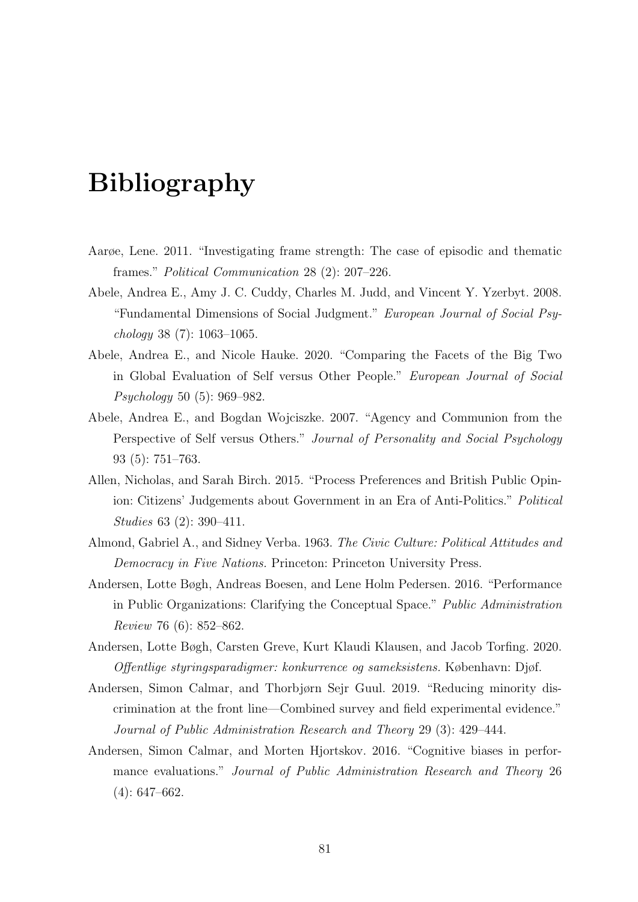# Bibliography

Aarøe, Lene. 2011. "Investigating frame strength: The case of episodic and thematic frames." *Political Communication* 28 (2): 207–226.

Abele, Andrea E., Amy J. C. Cuddy, Charles M. Judd, and Vincent Y. Yzerbyt. 2008. "Fundamental Dimensions of Social Judgment." *European Journal of Social Psychology* 38 (7): 1063–1065.

Abele, Andrea E., and Nicole Hauke. 2020. "Comparing the Facets of the Big Two in Global Evaluation of Self versus Other People." *European Journal of Social Psychology* 50 (5): 969–982.

Abele, Andrea E., and Bogdan Wojciszke. 2007. "Agency and Communion from the Perspective of Self versus Others." *Journal of Personality and Social Psychology* 93 (5): 751–763.

Allen, Nicholas, and Sarah Birch. 2015. "Process Preferences and British Public Opinion: Citizens' Judgements about Government in an Era of Anti-Politics." *Political Studies* 63 (2): 390–411.

Almond, Gabriel A., and Sidney Verba. 1963. *The Civic Culture: Political Attitudes and Democracy in Five Nations.* Princeton: Princeton University Press.

Andersen, Lotte Bøgh, Andreas Boesen, and Lene Holm Pedersen. 2016. "Performance in Public Organizations: Clarifying the Conceptual Space." *Public Administration Review* 76 (6): 852–862.

Andersen, Lotte Bøgh, Carsten Greve, Kurt Klaudi Klausen, and Jacob Torfing. 2020. *Offentlige styringsparadigmer: konkurrence og sameksistens.* København: Djøf.

Andersen, Simon Calmar, and Thorbjørn Sejr Guul. 2019. "Reducing minority discrimination at the front line—Combined survey and field experimental evidence." *Journal of Public Administration Research and Theory* 29 (3): 429–444.

Andersen, Simon Calmar, and Morten Hjortskov. 2016. "Cognitive biases in performance evaluations." *Journal of Public Administration Research and Theory* 26 (4): 647–662.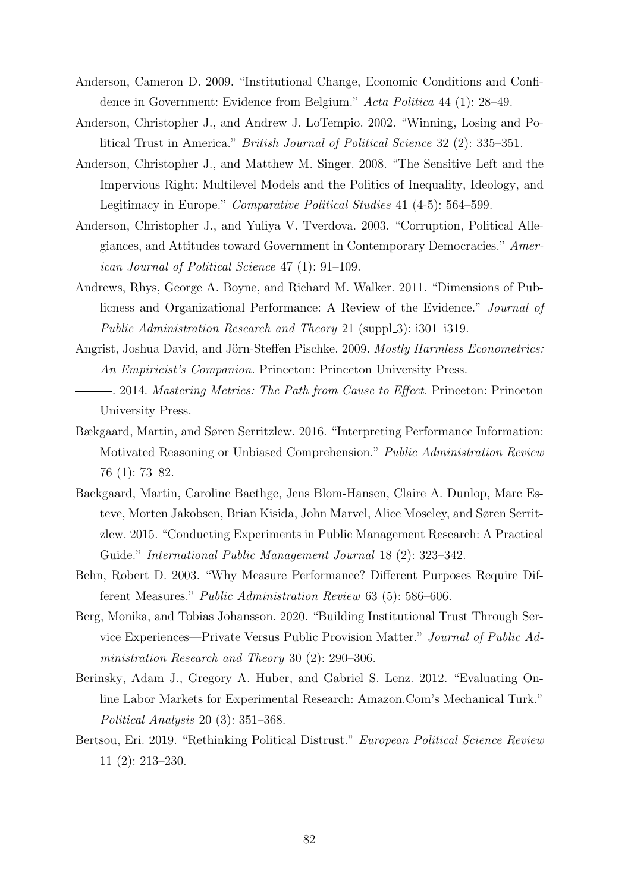Anderson, Cameron D. 2009. "Institutional Change, Economic Conditions and Confidence in Government: Evidence from Belgium." *Acta Politica* 44 (1): 28–49.

Anderson, Christopher J., and Andrew J. LoTempio. 2002. "Winning, Losing and Political Trust in America." *British Journal of Political Science* 32 (2): 335–351.

Anderson, Christopher J., and Matthew M. Singer. 2008. "The Sensitive Left and the Impervious Right: Multilevel Models and the Politics of Inequality, Ideology, and Legitimacy in Europe." *Comparative Political Studies* 41 (4-5): 564–599.

Anderson, Christopher J., and Yuliya V. Tverdova. 2003. "Corruption, Political Allegiances, and Attitudes toward Government in Contemporary Democracies." *American Journal of Political Science* 47 (1): 91–109.

Andrews, Rhys, George A. Boyne, and Richard M. Walker. 2011. "Dimensions of Publicness and Organizational Performance: A Review of the Evidence." *Journal of Public Administration Research and Theory* 21 (suppl_3): i301–i319.

Angrist, Joshua David, and Jörn-Steffen Pischke. 2009. *Mostly Harmless Econometrics: An Empiricist's Companion.* Princeton: Princeton University Press.

———. 2014. *Mastering Metrics: The Path from Cause to Effect.* Princeton: Princeton University Press.

Bækgaard, Martin, and Søren Serritzlew. 2016. "Interpreting Performance Information: Motivated Reasoning or Unbiased Comprehension." *Public Administration Review* 76 (1): 73–82.

Baekgaard, Martin, Caroline Baethge, Jens Blom-Hansen, Claire A. Dunlop, Marc Esteve, Morten Jakobsen, Brian Kisida, John Marvel, Alice Moseley, and Søren Serritzlew. 2015. "Conducting Experiments in Public Management Research: A Practical Guide." *International Public Management Journal* 18 (2): 323–342.

Behn, Robert D. 2003. "Why Measure Performance? Different Purposes Require Different Measures." *Public Administration Review* 63 (5): 586–606.

Berg, Monika, and Tobias Johansson. 2020. "Building Institutional Trust Through Service Experiences—Private Versus Public Provision Matter." *Journal of Public Administration Research and Theory* 30 (2): 290–306.

Berinsky, Adam J., Gregory A. Huber, and Gabriel S. Lenz. 2012. "Evaluating Online Labor Markets for Experimental Research: Amazon.Com's Mechanical Turk." *Political Analysis* 20 (3): 351–368.

Bertsou, Eri. 2019. "Rethinking Political Distrust." *European Political Science Review* 11 (2): 213–230.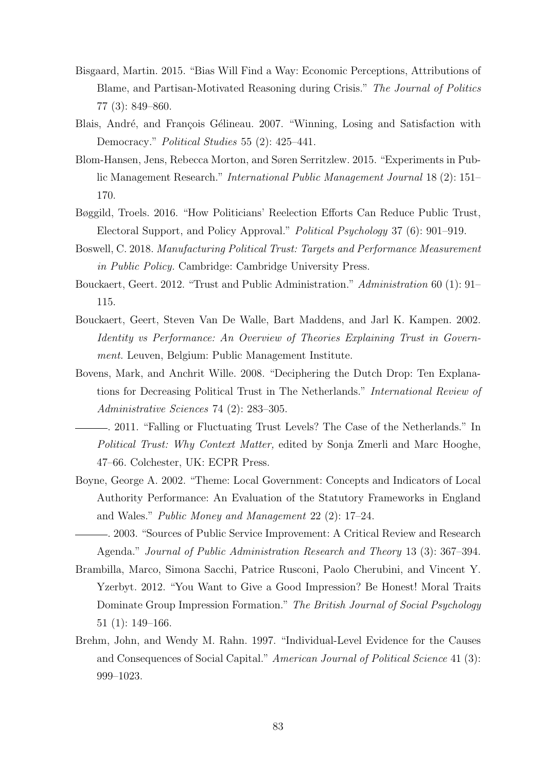Bisgaard, Martin. 2015. "Bias Will Find a Way: Economic Perceptions, Attributions of Blame, and Partisan-Motivated Reasoning during Crisis." *The Journal of Politics* 77 (3): 849–860.

Blais, André, and François Gélineau. 2007. "Winning, Losing and Satisfaction with Democracy." *Political Studies* 55 (2): 425–441.

Blom-Hansen, Jens, Rebecca Morton, and Søren Serritzlew. 2015. "Experiments in Public Management Research." *International Public Management Journal* 18 (2): 151–170.

Bøggild, Troels. 2016. "How Politicians' Reelection Efforts Can Reduce Public Trust, Electoral Support, and Policy Approval." *Political Psychology* 37 (6): 901–919.

Boswell, C. 2018. *Manufacturing Political Trust: Targets and Performance Measurement in Public Policy.* Cambridge: Cambridge University Press.

Bouckaert, Geert. 2012. "Trust and Public Administration." *Administration* 60 (1): 91–115.

Bouckaert, Geert, Steven Van De Walle, Bart Maddens, and Jarl K. Kampen. 2002. *Identity vs Performance: An Overview of Theories Explaining Trust in Government.* Leuven, Belgium: Public Management Institute.

Bovens, Mark, and Anchrit Wille. 2008. "Deciphering the Dutch Drop: Ten Explanations for Decreasing Political Trust in The Netherlands." *International Review of Administrative Sciences* 74 (2): 283–305.

———. 2011. "Falling or Fluctuating Trust Levels? The Case of the Netherlands." In *Political Trust: Why Context Matter,* edited by Sonja Zmerli and Marc Hooghe, 47–66. Colchester, UK: ECPR Press.

Boyne, George A. 2002. "Theme: Local Government: Concepts and Indicators of Local Authority Performance: An Evaluation of the Statutory Frameworks in England and Wales." *Public Money and Management* 22 (2): 17–24.

———. 2003. "Sources of Public Service Improvement: A Critical Review and Research Agenda." *Journal of Public Administration Research and Theory* 13 (3): 367–394.

Brambilla, Marco, Simona Sacchi, Patrice Rusconi, Paolo Cherubini, and Vincent Y. Yzerbyt. 2012. "You Want to Give a Good Impression? Be Honest! Moral Traits Dominate Group Impression Formation." *The British Journal of Social Psychology* 51 (1): 149–166.

Brehm, John, and Wendy M. Rahn. 1997. "Individual-Level Evidence for the Causes and Consequences of Social Capital." *American Journal of Political Science* 41 (3): 999–1023.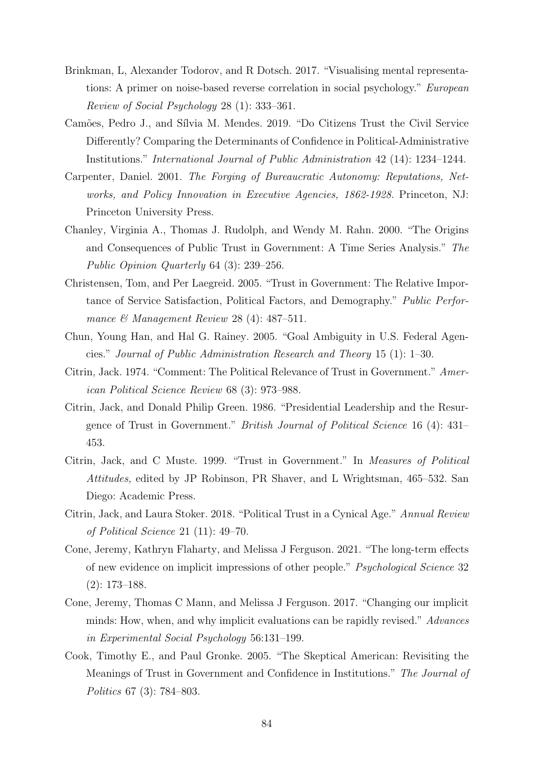Brinkman, L, Alexander Todorov, and R Dotsch. 2017. "Visualising mental representations: A primer on noise-based reverse correlation in social psychology." *European Review of Social Psychology* 28 (1): 333–361.

Camões, Pedro J., and Sílvia M. Mendes. 2019. "Do Citizens Trust the Civil Service Differently? Comparing the Determinants of Confidence in Political-Administrative Institutions." *International Journal of Public Administration* 42 (14): 1234–1244.

Carpenter, Daniel. 2001. *The Forging of Bureaucratic Autonomy: Reputations, Networks, and Policy Innovation in Executive Agencies, 1862-1928.* Princeton, NJ: Princeton University Press.

Chanley, Virginia A., Thomas J. Rudolph, and Wendy M. Rahn. 2000. "The Origins and Consequences of Public Trust in Government: A Time Series Analysis." *The Public Opinion Quarterly* 64 (3): 239–256.

Christensen, Tom, and Per Laegreid. 2005. "Trust in Government: The Relative Importance of Service Satisfaction, Political Factors, and Demography." *Public Performance & Management Review* 28 (4): 487–511.

Chun, Young Han, and Hal G. Rainey. 2005. "Goal Ambiguity in U.S. Federal Agencies." *Journal of Public Administration Research and Theory* 15 (1): 1–30.

Citrin, Jack. 1974. "Comment: The Political Relevance of Trust in Government." *American Political Science Review* 68 (3): 973–988.

Citrin, Jack, and Donald Philip Green. 1986. "Presidential Leadership and the Resurgence of Trust in Government." *British Journal of Political Science* 16 (4): 431–453.

Citrin, Jack, and C Muste. 1999. "Trust in Government." In *Measures of Political Attitudes,* edited by JP Robinson, PR Shaver, and L Wrightsman, 465–532. San Diego: Academic Press.

Citrin, Jack, and Laura Stoker. 2018. "Political Trust in a Cynical Age." *Annual Review of Political Science* 21 (11): 49–70.

Cone, Jeremy, Kathryn Flaharty, and Melissa J Ferguson. 2021. "The long-term effects of new evidence on implicit impressions of other people." *Psychological Science* 32 (2): 173–188.

Cone, Jeremy, Thomas C Mann, and Melissa J Ferguson. 2017. "Changing our implicit minds: How, when, and why implicit evaluations can be rapidly revised." *Advances in Experimental Social Psychology* 56:131–199.

Cook, Timothy E., and Paul Gronke. 2005. "The Skeptical American: Revisiting the Meanings of Trust in Government and Confidence in Institutions." *The Journal of Politics* 67 (3): 784–803.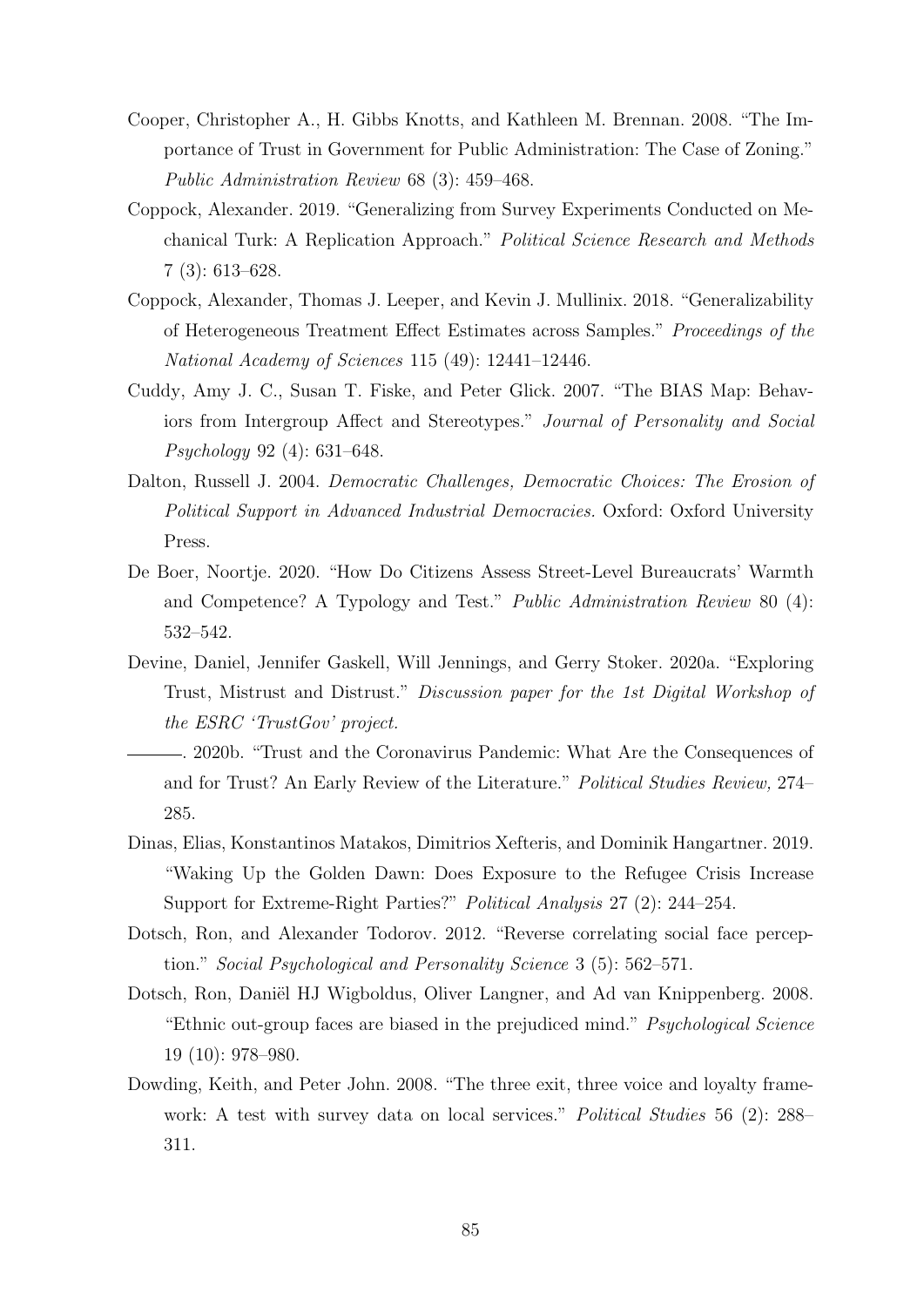Cooper, Christopher A., H. Gibbs Knotts, and Kathleen M. Brennan. 2008. "The Importance of Trust in Government for Public Administration: The Case of Zoning." *Public Administration Review* 68 (3): 459–468.

Coppock, Alexander. 2019. "Generalizing from Survey Experiments Conducted on Mechanical Turk: A Replication Approach." *Political Science Research and Methods* 7 (3): 613–628.

Coppock, Alexander, Thomas J. Leeper, and Kevin J. Mullinix. 2018. "Generalizability of Heterogeneous Treatment Effect Estimates across Samples." *Proceedings of the National Academy of Sciences* 115 (49): 12441–12446.

Cuddy, Amy J. C., Susan T. Fiske, and Peter Glick. 2007. "The BIAS Map: Behaviors from Intergroup Affect and Stereotypes." *Journal of Personality and Social Psychology* 92 (4): 631–648.

Dalton, Russell J. 2004. *Democratic Challenges, Democratic Choices: The Erosion of Political Support in Advanced Industrial Democracies.* Oxford: Oxford University Press.

De Boer, Noortje. 2020. "How Do Citizens Assess Street-Level Bureaucrats' Warmth and Competence? A Typology and Test." *Public Administration Review* 80 (4): 532–542.

Devine, Daniel, Jennifer Gaskell, Will Jennings, and Gerry Stoker. 2020a. "Exploring Trust, Mistrust and Distrust." *Discussion paper for the 1st Digital Workshop of the ESRC 'TrustGov' project.*

———. 2020b. "Trust and the Coronavirus Pandemic: What Are the Consequences of and for Trust? An Early Review of the Literature." *Political Studies Review,* 274–285.

Dinas, Elias, Konstantinos Matakos, Dimitrios Xefteris, and Dominik Hangartner. 2019. "Waking Up the Golden Dawn: Does Exposure to the Refugee Crisis Increase Support for Extreme-Right Parties?" *Political Analysis* 27 (2): 244–254.

Dotsch, Ron, and Alexander Todorov. 2012. "Reverse correlating social face perception." *Social Psychological and Personality Science* 3 (5): 562–571.

Dotsch, Ron, Daniël HJ Wigboldus, Oliver Langner, and Ad van Knippenberg. 2008. "Ethnic out-group faces are biased in the prejudiced mind." *Psychological Science* 19 (10): 978–980.

Dowding, Keith, and Peter John. 2008. "The three exit, three voice and loyalty framework: A test with survey data on local services." *Political Studies* 56 (2): 288–311.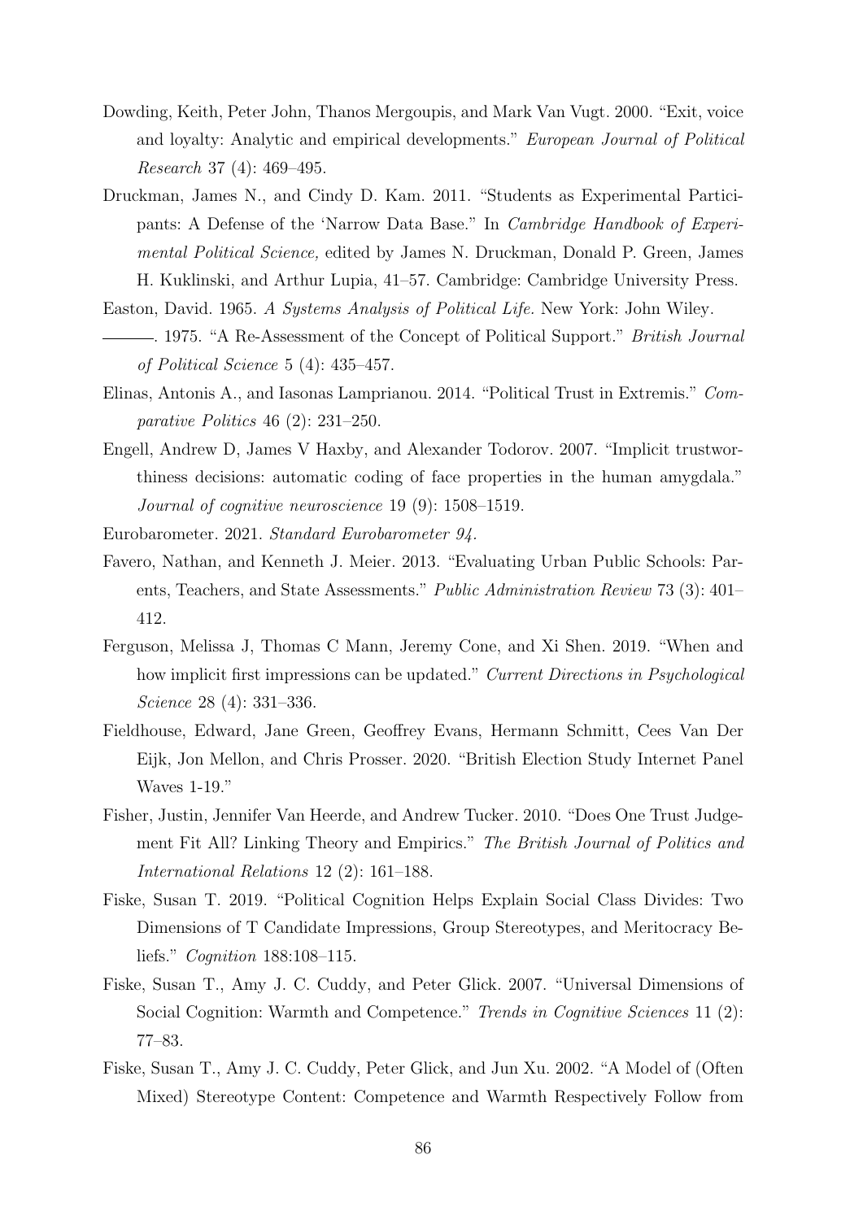Dowding, Keith, Peter John, Thanos Mergoupis, and Mark Van Vugt. 2000. "Exit, voice and loyalty: Analytic and empirical developments." *European Journal of Political Research* 37 (4): 469–495.

Druckman, James N., and Cindy D. Kam. 2011. "Students as Experimental Participants: A Defense of the 'Narrow Data Base." In *Cambridge Handbook of Experimental Political Science,* edited by James N. Druckman, Donald P. Green, James H. Kuklinski, and Arthur Lupia, 41–57. Cambridge: Cambridge University Press.

Easton, David. 1965. *A Systems Analysis of Political Life.* New York: John Wiley.

———. 1975. "A Re-Assessment of the Concept of Political Support." *British Journal of Political Science* 5 (4): 435–457.

Elinas, Antonis A., and Iasonas Lamprianou. 2014. "Political Trust in Extremis." *Comparative Politics* 46 (2): 231–250.

Engell, Andrew D, James V Haxby, and Alexander Todorov. 2007. "Implicit trustworthiness decisions: automatic coding of face properties in the human amygdala." *Journal of cognitive neuroscience* 19 (9): 1508–1519.

Eurobarometer. 2021. *Standard Eurobarometer 94.*

Favero, Nathan, and Kenneth J. Meier. 2013. "Evaluating Urban Public Schools: Parents, Teachers, and State Assessments." *Public Administration Review* 73 (3): 401–412.

Ferguson, Melissa J, Thomas C Mann, Jeremy Cone, and Xi Shen. 2019. "When and how implicit first impressions can be updated." *Current Directions in Psychological Science* 28 (4): 331–336.

Fieldhouse, Edward, Jane Green, Geoffrey Evans, Hermann Schmitt, Cees Van Der Eijk, Jon Mellon, and Chris Prosser. 2020. "British Election Study Internet Panel Waves 1-19."

Fisher, Justin, Jennifer Van Heerde, and Andrew Tucker. 2010. "Does One Trust Judgement Fit All? Linking Theory and Empirics." *The British Journal of Politics and International Relations* 12 (2): 161–188.

Fiske, Susan T. 2019. "Political Cognition Helps Explain Social Class Divides: Two Dimensions of T Candidate Impressions, Group Stereotypes, and Meritocracy Beliefs." *Cognition* 188:108–115.

Fiske, Susan T., Amy J. C. Cuddy, and Peter Glick. 2007. "Universal Dimensions of Social Cognition: Warmth and Competence." *Trends in Cognitive Sciences* 11 (2): 77–83.

Fiske, Susan T., Amy J. C. Cuddy, Peter Glick, and Jun Xu. 2002. "A Model of (Often Mixed) Stereotype Content: Competence and Warmth Respectively Follow from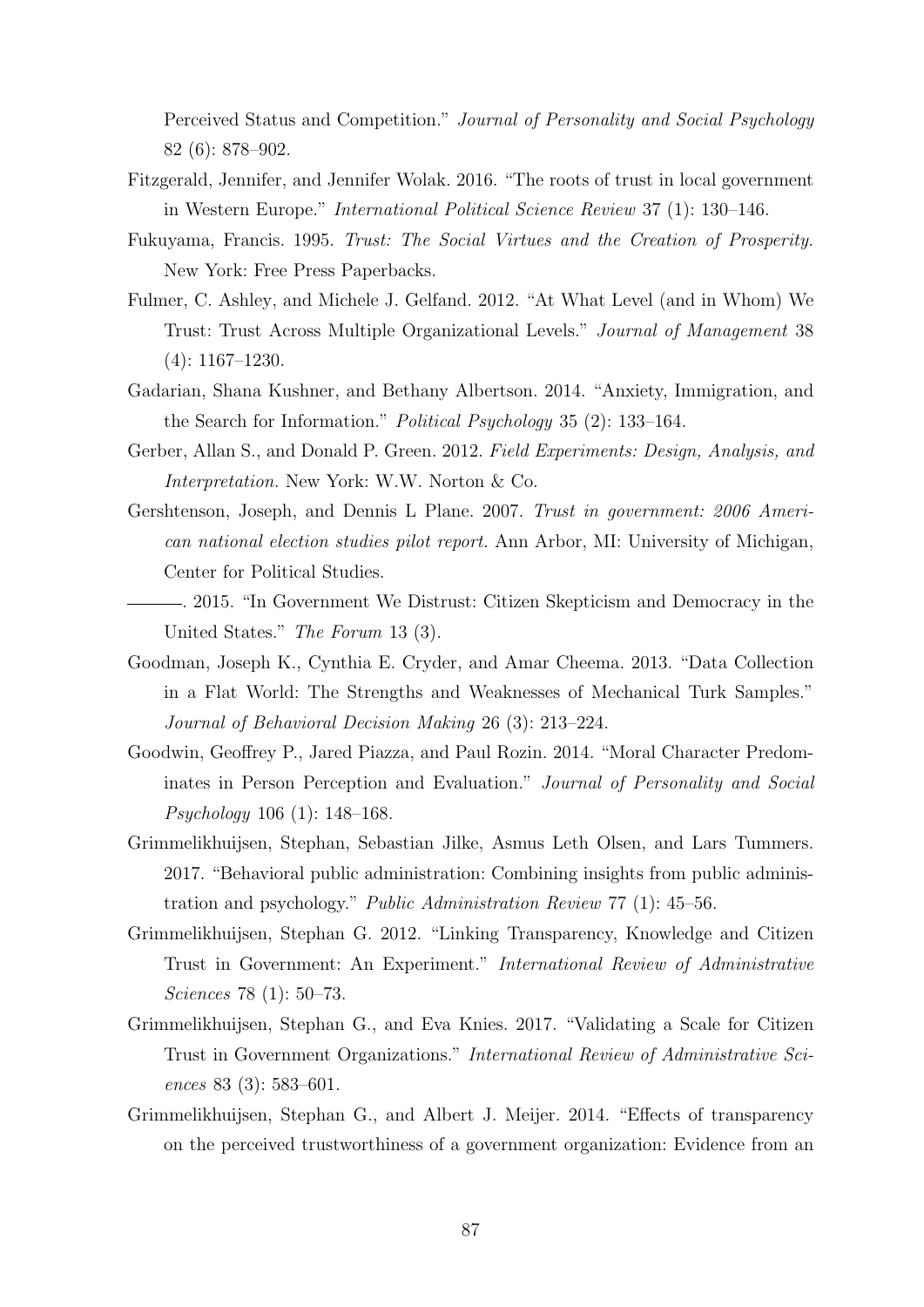Perceived Status and Competition." *Journal of Personality and Social Psychology* 82 (6): 878–902.

Fitzgerald, Jennifer, and Jennifer Wolak. 2016. "The roots of trust in local government in Western Europe." *International Political Science Review* 37 (1): 130–146.

Fukuyama, Francis. 1995. *Trust: The Social Virtues and the Creation of Prosperity.* New York: Free Press Paperbacks.

Fulmer, C. Ashley, and Michele J. Gelfand. 2012. "At What Level (and in Whom) We Trust: Trust Across Multiple Organizational Levels." *Journal of Management* 38 (4): 1167–1230.

Gadarian, Shana Kushner, and Bethany Albertson. 2014. "Anxiety, Immigration, and the Search for Information." *Political Psychology* 35 (2): 133–164.

Gerber, Allan S., and Donald P. Green. 2012. *Field Experiments: Design, Analysis, and Interpretation.* New York: W.W. Norton & Co.

Gershtenson, Joseph, and Dennis L Plane. 2007. *Trust in government: 2006 American national election studies pilot report.* Ann Arbor, MI: University of Michigan, Center for Political Studies.

———. 2015. "In Government We Distrust: Citizen Skepticism and Democracy in the United States." *The Forum* 13 (3).

Goodman, Joseph K., Cynthia E. Cryder, and Amar Cheema. 2013. "Data Collection in a Flat World: The Strengths and Weaknesses of Mechanical Turk Samples." *Journal of Behavioral Decision Making* 26 (3): 213–224.

Goodwin, Geoffrey P., Jared Piazza, and Paul Rozin. 2014. "Moral Character Predominates in Person Perception and Evaluation." *Journal of Personality and Social Psychology* 106 (1): 148–168.

Grimmelikhuijsen, Stephan, Sebastian Jilke, Asmus Leth Olsen, and Lars Tummers. 2017. "Behavioral public administration: Combining insights from public administration and psychology." *Public Administration Review* 77 (1): 45–56.

Grimmelikhuijsen, Stephan G. 2012. "Linking Transparency, Knowledge and Citizen Trust in Government: An Experiment." *International Review of Administrative Sciences* 78 (1): 50–73.

Grimmelikhuijsen, Stephan G., and Eva Knies. 2017. "Validating a Scale for Citizen Trust in Government Organizations." *International Review of Administrative Sciences* 83 (3): 583–601.

Grimmelikhuijsen, Stephan G., and Albert J. Meijer. 2014. "Effects of transparency on the perceived trustworthiness of a government organization: Evidence from an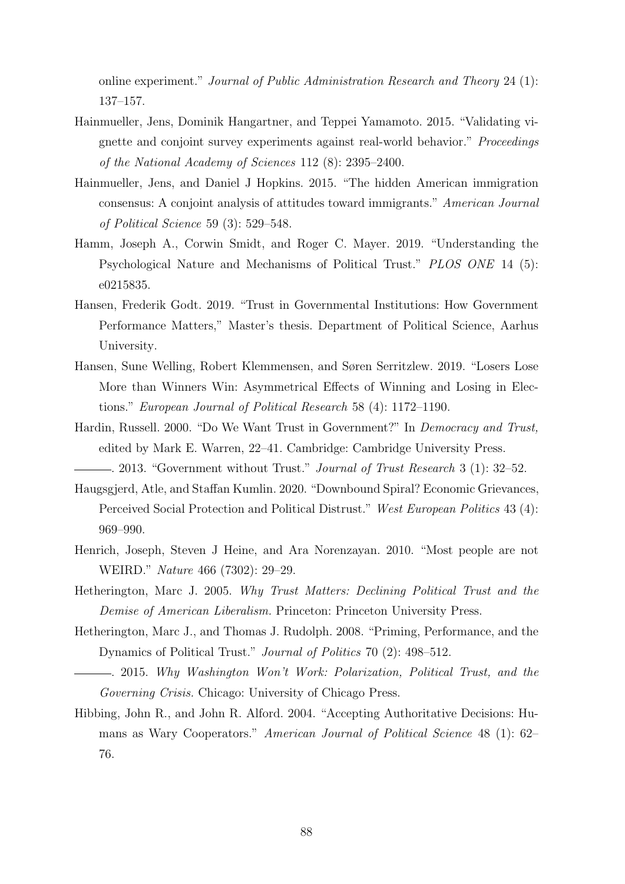online experiment." *Journal of Public Administration Research and Theory* 24 (1): 137–157.

Hainmueller, Jens, Dominik Hangartner, and Teppei Yamamoto. 2015. "Validating vignette and conjoint survey experiments against real-world behavior." *Proceedings of the National Academy of Sciences* 112 (8): 2395–2400.

Hainmueller, Jens, and Daniel J Hopkins. 2015. "The hidden American immigration consensus: A conjoint analysis of attitudes toward immigrants." *American Journal of Political Science* 59 (3): 529–548.

Hamm, Joseph A., Corwin Smidt, and Roger C. Mayer. 2019. "Understanding the Psychological Nature and Mechanisms of Political Trust." *PLOS ONE* 14 (5): e0215835.

Hansen, Frederik Godt. 2019. "Trust in Governmental Institutions: How Government Performance Matters," Master's thesis. Department of Political Science, Aarhus University.

Hansen, Sune Welling, Robert Klemmensen, and Søren Serritzlew. 2019. "Losers Lose More than Winners Win: Asymmetrical Effects of Winning and Losing in Elections." *European Journal of Political Research* 58 (4): 1172–1190.

Hardin, Russell. 2000. "Do We Want Trust in Government?" In *Democracy and Trust,* edited by Mark E. Warren, 22–41. Cambridge: Cambridge University Press.

———. 2013. "Government without Trust." *Journal of Trust Research* 3 (1): 32–52.

Haugsgjerd, Atle, and Staffan Kumlin. 2020. "Downbound Spiral? Economic Grievances, Perceived Social Protection and Political Distrust." *West European Politics* 43 (4): 969–990.

Henrich, Joseph, Steven J Heine, and Ara Norenzayan. 2010. "Most people are not WEIRD." *Nature* 466 (7302): 29–29.

Hetherington, Marc J. 2005. *Why Trust Matters: Declining Political Trust and the Demise of American Liberalism.* Princeton: Princeton University Press.

Hetherington, Marc J., and Thomas J. Rudolph. 2008. "Priming, Performance, and the Dynamics of Political Trust." *Journal of Politics* 70 (2): 498–512.

———. 2015. *Why Washington Won't Work: Polarization, Political Trust, and the Governing Crisis.* Chicago: University of Chicago Press.

Hibbing, John R., and John R. Alford. 2004. "Accepting Authoritative Decisions: Humans as Wary Cooperators." *American Journal of Political Science* 48 (1): 62–76.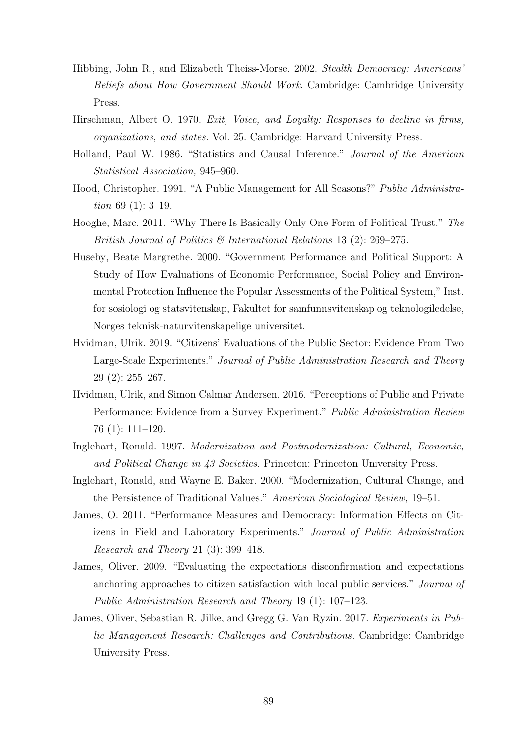Hibbing, John R., and Elizabeth Theiss-Morse. 2002. *Stealth Democracy: Americans' Beliefs about How Government Should Work.* Cambridge: Cambridge University Press.

Hirschman, Albert O. 1970. *Exit, Voice, and Loyalty: Responses to decline in firms, organizations, and states.* Vol. 25. Cambridge: Harvard University Press.

Holland, Paul W. 1986. "Statistics and Causal Inference." *Journal of the American Statistical Association,* 945–960.

Hood, Christopher. 1991. "A Public Management for All Seasons?" *Public Administration* 69 (1): 3–19.

Hooghe, Marc. 2011. "Why There Is Basically Only One Form of Political Trust." *The British Journal of Politics & International Relations* 13 (2): 269–275.

Huseby, Beate Margrethe. 2000. "Government Performance and Political Support: A Study of How Evaluations of Economic Performance, Social Policy and Environmental Protection Influence the Popular Assessments of the Political System," Inst. for sosiologi og statsvitenskap, Fakultet for samfunnsvitenskap og teknologiledelse, Norges teknisk-naturvitenskapelige universitet.

Hvidman, Ulrik. 2019. "Citizens' Evaluations of the Public Sector: Evidence From Two Large-Scale Experiments." *Journal of Public Administration Research and Theory* 29 (2): 255–267.

Hvidman, Ulrik, and Simon Calmar Andersen. 2016. "Perceptions of Public and Private Performance: Evidence from a Survey Experiment." *Public Administration Review* 76 (1): 111–120.

Inglehart, Ronald. 1997. *Modernization and Postmodernization: Cultural, Economic, and Political Change in 43 Societies.* Princeton: Princeton University Press.

Inglehart, Ronald, and Wayne E. Baker. 2000. "Modernization, Cultural Change, and the Persistence of Traditional Values." *American Sociological Review,* 19–51.

James, O. 2011. "Performance Measures and Democracy: Information Effects on Citizens in Field and Laboratory Experiments." *Journal of Public Administration Research and Theory* 21 (3): 399–418.

James, Oliver. 2009. "Evaluating the expectations disconfirmation and expectations anchoring approaches to citizen satisfaction with local public services." *Journal of Public Administration Research and Theory* 19 (1): 107–123.

James, Oliver, Sebastian R. Jilke, and Gregg G. Van Ryzin. 2017. *Experiments in Public Management Research: Challenges and Contributions.* Cambridge: Cambridge University Press.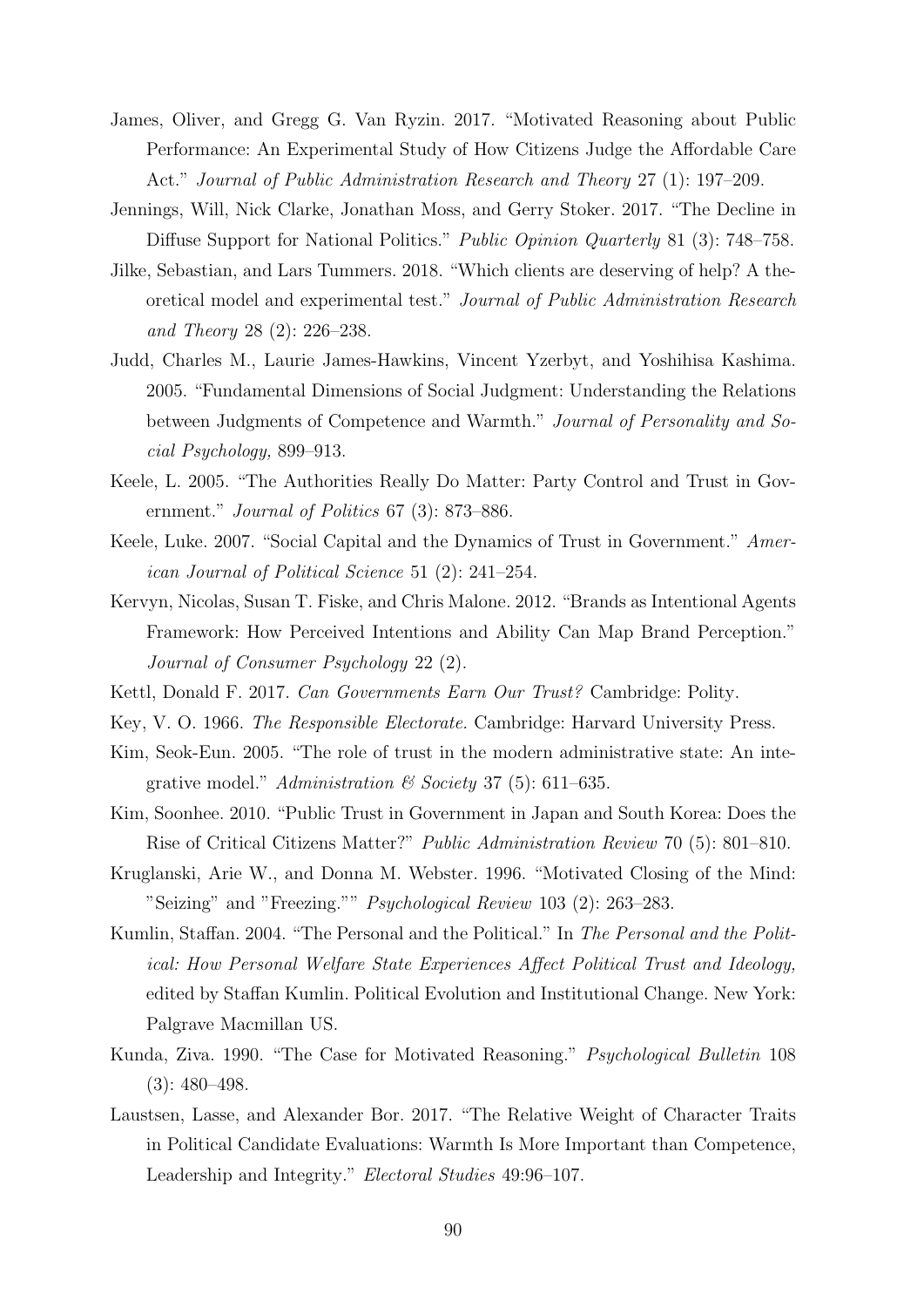James, Oliver, and Gregg G. Van Ryzin. 2017. "Motivated Reasoning about Public Performance: An Experimental Study of How Citizens Judge the Affordable Care Act." *Journal of Public Administration Research and Theory* 27 (1): 197–209.

Jennings, Will, Nick Clarke, Jonathan Moss, and Gerry Stoker. 2017. "The Decline in Diffuse Support for National Politics." *Public Opinion Quarterly* 81 (3): 748–758.

Jilke, Sebastian, and Lars Tummers. 2018. "Which clients are deserving of help? A theoretical model and experimental test." *Journal of Public Administration Research and Theory* 28 (2): 226–238.

Judd, Charles M., Laurie James-Hawkins, Vincent Yzerbyt, and Yoshihisa Kashima. 2005. "Fundamental Dimensions of Social Judgment: Understanding the Relations between Judgments of Competence and Warmth." *Journal of Personality and Social Psychology,* 899–913.

Keele, L. 2005. "The Authorities Really Do Matter: Party Control and Trust in Government." *Journal of Politics* 67 (3): 873–886.

Keele, Luke. 2007. "Social Capital and the Dynamics of Trust in Government." *American Journal of Political Science* 51 (2): 241–254.

Kervyn, Nicolas, Susan T. Fiske, and Chris Malone. 2012. "Brands as Intentional Agents Framework: How Perceived Intentions and Ability Can Map Brand Perception." *Journal of Consumer Psychology* 22 (2).

Kettl, Donald F. 2017. *Can Governments Earn Our Trust?* Cambridge: Polity.

Key, V. O. 1966. *The Responsible Electorate.* Cambridge: Harvard University Press.

Kim, Seok-Eun. 2005. "The role of trust in the modern administrative state: An integrative model." *Administration & Society* 37 (5): 611–635.

Kim, Soonhee. 2010. "Public Trust in Government in Japan and South Korea: Does the Rise of Critical Citizens Matter?" *Public Administration Review* 70 (5): 801–810.

Kruglanski, Arie W., and Donna M. Webster. 1996. "Motivated Closing of the Mind: "Seizing" and "Freezing."" *Psychological Review* 103 (2): 263–283.

Kumlin, Staffan. 2004. "The Personal and the Political." In *The Personal and the Political: How Personal Welfare State Experiences Affect Political Trust and Ideology,* edited by Staffan Kumlin. Political Evolution and Institutional Change. New York: Palgrave Macmillan US.

Kunda, Ziva. 1990. "The Case for Motivated Reasoning." *Psychological Bulletin* 108 (3): 480–498.

Laustsen, Lasse, and Alexander Bor. 2017. "The Relative Weight of Character Traits in Political Candidate Evaluations: Warmth Is More Important than Competence, Leadership and Integrity." *Electoral Studies* 49:96–107.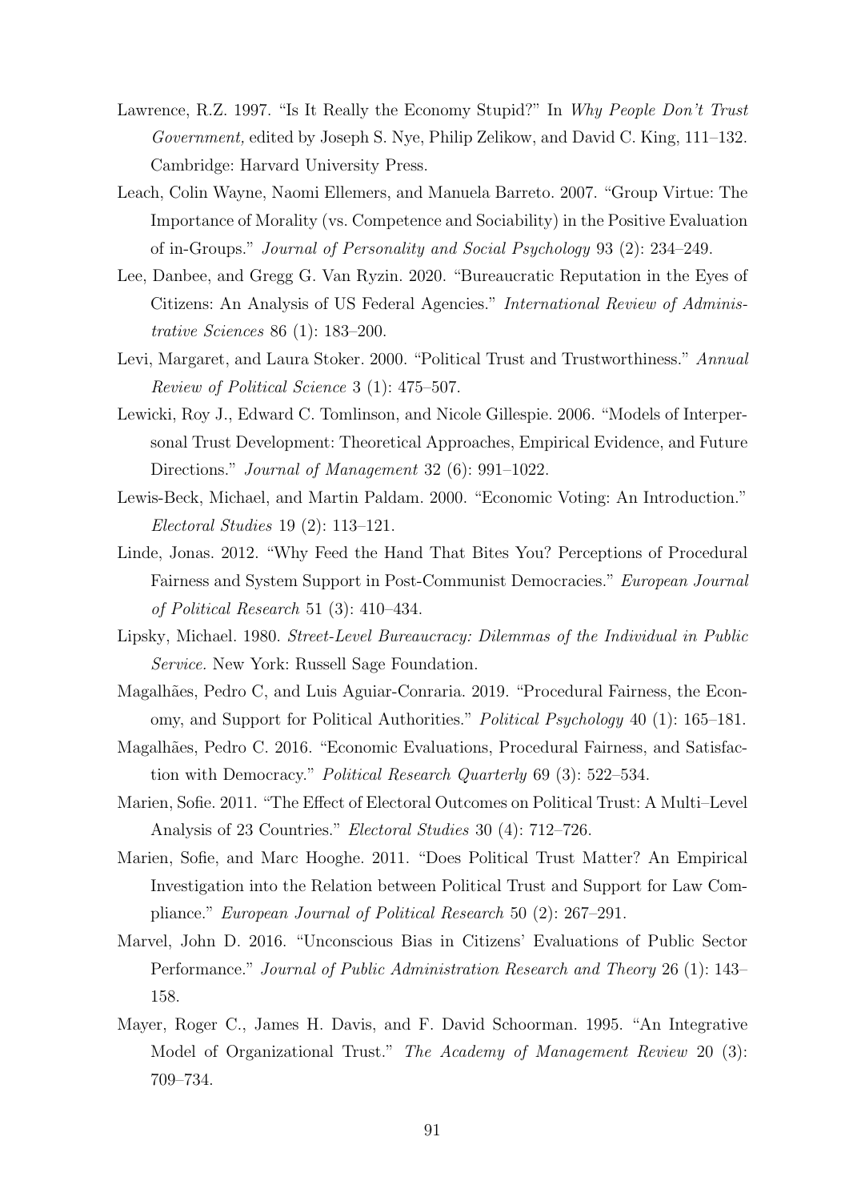Lawrence, R.Z. 1997. "Is It Really the Economy Stupid?" In *Why People Don't Trust Government,* edited by Joseph S. Nye, Philip Zelikow, and David C. King, 111–132. Cambridge: Harvard University Press.

Leach, Colin Wayne, Naomi Ellemers, and Manuela Barreto. 2007. "Group Virtue: The Importance of Morality (vs. Competence and Sociability) in the Positive Evaluation of in-Groups." *Journal of Personality and Social Psychology* 93 (2): 234–249.

Lee, Danbee, and Gregg G. Van Ryzin. 2020. "Bureaucratic Reputation in the Eyes of Citizens: An Analysis of US Federal Agencies." *International Review of Administrative Sciences* 86 (1): 183–200.

Levi, Margaret, and Laura Stoker. 2000. "Political Trust and Trustworthiness." *Annual Review of Political Science* 3 (1): 475–507.

Lewicki, Roy J., Edward C. Tomlinson, and Nicole Gillespie. 2006. "Models of Interpersonal Trust Development: Theoretical Approaches, Empirical Evidence, and Future Directions." *Journal of Management* 32 (6): 991–1022.

Lewis-Beck, Michael, and Martin Paldam. 2000. "Economic Voting: An Introduction." *Electoral Studies* 19 (2): 113–121.

Linde, Jonas. 2012. "Why Feed the Hand That Bites You? Perceptions of Procedural Fairness and System Support in Post-Communist Democracies." *European Journal of Political Research* 51 (3): 410–434.

Lipsky, Michael. 1980. *Street-Level Bureaucracy: Dilemmas of the Individual in Public Service.* New York: Russell Sage Foundation.

Magalhães, Pedro C, and Luis Aguiar-Conraria. 2019. "Procedural Fairness, the Economy, and Support for Political Authorities." *Political Psychology* 40 (1): 165–181.

Magalhães, Pedro C. 2016. "Economic Evaluations, Procedural Fairness, and Satisfaction with Democracy." *Political Research Quarterly* 69 (3): 522–534.

Marien, Sofie. 2011. "The Effect of Electoral Outcomes on Political Trust: A Multi–Level Analysis of 23 Countries." *Electoral Studies* 30 (4): 712–726.

Marien, Sofie, and Marc Hooghe. 2011. "Does Political Trust Matter? An Empirical Investigation into the Relation between Political Trust and Support for Law Compliance." *European Journal of Political Research* 50 (2): 267–291.

Marvel, John D. 2016. "Unconscious Bias in Citizens' Evaluations of Public Sector Performance." *Journal of Public Administration Research and Theory* 26 (1): 143–158.

Mayer, Roger C., James H. Davis, and F. David Schoorman. 1995. "An Integrative Model of Organizational Trust." *The Academy of Management Review* 20 (3): 709–734.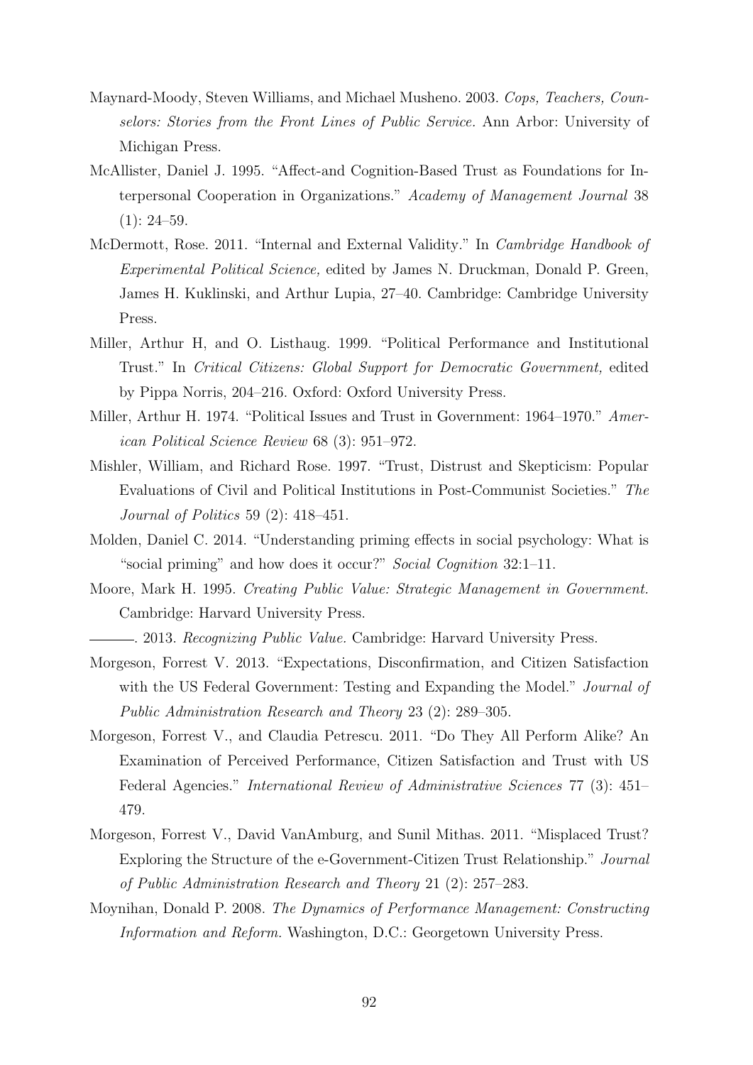Maynard-Moody, Steven Williams, and Michael Musheno. 2003. *Cops, Teachers, Counselors: Stories from the Front Lines of Public Service.* Ann Arbor: University of Michigan Press.

McAllister, Daniel J. 1995. "Affect-and Cognition-Based Trust as Foundations for Interpersonal Cooperation in Organizations." *Academy of Management Journal* 38 (1): 24–59.

McDermott, Rose. 2011. "Internal and External Validity." In *Cambridge Handbook of Experimental Political Science,* edited by James N. Druckman, Donald P. Green, James H. Kuklinski, and Arthur Lupia, 27–40. Cambridge: Cambridge University Press.

Miller, Arthur H, and O. Listhaug. 1999. "Political Performance and Institutional Trust." In *Critical Citizens: Global Support for Democratic Government,* edited by Pippa Norris, 204–216. Oxford: Oxford University Press.

Miller, Arthur H. 1974. "Political Issues and Trust in Government: 1964–1970." *American Political Science Review* 68 (3): 951–972.

Mishler, William, and Richard Rose. 1997. "Trust, Distrust and Skepticism: Popular Evaluations of Civil and Political Institutions in Post-Communist Societies." *The Journal of Politics* 59 (2): 418–451.

Molden, Daniel C. 2014. "Understanding priming effects in social psychology: What is "social priming" and how does it occur?" *Social Cognition* 32:1–11.

Moore, Mark H. 1995. *Creating Public Value: Strategic Management in Government.* Cambridge: Harvard University Press.

———. 2013. *Recognizing Public Value.* Cambridge: Harvard University Press.

Morgeson, Forrest V. 2013. "Expectations, Disconfirmation, and Citizen Satisfaction with the US Federal Government: Testing and Expanding the Model." *Journal of Public Administration Research and Theory* 23 (2): 289–305.

Morgeson, Forrest V., and Claudia Petrescu. 2011. "Do They All Perform Alike? An Examination of Perceived Performance, Citizen Satisfaction and Trust with US Federal Agencies." *International Review of Administrative Sciences* 77 (3): 451–479.

Morgeson, Forrest V., David VanAmburg, and Sunil Mithas. 2011. "Misplaced Trust? Exploring the Structure of the e-Government-Citizen Trust Relationship." *Journal of Public Administration Research and Theory* 21 (2): 257–283.

Moynihan, Donald P. 2008. *The Dynamics of Performance Management: Constructing Information and Reform.* Washington, D.C.: Georgetown University Press.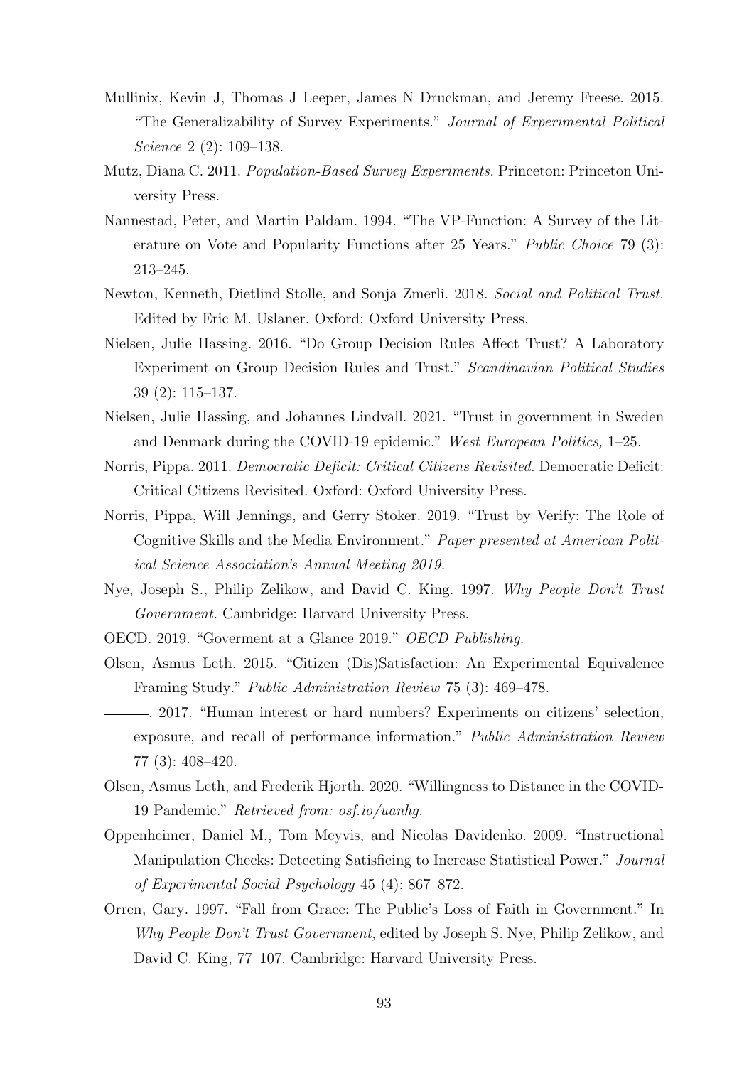Mullinix, Kevin J, Thomas J Leeper, James N Druckman, and Jeremy Freese. 2015. "The Generalizability of Survey Experiments." *Journal of Experimental Political Science* 2 (2): 109–138.

Mutz, Diana C. 2011. *Population-Based Survey Experiments.* Princeton: Princeton University Press.

Nannestad, Peter, and Martin Paldam. 1994. "The VP-Function: A Survey of the Literature on Vote and Popularity Functions after 25 Years." *Public Choice* 79 (3): 213–245.

Newton, Kenneth, Dietlind Stolle, and Sonja Zmerli. 2018. *Social and Political Trust.* Edited by Eric M. Uslaner. Oxford: Oxford University Press.

Nielsen, Julie Hassing. 2016. "Do Group Decision Rules Affect Trust? A Laboratory Experiment on Group Decision Rules and Trust." *Scandinavian Political Studies* 39 (2): 115–137.

Nielsen, Julie Hassing, and Johannes Lindvall. 2021. "Trust in government in Sweden and Denmark during the COVID-19 epidemic." *West European Politics,* 1–25.

Norris, Pippa. 2011. *Democratic Deficit: Critical Citizens Revisited.* Democratic Deficit: Critical Citizens Revisited. Oxford: Oxford University Press.

Norris, Pippa, Will Jennings, and Gerry Stoker. 2019. "Trust by Verify: The Role of Cognitive Skills and the Media Environment." *Paper presented at American Political Science Association's Annual Meeting 2019.*

Nye, Joseph S., Philip Zelikow, and David C. King. 1997. *Why People Don't Trust Government.* Cambridge: Harvard University Press.

OECD. 2019. "Goverment at a Glance 2019." *OECD Publishing.*

Olsen, Asmus Leth. 2015. "Citizen (Dis)Satisfaction: An Experimental Equivalence Framing Study." *Public Administration Review* 75 (3): 469–478.

———. 2017. "Human interest or hard numbers? Experiments on citizens' selection, exposure, and recall of performance information." *Public Administration Review* 77 (3): 408–420.

Olsen, Asmus Leth, and Frederik Hjorth. 2020. "Willingness to Distance in the COVID-19 Pandemic." *Retrieved from: osf.io/uanhg.*

Oppenheimer, Daniel M., Tom Meyvis, and Nicolas Davidenko. 2009. "Instructional Manipulation Checks: Detecting Satisficing to Increase Statistical Power." *Journal of Experimental Social Psychology* 45 (4): 867–872.

Orren, Gary. 1997. "Fall from Grace: The Public's Loss of Faith in Government." In *Why People Don't Trust Government,* edited by Joseph S. Nye, Philip Zelikow, and David C. King, 77–107. Cambridge: Harvard University Press.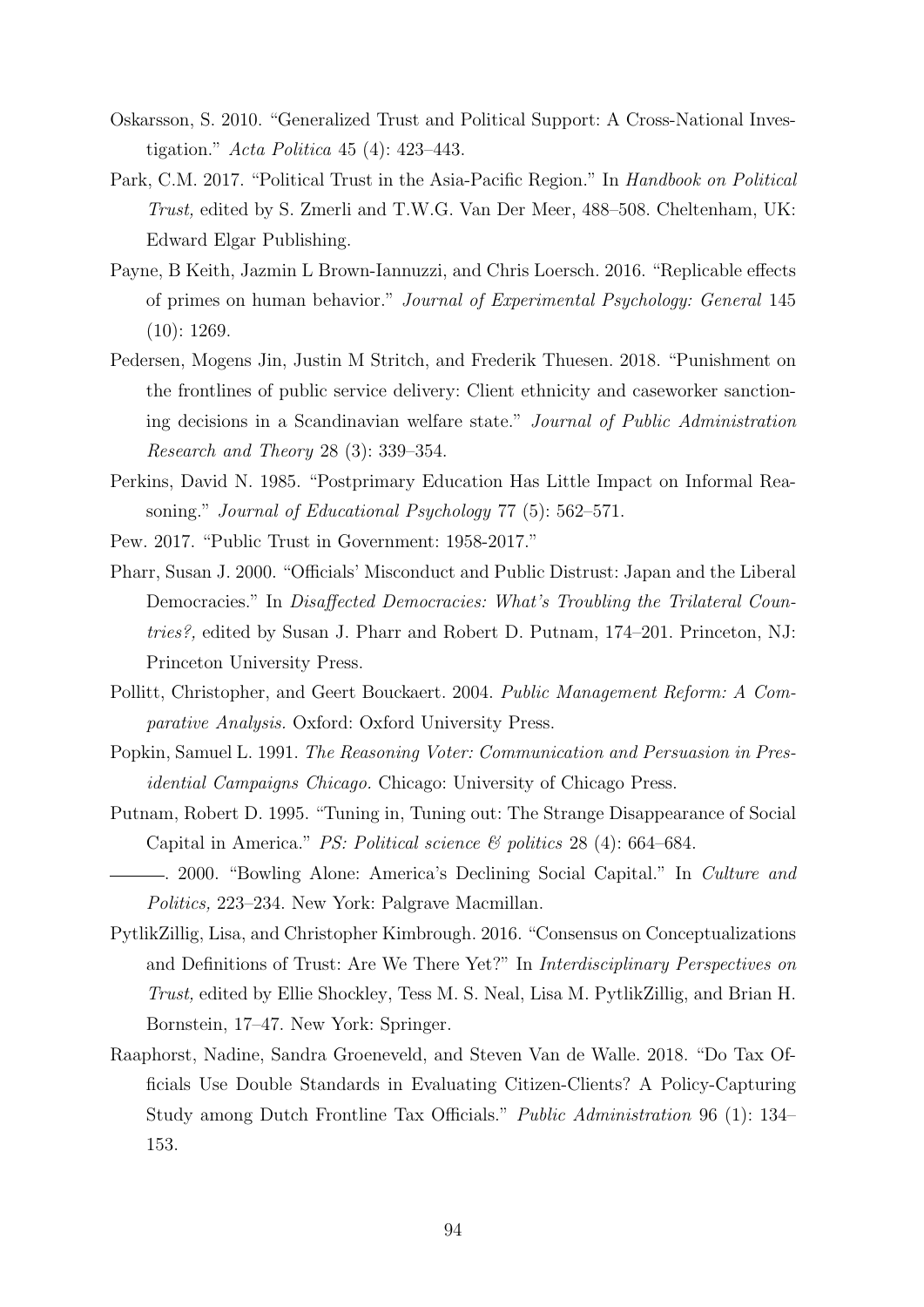Oskarsson, S. 2010. "Generalized Trust and Political Support: A Cross-National Investigation." *Acta Politica* 45 (4): 423–443.

Park, C.M. 2017. "Political Trust in the Asia-Pacific Region." In *Handbook on Political Trust,* edited by S. Zmerli and T.W.G. Van Der Meer, 488–508. Cheltenham, UK: Edward Elgar Publishing.

Payne, B Keith, Jazmin L Brown-Iannuzzi, and Chris Loersch. 2016. "Replicable effects of primes on human behavior." *Journal of Experimental Psychology: General* 145 (10): 1269.

Pedersen, Mogens Jin, Justin M Stritch, and Frederik Thuesen. 2018. "Punishment on the frontlines of public service delivery: Client ethnicity and caseworker sanctioning decisions in a Scandinavian welfare state." *Journal of Public Administration Research and Theory* 28 (3): 339–354.

Perkins, David N. 1985. "Postprimary Education Has Little Impact on Informal Reasoning." *Journal of Educational Psychology* 77 (5): 562–571.

Pew. 2017. "Public Trust in Government: 1958-2017."

Pharr, Susan J. 2000. "Officials' Misconduct and Public Distrust: Japan and the Liberal Democracies." In *Disaffected Democracies: What's Troubling the Trilateral Countries?,* edited by Susan J. Pharr and Robert D. Putnam, 174–201. Princeton, NJ: Princeton University Press.

Pollitt, Christopher, and Geert Bouckaert. 2004. *Public Management Reform: A Comparative Analysis.* Oxford: Oxford University Press.

Popkin, Samuel L. 1991. *The Reasoning Voter: Communication and Persuasion in Presidential Campaigns Chicago.* Chicago: University of Chicago Press.

Putnam, Robert D. 1995. "Tuning in, Tuning out: The Strange Disappearance of Social Capital in America." *PS: Political science & politics* 28 (4): 664–684.

———. 2000. "Bowling Alone: America's Declining Social Capital." In *Culture and Politics,* 223–234. New York: Palgrave Macmillan.

PytlikZillig, Lisa, and Christopher Kimbrough. 2016. "Consensus on Conceptualizations and Definitions of Trust: Are We There Yet?" In *Interdisciplinary Perspectives on Trust,* edited by Ellie Shockley, Tess M. S. Neal, Lisa M. PytlikZillig, and Brian H. Bornstein, 17–47. New York: Springer.

Raaphorst, Nadine, Sandra Groeneveld, and Steven Van de Walle. 2018. "Do Tax Officials Use Double Standards in Evaluating Citizen-Clients? A Policy-Capturing Study among Dutch Frontline Tax Officials." *Public Administration* 96 (1): 134–153.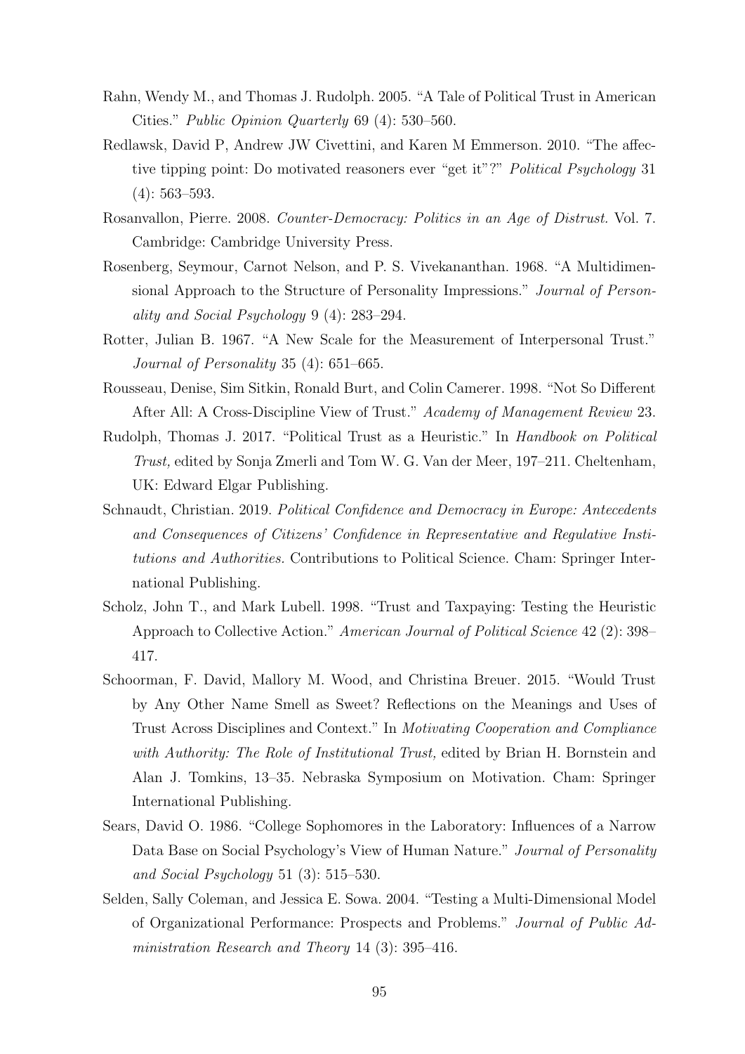Rahn, Wendy M., and Thomas J. Rudolph. 2005. "A Tale of Political Trust in American Cities." *Public Opinion Quarterly* 69 (4): 530–560.

Redlawsk, David P, Andrew JW Civettini, and Karen M Emmerson. 2010. "The affective tipping point: Do motivated reasoners ever "get it"?" *Political Psychology* 31 (4): 563–593.

Rosanvallon, Pierre. 2008. *Counter-Democracy: Politics in an Age of Distrust.* Vol. 7. Cambridge: Cambridge University Press.

Rosenberg, Seymour, Carnot Nelson, and P. S. Vivekananthan. 1968. "A Multidimensional Approach to the Structure of Personality Impressions." *Journal of Personality and Social Psychology* 9 (4): 283–294.

Rotter, Julian B. 1967. "A New Scale for the Measurement of Interpersonal Trust." *Journal of Personality* 35 (4): 651–665.

Rousseau, Denise, Sim Sitkin, Ronald Burt, and Colin Camerer. 1998. "Not So Different After All: A Cross-Discipline View of Trust." *Academy of Management Review* 23.

Rudolph, Thomas J. 2017. "Political Trust as a Heuristic." In *Handbook on Political Trust,* edited by Sonja Zmerli and Tom W. G. Van der Meer, 197–211. Cheltenham, UK: Edward Elgar Publishing.

Schnaudt, Christian. 2019. *Political Confidence and Democracy in Europe: Antecedents and Consequences of Citizens' Confidence in Representative and Regulative Institutions and Authorities.* Contributions to Political Science. Cham: Springer International Publishing.

Scholz, John T., and Mark Lubell. 1998. "Trust and Taxpaying: Testing the Heuristic Approach to Collective Action." *American Journal of Political Science* 42 (2): 398–417.

Schoorman, F. David, Mallory M. Wood, and Christina Breuer. 2015. "Would Trust by Any Other Name Smell as Sweet? Reflections on the Meanings and Uses of Trust Across Disciplines and Context." In *Motivating Cooperation and Compliance with Authority: The Role of Institutional Trust,* edited by Brian H. Bornstein and Alan J. Tomkins, 13–35. Nebraska Symposium on Motivation. Cham: Springer International Publishing.

Sears, David O. 1986. "College Sophomores in the Laboratory: Influences of a Narrow Data Base on Social Psychology's View of Human Nature." *Journal of Personality and Social Psychology* 51 (3): 515–530.

Selden, Sally Coleman, and Jessica E. Sowa. 2004. "Testing a Multi-Dimensional Model of Organizational Performance: Prospects and Problems." *Journal of Public Administration Research and Theory* 14 (3): 395–416.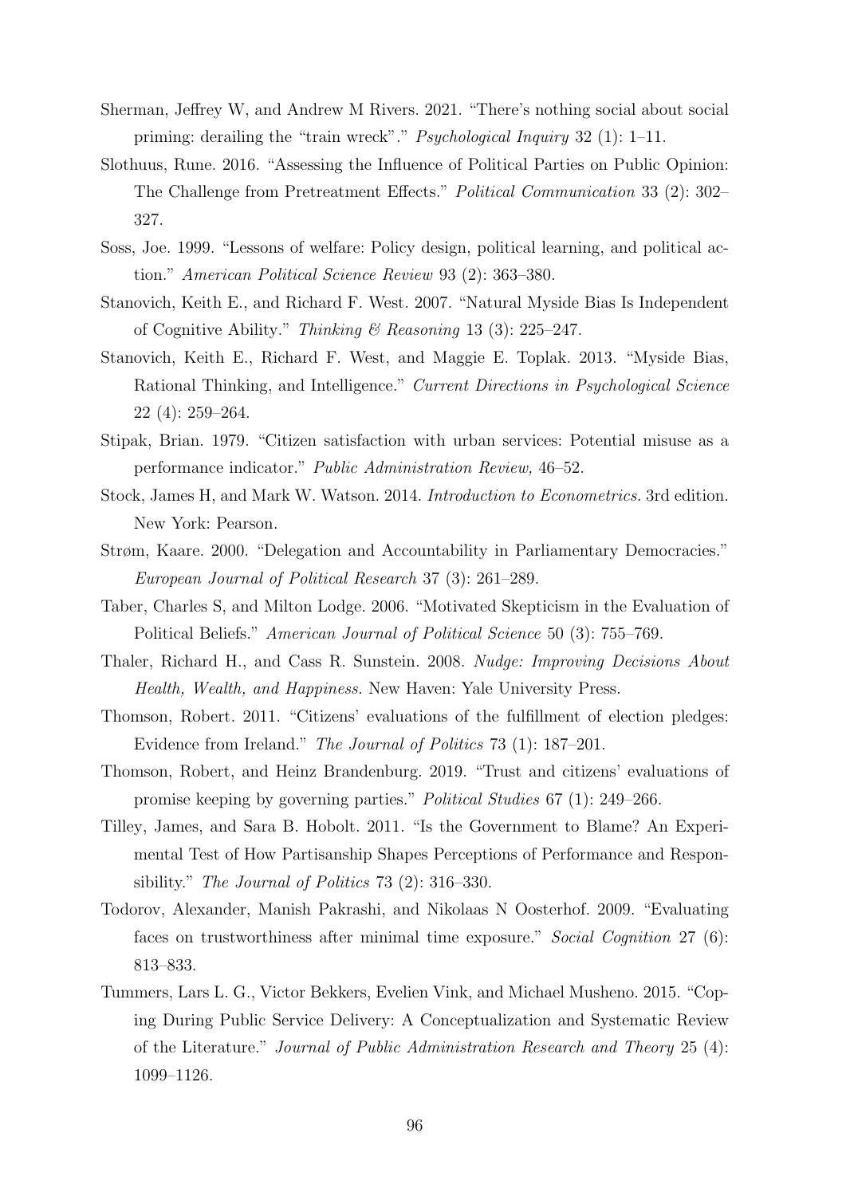Sherman, Jeffrey W, and Andrew M Rivers. 2021. "There's nothing social about social priming: derailing the "train wreck"." *Psychological Inquiry* 32 (1): 1–11.

Slothuus, Rune. 2016. "Assessing the Influence of Political Parties on Public Opinion: The Challenge from Pretreatment Effects." *Political Communication* 33 (2): 302–327.

Soss, Joe. 1999. "Lessons of welfare: Policy design, political learning, and political action." *American Political Science Review* 93 (2): 363–380.

Stanovich, Keith E., and Richard F. West. 2007. "Natural Myside Bias Is Independent of Cognitive Ability." *Thinking & Reasoning* 13 (3): 225–247.

Stanovich, Keith E., Richard F. West, and Maggie E. Toplak. 2013. "Myside Bias, Rational Thinking, and Intelligence." *Current Directions in Psychological Science* 22 (4): 259–264.

Stipak, Brian. 1979. "Citizen satisfaction with urban services: Potential misuse as a performance indicator." *Public Administration Review,* 46–52.

Stock, James H, and Mark W. Watson. 2014. *Introduction to Econometrics.* 3rd edition. New York: Pearson.

Strøm, Kaare. 2000. "Delegation and Accountability in Parliamentary Democracies." *European Journal of Political Research* 37 (3): 261–289.

Taber, Charles S, and Milton Lodge. 2006. "Motivated Skepticism in the Evaluation of Political Beliefs." *American Journal of Political Science* 50 (3): 755–769.

Thaler, Richard H., and Cass R. Sunstein. 2008. *Nudge: Improving Decisions About Health, Wealth, and Happiness.* New Haven: Yale University Press.

Thomson, Robert. 2011. "Citizens' evaluations of the fulfillment of election pledges: Evidence from Ireland." *The Journal of Politics* 73 (1): 187–201.

Thomson, Robert, and Heinz Brandenburg. 2019. "Trust and citizens' evaluations of promise keeping by governing parties." *Political Studies* 67 (1): 249–266.

Tilley, James, and Sara B. Hobolt. 2011. "Is the Government to Blame? An Experimental Test of How Partisanship Shapes Perceptions of Performance and Responsibility." *The Journal of Politics* 73 (2): 316–330.

Todorov, Alexander, Manish Pakrashi, and Nikolaas N Oosterhof. 2009. "Evaluating faces on trustworthiness after minimal time exposure." *Social Cognition* 27 (6): 813–833.

Tummers, Lars L. G., Victor Bekkers, Evelien Vink, and Michael Musheno. 2015. "Coping During Public Service Delivery: A Conceptualization and Systematic Review of the Literature." *Journal of Public Administration Research and Theory* 25 (4): 1099–1126.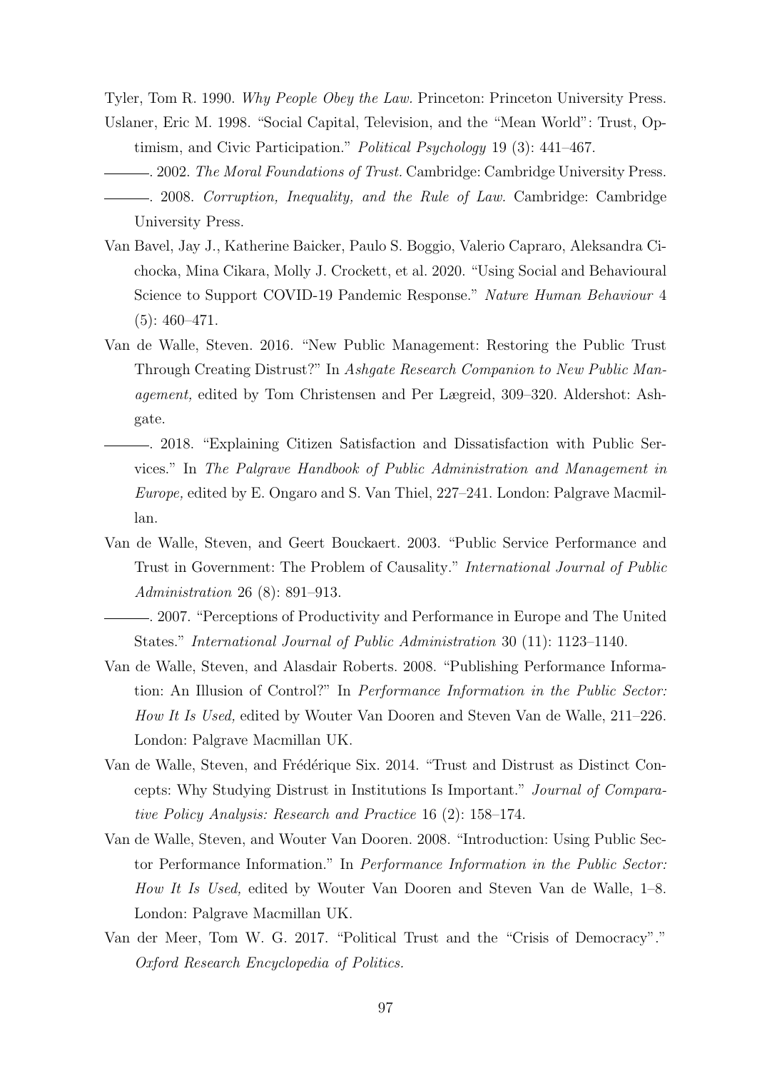Tyler, Tom R. 1990. *Why People Obey the Law.* Princeton: Princeton University Press.

Uslaner, Eric M. 1998. “Social Capital, Television, and the “Mean World”: Trust, Optimism, and Civic Participation.” *Political Psychology* 19 (3): 441–467.

———. 2002. *The Moral Foundations of Trust.* Cambridge: Cambridge University Press.

———. 2008. *Corruption, Inequality, and the Rule of Law.* Cambridge: Cambridge University Press.

Van Bavel, Jay J., Katherine Baicker, Paulo S. Boggio, Valerio Capraro, Aleksandra Cichocka, Mina Cikara, Molly J. Crockett, et al. 2020. “Using Social and Behavioural Science to Support COVID-19 Pandemic Response.” *Nature Human Behaviour* 4 (5): 460–471.

Van de Walle, Steven. 2016. “New Public Management: Restoring the Public Trust Through Creating Distrust?” In *Ashgate Research Companion to New Public Management,* edited by Tom Christensen and Per Lægreid, 309–320. Aldershot: Ashgate.

———. 2018. “Explaining Citizen Satisfaction and Dissatisfaction with Public Services.” In *The Palgrave Handbook of Public Administration and Management in Europe,* edited by E. Ongaro and S. Van Thiel, 227–241. London: Palgrave Macmillan.

Van de Walle, Steven, and Geert Bouckaert. 2003. “Public Service Performance and Trust in Government: The Problem of Causality.” *International Journal of Public Administration* 26 (8): 891–913.

———. 2007. “Perceptions of Productivity and Performance in Europe and The United States.” *International Journal of Public Administration* 30 (11): 1123–1140.

Van de Walle, Steven, and Alasdair Roberts. 2008. “Publishing Performance Information: An Illusion of Control?” In *Performance Information in the Public Sector: How It Is Used,* edited by Wouter Van Dooren and Steven Van de Walle, 211–226. London: Palgrave Macmillan UK.

Van de Walle, Steven, and Frédérique Six. 2014. “Trust and Distrust as Distinct Concepts: Why Studying Distrust in Institutions Is Important.” *Journal of Comparative Policy Analysis: Research and Practice* 16 (2): 158–174.

Van de Walle, Steven, and Wouter Van Dooren. 2008. “Introduction: Using Public Sector Performance Information.” In *Performance Information in the Public Sector: How It Is Used,* edited by Wouter Van Dooren and Steven Van de Walle, 1–8. London: Palgrave Macmillan UK.

Van der Meer, Tom W. G. 2017. “Political Trust and the “Crisis of Democracy”.” *Oxford Research Encyclopedia of Politics.*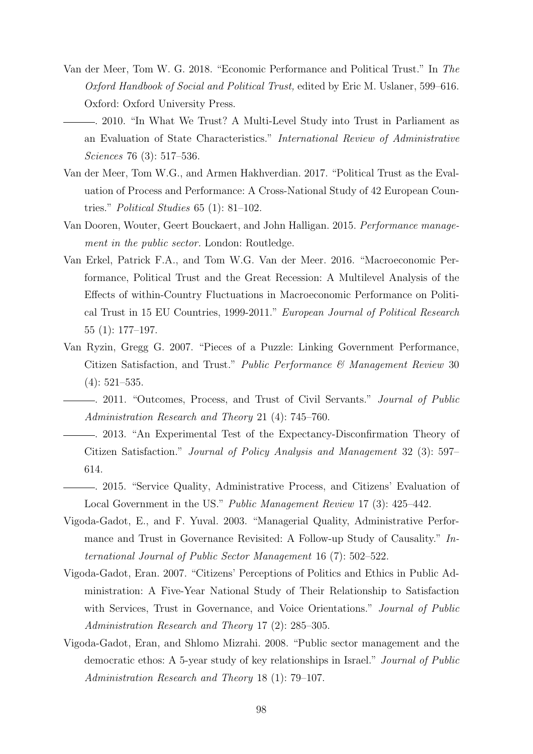Van der Meer, Tom W. G. 2018. "Economic Performance and Political Trust." In *The Oxford Handbook of Social and Political Trust,* edited by Eric M. Uslaner, 599–616. Oxford: Oxford University Press.

———. 2010. "In What We Trust? A Multi-Level Study into Trust in Parliament as an Evaluation of State Characteristics." *International Review of Administrative Sciences* 76 (3): 517–536.

Van der Meer, Tom W.G., and Armen Hakhverdian. 2017. "Political Trust as the Evaluation of Process and Performance: A Cross-National Study of 42 European Countries." *Political Studies* 65 (1): 81–102.

Van Dooren, Wouter, Geert Bouckaert, and John Halligan. 2015. *Performance management in the public sector*. London: Routledge.

Van Erkel, Patrick F.A., and Tom W.G. Van der Meer. 2016. "Macroeconomic Performance, Political Trust and the Great Recession: A Multilevel Analysis of the Effects of within-Country Fluctuations in Macroeconomic Performance on Political Trust in 15 EU Countries, 1999-2011." *European Journal of Political Research* 55 (1): 177–197.

Van Ryzin, Gregg G. 2007. "Pieces of a Puzzle: Linking Government Performance, Citizen Satisfaction, and Trust." *Public Performance & Management Review* 30 (4): 521–535.

———. 2011. "Outcomes, Process, and Trust of Civil Servants." *Journal of Public Administration Research and Theory* 21 (4): 745–760.

———. 2013. "An Experimental Test of the Expectancy-Disconfirmation Theory of Citizen Satisfaction." *Journal of Policy Analysis and Management* 32 (3): 597–614.

———. 2015. "Service Quality, Administrative Process, and Citizens' Evaluation of Local Government in the US." *Public Management Review* 17 (3): 425–442.

Vigoda-Gadot, E., and F. Yuval. 2003. "Managerial Quality, Administrative Performance and Trust in Governance Revisited: A Follow-up Study of Causality." *International Journal of Public Sector Management* 16 (7): 502–522.

Vigoda-Gadot, Eran. 2007. "Citizens' Perceptions of Politics and Ethics in Public Administration: A Five-Year National Study of Their Relationship to Satisfaction with Services, Trust in Governance, and Voice Orientations." *Journal of Public Administration Research and Theory* 17 (2): 285–305.

Vigoda-Gadot, Eran, and Shlomo Mizrahi. 2008. "Public sector management and the democratic ethos: A 5-year study of key relationships in Israel." *Journal of Public Administration Research and Theory* 18 (1): 79–107.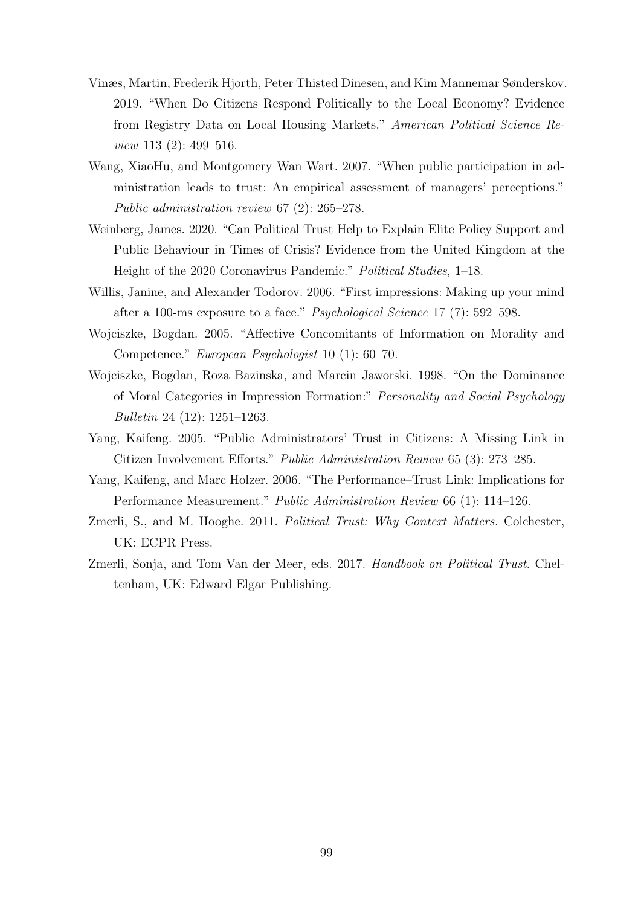Vinæs, Martin, Frederik Hjorth, Peter Thisted Dinesen, and Kim Mannemar Sønderskov. 2019. "When Do Citizens Respond Politically to the Local Economy? Evidence from Registry Data on Local Housing Markets." *American Political Science Review* 113 (2): 499–516.

Wang, XiaoHu, and Montgomery Wan Wart. 2007. "When public participation in administration leads to trust: An empirical assessment of managers' perceptions." *Public administration review* 67 (2): 265–278.

Weinberg, James. 2020. "Can Political Trust Help to Explain Elite Policy Support and Public Behaviour in Times of Crisis? Evidence from the United Kingdom at the Height of the 2020 Coronavirus Pandemic." *Political Studies,* 1–18.

Willis, Janine, and Alexander Todorov. 2006. "First impressions: Making up your mind after a 100-ms exposure to a face." *Psychological Science* 17 (7): 592–598.

Wojciszke, Bogdan. 2005. "Affective Concomitants of Information on Morality and Competence." *European Psychologist* 10 (1): 60–70.

Wojciszke, Bogdan, Roza Bazinska, and Marcin Jaworski. 1998. "On the Dominance of Moral Categories in Impression Formation:" *Personality and Social Psychology Bulletin* 24 (12): 1251–1263.

Yang, Kaifeng. 2005. "Public Administrators' Trust in Citizens: A Missing Link in Citizen Involvement Efforts." *Public Administration Review* 65 (3): 273–285.

Yang, Kaifeng, and Marc Holzer. 2006. "The Performance–Trust Link: Implications for Performance Measurement." *Public Administration Review* 66 (1): 114–126.

Zmerli, S., and M. Hooghe. 2011. *Political Trust: Why Context Matters.* Colchester, UK: ECPR Press.

Zmerli, Sonja, and Tom Van der Meer, eds. 2017. *Handbook on Political Trust*. Cheltenham, UK: Edward Elgar Publishing.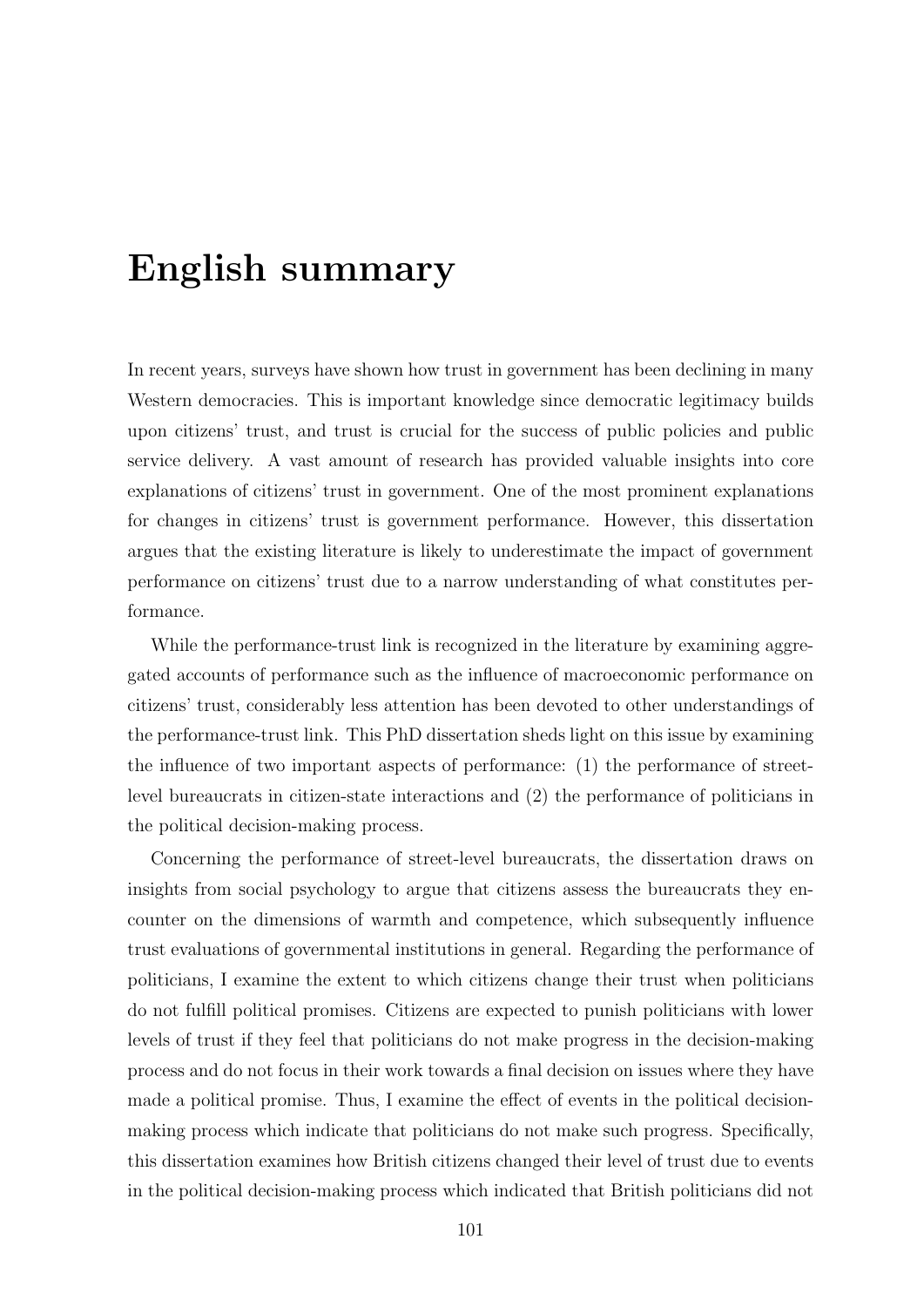# English summary

In recent years, surveys have shown how trust in government has been declining in many Western democracies. This is important knowledge since democratic legitimacy builds upon citizens' trust, and trust is crucial for the success of public policies and public service delivery. A vast amount of research has provided valuable insights into core explanations of citizens' trust in government. One of the most prominent explanations for changes in citizens' trust is government performance. However, this dissertation argues that the existing literature is likely to underestimate the impact of government performance on citizens' trust due to a narrow understanding of what constitutes performance.

While the performance-trust link is recognized in the literature by examining aggregated accounts of performance such as the influence of macroeconomic performance on citizens' trust, considerably less attention has been devoted to other understandings of the performance-trust link. This PhD dissertation sheds light on this issue by examining the influence of two important aspects of performance: (1) the performance of street-level bureaucrats in citizen-state interactions and (2) the performance of politicians in the political decision-making process.

Concerning the performance of street-level bureaucrats, the dissertation draws on insights from social psychology to argue that citizens assess the bureaucrats they encounter on the dimensions of warmth and competence, which subsequently influence trust evaluations of governmental institutions in general. Regarding the performance of politicians, I examine the extent to which citizens change their trust when politicians do not fulfill political promises. Citizens are expected to punish politicians with lower levels of trust if they feel that politicians do not make progress in the decision-making process and do not focus in their work towards a final decision on issues where they have made a political promise. Thus, I examine the effect of events in the political decision-making process which indicate that politicians do not make such progress. Specifically, this dissertation examines how British citizens changed their level of trust due to events in the political decision-making process which indicated that British politicians did not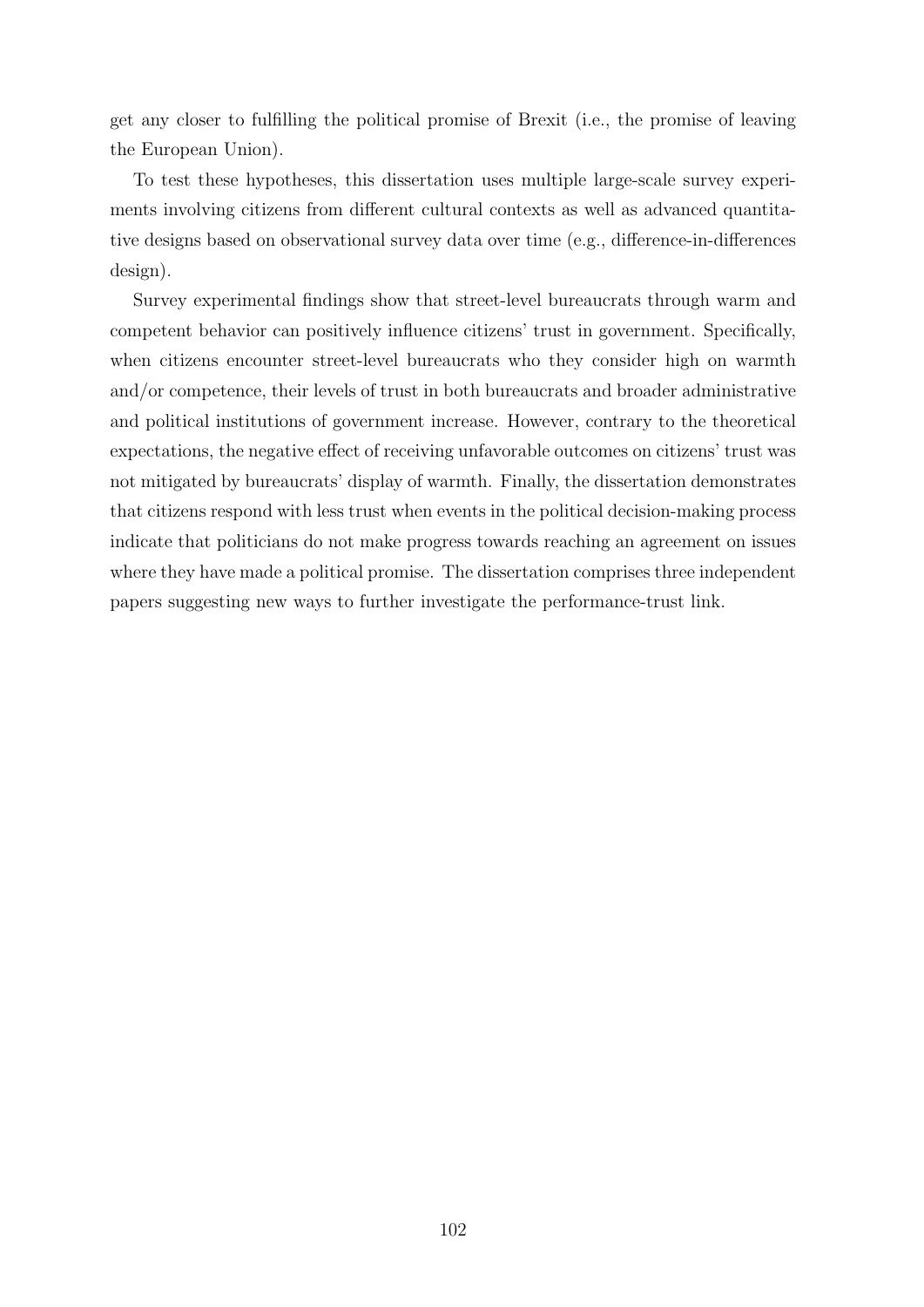get any closer to fulfilling the political promise of Brexit (i.e., the promise of leaving the European Union).

To test these hypotheses, this dissertation uses multiple large-scale survey experiments involving citizens from different cultural contexts as well as advanced quantitative designs based on observational survey data over time (e.g., difference-in-differences design).

Survey experimental findings show that street-level bureaucrats through warm and competent behavior can positively influence citizens' trust in government. Specifically, when citizens encounter street-level bureaucrats who they consider high on warmth and/or competence, their levels of trust in both bureaucrats and broader administrative and political institutions of government increase. However, contrary to the theoretical expectations, the negative effect of receiving unfavorable outcomes on citizens' trust was not mitigated by bureaucrats' display of warmth. Finally, the dissertation demonstrates that citizens respond with less trust when events in the political decision-making process indicate that politicians do not make progress towards reaching an agreement on issues where they have made a political promise. The dissertation comprises three independent papers suggesting new ways to further investigate the performance-trust link.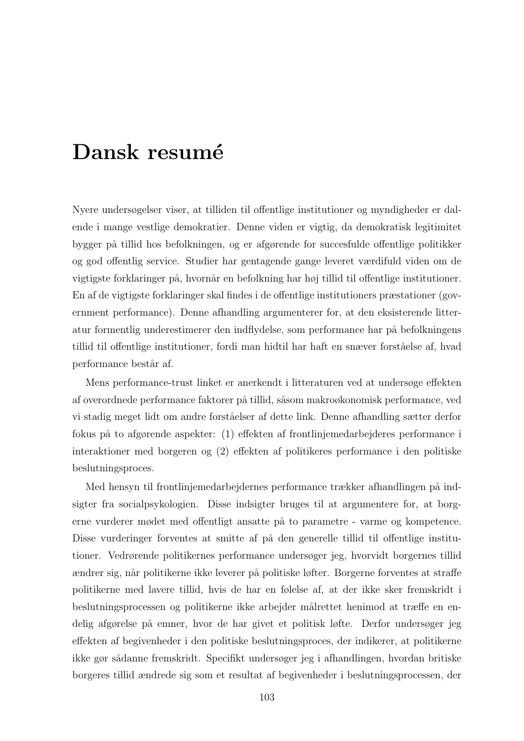# Dansk resumé

Nyere undersøgelser viser, at tilliden til offentlige institutioner og myndigheder er dalende i mange vestlige demokratier. Denne viden er vigtig, da demokratisk legitimitet bygger på tillid hos befolkningen, og er afgørende for succesfulde offentlige politikker og god offentlig service. Studier har gentagende gange leveret værdifuld viden om de vigtigste forklaringer på, hvornår en befolkning har høj tillid til offentlige institutioner. En af de vigtigste forklaringer skal findes i de offentlige institutioners præstationer (government performance). Denne afhandling argumenterer for, at den eksisterende litteratur formentlig underestimerer den indflydelse, som performance har på befolkningens tillid til offentlige institutioner, fordi man hidtil har haft en snæver forståelse af, hvad performance består af.

Mens performance-trust linket er anerkendt i litteraturen ved at undersøge effekten af overordnede performance faktorer på tillid, såsom makroøkonomisk performance, ved vi stadig meget lidt om andre forståelser af dette link. Denne afhandling sætter derfor fokus på to afgørende aspekter: (1) effekten af frontlinjemedarbejderes performance i interaktioner med borgeren og (2) effekten af politikeres performance i den politiske beslutningsproces.

Med hensyn til frontlinjemedarbejdernes performance trækker afhandlingen på indsigter fra socialpsykologien. Disse indsigter bruges til at argumentere for, at borgerne vurderer mødet med offentligt ansatte på to parametre - varme og kompetence. Disse vurderinger forventes at smitte af på den generelle tillid til offentlige institutioner. Vedrørende politikernes performance undersøger jeg, hvorvidt borgernes tillid ændrer sig, når politikerne ikke leverer på politiske løfter. Borgerne forventes at straffe politikerne med lavere tillid, hvis de har en følelse af, at der ikke sker fremskridt i beslutningsprocessen og politikerne ikke arbejder målrettet henimod at træffe en endelig afgørelse på emner, hvor de har givet et politisk løfte. Derfor undersøger jeg effekten af begivenheder i den politiske beslutningsproces, der indikerer, at politikerne ikke gør sådanne fremskridt. Specifikt undersøger jeg i afhandlingen, hvordan britiske borgeres tillid ændrede sig som et resultat af begivenheder i beslutningsprocessen, der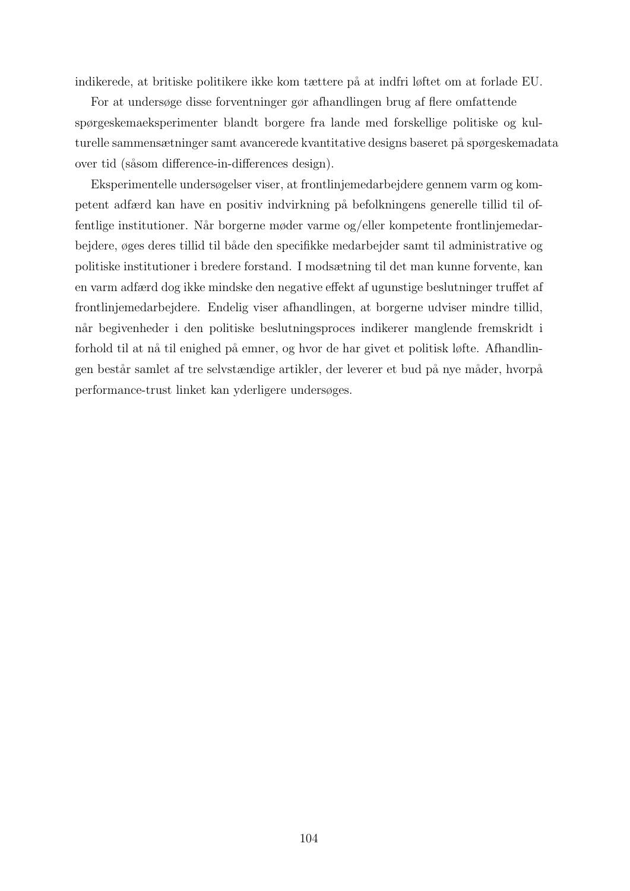indikerede, at britiske politikere ikke kom tættere på at indfri løftet om at forlade EU.

For at undersøge disse forventninger gør afhandlingen brug af flere omfattende spørgeskemaeksperimenter blandt borgere fra lande med forskellige politiske og kulturelle sammensætninger samt avancerede kvantitative designs baseret på spørgeskemadata over tid (såsom difference-in-differences design).

Eksperimentelle undersøgelser viser, at frontlinjemedarbejdere gennem varm og kompetent adfærd kan have en positiv indvirkning på befolkningens generelle tillid til offentlige institutioner. Når borgerne møder varme og/eller kompetente frontlinjemedarbejdere, øges deres tillid til både den specifikke medarbejder samt til administrative og politiske institutioner i bredere forstand. I modsætning til det man kunne forvente, kan en varm adfærd dog ikke mindske den negative effekt af ugunstige beslutninger truffet af frontlinjemedarbejdere. Endelig viser afhandlingen, at borgerne udviser mindre tillid, når begivenheder i den politiske beslutningsproces indikerer manglende fremskridt i forhold til at nå til enighed på emner, og hvor de har givet et politisk løfte. Afhandlingen består samlet af tre selvstændige artikler, der leverer et bud på nye måder, hvorpå performance-trust linket kan yderligere undersøges.